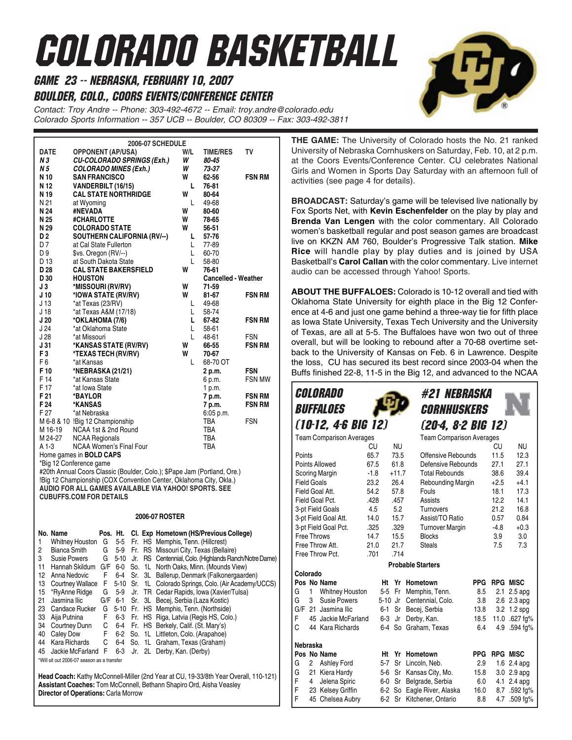# COLORADO BASKETBALL

## GAME 23 -- NEBRASKA, FEBRUARY 10, 2007

## BOULDER, COLO., COORS EVENTS/CONFERENCE CENTER

*Contact: Troy Andre -- Phone: 303-492-4672 -- Email: troy.andre@colorado.edu*
*Colorado Sports Information -- 357 UCB -- Boulder, CO 80309 -- Fax: 303-492-3811*

### 2006-07 SCHEDULE

| DATE | OPPONENT (AP/USA) | W/L | TIME/RES | TV |
|---|---|---|---|---|
| ***N 3*** | ***CU-COLORADO SPRINGS (Exh.)*** | ***W*** | ***80-45*** | |
| ***N 5*** | ***COLORADO MINES (Exh.)*** | ***W*** | ***73-37*** | |
| **N 10** | **SAN FRANCISCO** | **W** | **62-56** | **FSN RM** |
| **N 12** | **VANDERBILT (16/15)** | **L** | **76-81** | |
| **N 19** | **CAL STATE NORTHRIDGE** | **W** | **80-64** | |
| N 21 | at Wyoming | L | 49-68 | |
| **N 24** | **#NEVADA** | **W** | **80-60** | |
| **N 25** | **#CHARLOTTE** | **W** | **78-65** | |
| **N 29** | **COLORADO STATE** | **W** | **56-51** | |
| **D 2** | **SOUTHERN CALIFORNIA (RV/--)** | **L** | **57-76** | |
| D 7 | at Cal State Fullerton | L | 77-89 | |
| D 9 | $vs. Oregon (RV/--) | L | 60-70 | |
| D 13 | at South Dakota State | L | 58-80 | |
| **D 28** | **CAL STATE BAKERSFIELD** | **W** | **76-61** | |
| **D 30** | **HOUSTON** | | **Cancelled - Weather** | |
| **J 3** | ***MISSOURI (RV/RV)** | **W** | **71-59** | |
| **J 10** | ***IOWA STATE (RV/RV)** | **W** | **81-67** | **FSN RM** |
| J 13 | *at Texas (23/RV) | L | 49-68 | |
| J 18 | *at Texas A&M (17/18) | L | 58-74 | |
| **J 20** | ***OKLAHOMA (7/6)** | **L** | **67-82** | **FSN RM** |
| J 24 | *at Oklahoma State | L | 58-61 | |
| J 28 | *at Missouri | L | 48-61 | FSN |
| **J 31** | ***KANSAS STATE (RV/RV)** | **W** | **66-55** | **FSN RM** |
| **F 3** | ***TEXAS TECH (RV/RV)** | **W** | **70-67** | |
| F 6 | *at Kansas | L | 68-70 OT | |
| **F 10** | ***NEBRASKA (21/21)** | | **2 p.m.** | **FSN** |
| F 14 | *at Kansas State | | 6 p.m. | FSN MW |
| F 17 | *at Iowa State | | 1 p.m. | |
| **F 21** | ***BAYLOR** | | **7 p.m.** | **FSN RM** |
| **F 24** | ***KANSAS** | | **7 p.m.** | **FSN RM** |
| F 27 | *at Nebraska | | 6:05 p.m. | |
| M 6-8 & 10 | !Big 12 Championship | | TBA | FSN |
| M 16-19 | NCAA 1st & 2nd Round | | TBA | |
| M 24-27 | NCAA Regionals | | TBA | |
| A 1-3 | NCAA Women's Final Four | | TBA | |

Home games in **BOLD CAPS**
*Big 12 Conference game
#20th Annual Coors Classic (Boulder, Colo.); $Pape Jam (Portland, Ore.)
!Big 12 Championship (COX Convention Center, Oklahoma City, Okla.)
**AUDIO FOR ALL GAMES AVAILABLE VIA YAHOO! SPORTS. SEE CUBUFFS.COM FOR DETAILS**

### 2006-07 ROSTER

| No. | Name | Pos. | Ht. | Cl. | Exp | Hometown (HS/Previous College) |
|---|---|---|---|---|---|---|
| 1 | Whitney Houston | G | 5-5 | Fr. | HS | Memphis, Tenn. (Hillcrest) |
| 2 | Bianca Smith | G | 5-9 | Fr. | RS | Missouri City, Texas (Bellaire) |
| 3 | Susie Powers | G | 5-10 | Jr. | RS | Centennial, Colo. (Highlands Ranch/Notre Dame) |
| 11 | Hannah Skildum | G/F | 6-0 | So. | 1L | North Oaks, Minn. (Mounds View) |
| 12 | Anna Nedovic | F | 6-4 | Sr. | 3L | Ballerup, Denmark (Falkonergaarden) |
| 13 | Courtney Wallace | F | 5-10 | Sr. | 1L | Colorado Springs, Colo. (Air Academy/UCCS) |
| 15 | *RyAnne Ridge | G | 5-9 | Jr. | TR | Cedar Rapids, Iowa (Xavier/Tulsa) |
| 21 | Jasmina Ilic | G/F | 6-1 | Sr. | 3L | Becej, Serbia (Laza Kostic) |
| 23 | Candace Rucker | G | 5-10 | Fr. | HS | Memphis, Tenn. (Northside) |
| 33 | Aija Putnina | F | 6-3 | Fr. | HS | Riga, Latvia (Regis HS, Colo.) |
| 34 | Courtney Dunn | C | 6-4 | Fr. | HS | Berkely, Calif. (St. Mary's) |
| 40 | Caley Dow | F | 6-2 | So. | 1L | Littleton, Colo. (Arapahoe) |
| 44 | Kara Richards | C | 6-4 | So. | 1L | Graham, Texas (Graham) |
| 45 | Jackie McFarland | F | 6-3 | Jr. | 2L | Derby, Kan. (Derby) |

*Will sit out 2006-07 season as a transfer

**Head Coach:** Kathy McConnell-Miller (2nd Year at CU, 19-33/8th Year Overall, 110-121)
**Assistant Coaches:** Tom McConnell, Bethann Shapiro Ord, Aisha Veasley
**Director of Operations:** Carla Morrow

**THE GAME:** The University of Colorado hosts the No. 21 ranked University of Nebraska Cornhuskers on Saturday, Feb. 10, at 2 p.m. at the Coors Events/Conference Center. CU celebrates National Girls and Women in Sports Day Saturday with an afternoon full of activities (see page 4 for details).

**BROADCAST:** Saturday's game will be televised live nationally by Fox Sports Net, with **Kevin Eschenfelder** on the play by play and **Brenda Van Lengen** with the color commentary. All Colorado women's basketball regular and post season games are broadcast live on KKZN AM 760, Boulder's Progressive Talk station. **Mike Rice** will handle play by play duties and is joined by USA Basketball's **Carol Callan** with the color commentary. Live internet audio can be accessed through Yahoo! Sports.

**ABOUT THE BUFFALOES:** Colorado is 10-12 overall and tied with Oklahoma State University for eighth place in the Big 12 Conference at 4-6 and just one game behind a three-way tie for fifth place as Iowa State University, Texas Tech University and the University of Texas, are all at 5-5. The Buffaloes have won two out of three overall, but will be looking to rebound after a 70-68 overtime setback to the University of Kansas on Feb. 6 in Lawrence. Despite the loss, CU has secured its best record since 2003-04 when the Buffs finished 22-8, 11-5 in the Big 12, and advanced to the NCAA

## COLORADO BUFFALOES (10-12, 4-6 BIG 12) vs. #21 NEBRASKA CORNHUSKERS (20-4, 8-2 BIG 12)

### Team Comparison Averages

| | CU | NU |
|---|---|---|
| Points | 65.7 | 73.5 |
| Points Allowed | 67.5 | 61.8 |
| Scoring Margin | -1.8 | +11.7 |
| Field Goals | 23.2 | 26.4 |
| Field Goal Att. | 54.2 | 57.8 |
| Field Goal Pct. | .428 | .457 |
| 3-pt Field Goals | 4.5 | 5.2 |
| 3-pt Field Goal Att. | 14.0 | 15.7 |
| 3-pt Field Goal Pct. | .325 | .329 |
| Free Throws | 14.7 | 15.5 |
| Free Throw Att. | 21.0 | 21.7 |
| Free Throw Pct. | .701 | .714 |

### Team Comparison Averages

| | CU | NU |
|---|---|---|
| Offensive Rebounds | 11.5 | 12.3 |
| Defensive Rebounds | 27.1 | 27.1 |
| Total Rebounds | 38.6 | 39.4 |
| Rebounding Margin | +2.5 | +4.1 |
| Fouls | 18.1 | 17.3 |
| Assists | 12.2 | 14.1 |
| Turnovers | 21.2 | 16.8 |
| Assist/TO Ratio | 0.57 | 0.84 |
| Turnover Margin | -4.8 | +0.3 |
| Blocks | 3.9 | 3.0 |
| Steals | 7.5 | 7.3 |

### Probable Starters

**Colorado**

| Pos | No | Name | Ht | Yr | Hometown | PPG | RPG | MISC |
|---|---|---|---|---|---|---|---|---|
| G | 1 | Whitney Houston | 5-5 | Fr | Memphis, Tenn. | 8.5 | 2.1 | 2.5 apg |
| G | 3 | Susie Powers | 5-10 | Jr | Centennial, Colo. | 3.8 | 2.6 | 2.3 apg |
| G/F | 21 | Jasmina Ilic | 6-1 | Sr | Becej, Serbia | 13.8 | 3.2 | 1.2 spg |
| F | 45 | Jackie McFarland | 6-3 | Jr | Derby, Kan. | 18.5 | 11.0 | .627 fg% |
| C | 44 | Kara Richards | 6-4 | So | Graham, Texas | 6.4 | 4.9 | .594 fg% |

**Nebraska**

| Pos | No | Name | Ht | Yr | Hometown | PPG | RPG | MISC |
|---|---|---|---|---|---|---|---|---|
| G | 2 | Ashley Ford | 5-7 | Sr | Lincoln, Neb. | 2.9 | 1.6 | 2.4 apg |
| G | 21 | Kiera Hardy | 5-6 | Sr | Kansas City, Mo. | 15.8 | 3.0 | 2.9 apg |
| F | 4 | Jelena Spiric | 6-0 | Sr | Belgrade, Serbia | 6.0 | 4.1 | 2.4 apg |
| F | 23 | Kelsey Griffin | 6-2 | So | Eagle River, Alaska | 16.0 | 8.7 | .592 fg% |
| F | 45 | Chelsea Aubry | 6-2 | Sr | Kitchener, Ontario | 8.8 | 4.7 | .509 fg% |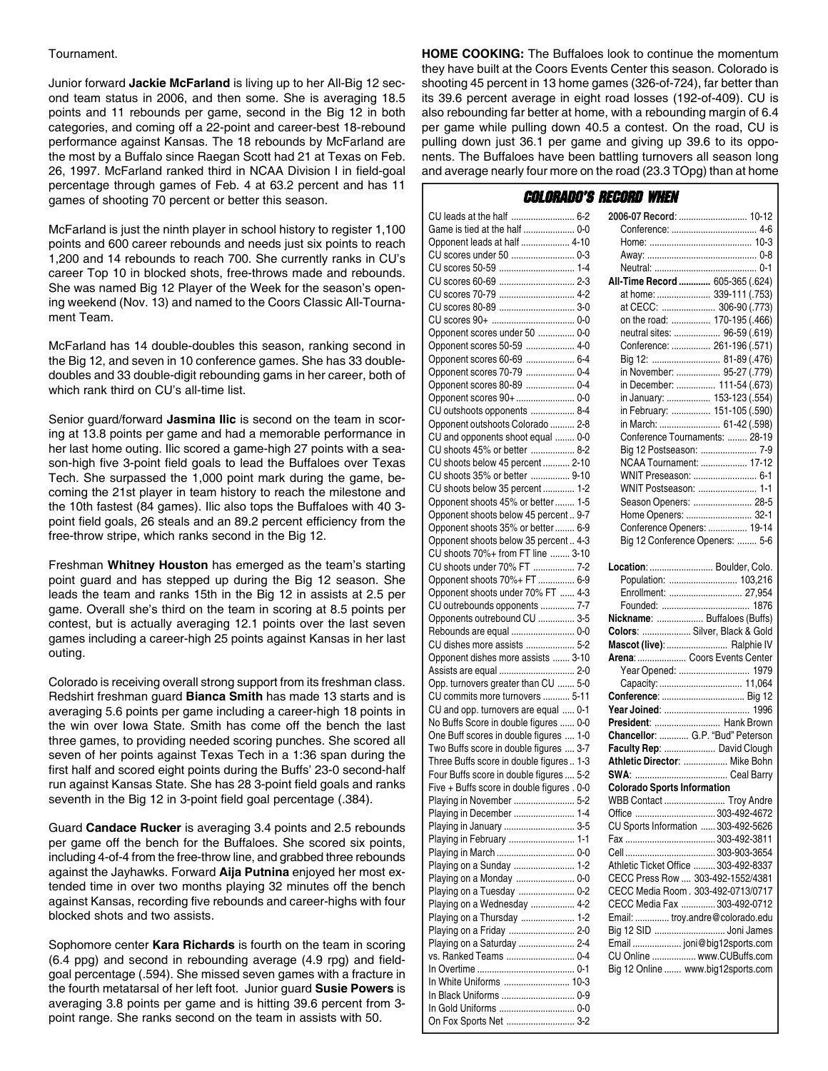Tournament.

Junior forward **Jackie McFarland** is living up to her All-Big 12 second team status in 2006, and then some. She is averaging 18.5 points and 11 rebounds per game, second in the Big 12 in both categories, and coming off a 22-point and career-best 18-rebound performance against Kansas. The 18 rebounds by McFarland are the most by a Buffalo since Raegan Scott had 21 at Texas on Feb. 26, 1997. McFarland ranked third in NCAA Division I in field-goal percentage through games of Feb. 4 at 63.2 percent and has 11 games of shooting 70 percent or better this season.

McFarland is just the ninth player in school history to register 1,100 points and 600 career rebounds and needs just six points to reach 1,200 and 14 rebounds to reach 700. She currently ranks in CU's career Top 10 in blocked shots, free-throws made and rebounds. She was named Big 12 Player of the Week for the season's opening weekend (Nov. 13) and named to the Coors Classic All-Tournament Team.

McFarland has 14 double-doubles this season, ranking second in the Big 12, and seven in 10 conference games. She has 33 double-doubles and 33 double-digit rebounding gams in her career, both of which rank third on CU's all-time list.

Senior guard/forward **Jasmina Ilic** is second on the team in scoring at 13.8 points per game and had a memorable performance in her last home outing. Ilic scored a game-high 27 points with a season-high five 3-point field goals to lead the Buffaloes over Texas Tech. She surpassed the 1,000 point mark during the game, becoming the 21st player in team history to reach the milestone and the 10th fastest (84 games). Ilic also tops the Buffaloes with 40 3-point field goals, 26 steals and an 89.2 percent efficiency from the free-throw stripe, which ranks second in the Big 12.

Freshman **Whitney Houston** has emerged as the team's starting point guard and has stepped up during the Big 12 season. She leads the team and ranks 15th in the Big 12 in assists at 2.5 per game. Overall she's third on the team in scoring at 8.5 points per contest, but is actually averaging 12.1 points over the last seven games including a career-high 25 points against Kansas in her last outing.

Colorado is receiving overall strong support from its freshman class. Redshirt freshman guard **Bianca Smith** has made 13 starts and is averaging 5.6 points per game including a career-high 18 points in the win over Iowa State. Smith has come off the bench the last three games, to providing needed scoring punches. She scored all seven of her points against Texas Tech in a 1:36 span during the first half and scored eight points during the Buffs' 23-0 second-half run against Kansas State. She has 28 3-point field goals and ranks seventh in the Big 12 in 3-point field goal percentage (.384).

Guard **Candace Rucker** is averaging 3.4 points and 2.5 rebounds per game off the bench for the Buffaloes. She scored six points, including 4-of-4 from the free-throw line, and grabbed three rebounds against the Jayhawks. Forward **Aija Putnina** enjoyed her most extended time in over two months playing 32 minutes off the bench against Kansas, recording five rebounds and career-highs with four blocked shots and two assists.

Sophomore center **Kara Richards** is fourth on the team in scoring (6.4 ppg) and second in rebounding average (4.9 rpg) and field-goal percentage (.594). She missed seven games with a fracture in the fourth metatarsal of her left foot. Junior guard **Susie Powers** is averaging 3.8 points per game and is hitting 39.6 percent from 3-point range. She ranks second on the team in assists with 50.

**HOME COOKING:** The Buffaloes look to continue the momentum they have built at the Coors Events Center this season. Colorado is shooting 45 percent in 13 home games (326-of-724), far better than its 39.6 percent average in eight road losses (192-of-409). CU is also rebounding far better at home, with a rebounding margin of 6.4 per game while pulling down 40.5 a contest. On the road, CU is pulling down just 36.1 per game and giving up 39.6 to its opponents. The Buffaloes have been battling turnovers all season long and average nearly four more on the road (23.3 TOpg) than at home

## COLORADO'S RECORD WHEN

| Situation | Record |
|---|---|
| CU leads at the half | 6-2 |
| Game is tied at the half | 0-0 |
| Opponent leads at half | 4-10 |
| CU scores under 50 | 0-3 |
| CU scores 50-59 | 1-4 |
| CU scores 60-69 | 2-3 |
| CU scores 70-79 | 4-2 |
| CU scores 80-89 | 3-0 |
| CU scores 90+ | 0-0 |
| Opponent scores under 50 | 0-0 |
| Opponent scores 50-59 | 4-0 |
| Opponent scores 60-69 | 6-4 |
| Opponent scores 70-79 | 0-4 |
| Opponent scores 80-89 | 0-4 |
| Opponent scores 90+ | 0-0 |
| CU outshoots opponents | 8-4 |
| Opponent outshoots Colorado | 2-8 |
| CU and opponents shoot equal | 0-0 |
| CU shoots 45% or better | 8-2 |
| CU shoots below 45 percent | 2-10 |
| CU shoots 35% or better | 9-10 |
| CU shoots below 35 percent | 1-2 |
| Opponent shoots 45% or better | 1-5 |
| Opponent shoots below 45 percent | 9-7 |
| Opponent shoots 35% or better | 6-9 |
| Opponent shoots below 35 percent | 4-3 |
| CU shoots 70%+ from FT line | 3-10 |
| CU shoots under 70% FT | 7-2 |
| Opponent shoots 70%+ FT | 6-9 |
| Opponent shoots under 70% FT | 4-3 |
| CU outrebounds opponents | 7-7 |
| Opponents outrebound CU | 3-5 |
| Rebounds are equal | 0-0 |
| CU dishes more assists | 5-2 |
| Opponent dishes more assists | 3-10 |
| Assists are equal | 2-0 |
| Opp. turnovers greater than CU | 5-0 |
| CU commits more turnovers | 5-11 |
| CU and opp. turnovers are equal | 0-1 |
| No Buffs Score in double figures | 0-0 |
| One Buff scores in double figures | 1-0 |
| Two Buffs score in double figures | 3-7 |
| Three Buffs score in double figures | 1-3 |
| Four Buffs score in double figures | 5-2 |
| Five + Buffs score in double figures | 0-0 |
| Playing in November | 5-2 |
| Playing in December | 1-4 |
| Playing in January | 3-5 |
| Playing in February | 1-1 |
| Playing in March | 0-0 |
| Playing on a Sunday | 1-2 |
| Playing on a Monday | 0-0 |
| Playing on a Tuesday | 0-2 |
| Playing on a Wednesday | 4-2 |
| Playing on a Thursday | 1-2 |
| Playing on a Friday | 2-0 |
| Playing on a Saturday | 2-4 |
| vs. Ranked Teams | 0-4 |
| In Overtime | 0-1 |
| In White Uniforms | 10-3 |
| In Black Uniforms | 0-9 |
| In Gold Uniforms | 0-0 |
| On Fox Sports Net | 3-2 |

| Category | Record |
|---|---|
| **2006-07 Record** | 10-12 |
| Conference: | 4-6 |
| Home: | 10-3 |
| Away: | 0-8 |
| Neutral: | 0-1 |
| **All-Time Record** | 605-365 (.624) |
| at home: | 339-111 (.753) |
| at CECC: | 306-90 (.773) |
| on the road: | 170-195 (.466) |
| neutral sites: | 96-59 (.619) |
| Conference: | 261-196 (.571) |
| Big 12: | 81-89 (.476) |
| in November: | 95-27 (.779) |
| in December: | 111-54 (.673) |
| in January: | 153-123 (.554) |
| in February: | 151-105 (.590) |
| in March: | 61-42 (.598) |
| Conference Tournaments: | 28-19 |
| Big 12 Postseason: | 7-9 |
| NCAA Tournament: | 17-12 |
| WNIT Preseason: | 6-1 |
| WNIT Postseason: | 1-1 |
| Season Openers: | 28-5 |
| Home Openers: | 32-1 |
| Conference Openers: | 19-14 |
| Big 12 Conference Openers: | 5-6 |

**Location**: Boulder, Colo.
Population: 103,216
Enrollment: 27,954
Founded: 1876

**Nickname**: Buffaloes (Buffs)
**Colors**: Silver, Black & Gold
**Mascot (live)**: Ralphie IV
**Arena**: Coors Events Center
Year Opened: 1979
Capacity: 11,064
**Conference**: Big 12
**Year Joined**: 1996
**President**: Hank Brown
**Chancellor**: G.P. "Bud" Peterson
**Faculty Rep**: David Clough
**Athletic Director**: Mike Bohn
**SWA**: Ceal Barry

**Colorado Sports Information**
WBB Contact: Troy Andre
Office: 303-492-4672
CU Sports Information: 303-492-5626
Fax: 303-492-3811
Cell: 303-903-3654
Athletic Ticket Office: 303-492-8337
CECC Press Row: 303-492-1552/4381
CECC Media Room: 303-492-0713/0717
CECC Media Fax: 303-492-0712
Email: troy.andre@colorado.edu
Big 12 SID: Joni James
Email: joni@big12sports.com
CU Online: www.CUBuffs.com
Big 12 Online: www.big12sports.com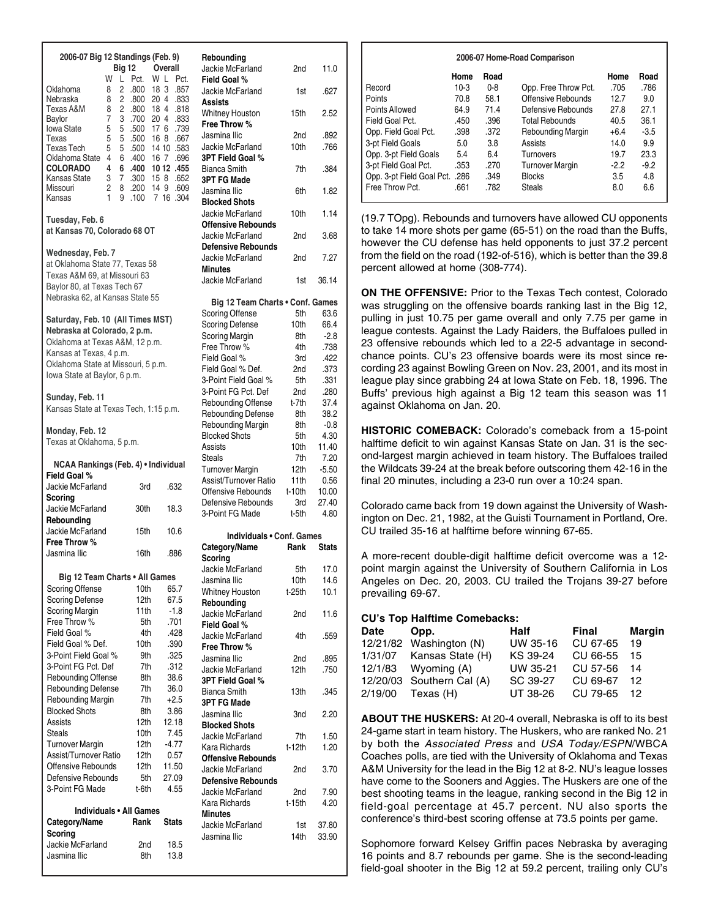### 2006-07 Big 12 Standings (Feb. 9)

| | Big 12 W | L | Pct. | Overall W | L | Pct. |
|---|---|---|---|---|---|---|
| Oklahoma | 8 | 2 | .800 | 18 | 3 | .857 |
| Nebraska | 8 | 2 | .800 | 20 | 4 | .833 |
| Texas A&M | 8 | 2 | .800 | 18 | 4 | .818 |
| Baylor | 7 | 3 | .700 | 20 | 4 | .833 |
| Iowa State | 5 | 5 | .500 | 17 | 6 | .739 |
| Texas | 5 | 5 | .500 | 16 | 8 | .667 |
| Texas Tech | 5 | 5 | .500 | 14 | 10 | .583 |
| Oklahoma State | 4 | 6 | .400 | 16 | 7 | .696 |
| **COLORADO** | **4** | **6** | **.400** | **10** | **12** | **.455** |
| Kansas State | 3 | 7 | .300 | 15 | 8 | .652 |
| Missouri | 2 | 8 | .200 | 14 | 9 | .609 |
| Kansas | 1 | 9 | .100 | 7 | 16 | .304 |

**Tuesday, Feb. 6**
**at Kansas 70, Colorado 68 OT**

**Wednesday, Feb. 7**
at Oklahoma State 77, Texas 58
Texas A&M 69, at Missouri 63
Baylor 80, at Texas Tech 67
Nebraska 62, at Kansas State 55

**Saturday, Feb. 10 (All Times MST)**
**Nebraska at Colorado, 2 p.m.**
Oklahoma at Texas A&M, 12 p.m.
Kansas at Texas, 4 p.m.
Oklahoma State at Missouri, 5 p.m.
Iowa State at Baylor, 6 p.m.

**Sunday, Feb. 11**
Kansas State at Texas Tech, 1:15 p.m.

**Monday, Feb. 12**
Texas at Oklahoma, 5 p.m.

### NCAA Rankings (Feb. 4) • Individual

| | | |
|---|---|---|
| **Field Goal %** | | |
| Jackie McFarland | 3rd | .632 |
| **Scoring** | | |
| Jackie McFarland | 30th | 18.3 |
| **Rebounding** | | |
| Jackie McFarland | 15th | 10.6 |
| **Free Throw %** | | |
| Jasmina Ilic | 16th | .886 |

### Big 12 Team Charts • All Games

| | | |
|---|---|---|
| Scoring Offense | 10th | 65.7 |
| Scoring Defense | 12th | 67.5 |
| Scoring Margin | 11th | -1.8 |
| Free Throw % | 5th | .701 |
| Field Goal % | 4th | .428 |
| Field Goal % Def. | 10th | .390 |
| 3-Point Field Goal % | 9th | .325 |
| 3-Point FG Pct. Def | 7th | .312 |
| Rebounding Offense | 8th | 38.6 |
| Rebounding Defense | 7th | 36.0 |
| Rebounding Margin | 7th | +2.5 |
| Blocked Shots | 8th | 3.86 |
| Assists | 12th | 12.18 |
| Steals | 10th | 7.45 |
| Turnover Margin | 12th | -4.77 |
| Assist/Turnover Ratio | 12th | 0.57 |
| Offensive Rebounds | 12th | 11.50 |
| Defensive Rebounds | 5th | 27.09 |
| 3-Point FG Made | t-6th | 4.55 |

### Individuals • All Games

| Category/Name | Rank | Stats |
|---|---|---|
| **Scoring** | | |
| Jackie McFarland | 2nd | 18.5 |
| Jasmina Ilic | 8th | 13.8 |
| **Rebounding** | | |
| Jackie McFarland | 2nd | 11.0 |
| **Field Goal %** | | |
| Jackie McFarland | 1st | .627 |
| **Assists** | | |
| Whitney Houston | 15th | 2.52 |
| **Free Throw %** | | |
| Jasmina Ilic | 2nd | .892 |
| Jackie McFarland | 10th | .766 |
| **3PT Field Goal %** | | |
| Bianca Smith | 7th | .384 |
| **3PT FG Made** | | |
| Jasmina Ilic | 6th | 1.82 |
| **Blocked Shots** | | |
| Jackie McFarland | 10th | 1.14 |
| **Offensive Rebounds** | | |
| Jackie McFarland | 2nd | 3.68 |
| **Defensive Rebounds** | | |
| Jackie McFarland | 2nd | 7.27 |
| **Minutes** | | |
| Jackie McFarland | 1st | 36.14 |

### Big 12 Team Charts • Conf. Games

| | | |
|---|---|---|
| Scoring Offense | 5th | 63.6 |
| Scoring Defense | 10th | 66.4 |
| Scoring Margin | 8th | -2.8 |
| Free Throw % | 4th | .738 |
| Field Goal % | 3rd | .422 |
| Field Goal % Def. | 2nd | .373 |
| 3-Point Field Goal % | 5th | .331 |
| 3-Point FG Pct. Def | 2nd | .280 |
| Rebounding Offense | t-7th | 37.4 |
| Rebounding Defense | 8th | 38.2 |
| Rebounding Margin | 8th | -0.8 |
| Blocked Shots | 5th | 4.30 |
| Assists | 10th | 11.40 |
| Steals | 7th | 7.20 |
| Turnover Margin | 12th | -5.50 |
| Assist/Turnover Ratio | 11th | 0.56 |
| Offensive Rebounds | t-10th | 10.00 |
| Defensive Rebounds | 3rd | 27.40 |
| 3-Point FG Made | t-5th | 4.80 |

### Individuals • Conf. Games

| Category/Name | Rank | Stats |
|---|---|---|
| **Scoring** | | |
| Jackie McFarland | 5th | 17.0 |
| Jasmina Ilic | 10th | 14.6 |
| Whitney Houston | t-25th | 10.1 |
| **Rebounding** | | |
| Jackie McFarland | 2nd | 11.6 |
| **Field Goal %** | | |
| Jackie McFarland | 4th | .559 |
| **Free Throw %** | | |
| Jasmina Ilic | 2nd | .895 |
| Jackie McFarland | 12th | .750 |
| **3PT Field Goal %** | | |
| Bianca Smith | 13th | .345 |
| **3PT FG Made** | | |
| Jasmina Ilic | 3nd | 2.20 |
| **Blocked Shots** | | |
| Jackie McFarland | 7th | 1.50 |
| Kara Richards | t-12th | 1.20 |
| **Offensive Rebounds** | | |
| Jackie McFarland | 2nd | 3.70 |
| **Defensive Rebounds** | | |
| Jackie McFarland | 2nd | 7.90 |
| Kara Richards | t-15th | 4.20 |
| **Minutes** | | |
| Jackie McFarland | 1st | 37.80 |
| Jasmina Ilic | 14th | 33.90 |

### 2006-07 Home-Road Comparison

| | Home | Road | | Home | Road |
|---|---|---|---|---|---|
| Record | 10-3 | 0-8 | Opp. Free Throw Pct. | .705 | .786 |
| Points | 70.8 | 58.1 | Offensive Rebounds | 12.7 | 9.0 |
| Points Allowed | 64.9 | 71.4 | Defensive Rebounds | 27.8 | 27.1 |
| Field Goal Pct. | .450 | .396 | Total Rebounds | 40.5 | 36.1 |
| Opp. Field Goal Pct. | .398 | .372 | Rebounding Margin | +6.4 | -3.5 |
| 3-pt Field Goals | 5.0 | 3.8 | Assists | 14.0 | 9.9 |
| Opp. 3-pt Field Goals | 5.4 | 6.4 | Turnovers | 19.7 | 23.3 |
| 3-pt Field Goal Pct. | .353 | .270 | Turnover Margin | -2.2 | -9.2 |
| Opp. 3-pt Field Goal Pct. | .286 | .349 | Blocks | 3.5 | 4.8 |
| Free Throw Pct. | .661 | .782 | Steals | 8.0 | 6.6 |

(19.7 TOpg). Rebounds and turnovers have allowed CU opponents to take 14 more shots per game (65-51) on the road than the Buffs, however the CU defense has held opponents to just 37.2 percent from the field on the road (192-of-516), which is better than the 39.8 percent allowed at home (308-774).

**ON THE OFFENSIVE:** Prior to the Texas Tech contest, Colorado was struggling on the offensive boards ranking last in the Big 12, pulling in just 10.75 per game overall and only 7.75 per game in league contests. Against the Lady Raiders, the Buffaloes pulled in 23 offensive rebounds which led to a 22-5 advantage in second-chance points. CU's 23 offensive boards were its most since recording 23 against Bowling Green on Nov. 23, 2001, and its most in league play since grabbing 24 at Iowa State on Feb. 18, 1996. The Buffs' previous high against a Big 12 team this season was 11 against Oklahoma on Jan. 20.

**HISTORIC COMEBACK:** Colorado's comeback from a 15-point halftime deficit to win against Kansas State on Jan. 31 is the second-largest margin achieved in team history. The Buffaloes trailed the Wildcats 39-24 at the break before outscoring them 42-16 in the final 20 minutes, including a 23-0 run over a 10:24 span.

Colorado came back from 19 down against the University of Washington on Dec. 21, 1982, at the Guisti Tournament in Portland, Ore. CU trailed 35-16 at halftime before winning 67-65.

A more-recent double-digit halftime deficit overcome was a 12-point margin against the University of Southern California in Los Angeles on Dec. 20, 2003. CU trailed the Trojans 39-27 before prevailing 69-67.

**CU's Top Halftime Comebacks:**

| Date | Opp. | Half | Final | Margin |
|---|---|---|---|---|
| 12/21/82 | Washington (N) | UW 35-16 | CU 67-65 | 19 |
| 1/31/07 | Kansas State (H) | KS 39-24 | CU 66-55 | 15 |
| 12/1/83 | Wyoming (A) | UW 35-21 | CU 57-56 | 14 |
| 12/20/03 | Southern Cal (A) | SC 39-27 | CU 69-67 | 12 |
| 2/19/00 | Texas (H) | UT 38-26 | CU 79-65 | 12 |

**ABOUT THE HUSKERS:** At 20-4 overall, Nebraska is off to its best 24-game start in team history. The Huskers, who are ranked No. 21 by both the *Associated Press* and *USA Today/ESPN*/WBCA Coaches polls, are tied with the University of Oklahoma and Texas A&M University for the lead in the Big 12 at 8-2. NU's league losses have come to the Sooners and Aggies. The Huskers are one of the best shooting teams in the league, ranking second in the Big 12 in field-goal percentage at 45.7 percent. NU also sports the conference's third-best scoring offense at 73.5 points per game.

Sophomore forward Kelsey Griffin paces Nebraska by averaging 16 points and 8.7 rebounds per game. She is the second-leading field-goal shooter in the Big 12 at 59.2 percent, trailing only CU's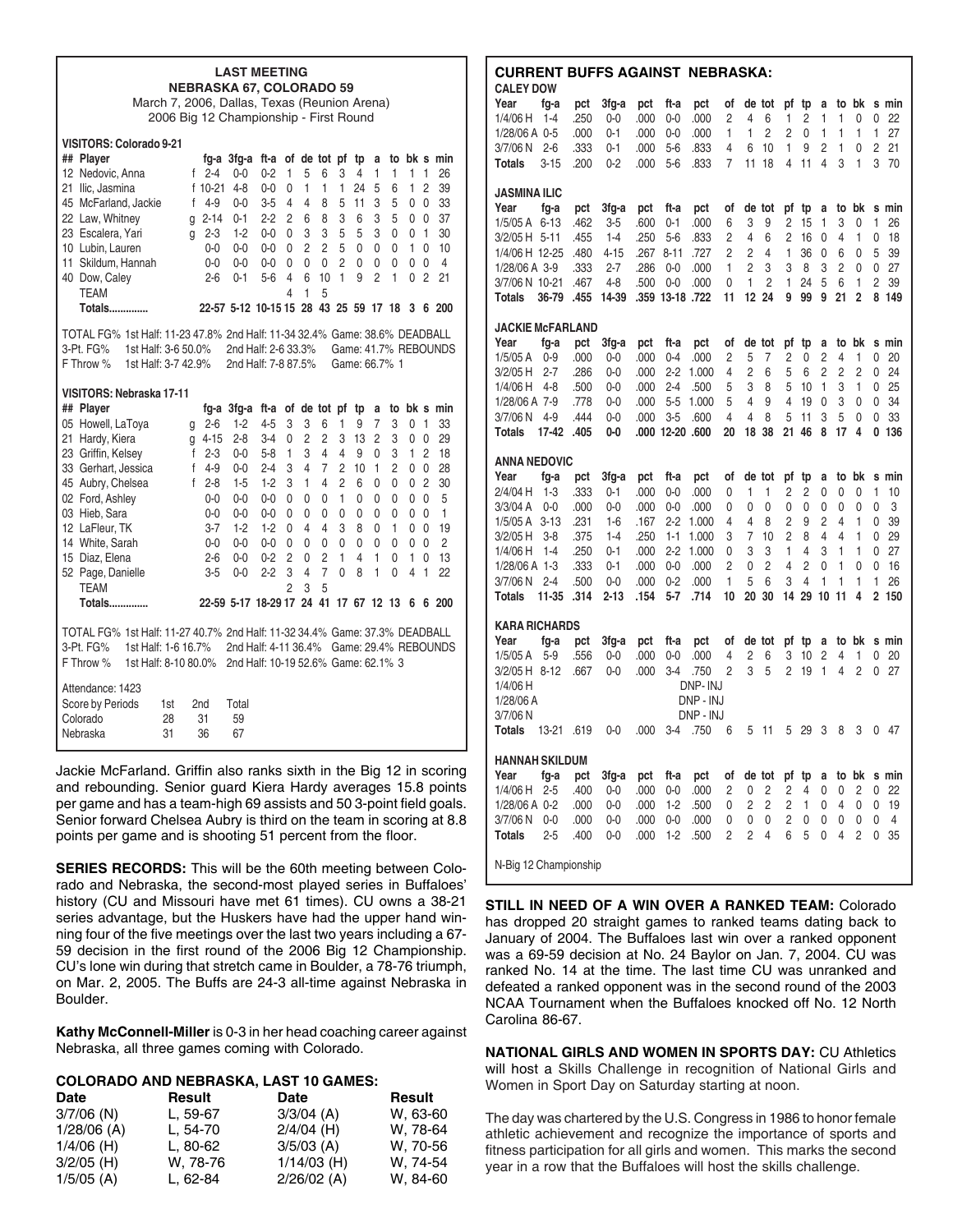## LAST MEETING
### NEBRASKA 67, COLORADO 59

March 7, 2006, Dallas, Texas (Reunion Arena)
2006 Big 12 Championship - First Round

**VISITORS: Colorado 9-21**

| ## | Player | | fg-a | 3fg-a | ft-a | of | de | tot | pf | tp | a | to | bk | s | min |
|---|---|---|---|---|---|---|---|---|---|---|---|---|---|---|---|
| 12 | Nedovic, Anna | f | 2-4 | 0-0 | 0-2 | 1 | 5 | 6 | 3 | 4 | 1 | 1 | 1 | 1 | 26 |
| 21 | Ilic, Jasmina | f | 10-21 | 4-8 | 0-0 | 0 | 1 | 1 | 1 | 24 | 5 | 6 | 1 | 2 | 39 |
| 45 | McFarland, Jackie | f | 4-9 | 0-0 | 3-5 | 4 | 4 | 8 | 5 | 11 | 3 | 5 | 0 | 0 | 33 |
| 22 | Law, Whitney | g | 2-14 | 0-1 | 2-2 | 2 | 6 | 8 | 3 | 6 | 3 | 5 | 0 | 0 | 37 |
| 23 | Escalera, Yari | g | 2-3 | 1-2 | 0-0 | 0 | 3 | 3 | 5 | 5 | 3 | 0 | 0 | 1 | 30 |
| 10 | Lubin, Lauren | | 0-0 | 0-0 | 0-0 | 0 | 2 | 2 | 5 | 0 | 0 | 0 | 1 | 0 | 10 |
| 11 | Skildum, Hannah | | 0-0 | 0-0 | 0-0 | 0 | 0 | 0 | 2 | 0 | 0 | 0 | 0 | 0 | 4 |
| 40 | Dow, Caley | | 2-6 | 0-1 | 5-6 | 4 | 6 | 10 | 1 | 9 | 2 | 1 | 0 | 2 | 21 |
| | TEAM | | | | | 4 | 1 | 5 | | | | | | | |
| | **Totals..............** | | 22-57 | 5-12 | 10-15 | 15 | 28 | 43 | 25 | 59 | 17 | 18 | 3 | 6 | 200 |

TOTAL FG% 1st Half: 11-23 47.8% 2nd Half: 11-34 32.4% Game: 38.6% DEADBALL
3-Pt. FG% 1st Half: 3-6 50.0% 2nd Half: 2-6 33.3% Game: 41.7% REBOUNDS
F Throw % 1st Half: 3-7 42.9% 2nd Half: 7-8 87.5% Game: 66.7% 1

**VISITORS: Nebraska 17-11**

| ## | Player | | fg-a | 3fg-a | ft-a | of | de | tot | pf | tp | a | to | bk | s | min |
|---|---|---|---|---|---|---|---|---|---|---|---|---|---|---|---|
| 05 | Howell, LaToya | g | 2-6 | 1-2 | 4-5 | 3 | 3 | 6 | 1 | 9 | 7 | 3 | 0 | 1 | 33 |
| 21 | Hardy, Kiera | g | 4-15 | 2-8 | 3-4 | 0 | 2 | 2 | 3 | 13 | 2 | 3 | 0 | 0 | 29 |
| 23 | Griffin, Kelsey | f | 2-3 | 0-0 | 5-8 | 1 | 3 | 4 | 4 | 9 | 0 | 3 | 1 | 2 | 18 |
| 33 | Gerhart, Jessica | f | 4-9 | 0-0 | 2-4 | 3 | 4 | 7 | 2 | 10 | 1 | 2 | 0 | 0 | 28 |
| 45 | Aubry, Chelsea | f | 2-8 | 1-5 | 1-2 | 3 | 1 | 4 | 2 | 6 | 0 | 0 | 0 | 2 | 30 |
| 02 | Ford, Ashley | | 0-0 | 0-0 | 0-0 | 0 | 0 | 0 | 1 | 0 | 0 | 0 | 0 | 0 | 5 |
| 03 | Hieb, Sara | | 0-0 | 0-0 | 0-0 | 0 | 0 | 0 | 0 | 0 | 0 | 0 | 0 | 0 | 1 |
| 12 | LaFleur, TK | | 3-7 | 1-2 | 1-2 | 0 | 4 | 4 | 3 | 8 | 0 | 1 | 0 | 0 | 19 |
| 14 | White, Sarah | | 0-0 | 0-0 | 0-0 | 0 | 0 | 0 | 0 | 0 | 0 | 0 | 0 | 0 | 2 |
| 15 | Diaz, Elena | | 2-6 | 0-0 | 0-2 | 2 | 0 | 2 | 1 | 4 | 1 | 0 | 1 | 0 | 13 |
| 52 | Page, Danielle | | 3-5 | 0-0 | 2-2 | 3 | 4 | 7 | 0 | 8 | 1 | 0 | 4 | 1 | 22 |
| | TEAM | | | | | 2 | 3 | 5 | | | | | | | |
| | **Totals..............** | | 22-59 | 5-17 | 18-29 | 17 | 24 | 41 | 17 | 67 | 12 | 13 | 6 | 6 | 200 |

TOTAL FG% 1st Half: 11-27 40.7% 2nd Half: 11-32 34.4% Game: 37.3% DEADBALL
3-Pt. FG% 1st Half: 1-6 16.7% 2nd Half: 4-11 36.4% Game: 29.4% REBOUNDS
F Throw % 1st Half: 8-10 80.0% 2nd Half: 10-19 52.6% Game: 62.1% 3

Attendance: 1423

| Score by Periods | 1st | 2nd | Total |
|---|---|---|---|
| Colorado | 28 | 31 | 59 |
| Nebraska | 31 | 36 | 67 |

Jackie McFarland. Griffin also ranks sixth in the Big 12 in scoring and rebounding. Senior guard Kiera Hardy averages 15.8 points per game and has a team-high 69 assists and 50 3-point field goals. Senior forward Chelsea Aubry is third on the team in scoring at 8.8 points per game and is shooting 51 percent from the floor.

**SERIES RECORDS:** This will be the 60th meeting between Colorado and Nebraska, the second-most played series in Buffaloes' history (CU and Missouri have met 61 times). CU owns a 38-21 series advantage, but the Huskers have had the upper hand winning four of the five meetings over the last two years including a 67-59 decision in the first round of the 2006 Big 12 Championship. CU's lone win during that stretch came in Boulder, a 78-76 triumph, on Mar. 2, 2005. The Buffs are 24-3 all-time against Nebraska in Boulder.

**Kathy McConnell-Miller** is 0-3 in her head coaching career against Nebraska, all three games coming with Colorado.

### COLORADO AND NEBRASKA, LAST 10 GAMES:

| Date | Result | Date | Result |
|---|---|---|---|
| 3/7/06 (N) | L, 59-67 | 3/3/04 (A) | W, 63-60 |
| 1/28/06 (A) | L, 54-70 | 2/4/04 (H) | W, 78-64 |
| 1/4/06 (H) | L, 80-62 | 3/5/03 (A) | W, 70-56 |
| 3/2/05 (H) | W, 78-76 | 1/14/03 (H) | W, 74-54 |
| 1/5/05 (A) | L, 62-84 | 2/26/02 (A) | W, 84-60 |

### CURRENT BUFFS AGAINST NEBRASKA:

**CALEY DOW**

| Year | fg-a | pct | 3fg-a | pct | ft-a | pct | of | de | tot | pf | tp | a | to | bk | s | min |
|---|---|---|---|---|---|---|---|---|---|---|---|---|---|---|---|---|
| 1/4/06 H | 1-4 | .250 | 0-0 | .000 | 0-0 | .000 | 2 | 4 | 6 | 1 | 2 | 1 | 1 | 0 | 0 | 22 |
| 1/28/06 A | 0-5 | .000 | 0-1 | .000 | 0-0 | .000 | 1 | 1 | 2 | 2 | 0 | 1 | 1 | 1 | 1 | 27 |
| 3/7/06 N | 2-6 | .333 | 0-1 | .000 | 5-6 | .833 | 4 | 6 | 10 | 1 | 9 | 2 | 1 | 0 | 2 | 21 |
| Totals | 3-15 | .200 | 0-2 | .000 | 5-6 | .833 | 7 | 11 | 18 | 4 | 11 | 4 | 3 | 1 | 3 | 70 |

**JASMINA ILIC**

| Year | fg-a | pct | 3fg-a | pct | ft-a | pct | of | de | tot | pf | tp | a | to | bk | s | min |
|---|---|---|---|---|---|---|---|---|---|---|---|---|---|---|---|---|
| 1/5/05 A | 6-13 | .462 | 3-5 | .600 | 0-1 | .000 | 6 | 3 | 9 | 2 | 15 | 1 | 3 | 0 | 1 | 26 |
| 3/2/05 H | 5-11 | .455 | 1-4 | .250 | 5-6 | .833 | 2 | 4 | 6 | 2 | 16 | 0 | 4 | 1 | 0 | 18 |
| 1/4/06 H | 12-25 | .480 | 4-15 | .267 | 8-11 | .727 | 2 | 2 | 4 | 1 | 36 | 0 | 6 | 0 | 5 | 39 |
| 1/28/06 A | 3-9 | .333 | 2-7 | .286 | 0-0 | .000 | 1 | 2 | 3 | 3 | 8 | 3 | 2 | 0 | 0 | 27 |
| 3/7/06 N | 10-21 | .467 | 4-8 | .500 | 0-0 | .000 | 0 | 1 | 2 | 1 | 24 | 5 | 6 | 1 | 2 | 39 |
| Totals | 36-79 | .455 | 14-39 | .359 | 13-18 | .722 | 11 | 12 | 24 | 9 | 99 | 9 | 21 | 2 | 8 | 149 |

**JACKIE McFARLAND**

| Year | fg-a | pct | 3fg-a | pct | ft-a | pct | of | de | tot | pf | tp | a | to | bk | s | min |
|---|---|---|---|---|---|---|---|---|---|---|---|---|---|---|---|---|
| 1/5/05 A | 0-9 | .000 | 0-0 | .000 | 0-4 | .000 | 2 | 5 | 7 | 2 | 0 | 2 | 4 | 1 | 0 | 20 |
| 3/2/05 H | 2-7 | .286 | 0-0 | .000 | 2-2 | 1.000 | 4 | 2 | 6 | 5 | 6 | 2 | 2 | 2 | 0 | 24 |
| 1/4/06 H | 4-8 | .500 | 0-0 | .000 | 2-4 | .500 | 5 | 3 | 8 | 5 | 10 | 1 | 3 | 1 | 0 | 25 |
| 1/28/06 A | 7-9 | .778 | 0-0 | .000 | 5-5 | 1.000 | 5 | 4 | 9 | 4 | 19 | 0 | 3 | 0 | 0 | 34 |
| 3/7/06 N | 4-9 | .444 | 0-0 | .000 | 3-5 | .600 | 4 | 4 | 8 | 5 | 11 | 3 | 5 | 0 | 0 | 33 |
| Totals | 17-42 | .405 | 0-0 | .000 | 12-20 | .600 | 20 | 18 | 38 | 21 | 46 | 8 | 17 | 4 | 0 | 136 |

**ANNA NEDOVIC**

| Year | fg-a | pct | 3fg-a | pct | ft-a | pct | of | de | tot | pf | tp | a | to | bk | s | min |
|---|---|---|---|---|---|---|---|---|---|---|---|---|---|---|---|---|
| 2/4/04 H | 1-3 | .333 | 0-1 | .000 | 0-0 | .000 | 0 | 1 | 1 | 2 | 2 | 0 | 0 | 0 | 1 | 10 |
| 3/3/04 A | 0-0 | .000 | 0-0 | .000 | 0-0 | .000 | 0 | 0 | 0 | 0 | 0 | 0 | 0 | 0 | 0 | 3 |
| 1/5/05 A | 3-13 | .231 | 1-6 | .167 | 2-2 | 1.000 | 4 | 4 | 8 | 2 | 9 | 2 | 4 | 1 | 0 | 39 |
| 3/2/05 H | 3-8 | .375 | 1-4 | .250 | 1-1 | 1.000 | 3 | 7 | 10 | 2 | 8 | 4 | 4 | 1 | 0 | 29 |
| 1/4/06 H | 1-4 | .250 | 0-1 | .000 | 2-2 | 1.000 | 0 | 3 | 3 | 1 | 4 | 3 | 1 | 1 | 0 | 27 |
| 1/28/06 A | 1-3 | .333 | 0-1 | .000 | 0-0 | .000 | 2 | 0 | 2 | 4 | 2 | 0 | 1 | 0 | 0 | 16 |
| 3/7/06 N | 2-4 | .500 | 0-0 | .000 | 0-2 | .000 | 1 | 5 | 6 | 3 | 4 | 1 | 1 | 1 | 1 | 26 |
| Totals | 11-35 | .314 | 2-13 | .154 | 5-7 | .714 | 10 | 20 | 30 | 14 | 29 | 10 | 11 | 4 | 2 | 150 |

**KARA RICHARDS**

| Year | fg-a | pct | 3fg-a | pct | ft-a | pct | of | de | tot | pf | tp | a | to | bk | s | min |
|---|---|---|---|---|---|---|---|---|---|---|---|---|---|---|---|---|
| 1/5/05 A | 5-9 | .556 | 0-0 | .000 | 0-0 | .000 | 4 | 2 | 6 | 3 | 10 | 2 | 4 | 1 | 0 | 20 |
| 3/2/05 H | 8-12 | .667 | 0-0 | .000 | 3-4 | .750 | 2 | 3 | 5 | 2 | 19 | 1 | 4 | 2 | 0 | 27 |
| 1/4/06 H | | | | | DNP- INJ | | | | | | | | | | | |
| 1/28/06 A | | | | | DNP - INJ | | | | | | | | | | | |
| 3/7/06 N | | | | | DNP - INJ | | | | | | | | | | | |
| Totals | 13-21 | .619 | 0-0 | .000 | 3-4 | .750 | 6 | 5 | 11 | 5 | 29 | 3 | 8 | 3 | 0 | 47 |

**HANNAH SKILDUM**

| Year | fg-a | pct | 3fg-a | pct | ft-a | pct | of | de | tot | pf | tp | a | to | bk | s | min |
|---|---|---|---|---|---|---|---|---|---|---|---|---|---|---|---|---|
| 1/4/06 H | 2-5 | .400 | 0-0 | .000 | 0-0 | .000 | 2 | 0 | 2 | 2 | 4 | 0 | 0 | 2 | 0 | 22 |
| 1/28/06 A | 0-2 | .000 | 0-0 | .000 | 1-2 | .500 | 0 | 2 | 2 | 2 | 1 | 0 | 4 | 0 | 0 | 19 |
| 3/7/06 N | 0-0 | .000 | 0-0 | .000 | 0-0 | .000 | 0 | 0 | 0 | 2 | 0 | 0 | 0 | 0 | 0 | 4 |
| Totals | 2-5 | .400 | 0-0 | .000 | 1-2 | .500 | 2 | 2 | 4 | 6 | 5 | 0 | 4 | 2 | 0 | 35 |

N-Big 12 Championship

**STILL IN NEED OF A WIN OVER A RANKED TEAM:** Colorado has dropped 20 straight games to ranked teams dating back to January of 2004. The Buffaloes last win over a ranked opponent was a 69-59 decision at No. 24 Baylor on Jan. 7, 2004. CU was ranked No. 14 at the time. The last time CU was unranked and defeated a ranked opponent was in the second round of the 2003 NCAA Tournament when the Buffaloes knocked off No. 12 North Carolina 86-67.

**NATIONAL GIRLS AND WOMEN IN SPORTS DAY:** CU Athletics will host a Skills Challenge in recognition of National Girls and Women in Sport Day on Saturday starting at noon.

The day was chartered by the U.S. Congress in 1986 to honor female athletic achievement and recognize the importance of sports and fitness participation for all girls and women. This marks the second year in a row that the Buffaloes will host the skills challenge.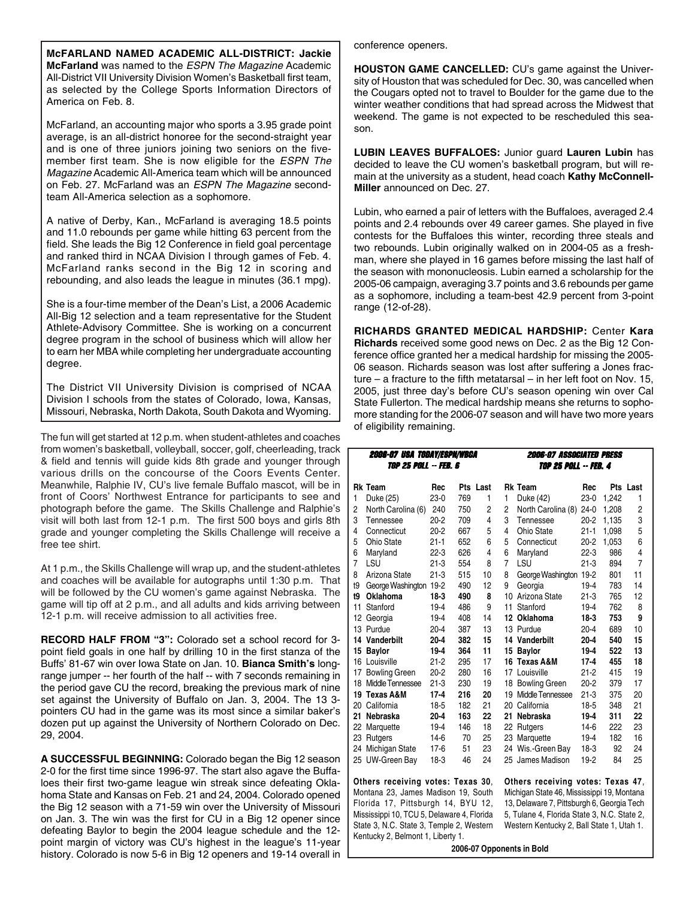**McFARLAND NAMED ACADEMIC ALL-DISTRICT: Jackie McFarland** was named to the *ESPN The Magazine* Academic All-District VII University Division Women's Basketball first team, as selected by the College Sports Information Directors of America on Feb. 8.

McFarland, an accounting major who sports a 3.95 grade point average, is an all-district honoree for the second-straight year and is one of three juniors joining two seniors on the five-member first team. She is now eligible for the *ESPN The Magazine* Academic All-America team which will be announced on Feb. 27. McFarland was an *ESPN The Magazine* second-team All-America selection as a sophomore.

A native of Derby, Kan., McFarland is averaging 18.5 points and 11.0 rebounds per game while hitting 63 percent from the field. She leads the Big 12 Conference in field goal percentage and ranked third in NCAA Division I through games of Feb. 4. McFarland ranks second in the Big 12 in scoring and rebounding, and also leads the league in minutes (36.1 mpg).

She is a four-time member of the Dean's List, a 2006 Academic All-Big 12 selection and a team representative for the Student Athlete-Advisory Committee. She is working on a concurrent degree program in the school of business which will allow her to earn her MBA while completing her undergraduate accounting degree.

The District VII University Division is comprised of NCAA Division I schools from the states of Colorado, Iowa, Kansas, Missouri, Nebraska, North Dakota, South Dakota and Wyoming.

The fun will get started at 12 p.m. when student-athletes and coaches from women's basketball, volleyball, soccer, golf, cheerleading, track & field and tennis will guide kids 8th grade and younger through various drills on the concourse of the Coors Events Center. Meanwhile, Ralphie IV, CU's live female Buffalo mascot, will be in front of Coors' Northwest Entrance for participants to see and photograph before the game. The Skills Challenge and Ralphie's visit will both last from 12-1 p.m. The first 500 boys and girls 8th grade and younger completing the Skills Challenge will receive a free tee shirt.

At 1 p.m., the Skills Challenge will wrap up, and the student-athletes and coaches will be available for autographs until 1:30 p.m. That will be followed by the CU women's game against Nebraska. The game will tip off at 2 p.m., and all adults and kids arriving between 12-1 p.m. will receive admission to all activities free.

**RECORD HALF FROM "3":** Colorado set a school record for 3-point field goals in one half by drilling 10 in the first stanza of the Buffs' 81-67 win over Iowa State on Jan. 10. **Bianca Smith's** long-range jumper -- her fourth of the half -- with 7 seconds remaining in the period gave CU the record, breaking the previous mark of nine set against the University of Buffalo on Jan. 3, 2004. The 13 3-pointers CU had in the game was its most since a similar baker's dozen put up against the University of Northern Colorado on Dec. 29, 2004.

**A SUCCESSFUL BEGINNING:** Colorado began the Big 12 season 2-0 for the first time since 1996-97. The start also agave the Buffaloes their first two-game league win streak since defeating Oklahoma State and Kansas on Feb. 21 and 24, 2004. Colorado opened the Big 12 season with a 71-59 win over the University of Missouri on Jan. 3. The win was the first for CU in a Big 12 opener since defeating Baylor to begin the 2004 league schedule and the 12-point margin of victory was CU's highest in the league's 11-year history. Colorado is now 5-6 in Big 12 openers and 19-14 overall in conference openers.

**HOUSTON GAME CANCELLED:** CU's game against the University of Houston that was scheduled for Dec. 30, was cancelled when the Cougars opted not to travel to Boulder for the game due to the winter weather conditions that had spread across the Midwest that weekend. The game is not expected to be rescheduled this season.

**LUBIN LEAVES BUFFALOES:** Junior guard **Lauren Lubin** has decided to leave the CU women's basketball program, but will remain at the university as a student, head coach **Kathy McConnell-Miller** announced on Dec. 27.

Lubin, who earned a pair of letters with the Buffaloes, averaged 2.4 points and 2.4 rebounds over 49 career games. She played in five contests for the Buffaloes this winter, recording three steals and two rebounds. Lubin originally walked on in 2004-05 as a freshman, where she played in 16 games before missing the last half of the season with mononucleosis. Lubin earned a scholarship for the 2005-06 campaign, averaging 3.7 points and 3.6 rebounds per game as a sophomore, including a team-best 42.9 percent from 3-point range (12-of-28).

**RICHARDS GRANTED MEDICAL HARDSHIP:** Center **Kara Richards** received some good news on Dec. 2 as the Big 12 Conference office granted her a medical hardship for missing the 2005-06 season. Richards season was lost after suffering a Jones fracture – a fracture to the fifth metatarsal – in her left foot on Nov. 15, 2005, just three day's before CU's season opening win over Cal State Fullerton. The medical hardship means she returns to sophomore standing for the 2006-07 season and will have two more years of eligibility remaining.

**2006-07 USA TODAY/ESPN/WBCA TOP 25 POLL -- FEB. 6**

| Rk | Team | Rec | Pts | Last |
|---|---|---|---|---|
| 1 | Duke (25) | 23-0 | 769 | 1 |
| 2 | North Carolina (6) | 240 | 750 | 2 |
| 3 | Tennessee | 20-2 | 709 | 4 |
| 4 | Connecticut | 20-2 | 667 | 5 |
| 5 | Ohio State | 21-1 | 652 | 6 |
| 6 | Maryland | 22-3 | 626 | 4 |
| 7 | LSU | 21-3 | 554 | 8 |
| 8 | Arizona State | 21-3 | 515 | 10 |
| t9 | George Washington | 19-2 | 490 | 12 |
| **t9** | **Oklahoma** | **18-3** | **490** | **8** |
| 11 | Stanford | 19-4 | 486 | 9 |
| 12 | Georgia | 19-4 | 408 | 14 |
| 13 | Purdue | 20-4 | 387 | 13 |
| **14** | **Vanderbilt** | **20-4** | **382** | **15** |
| **15** | **Baylor** | **19-4** | **364** | **11** |
| 16 | Louisville | 21-2 | 295 | 17 |
| 17 | Bowling Green | 20-2 | 280 | 16 |
| 18 | Middle Tennessee | 21-3 | 230 | 19 |
| **19** | **Texas A&M** | **17-4** | **216** | **20** |
| 20 | California | 18-5 | 182 | 21 |
| **21** | **Nebraska** | **20-4** | **163** | **22** |
| 22 | Marquette | 19-4 | 146 | 18 |
| 23 | Rutgers | 14-6 | 70 | 25 |
| 24 | Michigan State | 17-6 | 51 | 23 |
| 25 | UW-Green Bay | 18-3 | 46 | 24 |

**Others receiving votes: Texas 30**, Montana 23, James Madison 19, South Florida 17, Pittsburgh 14, BYU 12, Mississippi 10, TCU 5, Delaware 4, Florida State 3, N.C. State 3, Temple 2, Western Kentucky 2, Belmont 1, Liberty 1.

**2006-07 ASSOCIATED PRESS TOP 25 POLL -- FEB. 4**

| Rk | Team | Rec | Pts | Last |
|---|---|---|---|---|
| 1 | Duke (42) | 23-0 | 1,242 | 1 |
| 2 | North Carolina (8) | 24-0 | 1,208 | 2 |
| 3 | Tennessee | 20-2 | 1,135 | 3 |
| 4 | Ohio State | 21-1 | 1,098 | 5 |
| 5 | Connecticut | 20-2 | 1,053 | 6 |
| 6 | Maryland | 22-3 | 986 | 4 |
| 7 | LSU | 21-3 | 894 | 7 |
| 8 | George Washington | 19-2 | 801 | 11 |
| 9 | Georgia | 19-4 | 783 | 14 |
| 10 | Arizona State | 21-3 | 765 | 12 |
| 11 | Stanford | 19-4 | 762 | 8 |
| **12** | **Oklahoma** | **18-3** | **753** | **9** |
| 13 | Purdue | 20-4 | 689 | 10 |
| **14** | **Vanderbilt** | **20-4** | **540** | **15** |
| **15** | **Baylor** | **19-4** | **522** | **13** |
| **16** | **Texas A&M** | **17-4** | **455** | **18** |
| 17 | Louisville | 21-2 | 415 | 19 |
| 18 | Bowling Green | 20-2 | 379 | 17 |
| 19 | Middle Tennessee | 21-3 | 375 | 20 |
| 20 | California | 18-5 | 348 | 21 |
| **21** | **Nebraska** | **19-4** | **311** | **22** |
| 22 | Rutgers | 14-6 | 222 | 23 |
| 23 | Marquette | 19-4 | 182 | 16 |
| 24 | Wis.-Green Bay | 18-3 | 92 | 24 |
| 25 | James Madison | 19-2 | 84 | 25 |

**Others receiving votes: Texas 47**, Michigan State 46, Mississippi 19, Montana 13, Delaware 7, Pittsburgh 6, Georgia Tech 5, Tulane 4, Florida State 3, N.C. State 2, Western Kentucky 2, Ball State 1, Utah 1.

**2006-07 Opponents in Bold**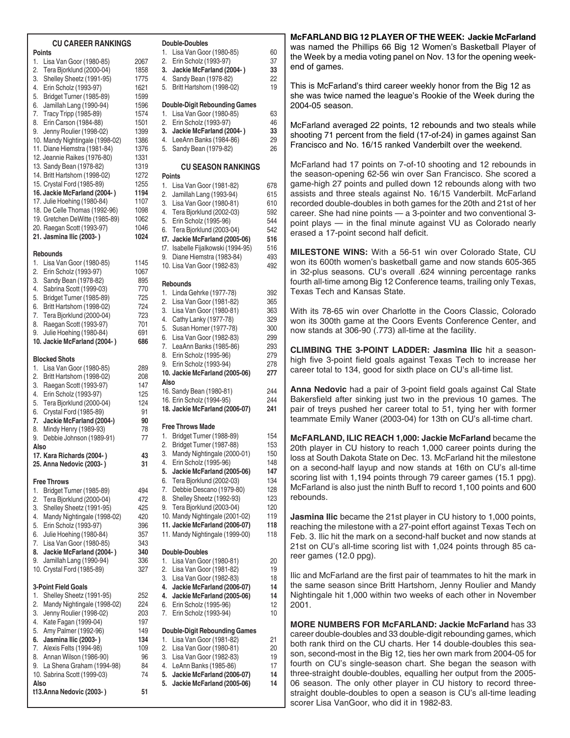## CU CAREER RANKINGS

### Points

| | Player | Pts |
|---|---|---|
| 1. | Lisa Van Goor (1980-85) | 2067 |
| 2. | Tera Bjorklund (2000-04) | 1858 |
| 3. | Shelley Sheetz (1991-95) | 1775 |
| 4. | Erin Scholz (1993-97) | 1621 |
| 5. | Bridget Turner (1985-89) | 1599 |
| 6. | Jamillah Lang (1990-94) | 1596 |
| 7. | Tracy Tripp (1985-89) | 1574 |
| 8. | Erin Carson (1984-88) | 1501 |
| 9. | Jenny Roulier (1998-02) | 1399 |
| 10. | Mandy Nightingale (1998-02) | 1386 |
| 11. | Diane Hiemstra (1981-84) | 1376 |
| 12. | Jeannie Raikes (1976-80) | 1331 |
| 13. | Sandy Bean (1978-82) | 1319 |
| 14. | Britt Hartshorn (1998-02) | 1272 |
| 15. | Crystal Ford (1985-89) | 1255 |
| **16.** | **Jackie McFarland (2004- )** | **1194** |
| 17. | Julie Hoehing (1980-84) | 1107 |
| 18. | De Celle Thomas (1992-96) | 1098 |
| 19. | Gretchen DeWitte (1985-89) | 1062 |
| 20. | Raegan Scott (1993-97) | 1046 |
| **21.** | **Jasmina Ilic (2003- )** | **1024** |

### Rebounds

| | Player | Reb |
|---|---|---|
| 1. | Lisa Van Goor (1980-85) | 1145 |
| 2. | Erin Scholz (1993-97) | 1067 |
| 3. | Sandy Bean (1978-82) | 895 |
| 4. | Sabrina Scott (1999-03) | 770 |
| 5. | Bridget Turner (1985-89) | 725 |
| 6. | Britt Hartshorn (1998-02) | 724 |
| 7. | Tera Bjorklund (2000-04) | 723 |
| 8. | Raegan Scott (1993-97) | 701 |
| 9. | Julie Hoehing (1980-84) | 691 |
| **10.** | **Jackie McFarland (2004- )** | **686** |

### Blocked Shots

| | Player | Blk |
|---|---|---|
| 1. | Lisa Van Goor (1980-85) | 289 |
| 2. | Britt Hartshorn (1998-02) | 208 |
| 3. | Raegan Scott (1993-97) | 147 |
| 4. | Erin Scholz (1993-97) | 125 |
| 5. | Tera Bjorklund (2000-04) | 124 |
| 6. | Crystal Ford (1985-89) | 91 |
| **7.** | **Jackie McFarland (2004-)** | **90** |
| 8. | Mindy Henry (1989-93) | 78 |
| 9. | Debbie Johnson (1989-91) | 77 |
| Also | | |
| **17.** | **Kara Richards (2004- )** | **43** |
| **25.** | **Anna Nedovic (2003- )** | **31** |

### Free Throws

| | Player | FT |
|---|---|---|
| 1. | Bridget Turner (1985-89) | 494 |
| 2. | Tera Bjorklund (2000-04) | 472 |
| 3. | Shelley Sheetz (1991-95) | 425 |
| 4. | Mandy Nightingale (1998-02) | 420 |
| 5. | Erin Scholz (1993-97) | 396 |
| 6. | Julie Hoehing (1980-84) | 357 |
| 7. | Lisa Van Goor (1980-85) | 343 |
| **8.** | **Jackie McFarland (2004- )** | **340** |
| 9. | Jamillah Lang (1990-94) | 336 |
| 10. | Crystal Ford (1985-89) | 327 |

### 3-Point Field Goals

| | Player | 3FG |
|---|---|---|
| 1. | Shelley Sheetz (1991-95) | 252 |
| 2. | Mandy Nightingale (1998-02) | 224 |
| 3. | Jenny Roulier (1998-02) | 203 |
| 4. | Kate Fagan (1999-04) | 197 |
| 5. | Amy Palmer (1992-96) | 149 |
| **6.** | **Jasmina Ilic (2003- )** | **134** |
| 7. | Alexis Felts (1994-98) | 109 |
| 8. | Annan Wilson (1986-90) | 96 |
| 9. | La Shena Graham (1994-98) | 84 |
| 10. | Sabrina Scott (1999-03) | 74 |
| Also | | |
| **t13.** | **Anna Nedovic (2003- )** | **51** |

### Double-Doubles

| | Player | DD |
|---|---|---|
| 1. | Lisa Van Goor (1980-85) | 60 |
| 2. | Erin Scholz (1993-97) | 37 |
| **3.** | **Jackie McFarland (2004- )** | **33** |
| 4. | Sandy Bean (1978-82) | 22 |
| 5. | Britt Hartshorn (1998-02) | 19 |

### Double-Digit Rebounding Games

| | Player | Games |
|---|---|---|
| 1. | Lisa Van Goor (1980-85) | 63 |
| 2. | Erin Scholz (1993-97) | 46 |
| **3.** | **Jackie McFarland (2004- )** | **33** |
| 4. | LeeAnn Banks (1984-86) | 29 |
| 5. | Sandy Bean (1979-82) | 26 |

## CU SEASON RANKINGS

### Points

| | Player | Pts |
|---|---|---|
| 1. | Lisa Van Goor (1981-82) | 678 |
| 2. | Jamillah Lang (1993-94) | 615 |
| 3. | Lisa Van Goor (1980-81) | 610 |
| 4. | Tera Bjorklund (2002-03) | 592 |
| 5. | Erin Scholz (1995-96) | 544 |
| 6. | Tera Bjorklund (2003-04) | 542 |
| **t7.** | **Jackie McFarland (2005-06)** | **516** |
| t7. | Isabelle Fijalkowski (1994-95) | 516 |
| 9. | Diane Hiemstra (1983-84) | 493 |
| 10. | Lisa Van Goor (1982-83) | 492 |

### Rebounds

| | Player | Reb |
|---|---|---|
| 1. | Linda Gehrke (1977-78) | 392 |
| 2. | Lisa Van Goor (1981-82) | 365 |
| 3. | Lisa Van Goor (1980-81) | 363 |
| 4. | Cathy Lanky (1977-78) | 329 |
| 5. | Susan Horner (1977-78) | 300 |
| 6. | Lisa Van Goor (1982-83) | 299 |
| 7. | LeaAnn Banks (1985-86) | 293 |
| 8. | Erin Scholz (1995-96) | 279 |
| 9. | Erin Scholz (1993-94) | 278 |
| **10.** | **Jackie McFarland (2005-06)** | **277** |
| Also | | |
| 16. | Sandy Bean (1980-81) | 244 |
| 16. | Erin Scholz (1994-95) | 244 |
| **18.** | **Jackie McFarland (2006-07)** | **241** |

### Free Throws Made

| | Player | FT |
|---|---|---|
| 1. | Bridget Turner (1988-89) | 154 |
| 2. | Bridget Turner (1987-88) | 153 |
| 3. | Mandy Nightingale (2000-01) | 150 |
| 4. | Erin Scholz (1995-96) | 148 |
| **5.** | **Jackie McFarland (2005-06)** | **147** |
| 6. | Tera Bjorklund (2002-03) | 134 |
| 7. | Debbie Descano (1979-80) | 128 |
| 8. | Shelley Sheetz (1992-93) | 123 |
| 9. | Tera Bjorklund (2003-04) | 120 |
| 10. | Mandy Nightingale (2001-02) | 119 |
| **11.** | **Jackie McFarland (2006-07)** | **118** |
| 11. | Mandy Nightingale (1999-00) | 118 |

### Double-Doubles

| | Player | DD |
|---|---|---|
| 1. | Lisa Van Goor (1980-81) | 20 |
| 2. | Lisa Van Goor (1981-82) | 19 |
| 3. | Lisa Van Goor (1982-83) | 18 |
| **4.** | **Jackie McFarland (2006-07)** | **14** |
| **4.** | **Jackie McFarland (2005-06)** | **14** |
| 6. | Erin Scholz (1995-96) | 12 |
| 7. | Erin Scholz (1993-94) | 10 |

### Double-Digit Rebounding Games

| | Player | Games |
|---|---|---|
| 1. | Lisa Van Goor (1981-82) | 21 |
| 2. | Lisa Van Goor (1980-81) | 20 |
| 3. | Lisa Van Goor (1982-83) | 19 |
| 4. | LeAnn Banks (1985-86) | 17 |
| **5.** | **Jackie McFarland (2006-07)** | **14** |
| **5.** | **Jackie McFarland (2005-06)** | **14** |

**McFARLAND BIG 12 PLAYER OF THE WEEK: Jackie McFarland** was named the Phillips 66 Big 12 Women's Basketball Player of the Week by a media voting panel on Nov. 13 for the opening weekend of games.

This is McFarland's third career weekly honor from the Big 12 as she was twice named the league's Rookie of the Week during the 2004-05 season.

McFarland averaged 22 points, 12 rebounds and two steals while shooting 71 percent from the field (17-of-24) in games against San Francisco and No. 16/15 ranked Vanderbilt over the weekend.

McFarland had 17 points on 7-of-10 shooting and 12 rebounds in the season-opening 62-56 win over San Francisco. She scored a game-high 27 points and pulled down 12 rebounds along with two assists and three steals against No. 16/15 Vanderbilt. McFarland recorded double-doubles in both games for the 20th and 21st of her career. She had nine points — a 3-pointer and two conventional 3-point plays — in the final minute against VU as Colorado nearly erased a 17-point second half deficit.

**MILESTONE WINS:** With a 56-51 win over Colorado State, CU won its 600th women's basketball game and now stands 605-365 in 32-plus seasons. CU's overall .624 winning percentage ranks fourth all-time among Big 12 Conference teams, trailing only Texas, Texas Tech and Kansas State.

With its 78-65 win over Charlotte in the Coors Classic, Colorado won its 300th game at the Coors Events Conference Center, and now stands at 306-90 (.773) all-time at the facility.

**CLIMBING THE 3-POINT LADDER: Jasmina Ilic** hit a season-high five 3-point field goals against Texas Tech to increase her career total to 134, good for sixth place on CU's all-time list.

**Anna Nedovic** had a pair of 3-point field goals against Cal State Bakersfield after sinking just two in the previous 10 games. The pair of treys pushed her career total to 51, tying her with former teammate Emily Waner (2003-04) for 13th on CU's all-time chart.

**McFARLAND, ILIC REACH 1,000: Jackie McFarland** became the 20th player in CU history to reach 1,000 career points during the loss at South Dakota State on Dec. 13. McFarland hit the milestone on a second-half layup and now stands at 16th on CU's all-time scoring list with 1,194 points through 79 career games (15.1 ppg). McFarland is also just the ninth Buff to record 1,100 points and 600 rebounds.

**Jasmina Ilic** became the 21st player in CU history to 1,000 points, reaching the milestone with a 27-point effort against Texas Tech on Feb. 3. Ilic hit the mark on a second-half bucket and now stands at 21st on CU's all-time scoring list with 1,024 points through 85 career games (12.0 ppg).

Ilic and McFarland are the first pair of teammates to hit the mark in the same season since Britt Hartshorn, Jenny Roulier and Mandy Nightingale hit 1,000 within two weeks of each other in November 2001.

**MORE NUMBERS FOR McFARLAND: Jackie McFarland** has 33 career double-doubles and 33 double-digit rebounding games, which both rank third on the CU charts. Her 14 double-doubles this season, second-most in the Big 12, ties her own mark from 2004-05 for fourth on CU's single-season chart. She began the season with three-straight double-doubles, equalling her output from the 2005-06 season. The only other player in CU history to record three-straight double-doubles to open a season is CU's all-time leading scorer Lisa VanGoor, who did it in 1982-83.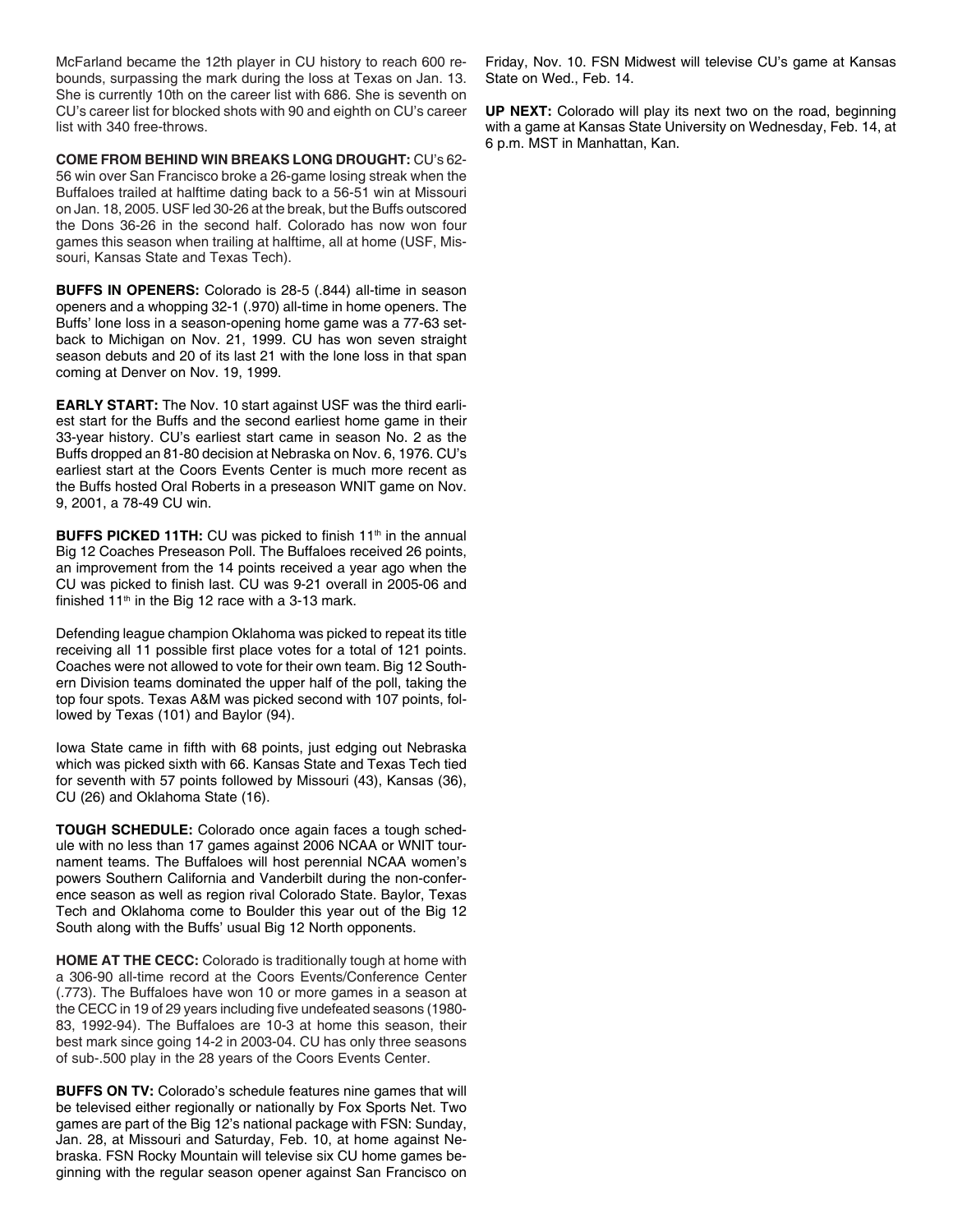McFarland became the 12th player in CU history to reach 600 rebounds, surpassing the mark during the loss at Texas on Jan. 13. She is currently 10th on the career list with 686. She is seventh on CU's career list for blocked shots with 90 and eighth on CU's career list with 340 free-throws.

**COME FROM BEHIND WIN BREAKS LONG DROUGHT:** CU's 62-56 win over San Francisco broke a 26-game losing streak when the Buffaloes trailed at halftime dating back to a 56-51 win at Missouri on Jan. 18, 2005. USF led 30-26 at the break, but the Buffs outscored the Dons 36-26 in the second half. Colorado has now won four games this season when trailing at halftime, all at home (USF, Missouri, Kansas State and Texas Tech).

**BUFFS IN OPENERS:** Colorado is 28-5 (.844) all-time in season openers and a whopping 32-1 (.970) all-time in home openers. The Buffs' lone loss in a season-opening home game was a 77-63 setback to Michigan on Nov. 21, 1999. CU has won seven straight season debuts and 20 of its last 21 with the lone loss in that span coming at Denver on Nov. 19, 1999.

**EARLY START:** The Nov. 10 start against USF was the third earliest start for the Buffs and the second earliest home game in their 33-year history. CU's earliest start came in season No. 2 as the Buffs dropped an 81-80 decision at Nebraska on Nov. 6, 1976. CU's earliest start at the Coors Events Center is much more recent as the Buffs hosted Oral Roberts in a preseason WNIT game on Nov. 9, 2001, a 78-49 CU win.

**BUFFS PICKED 11TH:** CU was picked to finish 11th in the annual Big 12 Coaches Preseason Poll. The Buffaloes received 26 points, an improvement from the 14 points received a year ago when the CU was picked to finish last. CU was 9-21 overall in 2005-06 and finished 11th in the Big 12 race with a 3-13 mark.

Defending league champion Oklahoma was picked to repeat its title receiving all 11 possible first place votes for a total of 121 points. Coaches were not allowed to vote for their own team. Big 12 Southern Division teams dominated the upper half of the poll, taking the top four spots. Texas A&M was picked second with 107 points, followed by Texas (101) and Baylor (94).

Iowa State came in fifth with 68 points, just edging out Nebraska which was picked sixth with 66. Kansas State and Texas Tech tied for seventh with 57 points followed by Missouri (43), Kansas (36), CU (26) and Oklahoma State (16).

**TOUGH SCHEDULE:** Colorado once again faces a tough schedule with no less than 17 games against 2006 NCAA or WNIT tournament teams. The Buffaloes will host perennial NCAA women's powers Southern California and Vanderbilt during the non-conference season as well as region rival Colorado State. Baylor, Texas Tech and Oklahoma come to Boulder this year out of the Big 12 South along with the Buffs' usual Big 12 North opponents.

**HOME AT THE CECC:** Colorado is traditionally tough at home with a 306-90 all-time record at the Coors Events/Conference Center (.773). The Buffaloes have won 10 or more games in a season at the CECC in 19 of 29 years including five undefeated seasons (1980-83, 1992-94). The Buffaloes are 10-3 at home this season, their best mark since going 14-2 in 2003-04. CU has only three seasons of sub-.500 play in the 28 years of the Coors Events Center.

**BUFFS ON TV:** Colorado's schedule features nine games that will be televised either regionally or nationally by Fox Sports Net. Two games are part of the Big 12's national package with FSN: Sunday, Jan. 28, at Missouri and Saturday, Feb. 10, at home against Nebraska. FSN Rocky Mountain will televise six CU home games beginning with the regular season opener against San Francisco on Friday, Nov. 10. FSN Midwest will televise CU's game at Kansas State on Wed., Feb. 14.

**UP NEXT:** Colorado will play its next two on the road, beginning with a game at Kansas State University on Wednesday, Feb. 14, at 6 p.m. MST in Manhattan, Kan.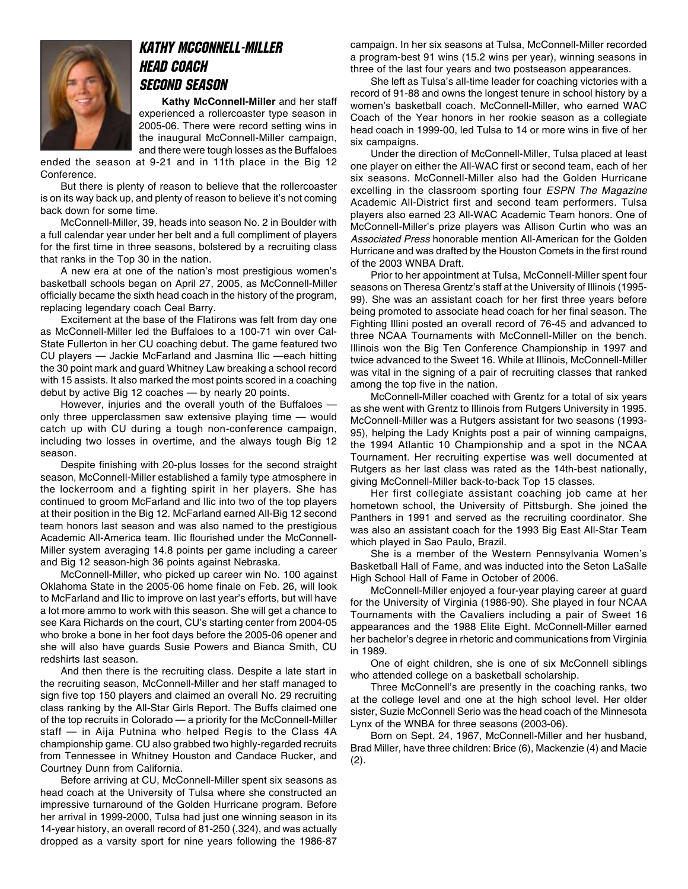## KATHY MCCONNELL-MILLER
## HEAD COACH
## SECOND SEASON

**Kathy McConnell-Miller** and her staff experienced a rollercoaster type season in 2005-06. There were record setting wins in the inaugural McConnell-Miller campaign, and there were tough losses as the Buffaloes ended the season at 9-21 and in 11th place in the Big 12 Conference.

But there is plenty of reason to believe that the rollercoaster is on its way back up, and plenty of reason to believe it's not coming back down for some time.

McConnell-Miller, 39, heads into season No. 2 in Boulder with a full calendar year under her belt and a full compliment of players for the first time in three seasons, bolstered by a recruiting class that ranks in the Top 30 in the nation.

A new era at one of the nation's most prestigious women's basketball schools began on April 27, 2005, as McConnell-Miller officially became the sixth head coach in the history of the program, replacing legendary coach Ceal Barry.

Excitement at the base of the Flatirons was felt from day one as McConnell-Miller led the Buffaloes to a 100-71 win over Cal-State Fullerton in her CU coaching debut. The game featured two CU players — Jackie McFarland and Jasmina Ilic —each hitting the 30 point mark and guard Whitney Law breaking a school record with 15 assists. It also marked the most points scored in a coaching debut by active Big 12 coaches — by nearly 20 points.

However, injuries and the overall youth of the Buffaloes — only three upperclassmen saw extensive playing time — would catch up with CU during a tough non-conference campaign, including two losses in overtime, and the always tough Big 12 season.

Despite finishing with 20-plus losses for the second straight season, McConnell-Miller established a family type atmosphere in the lockerroom and a fighting spirit in her players. She has continued to groom McFarland and Ilic into two of the top players at their position in the Big 12. McFarland earned All-Big 12 second team honors last season and was also named to the prestigious Academic All-America team. Ilic flourished under the McConnell-Miller system averaging 14.8 points per game including a career and Big 12 season-high 36 points against Nebraska.

McConnell-Miller, who picked up career win No. 100 against Oklahoma State in the 2005-06 home finale on Feb. 26, will look to McFarland and Ilic to improve on last year's efforts, but will have a lot more ammo to work with this season. She will get a chance to see Kara Richards on the court, CU's starting center from 2004-05 who broke a bone in her foot days before the 2005-06 opener and she will also have guards Susie Powers and Bianca Smith, CU redshirts last season.

And then there is the recruiting class. Despite a late start in the recruiting season, McConnell-Miller and her staff managed to sign five top 150 players and claimed an overall No. 29 recruiting class ranking by the All-Star Girls Report. The Buffs claimed one of the top recruits in Colorado — a priority for the McConnell-Miller staff — in Aija Putnina who helped Regis to the Class 4A championship game. CU also grabbed two highly-regarded recruits from Tennessee in Whitney Houston and Candace Rucker, and Courtney Dunn from California.

Before arriving at CU, McConnell-Miller spent six seasons as head coach at the University of Tulsa where she constructed an impressive turnaround of the Golden Hurricane program. Before her arrival in 1999-2000, Tulsa had just one winning season in its 14-year history, an overall record of 81-250 (.324), and was actually dropped as a varsity sport for nine years following the 1986-87 campaign. In her six seasons at Tulsa, McConnell-Miller recorded a program-best 91 wins (15.2 wins per year), winning seasons in three of the last four years and two postseason appearances.

She left as Tulsa's all-time leader for coaching victories with a record of 91-88 and owns the longest tenure in school history by a women's basketball coach. McConnell-Miller, who earned WAC Coach of the Year honors in her rookie season as a collegiate head coach in 1999-00, led Tulsa to 14 or more wins in five of her six campaigns.

Under the direction of McConnell-Miller, Tulsa placed at least one player on either the All-WAC first or second team, each of her six seasons. McConnell-Miller also had the Golden Hurricane excelling in the classroom sporting four *ESPN The Magazine* Academic All-District first and second team performers. Tulsa players also earned 23 All-WAC Academic Team honors. One of McConnell-Miller's prize players was Allison Curtin who was an *Associated Press* honorable mention All-American for the Golden Hurricane and was drafted by the Houston Comets in the first round of the 2003 WNBA Draft.

Prior to her appointment at Tulsa, McConnell-Miller spent four seasons on Theresa Grentz's staff at the University of Illinois (1995-99). She was an assistant coach for her first three years before being promoted to associate head coach for her final season. The Fighting Illini posted an overall record of 76-45 and advanced to three NCAA Tournaments with McConnell-Miller on the bench. Illinois won the Big Ten Conference Championship in 1997 and twice advanced to the Sweet 16. While at Illinois, McConnell-Miller was vital in the signing of a pair of recruiting classes that ranked among the top five in the nation.

McConnell-Miller coached with Grentz for a total of six years as she went with Grentz to Illinois from Rutgers University in 1995. McConnell-Miller was a Rutgers assistant for two seasons (1993-95), helping the Lady Knights post a pair of winning campaigns, the 1994 Atlantic 10 Championship and a spot in the NCAA Tournament. Her recruiting expertise was well documented at Rutgers as her last class was rated as the 14th-best nationally, giving McConnell-Miller back-to-back Top 15 classes.

Her first collegiate assistant coaching job came at her hometown school, the University of Pittsburgh. She joined the Panthers in 1991 and served as the recruiting coordinator. She was also an assistant coach for the 1993 Big East All-Star Team which played in Sao Paulo, Brazil.

She is a member of the Western Pennsylvania Women's Basketball Hall of Fame, and was inducted into the Seton LaSalle High School Hall of Fame in October of 2006.

McConnell-Miller enjoyed a four-year playing career at guard for the University of Virginia (1986-90). She played in four NCAA Tournaments with the Cavaliers including a pair of Sweet 16 appearances and the 1988 Elite Eight. McConnell-Miller earned her bachelor's degree in rhetoric and communications from Virginia in 1989.

One of eight children, she is one of six McConnell siblings who attended college on a basketball scholarship.

Three McConnell's are presently in the coaching ranks, two at the college level and one at the high school level. Her older sister, Suzie McConnell Serio was the head coach of the Minnesota Lynx of the WNBA for three seasons (2003-06).

Born on Sept. 24, 1967, McConnell-Miller and her husband, Brad Miller, have three children: Brice (6), Mackenzie (4) and Macie (2).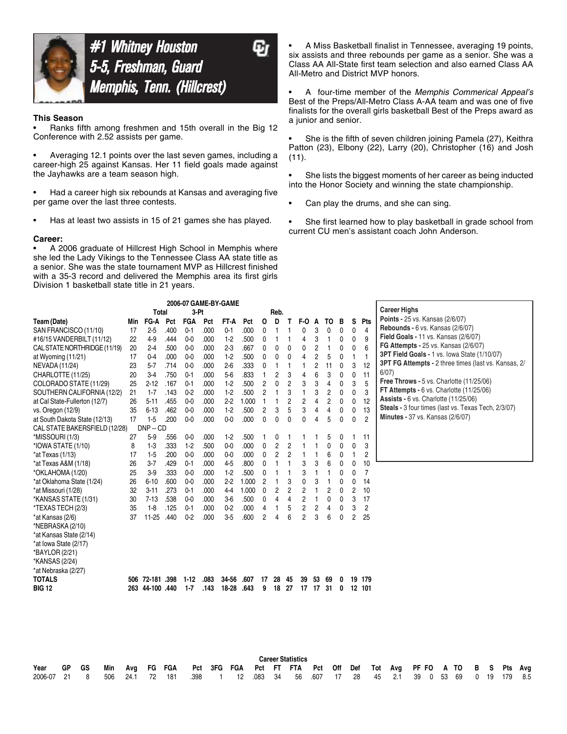# #1 Whitney Houston
## 5-5, Freshman, Guard
## Memphis, Tenn. (Hillcrest)

### This Season

- Ranks fifth among freshmen and 15th overall in the Big 12 Conference with 2.52 assists per game.
- Averaging 12.1 points over the last seven games, including a career-high 25 against Kansas. Her 11 field goals made against the Jayhawks are a team season high.
- Had a career high six rebounds at Kansas and averaging five per game over the last three contests.
- Has at least two assists in 15 of 21 games she has played.

### Career:

- A 2006 graduate of Hillcrest High School in Memphis where she led the Lady Vikings to the Tennessee Class AA state title as a senior. She was the state tournament MVP as Hillcrest finished with a 35-3 record and delivered the Memphis area its first girls Division 1 basketball state title in 21 years.
- A Miss Basketball finalist in Tennessee, averaging 19 points, six assists and three rebounds per game as a senior. She was a Class AA All-State first team selection and also earned Class AA All-Metro and District MVP honors.
- A four-time member of the *Memphis Commerical Appeal's* Best of the Preps/All-Metro Class A-AA team and was one of five finalists for the overall girls basketball Best of the Preps award as a junior and senior.
- She is the fifth of seven children joining Pamela (27), Keithra Patton (23), Elbony (22), Larry (20), Christopher (16) and Josh (11).
- She lists the biggest moments of her career as being inducted into the Honor Society and winning the state championship.
- Can play the drums, and she can sing.
- She first learned how to play basketball in grade school from current CU men's assistant coach John Anderson.

**2006-07 GAME-BY-GAME**

| Team (Date) | Min | Total FG-A | Pct | 3-Pt FGA | Pct | FT-A | Pct | Reb. O | D | T | F-O | A | TO | B | S | Pts |
|---|---|---|---|---|---|---|---|---|---|---|---|---|---|---|---|---|
| SAN FRANCISCO (11/10) | 17 | 2-5 | .400 | 0-1 | .000 | 0-1 | .000 | 0 | 1 | 1 | 0 | 3 | 0 | 0 | 0 | 4 |
| #16/15 VANDERBILT (11/12) | 22 | 4-9 | .444 | 0-0 | .000 | 1-2 | .500 | 0 | 1 | 1 | 4 | 3 | 1 | 0 | 0 | 9 |
| CAL STATE NORTHRIDGE (11/19) | 20 | 2-4 | .500 | 0-0 | .000 | 2-3 | .667 | 0 | 0 | 0 | 0 | 2 | 1 | 0 | 0 | 6 |
| at Wyoming (11/21) | 17 | 0-4 | .000 | 0-0 | .000 | 1-2 | .500 | 0 | 0 | 0 | 4 | 2 | 5 | 0 | 1 | 1 |
| NEVADA (11/24) | 23 | 5-7 | .714 | 0-0 | .000 | 2-6 | .333 | 0 | 1 | 1 | 1 | 2 | 11 | 0 | 3 | 12 |
| CHARLOTTE (11/25) | 20 | 3-4 | .750 | 0-1 | .000 | 5-6 | .833 | 1 | 2 | 3 | 4 | 6 | 3 | 0 | 0 | 11 |
| COLORADO STATE (11/29) | 25 | 2-12 | .167 | 0-1 | .000 | 1-2 | .500 | 2 | 0 | 2 | 3 | 3 | 4 | 0 | 3 | 5 |
| SOUTHERN CALIFORNIA (12/2) | 21 | 1-7 | .143 | 0-2 | .000 | 1-2 | .500 | 2 | 1 | 3 | 1 | 3 | 2 | 0 | 0 | 3 |
| at Cal State-Fullerton (12/7) | 26 | 5-11 | .455 | 0-0 | .000 | 2-2 | 1.000 | 1 | 1 | 2 | 2 | 4 | 2 | 0 | 0 | 12 |
| vs. Oregon (12/9) | 35 | 6-13 | .462 | 0-0 | .000 | 1-2 | .500 | 2 | 3 | 5 | 3 | 4 | 4 | 0 | 0 | 13 |
| at South Dakota State (12/13) | 17 | 1-5 | .200 | 0-0 | .000 | 0-0 | .000 | 0 | 0 | 0 | 0 | 4 | 5 | 0 | 0 | 2 |
| CAL STATE BAKERSFIELD (12/28) | DNP -- CD | | | | | | | | | | | | | | | |
| *MISSOURI (1/3) | 27 | 5-9 | .556 | 0-0 | .000 | 1-2 | .500 | 1 | 0 | 1 | 1 | 1 | 5 | 0 | 1 | 11 |
| *IOWA STATE (1/10) | 8 | 1-3 | .333 | 1-2 | .500 | 0-0 | .000 | 0 | 2 | 2 | 1 | 1 | 0 | 0 | 0 | 3 |
| *at Texas (1/13) | 17 | 1-5 | .200 | 0-0 | .000 | 0-0 | .000 | 0 | 2 | 2 | 1 | 1 | 6 | 0 | 1 | 2 |
| *at Texas A&M (1/18) | 26 | 3-7 | .429 | 0-1 | .000 | 4-5 | .800 | 0 | 1 | 1 | 3 | 3 | 6 | 0 | 0 | 10 |
| *OKLAHOMA (1/20) | 25 | 3-9 | .333 | 0-0 | .000 | 1-2 | .500 | 0 | 1 | 1 | 3 | 1 | 1 | 0 | 0 | 7 |
| *at Oklahoma State (1/24) | 26 | 6-10 | .600 | 0-0 | .000 | 2-2 | 1.000 | 2 | 1 | 3 | 0 | 3 | 1 | 0 | 0 | 14 |
| *at Missouri (1/28) | 32 | 3-11 | .273 | 0-1 | .000 | 4-4 | 1.000 | 0 | 2 | 2 | 2 | 1 | 2 | 0 | 2 | 10 |
| *KANSAS STATE (1/31) | 30 | 7-13 | .538 | 0-0 | .000 | 3-6 | .500 | 0 | 4 | 4 | 2 | 1 | 0 | 0 | 3 | 17 |
| *TEXAS TECH (2/3) | 35 | 1-8 | .125 | 0-1 | .000 | 0-2 | .000 | 4 | 1 | 5 | 2 | 2 | 4 | 0 | 3 | 2 |
| *at Kansas (2/6) | 37 | 11-25 | .440 | 0-2 | .000 | 3-5 | .600 | 2 | 4 | 6 | 2 | 3 | 6 | 0 | 2 | 25 |
| *NEBRASKA (2/10) | | | | | | | | | | | | | | | | |
| *at Kansas State (2/14) | | | | | | | | | | | | | | | | |
| *at Iowa State (2/17) | | | | | | | | | | | | | | | | |
| *BAYLOR (2/21) | | | | | | | | | | | | | | | | |
| *KANSAS (2/24) | | | | | | | | | | | | | | | | |
| *at Nebraska (2/27) | | | | | | | | | | | | | | | | |
| **TOTALS** | **506** | **72-181** | **.398** | **1-12** | **.083** | **34-56** | **.607** | **17** | **28** | **45** | **39** | **53** | **69** | **0** | **19** | **179** |
| **BIG 12** | **263** | **44-100** | **.440** | **1-7** | **.143** | **18-28** | **.643** | **9** | **18** | **27** | **17** | **17** | **31** | **0** | **12** | **101** |

**Career Highs**

- **Points -** 25 vs. Kansas (2/6/07)
- **Rebounds -** 6 vs. Kansas (2/6/07)
- **Field Goals -** 11 vs. Kansas (2/6/07)
- **FG Attempts -** 25 vs. Kansas (2/6/07)
- **3PT Field Goals -** 1 vs. Iowa State (1/10/07)
- **3PT FG Attempts -** 2 three times (last vs. Kansas, 2/6/07)
- **Free Throws -** 5 vs. Charlotte (11/25/06)
- **FT Attempts -** 6 vs. Charlotte (11/25/06)
- **Assists -** 6 vs. Charlotte (11/25/06)
- **Steals -** 3 four times (last vs. Texas Tech, 2/3/07)
- **Minutes -** 37 vs. Kansas (2/6/07)

**Career Statistics**

| Year | GP | GS | Min | Avg | FG | FGA | Pct | 3FG | FGA | Pct | FT | FTA | Pct | Off | Def | Tot | Avg | PF | FO | A | TO | B | S | Pts | Avg |
|---|---|---|---|---|---|---|---|---|---|---|---|---|---|---|---|---|---|---|---|---|---|---|---|---|---|
| 2006-07 | 21 | 8 | 506 | 24.1 | 72 | 181 | .398 | 1 | 12 | .083 | 34 | 56 | .607 | 17 | 28 | 45 | 2.1 | 39 | 0 | 53 | 69 | 0 | 19 | 179 | 8.5 |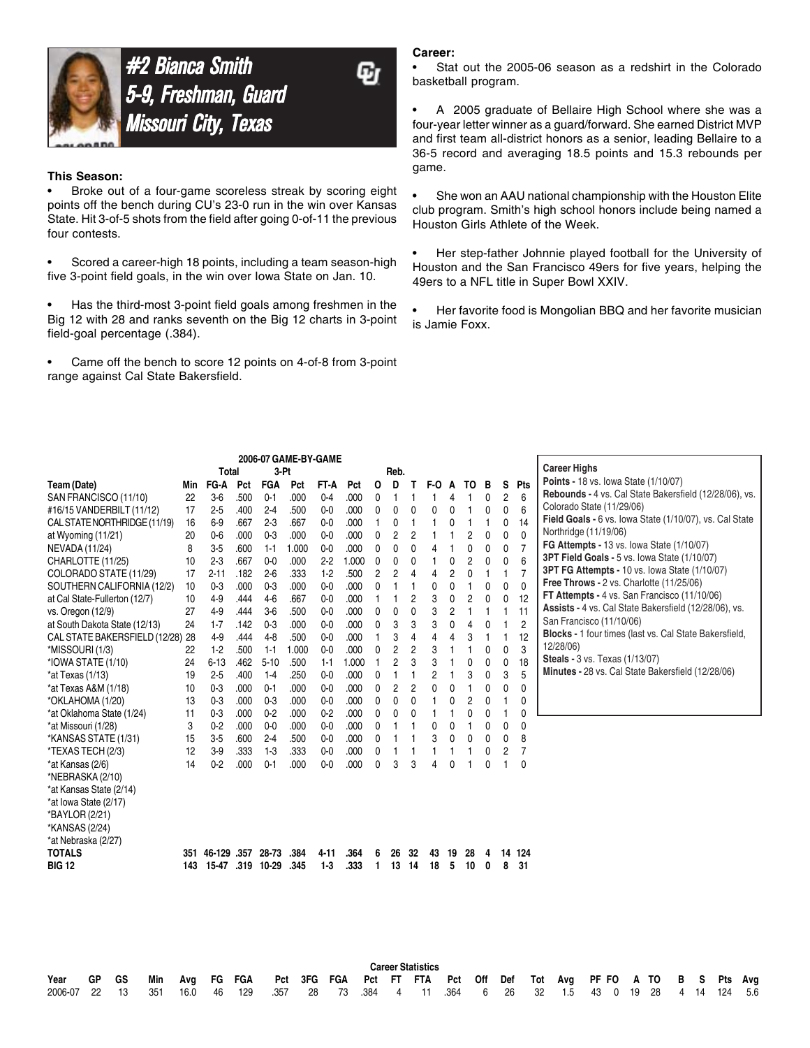## #2 Bianca Smith
## 5-9, Freshman, Guard
## Missouri City, Texas

### This Season:

- Broke out of a four-game scoreless streak by scoring eight points off the bench during CU's 23-0 run in the win over Kansas State. Hit 3-of-5 shots from the field after going 0-of-11 the previous four contests.
- Scored a career-high 18 points, including a team season-high five 3-point field goals, in the win over Iowa State on Jan. 10.
- Has the third-most 3-point field goals among freshmen in the Big 12 with 28 and ranks seventh on the Big 12 charts in 3-point field-goal percentage (.384).
- Came off the bench to score 12 points on 4-of-8 from 3-point range against Cal State Bakersfield.

### Career:

- Stat out the 2005-06 season as a redshirt in the Colorado basketball program.
- A 2005 graduate of Bellaire High School where she was a four-year letter winner as a guard/forward. She earned District MVP and first team all-district honors as a senior, leading Bellaire to a 36-5 record and averaging 18.5 points and 15.3 rebounds per game.
- She won an AAU national championship with the Houston Elite club program. Smith's high school honors include being named a Houston Girls Athlete of the Week.
- Her step-father Johnnie played football for the University of Houston and the San Francisco 49ers for five years, helping the 49ers to a NFL title in Super Bowl XXIV.
- Her favorite food is Mongolian BBQ and her favorite musician is Jamie Foxx.

### 2006-07 GAME-BY-GAME

| | | Total | | 3-Pt | | | | Reb. | | | | | | | | |
|---|---|---|---|---|---|---|---|---|---|---|---|---|---|---|---|---|
| Team (Date) | Min | FG-A | Pct | FGA | Pct | FT-A | Pct | O | D | T | F-O | A | TO | B | S | Pts |
| SAN FRANCISCO (11/10) | 22 | 3-6 | .500 | 0-1 | .000 | 0-4 | .000 | 0 | 1 | 1 | 1 | 4 | 1 | 0 | 2 | 6 |
| #16/15 VANDERBILT (11/12) | 17 | 2-5 | .400 | 2-4 | .500 | 0-0 | .000 | 0 | 0 | 0 | 0 | 0 | 1 | 0 | 0 | 6 |
| CAL STATE NORTHRIDGE (11/19) | 16 | 6-9 | .667 | 2-3 | .667 | 0-0 | .000 | 1 | 0 | 1 | 1 | 0 | 1 | 1 | 0 | 14 |
| at Wyoming (11/21) | 20 | 0-6 | .000 | 0-3 | .000 | 0-0 | .000 | 0 | 2 | 2 | 1 | 1 | 2 | 0 | 0 | 0 |
| NEVADA (11/24) | 8 | 3-5 | .600 | 1-1 | 1.000 | 0-0 | .000 | 0 | 0 | 0 | 4 | 1 | 0 | 0 | 0 | 7 |
| CHARLOTTE (11/25) | 10 | 2-3 | .667 | 0-0 | .000 | 2-2 | 1.000 | 0 | 0 | 0 | 1 | 0 | 2 | 0 | 0 | 6 |
| COLORADO STATE (11/29) | 17 | 2-11 | .182 | 2-6 | .333 | 1-2 | .500 | 2 | 2 | 4 | 4 | 2 | 0 | 1 | 1 | 7 |
| SOUTHERN CALIFORNIA (12/2) | 10 | 0-3 | .000 | 0-3 | .000 | 0-0 | .000 | 0 | 1 | 1 | 0 | 0 | 1 | 0 | 0 | 0 |
| at Cal State-Fullerton (12/7) | 10 | 4-9 | .444 | 4-6 | .667 | 0-0 | .000 | 1 | 1 | 2 | 3 | 0 | 2 | 0 | 0 | 12 |
| vs. Oregon (12/9) | 27 | 4-9 | .444 | 3-6 | .500 | 0-0 | .000 | 0 | 0 | 0 | 3 | 2 | 1 | 1 | 1 | 11 |
| at South Dakota State (12/13) | 24 | 1-7 | .142 | 0-3 | .000 | 0-0 | .000 | 0 | 3 | 3 | 3 | 0 | 4 | 0 | 1 | 2 |
| CAL STATE BAKERSFIELD (12/28) | 28 | 4-9 | .444 | 4-8 | .500 | 0-0 | .000 | 1 | 3 | 4 | 4 | 4 | 3 | 1 | 1 | 12 |
| *MISSOURI (1/3) | 22 | 1-2 | .500 | 1-1 | 1.000 | 0-0 | .000 | 0 | 2 | 2 | 3 | 1 | 1 | 0 | 0 | 3 |
| *IOWA STATE (1/10) | 24 | 6-13 | .462 | 5-10 | .500 | 1-1 | 1.000 | 1 | 2 | 3 | 3 | 1 | 0 | 0 | 0 | 18 |
| *at Texas (1/13) | 19 | 2-5 | .400 | 1-4 | .250 | 0-0 | .000 | 0 | 1 | 1 | 2 | 1 | 3 | 0 | 3 | 5 |
| *at Texas A&M (1/18) | 10 | 0-3 | .000 | 0-1 | .000 | 0-0 | .000 | 0 | 2 | 2 | 0 | 0 | 1 | 0 | 0 | 0 |
| *OKLAHOMA (1/20) | 13 | 0-3 | .000 | 0-3 | .000 | 0-0 | .000 | 0 | 0 | 0 | 1 | 0 | 2 | 0 | 1 | 0 |
| *at Oklahoma State (1/24) | 11 | 0-3 | .000 | 0-2 | .000 | 0-2 | .000 | 0 | 0 | 0 | 1 | 1 | 0 | 0 | 1 | 0 |
| *at Missouri (1/28) | 3 | 0-2 | .000 | 0-0 | .000 | 0-0 | .000 | 0 | 1 | 1 | 0 | 0 | 1 | 0 | 0 | 0 |
| *KANSAS STATE (1/31) | 15 | 3-5 | .600 | 2-4 | .500 | 0-0 | .000 | 0 | 1 | 1 | 3 | 0 | 0 | 0 | 0 | 8 |
| *TEXAS TECH (2/3) | 12 | 3-9 | .333 | 1-3 | .333 | 0-0 | .000 | 0 | 1 | 1 | 1 | 1 | 1 | 0 | 2 | 7 |
| *at Kansas (2/6) | 14 | 0-2 | .000 | 0-1 | .000 | 0-0 | .000 | 0 | 3 | 3 | 4 | 0 | 1 | 0 | 1 | 0 |
| *NEBRASKA (2/10) | | | | | | | | | | | | | | | | |
| *at Kansas State (2/14) | | | | | | | | | | | | | | | | |
| *at Iowa State (2/17) | | | | | | | | | | | | | | | | |
| *BAYLOR (2/21) | | | | | | | | | | | | | | | | |
| *KANSAS (2/24) | | | | | | | | | | | | | | | | |
| *at Nebraska (2/27) | | | | | | | | | | | | | | | | |
| **TOTALS** | **351** | **46-129** | **.357** | **28-73** | **.384** | **4-11** | **.364** | **6** | **26** | **32** | **43** | **19** | **28** | **4** | **14** | **124** |
| **BIG 12** | **143** | **15-47** | **.319** | **10-29** | **.345** | **1-3** | **.333** | **1** | **13** | **14** | **18** | **5** | **10** | **0** | **8** | **31** |

### Career Highs

- **Points -** 18 vs. Iowa State (1/10/07)
- **Rebounds -** 4 vs. Cal State Bakersfield (12/28/06), vs. Colorado State (11/29/06)
- **Field Goals -** 6 vs. Iowa State (1/10/07), vs. Cal State Northridge (11/19/06)
- **FG Attempts -** 13 vs. Iowa State (1/10/07)
- **3PT Field Goals -** 5 vs. Iowa State (1/10/07)
- **3PT FG Attempts -** 10 vs. Iowa State (1/10/07)
- **Free Throws -** 2 vs. Charlotte (11/25/06)
- **FT Attempts -** 4 vs. San Francisco (11/10/06)
- **Assists -** 4 vs. Cal State Bakersfield (12/28/06), vs. San Francisco (11/10/06)
- **Blocks -** 1 four times (last vs. Cal State Bakersfield, 12/28/06)
- **Steals -** 3 vs. Texas (1/13/07)
- **Minutes -** 28 vs. Cal State Bakersfield (12/28/06)

### Career Statistics

| Year | GP | GS | Min | Avg | FG | FGA | Pct | 3FG | FGA | Pct | FT | FTA | Pct | Off | Def | Tot | Avg | PF | FO | A | TO | B | S | Pts | Avg |
|---|---|---|---|---|---|---|---|---|---|---|---|---|---|---|---|---|---|---|---|---|---|---|---|---|---|
| 2006-07 | 22 | 13 | 351 | 16.0 | 46 | 129 | .357 | 28 | 73 | .384 | 4 | 11 | .364 | 6 | 26 | 32 | 1.5 | 43 | 0 | 19 | 28 | 4 | 14 | 124 | 5.6 |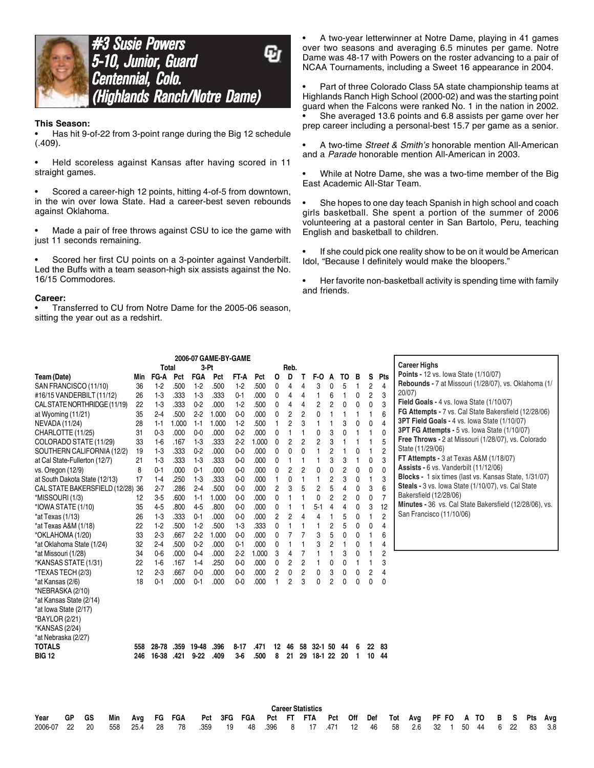# #3 Susie Powers
## 5-10, Junior, Guard
## Centennial, Colo.
## (Highlands Ranch/Notre Dame)

**This Season:**

- Has hit 9-of-22 from 3-point range during the Big 12 schedule (.409).
- Held scoreless against Kansas after having scored in 11 straight games.
- Scored a career-high 12 points, hitting 4-of-5 from downtown, in the win over Iowa State. Had a career-best seven rebounds against Oklahoma.
- Made a pair of free throws against CSU to ice the game with just 11 seconds remaining.
- Scored her first CU points on a 3-pointer against Vanderbilt. Led the Buffs with a team season-high six assists against the No. 16/15 Commodores.

**Career:**

- Transferred to CU from Notre Dame for the 2005-06 season, sitting the year out as a redshirt.
- A two-year letterwinner at Notre Dame, playing in 41 games over two seasons and averaging 6.5 minutes per game. Notre Dame was 48-17 with Powers on the roster advancing to a pair of NCAA Tournaments, including a Sweet 16 appearance in 2004.
- Part of three Colorado Class 5A state championship teams at Highlands Ranch High School (2000-02) and was the starting point guard when the Falcons were ranked No. 1 in the nation in 2002.
- She averaged 13.6 points and 6.8 assists per game over her prep career including a personal-best 15.7 per game as a senior.
- A two-time *Street & Smith's* honorable mention All-American and a *Parade* honorable mention All-American in 2003.
- While at Notre Dame, she was a two-time member of the Big East Academic All-Star Team.
- She hopes to one day teach Spanish in high school and coach girls basketball. She spent a portion of the summer of 2006 volunteering at a pastoral center in San Bartolo, Peru, teaching English and basketball to children.
- If she could pick one reality show to be on it would be American Idol, "Because I definitely would make the bloopers."
- Her favorite non-basketball activity is spending time with family and friends.

**2006-07 GAME-BY-GAME**

| | | Total | | 3-Pt | | | | Reb. | | | | | | | | |
|---|---|---|---|---|---|---|---|---|---|---|---|---|---|---|---|---|
| Team (Date) | Min | FG-A | Pct | FGA | Pct | FT-A | Pct | O | D | T | F-O | A | TO | B | S | Pts |
| SAN FRANCISCO (11/10) | 36 | 1-2 | .500 | 1-2 | .500 | 1-2 | .500 | 0 | 4 | 4 | 3 | 0 | 5 | 1 | 2 | 4 |
| #16/15 VANDERBILT (11/12) | 26 | 1-3 | .333 | 1-3 | .333 | 0-1 | .000 | 0 | 4 | 4 | 1 | 6 | 1 | 0 | 2 | 3 |
| CAL STATE NORTHRIDGE (11/19) | 22 | 1-3 | .333 | 0-2 | .000 | 1-2 | .500 | 0 | 4 | 4 | 2 | 2 | 0 | 0 | 0 | 3 |
| at Wyoming (11/21) | 35 | 2-4 | .500 | 2-2 | 1.000 | 0-0 | .000 | 0 | 2 | 2 | 0 | 1 | 1 | 1 | 1 | 6 |
| NEVADA (11/24) | 28 | 1-1 | 1.000 | 1-1 | 1.000 | 1-2 | .500 | 1 | 2 | 3 | 1 | 1 | 3 | 0 | 0 | 4 |
| CHARLOTTE (11/25) | 31 | 0-3 | .000 | 0-0 | .000 | 0-2 | .000 | 0 | 1 | 1 | 0 | 3 | 0 | 1 | 1 | 0 |
| COLORADO STATE (11/29) | 33 | 1-6 | .167 | 1-3 | .333 | 2-2 | 1.000 | 0 | 2 | 2 | 2 | 3 | 1 | 1 | 1 | 5 |
| SOUTHERN CALIFORNIA (12/2) | 19 | 1-3 | .333 | 0-2 | .000 | 0-0 | .000 | 0 | 0 | 0 | 1 | 2 | 1 | 0 | 1 | 2 |
| at Cal State-Fullerton (12/7) | 21 | 1-3 | .333 | 1-3 | .333 | 0-0 | .000 | 0 | 1 | 1 | 1 | 3 | 3 | 1 | 0 | 3 |
| vs. Oregon (12/9) | 8 | 0-1 | .000 | 0-1 | .000 | 0-0 | .000 | 0 | 2 | 2 | 0 | 0 | 2 | 0 | 0 | 0 |
| at South Dakota State (12/13) | 17 | 1-4 | .250 | 1-3 | .333 | 0-0 | .000 | 1 | 0 | 1 | 1 | 2 | 3 | 0 | 1 | 3 |
| CAL STATE BAKERSFIELD (12/28) | 36 | 2-7 | .286 | 2-4 | .500 | 0-0 | .000 | 2 | 3 | 5 | 2 | 5 | 4 | 0 | 3 | 6 |
| *MISSOURI (1/3) | 12 | 3-5 | .600 | 1-1 | 1.000 | 0-0 | .000 | 0 | 1 | 1 | 0 | 2 | 2 | 0 | 0 | 7 |
| *IOWA STATE (1/10) | 35 | 4-5 | .800 | 4-5 | .800 | 0-0 | .000 | 0 | 1 | 1 | 5-1 | 4 | 4 | 0 | 3 | 12 |
| *at Texas (1/13) | 26 | 1-3 | .333 | 0-1 | .000 | 0-0 | .000 | 2 | 2 | 4 | 4 | 1 | 5 | 0 | 1 | 2 |
| *at Texas A&M (1/18) | 22 | 1-2 | .500 | 1-2 | .500 | 1-3 | .333 | 0 | 1 | 1 | 1 | 2 | 5 | 0 | 0 | 4 |
| *OKLAHOMA (1/20) | 33 | 2-3 | .667 | 2-2 | 1.000 | 0-0 | .000 | 0 | 7 | 7 | 3 | 5 | 0 | 0 | 1 | 6 |
| *at Oklahoma State (1/24) | 32 | 2-4 | .500 | 0-2 | .000 | 0-1 | .000 | 0 | 1 | 1 | 3 | 2 | 1 | 0 | 1 | 4 |
| *at Missouri (1/28) | 34 | 0-6 | .000 | 0-4 | .000 | 2-2 | 1.000 | 3 | 4 | 7 | 1 | 1 | 3 | 0 | 1 | 2 |
| *KANSAS STATE (1/31) | 22 | 1-6 | .167 | 1-4 | .250 | 0-0 | .000 | 0 | 2 | 2 | 1 | 0 | 0 | 1 | 1 | 3 |
| *TEXAS TECH (2/3) | 12 | 2-3 | .667 | 0-0 | .000 | 0-0 | .000 | 2 | 0 | 2 | 0 | 3 | 0 | 0 | 2 | 4 |
| *at Kansas (2/6) | 18 | 0-1 | .000 | 0-1 | .000 | 0-0 | .000 | 1 | 2 | 3 | 0 | 2 | 0 | 0 | 0 | 0 |
| *NEBRASKA (2/10) | | | | | | | | | | | | | | | | |
| *at Kansas State (2/14) | | | | | | | | | | | | | | | | |
| *at Iowa State (2/17) | | | | | | | | | | | | | | | | |
| *BAYLOR (2/21) | | | | | | | | | | | | | | | | |
| *KANSAS (2/24) | | | | | | | | | | | | | | | | |
| *at Nebraska (2/27) | | | | | | | | | | | | | | | | |
| **TOTALS** | 558 | 28-78 | .359 | 19-48 | .396 | 8-17 | .471 | 12 | 46 | 58 | 32-1 | 50 | 44 | 6 | 22 | 83 |
| **BIG 12** | 246 | 16-38 | .421 | 9-22 | .409 | 3-6 | .500 | 8 | 21 | 29 | 18-1 | 22 | 20 | 1 | 10 | 44 |

**Career Highs**

**Points -** 12 vs. Iowa State (1/10/07)
**Rebounds -** 7 at Missouri (1/28/07), vs. Oklahoma (1/20/07)
**Field Goals -** 4 vs. Iowa State (1/10/07)
**FG Attempts -** 7 vs. Cal State Bakersfield (12/28/06)
**3PT Field Goals -** 4 vs. Iowa State (1/10/07)
**3PT FG Attempts -** 5 vs. Iowa State (1/10/07)
**Free Throws -** 2 at Missouri (1/28/07), vs. Colorado State (11/29/06)
**FT Attempts -** 3 at Texas A&M (1/18/07)
**Assists -** 6 vs. Vanderbilt (11/12/06)
**Blocks -** 1 six times (last vs. Kansas State, 1/31/07)
**Steals -** 3 vs. Iowa State (1/10/07), vs. Cal State Bakersfield (12/28/06)
**Minutes -** 36 vs. Cal State Bakersfield (12/28/06), vs. San Francisco (11/10/06)

**Career Statistics**

| Year | GP | GS | Min | Avg | FG | FGA | Pct | 3FG | FGA | Pct | FT | FTA | Pct | Off | Def | Tot | Avg | PF | FO | A | TO | B | S | Pts | Avg |
|---|---|---|---|---|---|---|---|---|---|---|---|---|---|---|---|---|---|---|---|---|---|---|---|---|---|
| 2006-07 | 22 | 20 | 558 | 25.4 | 28 | 78 | .359 | 19 | 48 | .396 | 8 | 17 | .471 | 12 | 46 | 58 | 2.6 | 32 | 1 | 50 | 44 | 6 | 22 | 83 | 3.8 |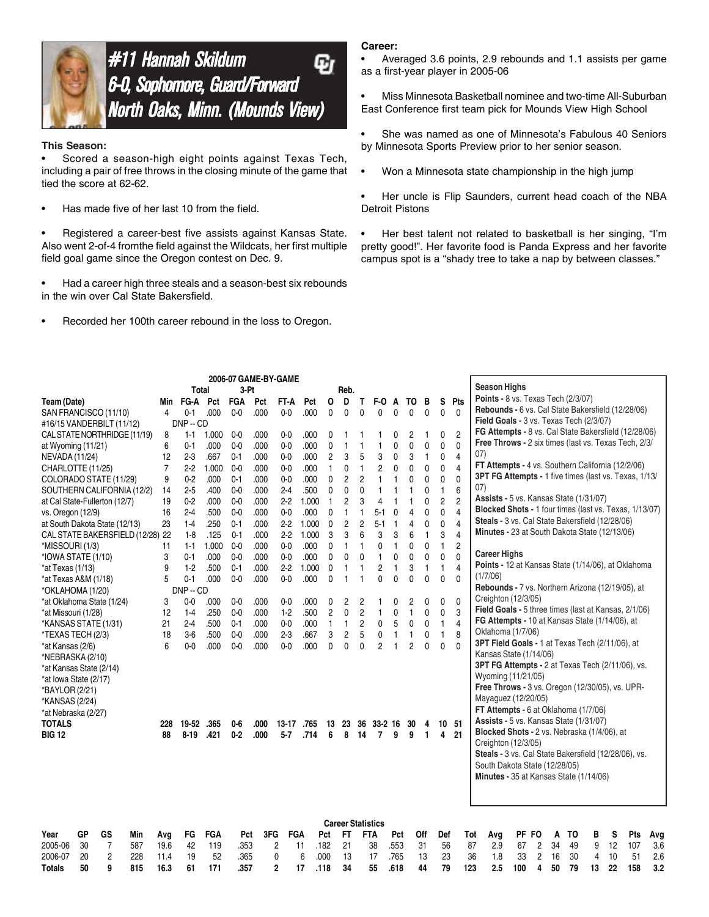# #11 Hannah Skildum
## 6-0, Sophomore, Guard/Forward
## North Oaks, Minn. (Mounds View)

### This Season:

- Scored a season-high eight points against Texas Tech, including a pair of free throws in the closing minute of the game that tied the score at 62-62.
- Has made five of her last 10 from the field.
- Registered a career-best five assists against Kansas State. Also went 2-of-4 fromthe field against the Wildcats, her first multiple field goal game since the Oregon contest on Dec. 9.
- Had a career high three steals and a season-best six rebounds in the win over Cal State Bakersfield.
- Recorded her 100th career rebound in the loss to Oregon.

### Career:

- Averaged 3.6 points, 2.9 rebounds and 1.1 assists per game as a first-year player in 2005-06
- Miss Minnesota Basketball nominee and two-time All-Suburban East Conference first team pick for Mounds View High School
- She was named as one of Minnesota's Fabulous 40 Seniors by Minnesota Sports Preview prior to her senior season.
- Won a Minnesota state championship in the high jump
- Her uncle is Flip Saunders, current head coach of the NBA Detroit Pistons
- Her best talent not related to basketball is her singing, "I'm pretty good!". Her favorite food is Panda Express and her favorite campus spot is a "shady tree to take a nap by between classes."

### 2006-07 GAME-BY-GAME

| Team (Date) | Min | Total FG-A | Pct | 3-Pt FGA | Pct | FT-A | Pct | Reb. O | D | T | F-O | A | TO | B | S | Pts |
|---|---|---|---|---|---|---|---|---|---|---|---|---|---|---|---|---|
| SAN FRANCISCO (11/10) | 4 | 0-1 | .000 | 0-0 | .000 | 0-0 | .000 | 0 | 0 | 0 | 0 | 0 | 0 | 0 | 0 | 0 |
| #16/15 VANDERBILT (11/12) | DNP -- CD | | | | | | | | | | | | | | | |
| CAL STATE NORTHRIDGE (11/19) | 8 | 1-1 | 1.000 | 0-0 | .000 | 0-0 | .000 | 0 | 1 | 1 | 1 | 0 | 2 | 1 | 0 | 2 |
| at Wyoming (11/21) | 6 | 0-1 | .000 | 0-0 | .000 | 0-0 | .000 | 0 | 1 | 1 | 1 | 0 | 0 | 0 | 0 | 0 |
| NEVADA (11/24) | 12 | 2-3 | .667 | 0-1 | .000 | 0-0 | .000 | 2 | 3 | 5 | 3 | 0 | 3 | 1 | 0 | 4 |
| CHARLOTTE (11/25) | 7 | 2-2 | 1.000 | 0-0 | .000 | 0-0 | .000 | 1 | 0 | 1 | 2 | 0 | 0 | 0 | 0 | 4 |
| COLORADO STATE (11/29) | 9 | 0-2 | .000 | 0-1 | .000 | 0-0 | .000 | 0 | 2 | 2 | 1 | 1 | 0 | 0 | 0 | 0 |
| SOUTHERN CALIFORNIA (12/2) | 14 | 2-5 | .400 | 0-0 | .000 | 2-4 | .500 | 0 | 0 | 0 | 1 | 1 | 1 | 0 | 1 | 6 |
| at Cal State-Fullerton (12/7) | 19 | 0-2 | .000 | 0-0 | .000 | 2-2 | 1.000 | 1 | 2 | 3 | 4 | 1 | 1 | 0 | 2 | 2 |
| vs. Oregon (12/9) | 16 | 2-4 | .500 | 0-0 | .000 | 0-0 | .000 | 0 | 1 | 1 | 5-1 | 0 | 4 | 0 | 0 | 4 |
| at South Dakota State (12/13) | 23 | 1-4 | .250 | 0-1 | .000 | 2-2 | 1.000 | 0 | 2 | 2 | 5-1 | 1 | 4 | 0 | 0 | 4 |
| CAL STATE BAKERSFIELD (12/28) | 22 | 1-8 | .125 | 0-1 | .000 | 2-2 | 1.000 | 3 | 3 | 6 | 3 | 3 | 6 | 1 | 3 | 4 |
| *MISSOURI (1/3) | 11 | 1-1 | 1.000 | 0-0 | .000 | 0-0 | .000 | 0 | 1 | 1 | 0 | 1 | 0 | 0 | 1 | 2 |
| *IOWA STATE (1/10) | 3 | 0-1 | .000 | 0-0 | .000 | 0-0 | .000 | 0 | 0 | 0 | 1 | 0 | 0 | 0 | 0 | 0 |
| *at Texas (1/13) | 9 | 1-2 | .500 | 0-1 | .000 | 2-2 | 1.000 | 0 | 1 | 1 | 2 | 1 | 3 | 1 | 1 | 4 |
| *at Texas A&M (1/18) | 5 | 0-1 | .000 | 0-0 | .000 | 0-0 | .000 | 0 | 1 | 1 | 0 | 0 | 0 | 0 | 0 | 0 |
| *OKLAHOMA (1/20) | DNP -- CD | | | | | | | | | | | | | | | |
| *at Oklahoma State (1/24) | 3 | 0-0 | .000 | 0-0 | .000 | 0-0 | .000 | 0 | 2 | 2 | 1 | 0 | 2 | 0 | 0 | 0 |
| *at Missouri (1/28) | 12 | 1-4 | .250 | 0-0 | .000 | 1-2 | .500 | 2 | 0 | 2 | 1 | 0 | 1 | 0 | 0 | 3 |
| *KANSAS STATE (1/31) | 21 | 2-4 | .500 | 0-1 | .000 | 0-0 | .000 | 1 | 1 | 2 | 0 | 5 | 0 | 0 | 1 | 4 |
| *TEXAS TECH (2/3) | 18 | 3-6 | .500 | 0-0 | .000 | 2-3 | .667 | 3 | 2 | 5 | 0 | 1 | 1 | 0 | 1 | 8 |
| *at Kansas (2/6) | 6 | 0-0 | .000 | 0-0 | .000 | 0-0 | .000 | 0 | 0 | 0 | 2 | 1 | 2 | 0 | 0 | 0 |
| *NEBRASKA (2/10) | | | | | | | | | | | | | | | | |
| *at Kansas State (2/14) | | | | | | | | | | | | | | | | |
| *at Iowa State (2/17) | | | | | | | | | | | | | | | | |
| *BAYLOR (2/21) | | | | | | | | | | | | | | | | |
| *KANSAS (2/24) | | | | | | | | | | | | | | | | |
| *at Nebraska (2/27) | | | | | | | | | | | | | | | | |
| **TOTALS** | **228** | **19-52** | **.365** | **0-6** | **.000** | **13-17** | **.765** | **13** | **23** | **36** | **33-2** | **16** | **30** | **4** | **10** | **51** |
| **BIG 12** | **88** | **8-19** | **.421** | **0-2** | **.000** | **5-7** | **.714** | **6** | **8** | **14** | **7** | **9** | **9** | **1** | **4** | **21** |

**Season Highs**
**Points -** 8 vs. Texas Tech (2/3/07)
**Rebounds -** 6 vs. Cal State Bakersfield (12/28/06)
**Field Goals -** 3 vs. Texas Tech (2/3/07)
**FG Attempts -** 8 vs. Cal State Bakersfield (12/28/06)
**Free Throws -** 2 six times (last vs. Texas Tech, 2/3/07)
**FT Attempts -** 4 vs. Southern California (12/2/06)
**3PT FG Attempts -** 1 five times (last vs. Texas, 1/13/07)
**Assists -** 5 vs. Kansas State (1/31/07)
**Blocked Shots -** 1 four times (last vs. Texas, 1/13/07)
**Steals -** 3 vs. Cal State Bakersfield (12/28/06)
**Minutes -** 23 at South Dakota State (12/13/06)

**Career Highs**
**Points -** 12 at Kansas State (1/14/06), at Oklahoma (1/7/06)
**Rebounds -** 7 vs. Northern Arizona (12/19/05), at Creighton (12/3/05)
**Field Goals -** 5 three times (last at Kansas, 2/1/06)
**FG Attempts -** 10 at Kansas State (1/14/06), at Oklahoma (1/7/06)
**3PT Field Goals -** 1 at Texas Tech (2/11/06), at Kansas State (1/14/06)
**3PT FG Attempts -** 2 at Texas Tech (2/11/06), vs. Wyoming (11/21/05)
**Free Throws -** 3 vs. Oregon (12/30/05), vs. UPR-Mayaguez (12/20/05)
**FT Attempts -** 6 at Oklahoma (1/7/06)
**Assists -** 5 vs. Kansas State (1/31/07)
**Blocked Shots -** 2 vs. Nebraska (1/4/06), at Creighton (12/3/05)
**Steals -** 3 vs. Cal State Bakersfield (12/28/06), vs. South Dakota State (12/28/05)
**Minutes -** 35 at Kansas State (1/14/06)

### Career Statistics

| Year | GP | GS | Min | Avg | FG | FGA | Pct | 3FG | FGA | Pct | FT | FTA | Pct | Off | Def | Tot | Avg | PF | FO | A | TO | B | S | Pts | Avg |
|---|---|---|---|---|---|---|---|---|---|---|---|---|---|---|---|---|---|---|---|---|---|---|---|---|---|
| 2005-06 | 30 | 7 | 587 | 19.6 | 42 | 119 | .353 | 2 | 11 | .182 | 21 | 38 | .553 | 31 | 56 | 87 | 2.9 | 67 | 2 | 34 | 49 | 9 | 12 | 107 | 3.6 |
| 2006-07 | 20 | 2 | 228 | 11.4 | 19 | 52 | .365 | 0 | 6 | .000 | 13 | 17 | .765 | 13 | 23 | 36 | 1.8 | 33 | 2 | 16 | 30 | 4 | 10 | 51 | 2.6 |
| **Totals** | **50** | **9** | **815** | **16.3** | **61** | **171** | **.357** | **2** | **17** | **.118** | **34** | **55** | **.618** | **44** | **79** | **123** | **2.5** | **100** | **4** | **50** | **79** | **13** | **22** | **158** | **3.2** |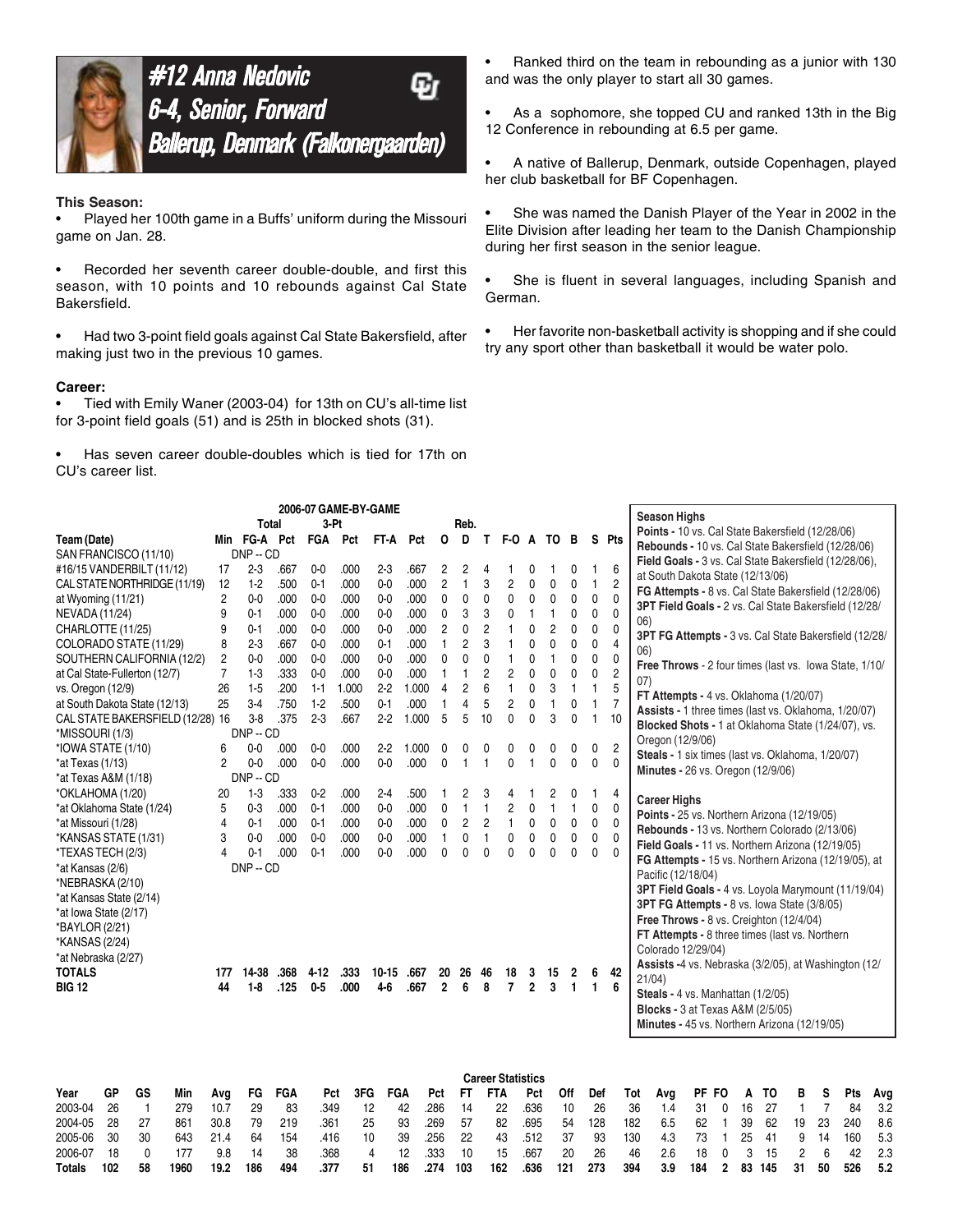# #12 Anna Nedovic

## 6-4, Senior, Forward

## Ballerup, Denmark (Falkonergaarden)

**This Season:**

- Played her 100th game in a Buffs' uniform during the Missouri game on Jan. 28.
- Recorded her seventh career double-double, and first this season, with 10 points and 10 rebounds against Cal State Bakersfield.
- Had two 3-point field goals against Cal State Bakersfield, after making just two in the previous 10 games.

**Career:**

- Tied with Emily Waner (2003-04) for 13th on CU's all-time list for 3-point field goals (51) and is 25th in blocked shots (31).
- Has seven career double-doubles which is tied for 17th on CU's career list.
- Ranked third on the team in rebounding as a junior with 130 and was the only player to start all 30 games.
- As a sophomore, she topped CU and ranked 13th in the Big 12 Conference in rebounding at 6.5 per game.
- A native of Ballerup, Denmark, outside Copenhagen, played her club basketball for BF Copenhagen.
- She was named the Danish Player of the Year in 2002 in the Elite Division after leading her team to the Danish Championship during her first season in the senior league.
- She is fluent in several languages, including Spanish and German.
- Her favorite non-basketball activity is shopping and if she could try any sport other than basketball it would be water polo.

**2006-07 GAME-BY-GAME**

| Team (Date) | Min | Total FG-A | Pct | 3-Pt FGA | Pct | FT-A | Pct | Reb. O | D | T | F-O | A | TO | B | S | Pts |
|---|---|---|---|---|---|---|---|---|---|---|---|---|---|---|---|---|
| SAN FRANCISCO (11/10) | | DNP -- CD | | | | | | | | | | | | | | |
| #16/15 VANDERBILT (11/12) | 17 | 2-3 | .667 | 0-0 | .000 | 2-3 | .667 | 2 | 2 | 4 | 1 | 0 | 1 | 0 | 1 | 6 |
| CAL STATE NORTHRIDGE (11/19) | 12 | 1-2 | .500 | 0-1 | .000 | 0-0 | .000 | 2 | 1 | 3 | 2 | 0 | 0 | 0 | 1 | 2 |
| at Wyoming (11/21) | 2 | 0-0 | .000 | 0-0 | .000 | 0-0 | .000 | 0 | 0 | 0 | 0 | 0 | 0 | 0 | 0 | 0 |
| NEVADA (11/24) | 9 | 0-1 | .000 | 0-0 | .000 | 0-0 | .000 | 0 | 3 | 3 | 0 | 1 | 1 | 0 | 0 | 0 |
| CHARLOTTE (11/25) | 9 | 0-1 | .000 | 0-0 | .000 | 0-0 | .000 | 2 | 0 | 2 | 1 | 0 | 2 | 0 | 0 | 0 |
| COLORADO STATE (11/29) | 8 | 2-3 | .667 | 0-0 | .000 | 0-1 | .000 | 1 | 2 | 3 | 1 | 0 | 0 | 0 | 0 | 4 |
| SOUTHERN CALIFORNIA (12/2) | 2 | 0-0 | .000 | 0-0 | .000 | 0-0 | .000 | 0 | 0 | 0 | 1 | 0 | 1 | 0 | 0 | 0 |
| at Cal State-Fullerton (12/7) | 7 | 1-3 | .333 | 0-0 | .000 | 0-0 | .000 | 1 | 1 | 2 | 2 | 0 | 0 | 0 | 0 | 2 |
| vs. Oregon (12/9) | 26 | 1-5 | .200 | 1-1 | 1.000 | 2-2 | 1.000 | 4 | 2 | 6 | 1 | 0 | 3 | 1 | 1 | 5 |
| at South Dakota State (12/13) | 25 | 3-4 | .750 | 1-2 | .500 | 0-1 | .000 | 1 | 4 | 5 | 2 | 0 | 1 | 0 | 1 | 7 |
| CAL STATE BAKERSFIELD (12/28) | 16 | 3-8 | .375 | 2-3 | .667 | 2-2 | 1.000 | 5 | 5 | 10 | 0 | 0 | 3 | 0 | 1 | 10 |
| *MISSOURI (1/3) | | DNP -- CD | | | | | | | | | | | | | | |
| *IOWA STATE (1/10) | 6 | 0-0 | .000 | 0-0 | .000 | 2-2 | 1.000 | 0 | 0 | 0 | 0 | 0 | 0 | 0 | 0 | 2 |
| *at Texas (1/13) | 2 | 0-0 | .000 | 0-0 | .000 | 0-0 | .000 | 0 | 1 | 1 | 0 | 1 | 0 | 0 | 0 | 0 |
| *at Texas A&M (1/18) | | DNP -- CD | | | | | | | | | | | | | | |
| *OKLAHOMA (1/20) | 20 | 1-3 | .333 | 0-2 | .000 | 2-4 | .500 | 1 | 2 | 3 | 4 | 1 | 2 | 0 | 1 | 4 |
| *at Oklahoma State (1/24) | 5 | 0-3 | .000 | 0-1 | .000 | 0-0 | .000 | 0 | 1 | 1 | 2 | 0 | 1 | 1 | 0 | 0 |
| *at Missouri (1/28) | 4 | 0-1 | .000 | 0-1 | .000 | 0-0 | .000 | 0 | 2 | 2 | 1 | 0 | 0 | 0 | 0 | 0 |
| *KANSAS STATE (1/31) | 3 | 0-0 | .000 | 0-0 | .000 | 0-0 | .000 | 1 | 0 | 1 | 0 | 0 | 0 | 0 | 0 | 0 |
| *TEXAS TECH (2/3) | 4 | 0-1 | .000 | 0-1 | .000 | 0-0 | .000 | 0 | 0 | 0 | 0 | 0 | 0 | 0 | 0 | 0 |
| *at Kansas (2/6) | | DNP -- CD | | | | | | | | | | | | | | |
| *NEBRASKA (2/10) | | | | | | | | | | | | | | | | |
| *at Kansas State (2/14) | | | | | | | | | | | | | | | | |
| *at Iowa State (2/17) | | | | | | | | | | | | | | | | |
| *BAYLOR (2/21) | | | | | | | | | | | | | | | | |
| *KANSAS (2/24) | | | | | | | | | | | | | | | | |
| *at Nebraska (2/27) | | | | | | | | | | | | | | | | |
| **TOTALS** | **177** | **14-38** | **.368** | **4-12** | **.333** | **10-15** | **.667** | **20** | **26** | **46** | **18** | **3** | **15** | **2** | **6** | **42** |
| **BIG 12** | **44** | **1-8** | **.125** | **0-5** | **.000** | **4-6** | **.667** | **2** | **6** | **8** | **7** | **2** | **3** | **1** | **1** | **6** |

**Season Highs**

**Points -** 10 vs. Cal State Bakersfield (12/28/06)
**Rebounds -** 10 vs. Cal State Bakersfield (12/28/06)
**Field Goals -** 3 vs. Cal State Bakersfield (12/28/06), at South Dakota State (12/13/06)
**FG Attempts -** 8 vs. Cal State Bakersfield (12/28/06)
**3PT Field Goals -** 2 vs. Cal State Bakersfield (12/28/06)
**3PT FG Attempts -** 3 vs. Cal State Bakersfield (12/28/06)
**Free Throws -** 2 four times (last vs. Iowa State, 1/10/07)
**FT Attempts -** 4 vs. Oklahoma (1/20/07)
**Assists -** 1 three times (last vs. Oklahoma, 1/20/07)
**Blocked Shots -** 1 at Oklahoma State (1/24/07), vs. Oregon (12/9/06)
**Steals -** 1 six times (last vs. Oklahoma, 1/20/07)
**Minutes -** 26 vs. Oregon (12/9/06)

**Career Highs**

**Points -** 25 vs. Northern Arizona (12/19/05)
**Rebounds -** 13 vs. Northern Colorado (2/13/06)
**Field Goals -** 11 vs. Northern Arizona (12/19/05)
**FG Attempts -** 15 vs. Northern Arizona (12/19/05), at Pacific (12/18/04)
**3PT Field Goals -** 4 vs. Loyola Marymount (11/19/04)
**3PT FG Attempts -** 8 vs. Iowa State (3/8/05)
**Free Throws -** 8 vs. Creighton (12/4/04)
**FT Attempts -** 8 three times (last vs. Northern Colorado 12/29/04)
**Assists -**4 vs. Nebraska (3/2/05), at Washington (12/21/04)
**Steals -** 4 vs. Manhattan (1/2/05)
**Blocks -** 3 at Texas A&M (2/5/05)
**Minutes -** 45 vs. Northern Arizona (12/19/05)

**Career Statistics**

| Year | GP | GS | Min | Avg | FG | FGA | Pct | 3FG | FGA | Pct | FT | FTA | Pct | Off | Def | Tot | Avg | PF | FO | A | TO | B | S | Pts | Avg |
|---|---|---|---|---|---|---|---|---|---|---|---|---|---|---|---|---|---|---|---|---|---|---|---|---|---|
| 2003-04 | 26 | 1 | 279 | 10.7 | 29 | 83 | .349 | 12 | 42 | .286 | 14 | 22 | .636 | 10 | 26 | 36 | 1.4 | 31 | 0 | 16 | 27 | 1 | 7 | 84 | 3.2 |
| 2004-05 | 28 | 27 | 861 | 30.8 | 79 | 219 | .361 | 25 | 93 | .269 | 57 | 82 | .695 | 54 | 128 | 182 | 6.5 | 62 | 1 | 39 | 62 | 19 | 23 | 240 | 8.6 |
| 2005-06 | 30 | 30 | 643 | 21.4 | 64 | 154 | .416 | 10 | 39 | .256 | 22 | 43 | .512 | 37 | 93 | 130 | 4.3 | 73 | 1 | 25 | 41 | 9 | 14 | 160 | 5.3 |
| 2006-07 | 18 | 0 | 177 | 9.8 | 14 | 38 | .368 | 4 | 12 | .333 | 10 | 15 | .667 | 20 | 26 | 46 | 2.6 | 18 | 0 | 3 | 15 | 2 | 6 | 42 | 2.3 |
| **Totals** | **102** | **58** | **1960** | **19.2** | **186** | **494** | **.377** | **51** | **186** | **.274** | **103** | **162** | **.636** | **121** | **273** | **394** | **3.9** | **184** | **2** | **83** | **145** | **31** | **50** | **526** | **5.2** |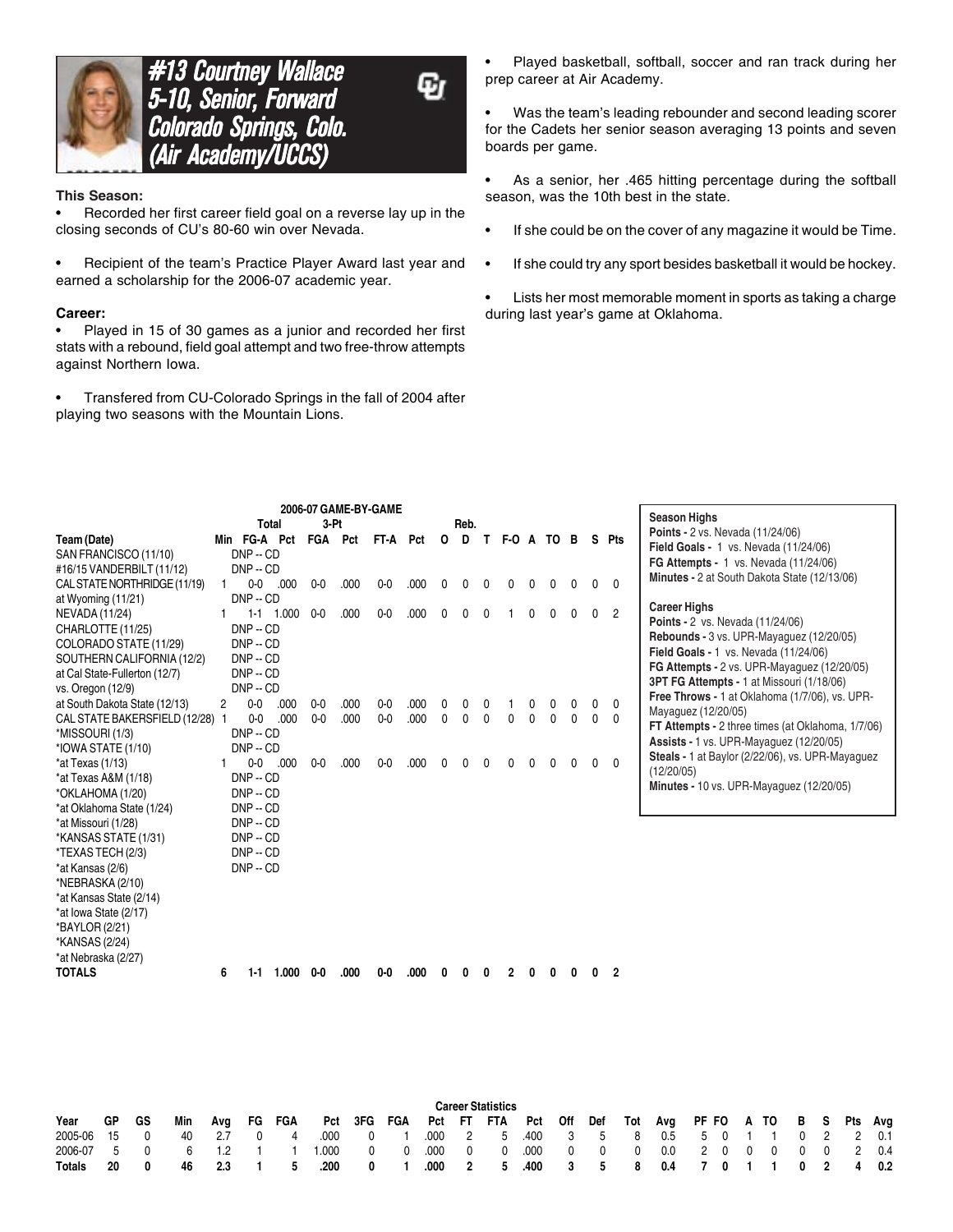# #13 Courtney Wallace
## 5-10, Senior, Forward
## Colorado Springs, Colo.
## (Air Academy/UCCS)

**This Season:**

- Recorded her first career field goal on a reverse lay up in the closing seconds of CU's 80-60 win over Nevada.
- Recipient of the team's Practice Player Award last year and earned a scholarship for the 2006-07 academic year.

**Career:**

- Played in 15 of 30 games as a junior and recorded her first stats with a rebound, field goal attempt and two free-throw attempts against Northern Iowa.
- Transfered from CU-Colorado Springs in the fall of 2004 after playing two seasons with the Mountain Lions.
- Played basketball, softball, soccer and ran track during her prep career at Air Academy.
- Was the team's leading rebounder and second leading scorer for the Cadets her senior season averaging 13 points and seven boards per game.
- As a senior, her .465 hitting percentage during the softball season, was the 10th best in the state.
- If she could be on the cover of any magazine it would be Time.
- If she could try any sport besides basketball it would be hockey.
- Lists her most memorable moment in sports as taking a charge during last year's game at Oklahoma.

**2006-07 GAME-BY-GAME**

| Team (Date) | Min | Total FG-A | Pct | 3-Pt FGA | Pct | FT-A | Pct | Reb. O | D | T | F-O | A | TO | B | S | Pts |
|---|---|---|---|---|---|---|---|---|---|---|---|---|---|---|---|---|
| SAN FRANCISCO (11/10) | DNP -- CD | | | | | | | | | | | | | | | |
| #16/15 VANDERBILT (11/12) | DNP -- CD | | | | | | | | | | | | | | | |
| CAL STATE NORTHRIDGE (11/19) | 1 | 0-0 | .000 | 0-0 | .000 | 0-0 | .000 | 0 | 0 | 0 | 0 | 0 | 0 | 0 | 0 | 0 |
| at Wyoming (11/21) | DNP -- CD | | | | | | | | | | | | | | | |
| NEVADA (11/24) | 1 | 1-1 | 1.000 | 0-0 | .000 | 0-0 | .000 | 0 | 0 | 0 | 1 | 0 | 0 | 0 | 0 | 2 |
| CHARLOTTE (11/25) | DNP -- CD | | | | | | | | | | | | | | | |
| COLORADO STATE (11/29) | DNP -- CD | | | | | | | | | | | | | | | |
| SOUTHERN CALIFORNIA (12/2) | DNP -- CD | | | | | | | | | | | | | | | |
| at Cal State-Fullerton (12/7) | DNP -- CD | | | | | | | | | | | | | | | |
| vs. Oregon (12/9) | DNP -- CD | | | | | | | | | | | | | | | |
| at South Dakota State (12/13) | 2 | 0-0 | .000 | 0-0 | .000 | 0-0 | .000 | 0 | 0 | 0 | 1 | 0 | 0 | 0 | 0 | 0 |
| CAL STATE BAKERSFIELD (12/28) | 1 | 0-0 | .000 | 0-0 | .000 | 0-0 | .000 | 0 | 0 | 0 | 0 | 0 | 0 | 0 | 0 | 0 |
| *MISSOURI (1/3) | DNP -- CD | | | | | | | | | | | | | | | |
| *IOWA STATE (1/10) | DNP -- CD | | | | | | | | | | | | | | | |
| *at Texas (1/13) | 1 | 0-0 | .000 | 0-0 | .000 | 0-0 | .000 | 0 | 0 | 0 | 0 | 0 | 0 | 0 | 0 | 0 |
| *at Texas A&M (1/18) | DNP -- CD | | | | | | | | | | | | | | | |
| *OKLAHOMA (1/20) | DNP -- CD | | | | | | | | | | | | | | | |
| *at Oklahoma State (1/24) | DNP -- CD | | | | | | | | | | | | | | | |
| *at Missouri (1/28) | DNP -- CD | | | | | | | | | | | | | | | |
| *KANSAS STATE (1/31) | DNP -- CD | | | | | | | | | | | | | | | |
| *TEXAS TECH (2/3) | DNP -- CD | | | | | | | | | | | | | | | |
| *at Kansas (2/6) | DNP -- CD | | | | | | | | | | | | | | | |
| *NEBRASKA (2/10) | | | | | | | | | | | | | | | | |
| *at Kansas State (2/14) | | | | | | | | | | | | | | | | |
| *at Iowa State (2/17) | | | | | | | | | | | | | | | | |
| *BAYLOR (2/21) | | | | | | | | | | | | | | | | |
| *KANSAS (2/24) | | | | | | | | | | | | | | | | |
| *at Nebraska (2/27) | | | | | | | | | | | | | | | | |
| **TOTALS** | **6** | **1-1** | **1.000** | **0-0** | **.000** | **0-0** | **.000** | **0** | **0** | **0** | **2** | **0** | **0** | **0** | **0** | **2** |

**Season Highs**
**Points -** 2 vs. Nevada (11/24/06)
**Field Goals -** 1 vs. Nevada (11/24/06)
**FG Attempts -** 1 vs. Nevada (11/24/06)
**Minutes -** 2 at South Dakota State (12/13/06)

**Career Highs**
**Points -** 2 vs. Nevada (11/24/06)
**Rebounds -** 3 vs. UPR-Mayaguez (12/20/05)
**Field Goals -** 1 vs. Nevada (11/24/06)
**FG Attempts -** 2 vs. UPR-Mayaguez (12/20/05)
**3PT FG Attempts -** 1 at Missouri (1/18/06)
**Free Throws -** 1 at Oklahoma (1/7/06), vs. UPR-Mayaguez (12/20/05)
**FT Attempts -** 2 three times (at Oklahoma, 1/7/06)
**Assists -** 1 vs. UPR-Mayaguez (12/20/05)
**Steals -** 1 at Baylor (2/22/06), vs. UPR-Mayaguez (12/20/05)
**Minutes -** 10 vs. UPR-Mayaguez (12/20/05)

**Career Statistics**

| Year | GP | GS | Min | Avg | FG | FGA | Pct | 3FG | FGA | Pct | FT | FTA | Pct | Off | Def | Tot | Avg | PF | FO | A | TO | B | S | Pts | Avg |
|---|---|---|---|---|---|---|---|---|---|---|---|---|---|---|---|---|---|---|---|---|---|---|---|---|---|
| 2005-06 | 15 | 0 | 40 | 2.7 | 0 | 4 | .000 | 0 | 1 | .000 | 2 | 5 | .400 | 3 | 5 | 8 | 0.5 | 5 | 0 | 1 | 1 | 0 | 2 | 2 | 0.1 |
| 2006-07 | 5 | 0 | 6 | 1.2 | 1 | 1 | 1.000 | 0 | 0 | .000 | 0 | 0 | .000 | 0 | 0 | 0 | 0.0 | 2 | 0 | 0 | 0 | 0 | 0 | 2 | 0.4 |
| **Totals** | **20** | **0** | **46** | **2.3** | **1** | **5** | **.200** | **0** | **1** | **.000** | **2** | **5** | **.400** | **3** | **5** | **8** | **0.4** | **7** | **0** | **1** | **1** | **0** | **2** | **4** | **0.2** |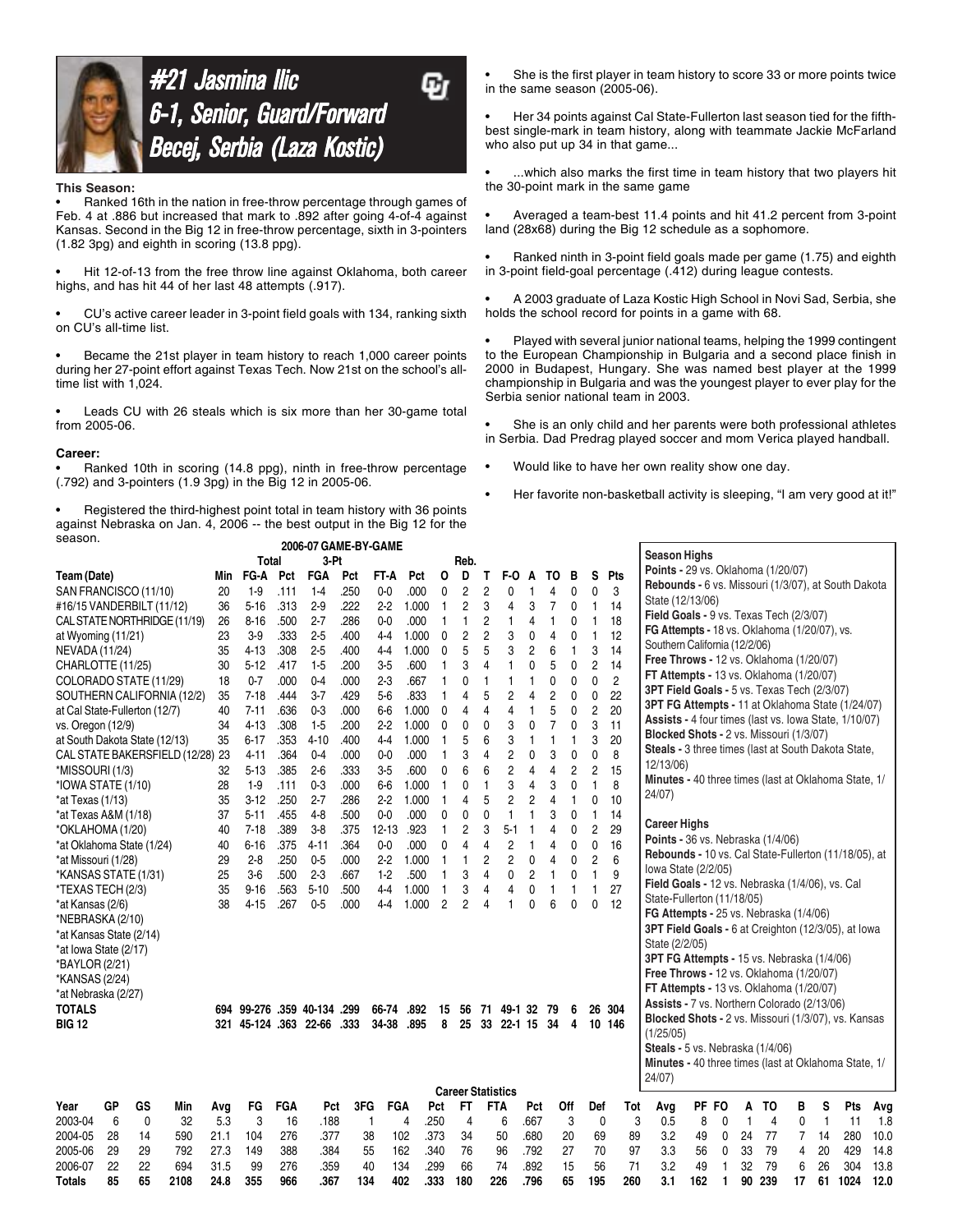# #21 Jasmina Ilic
## 6-1, Senior, Guard/Forward
## Becej, Serbia (Laza Kostic)

**This Season:**

- Ranked 16th in the nation in free-throw percentage through games of Feb. 4 at .886 but increased that mark to .892 after going 4-of-4 against Kansas. Second in the Big 12 in free-throw percentage, sixth in 3-pointers (1.82 3pg) and eighth in scoring (13.8 ppg).
- Hit 12-of-13 from the free throw line against Oklahoma, both career highs, and has hit 44 of her last 48 attempts (.917).
- CU's active career leader in 3-point field goals with 134, ranking sixth on CU's all-time list.
- Became the 21st player in team history to reach 1,000 career points during her 27-point effort against Texas Tech. Now 21st on the school's all-time list with 1,024.
- Leads CU with 26 steals which is six more than her 30-game total from 2005-06.

**Career:**

- Ranked 10th in scoring (14.8 ppg), ninth in free-throw percentage (.792) and 3-pointers (1.9 3pg) in the Big 12 in 2005-06.
- Registered the third-highest point total in team history with 36 points against Nebraska on Jan. 4, 2006 -- the best output in the Big 12 for the season.
- She is the first player in team history to score 33 or more points twice in the same season (2005-06).
- Her 34 points against Cal State-Fullerton last season tied for the fifth-best single-mark in team history, along with teammate Jackie McFarland who also put up 34 in that game...
- ...which also marks the first time in team history that two players hit the 30-point mark in the same game
- Averaged a team-best 11.4 points and hit 41.2 percent from 3-point land (28x68) during the Big 12 schedule as a sophomore.
- Ranked ninth in 3-point field goals made per game (1.75) and eighth in 3-point field-goal percentage (.412) during league contests.
- A 2003 graduate of Laza Kostic High School in Novi Sad, Serbia, she holds the school record for points in a game with 68.
- Played with several junior national teams, helping the 1999 contingent to the European Championship in Bulgaria and a second place finish in 2000 in Budapest, Hungary. She was named best player at the 1999 championship in Bulgaria and was the youngest player to ever play for the Serbia senior national team in 2003.
- She is an only child and her parents were both professional athletes in Serbia. Dad Predrag played soccer and mom Verica played handball.
- Would like to have her own reality show one day.
- Her favorite non-basketball activity is sleeping, "I am very good at it!"

### 2006-07 GAME-BY-GAME

| Team (Date) | Min | Total FG-A | Pct | 3-Pt FGA | Pct | FT-A | Pct | Reb. O | D | T | F-O | A | TO | B | S | Pts |
|---|---|---|---|---|---|---|---|---|---|---|---|---|---|---|---|---|
| SAN FRANCISCO (11/10) | 20 | 1-9 | .111 | 1-4 | .250 | 0-0 | .000 | 0 | 2 | 2 | 0 | 1 | 4 | 0 | 0 | 3 |
| #16/15 VANDERBILT (11/12) | 36 | 5-16 | .313 | 2-9 | .222 | 2-2 | 1.000 | 1 | 2 | 3 | 4 | 3 | 7 | 0 | 1 | 14 |
| CAL STATE NORTHRIDGE (11/19) | 26 | 8-16 | .500 | 2-7 | .286 | 0-0 | .000 | 1 | 1 | 2 | 1 | 4 | 1 | 0 | 1 | 18 |
| at Wyoming (11/21) | 23 | 3-9 | .333 | 2-5 | .400 | 4-4 | 1.000 | 0 | 2 | 2 | 3 | 0 | 4 | 0 | 1 | 12 |
| NEVADA (11/24) | 35 | 4-13 | .308 | 2-5 | .400 | 4-4 | 1.000 | 0 | 5 | 5 | 3 | 2 | 6 | 1 | 3 | 14 |
| CHARLOTTE (11/25) | 30 | 5-12 | .417 | 1-5 | .200 | 3-5 | .600 | 1 | 3 | 4 | 1 | 0 | 5 | 0 | 2 | 14 |
| COLORADO STATE (11/29) | 18 | 0-7 | .000 | 0-4 | .000 | 2-3 | .667 | 1 | 0 | 1 | 1 | 1 | 0 | 0 | 0 | 2 |
| SOUTHERN CALIFORNIA (12/2) | 35 | 7-18 | .444 | 3-7 | .429 | 5-6 | .833 | 1 | 4 | 5 | 2 | 4 | 2 | 0 | 0 | 22 |
| at Cal State-Fullerton (12/7) | 40 | 7-11 | .636 | 0-3 | .000 | 6-6 | 1.000 | 0 | 4 | 4 | 4 | 1 | 5 | 0 | 2 | 20 |
| vs. Oregon (12/9) | 34 | 4-13 | .308 | 1-5 | .200 | 2-2 | 1.000 | 0 | 0 | 0 | 3 | 0 | 7 | 0 | 3 | 11 |
| at South Dakota State (12/13) | 35 | 6-17 | .353 | 4-10 | .400 | 4-4 | 1.000 | 1 | 5 | 6 | 3 | 1 | 1 | 1 | 3 | 20 |
| CAL STATE BAKERSFIELD (12/28) | 23 | 4-11 | .364 | 0-4 | .000 | 0-0 | .000 | 1 | 3 | 4 | 2 | 0 | 3 | 0 | 0 | 8 |
| *MISSOURI (1/3) | 32 | 5-13 | .385 | 2-6 | .333 | 3-5 | .600 | 0 | 6 | 6 | 2 | 4 | 4 | 2 | 2 | 15 |
| *IOWA STATE (1/10) | 28 | 1-9 | .111 | 0-3 | .000 | 6-6 | 1.000 | 1 | 0 | 1 | 3 | 4 | 3 | 0 | 1 | 8 |
| *at Texas (1/13) | 35 | 3-12 | .250 | 2-7 | .286 | 2-2 | 1.000 | 1 | 4 | 5 | 2 | 2 | 4 | 1 | 0 | 10 |
| *at Texas A&M (1/18) | 37 | 5-11 | .455 | 4-8 | .500 | 0-0 | .000 | 0 | 0 | 0 | 1 | 1 | 3 | 0 | 1 | 14 |
| *OKLAHOMA (1/20) | 40 | 7-18 | .389 | 3-8 | .375 | 12-13 | .923 | 1 | 2 | 3 | 5-1 | 1 | 4 | 0 | 2 | 29 |
| *at Oklahoma State (1/24) | 40 | 6-16 | .375 | 4-11 | .364 | 0-0 | .000 | 0 | 4 | 4 | 2 | 1 | 4 | 0 | 0 | 16 |
| *at Missouri (1/28) | 29 | 2-8 | .250 | 0-5 | .000 | 2-2 | 1.000 | 1 | 1 | 2 | 2 | 0 | 4 | 0 | 2 | 6 |
| *KANSAS STATE (1/31) | 25 | 3-6 | .500 | 2-3 | .667 | 1-2 | .500 | 1 | 3 | 4 | 0 | 2 | 1 | 0 | 1 | 9 |
| *TEXAS TECH (2/3) | 35 | 9-16 | .563 | 5-10 | .500 | 4-4 | 1.000 | 1 | 3 | 4 | 4 | 0 | 1 | 1 | 1 | 27 |
| *at Kansas (2/6) | 38 | 4-15 | .267 | 0-5 | .000 | 4-4 | 1.000 | 2 | 2 | 4 | 1 | 0 | 6 | 0 | 0 | 12 |
| *NEBRASKA (2/10) | | | | | | | | | | | | | | | | |
| *at Kansas State (2/14) | | | | | | | | | | | | | | | | |
| *at Iowa State (2/17) | | | | | | | | | | | | | | | | |
| *BAYLOR (2/21) | | | | | | | | | | | | | | | | |
| *KANSAS (2/24) | | | | | | | | | | | | | | | | |
| *at Nebraska (2/27) | | | | | | | | | | | | | | | | |
| **TOTALS** | 694 | 99-276 | .359 | 40-134 | .299 | 66-74 | .892 | 15 | 56 | 71 | 49-1 | 32 | 79 | 6 | 26 | 304 |
| **BIG 12** | 321 | 45-124 | .363 | 22-66 | .333 | 34-38 | .895 | 8 | 25 | 33 | 22-1 | 15 | 34 | 4 | 10 | 146 |

**Season Highs**

**Points -** 29 vs. Oklahoma (1/20/07)
**Rebounds -** 6 vs. Missouri (1/3/07), at South Dakota State (12/13/06)
**Field Goals -** 9 vs. Texas Tech (2/3/07)
**FG Attempts -** 18 vs. Oklahoma (1/20/07), vs. Southern California (12/2/06)
**Free Throws -** 12 vs. Oklahoma (1/20/07)
**FT Attempts -** 13 vs. Oklahoma (1/20/07)
**3PT Field Goals -** 5 vs. Texas Tech (2/3/07)
**3PT FG Attempts -** 11 at Oklahoma State (1/24/07)
**Assists -** 4 four times (last vs. Iowa State, 1/10/07)
**Blocked Shots -** 2 vs. Missouri (1/3/07)
**Steals -** 3 three times (last at South Dakota State, 12/13/06)
**Minutes -** 40 three times (last at Oklahoma State, 1/24/07)

**Career Highs**

**Points -** 36 vs. Nebraska (1/4/06)
**Rebounds -** 10 vs. Cal State-Fullerton (11/18/05), at Iowa State (2/2/05)
**Field Goals -** 12 vs. Nebraska (1/4/06), vs. Cal State-Fullerton (11/18/05)
**FG Attempts -** 25 vs. Nebraska (1/4/06)
**3PT Field Goals -** 6 at Creighton (12/3/05), at Iowa State (2/2/05)
**3PT FG Attempts -** 15 vs. Nebraska (1/4/06)
**Free Throws -** 12 vs. Oklahoma (1/20/07)
**FT Attempts -** 13 vs. Oklahoma (1/20/07)
**Assists -** 7 vs. Northern Colorado (2/13/06)
**Blocked Shots -** 2 vs. Missouri (1/3/07), vs. Kansas (1/25/05)
**Steals -** 5 vs. Nebraska (1/4/06)
**Minutes -** 40 three times (last at Oklahoma State, 1/24/07)

### Career Statistics

| Year | GP | GS | Min | Avg | FG | FGA | Pct | 3FG | FGA | Pct | FT | FTA | Pct | Off | Def | Tot | Avg | PF | FO | A | TO | B | S | Pts | Avg |
|---|---|---|---|---|---|---|---|---|---|---|---|---|---|---|---|---|---|---|---|---|---|---|---|---|---|
| 2003-04 | 6 | 0 | 32 | 5.3 | 3 | 16 | .188 | 1 | 4 | .250 | 4 | 6 | .667 | 3 | 0 | 3 | 0.5 | 8 | 0 | 1 | 4 | 0 | 1 | 11 | 1.8 |
| 2004-05 | 28 | 14 | 590 | 21.1 | 104 | 276 | .377 | 38 | 102 | .373 | 34 | 50 | .680 | 20 | 69 | 89 | 3.2 | 49 | 0 | 24 | 77 | 7 | 14 | 280 | 10.0 |
| 2005-06 | 29 | 29 | 792 | 27.3 | 149 | 388 | .384 | 55 | 162 | .340 | 76 | 96 | .792 | 27 | 70 | 97 | 3.3 | 56 | 0 | 33 | 79 | 4 | 20 | 429 | 14.8 |
| 2006-07 | 22 | 22 | 694 | 31.5 | 99 | 276 | .359 | 40 | 134 | .299 | 66 | 74 | .892 | 15 | 56 | 71 | 3.2 | 49 | 1 | 32 | 79 | 6 | 26 | 304 | 13.8 |
| **Totals** | **85** | **65** | **2108** | **24.8** | **355** | **966** | **.367** | **134** | **402** | **.333** | **180** | **226** | **.796** | **65** | **195** | **260** | **3.1** | **162** | **1** | **90** | **239** | **17** | **61** | **1024** | **12.0** |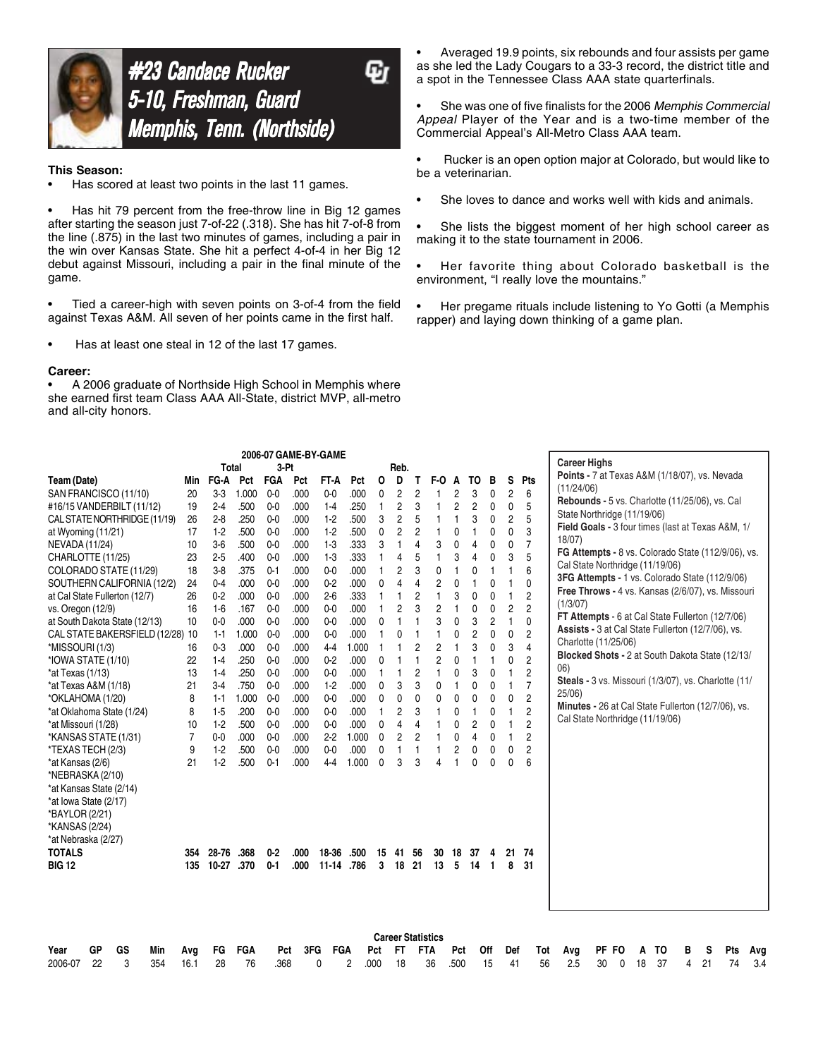# #23 Candace Rucker
## 5-10, Freshman, Guard
## Memphis, Tenn. (Northside)

**This Season:**

- Has scored at least two points in the last 11 games.

- Has hit 79 percent from the free-throw line in Big 12 games after starting the season just 7-of-22 (.318). She has hit 7-of-8 from the line (.875) in the last two minutes of games, including a pair in the win over Kansas State. She hit a perfect 4-of-4 in her Big 12 debut against Missouri, including a pair in the final minute of the game.

- Tied a career-high with seven points on 3-of-4 from the field against Texas A&M. All seven of her points came in the first half.

- Has at least one steal in 12 of the last 17 games.

**Career:**

- A 2006 graduate of Northside High School in Memphis where she earned first team Class AAA All-State, district MVP, all-metro and all-city honors.

- Averaged 19.9 points, six rebounds and four assists per game as she led the Lady Cougars to a 33-3 record, the district title and a spot in the Tennessee Class AAA state quarterfinals.

- She was one of five finalists for the 2006 *Memphis Commercial Appeal* Player of the Year and is a two-time member of the Commercial Appeal's All-Metro Class AAA team.

- Rucker is an open option major at Colorado, but would like to be a veterinarian.

- She loves to dance and works well with kids and animals.

- She lists the biggest moment of her high school career as making it to the state tournament in 2006.

- Her favorite thing about Colorado basketball is the environment, "I really love the mountains."

- Her pregame rituals include listening to Yo Gotti (a Memphis rapper) and laying down thinking of a game plan.

**2006-07 GAME-BY-GAME**

| Team (Date) | Min | Total FG-A | Pct | 3-Pt FGA | Pct | FT-A | Pct | Reb. O | D | T | F-O | A | TO | B | S | Pts |
|---|---|---|---|---|---|---|---|---|---|---|---|---|---|---|---|---|
| SAN FRANCISCO (11/10) | 20 | 3-3 | 1.000 | 0-0 | .000 | 0-0 | .000 | 0 | 2 | 2 | 1 | 2 | 3 | 0 | 2 | 6 |
| #16/15 VANDERBILT (11/12) | 19 | 2-4 | .500 | 0-0 | .000 | 1-4 | .250 | 1 | 2 | 3 | 1 | 2 | 2 | 0 | 0 | 5 |
| CAL STATE NORTHRIDGE (11/19) | 26 | 2-8 | .250 | 0-0 | .000 | 1-2 | .500 | 3 | 2 | 5 | 1 | 1 | 3 | 0 | 2 | 5 |
| at Wyoming (11/21) | 17 | 1-2 | .500 | 0-0 | .000 | 1-2 | .500 | 0 | 2 | 2 | 1 | 0 | 1 | 0 | 0 | 3 |
| NEVADA (11/24) | 10 | 3-6 | .500 | 0-0 | .000 | 1-3 | .333 | 3 | 1 | 4 | 3 | 0 | 4 | 0 | 0 | 7 |
| CHARLOTTE (11/25) | 23 | 2-5 | .400 | 0-0 | .000 | 1-3 | .333 | 1 | 4 | 5 | 1 | 3 | 4 | 0 | 3 | 5 |
| COLORADO STATE (11/29) | 18 | 3-8 | .375 | 0-1 | .000 | 0-0 | .000 | 1 | 2 | 3 | 0 | 1 | 0 | 1 | 1 | 6 |
| SOUTHERN CALIFORNIA (12/2) | 24 | 0-4 | .000 | 0-0 | .000 | 0-2 | .000 | 0 | 4 | 4 | 2 | 0 | 1 | 0 | 1 | 0 |
| at Cal State Fullerton (12/7) | 26 | 0-2 | .000 | 0-0 | .000 | 2-6 | .333 | 1 | 1 | 2 | 1 | 3 | 0 | 0 | 1 | 2 |
| vs. Oregon (12/9) | 16 | 1-6 | .167 | 0-0 | .000 | 0-0 | .000 | 1 | 2 | 3 | 2 | 1 | 0 | 0 | 2 | 2 |
| at South Dakota State (12/13) | 10 | 0-0 | .000 | 0-0 | .000 | 0-0 | .000 | 0 | 1 | 1 | 3 | 0 | 3 | 2 | 1 | 0 |
| CAL STATE BAKERSFIELD (12/28) | 10 | 1-1 | 1.000 | 0-0 | .000 | 0-0 | .000 | 1 | 0 | 1 | 1 | 0 | 2 | 0 | 0 | 2 |
| *MISSOURI (1/3) | 16 | 0-3 | .000 | 0-0 | .000 | 4-4 | 1.000 | 1 | 1 | 2 | 2 | 1 | 3 | 0 | 3 | 4 |
| *IOWA STATE (1/10) | 22 | 1-4 | .250 | 0-0 | .000 | 0-2 | .000 | 0 | 1 | 1 | 2 | 0 | 1 | 1 | 0 | 2 |
| *at Texas (1/13) | 13 | 1-4 | .250 | 0-0 | .000 | 0-0 | .000 | 1 | 1 | 2 | 1 | 0 | 3 | 0 | 1 | 2 |
| *at Texas A&M (1/18) | 21 | 3-4 | .750 | 0-0 | .000 | 1-2 | .000 | 0 | 3 | 3 | 0 | 1 | 0 | 0 | 1 | 7 |
| *OKLAHOMA (1/20) | 8 | 1-1 | 1.000 | 0-0 | .000 | 0-0 | .000 | 0 | 0 | 0 | 0 | 0 | 0 | 0 | 0 | 2 |
| *at Oklahoma State (1/24) | 8 | 1-5 | .200 | 0-0 | .000 | 0-0 | .000 | 1 | 2 | 3 | 1 | 0 | 1 | 0 | 1 | 2 |
| *at Missouri (1/28) | 10 | 1-2 | .500 | 0-0 | .000 | 0-0 | .000 | 0 | 4 | 4 | 1 | 0 | 2 | 0 | 1 | 2 |
| *KANSAS STATE (1/31) | 7 | 0-0 | .000 | 0-0 | .000 | 2-2 | 1.000 | 0 | 2 | 2 | 1 | 0 | 4 | 0 | 1 | 2 |
| *TEXAS TECH (2/3) | 9 | 1-2 | .500 | 0-0 | .000 | 0-0 | .000 | 0 | 1 | 1 | 1 | 2 | 0 | 0 | 0 | 2 |
| *at Kansas (2/6) | 21 | 1-2 | .500 | 0-1 | .000 | 4-4 | 1.000 | 0 | 3 | 3 | 4 | 1 | 0 | 0 | 0 | 6 |
| *NEBRASKA (2/10) | | | | | | | | | | | | | | | | |
| *at Kansas State (2/14) | | | | | | | | | | | | | | | | |
| *at Iowa State (2/17) | | | | | | | | | | | | | | | | |
| *BAYLOR (2/21) | | | | | | | | | | | | | | | | |
| *KANSAS (2/24) | | | | | | | | | | | | | | | | |
| *at Nebraska (2/27) | | | | | | | | | | | | | | | | |
| **TOTALS** | 354 | 28-76 | .368 | 0-2 | .000 | 18-36 | .500 | 15 | 41 | 56 | 30 | 18 | 37 | 4 | 21 | 74 |
| **BIG 12** | 135 | 10-27 | .370 | 0-1 | .000 | 11-14 | .786 | 3 | 18 | 21 | 13 | 5 | 14 | 1 | 8 | 31 |

**Career Highs**

**Points -** 7 at Texas A&M (1/18/07), vs. Nevada (11/24/06)
**Rebounds -** 5 vs. Charlotte (11/25/06), vs. Cal State Northridge (11/19/06)
**Field Goals -** 3 four times (last at Texas A&M, 1/18/07)
**FG Attempts -** 8 vs. Colorado State (112/9/06), vs. Cal State Northridge (11/19/06)
**3FG Attempts -** 1 vs. Colorado State (112/9/06)
**Free Throws -** 4 vs. Kansas (2/6/07), vs. Missouri (1/3/07)
**FT Attempts -** 6 at Cal State Fullerton (12/7/06)
**Assists -** 3 at Cal State Fullerton (12/7/06), vs. Charlotte (11/25/06)
**Blocked Shots -** 2 at South Dakota State (12/13/06)
**Steals -** 3 vs. Missouri (1/3/07), vs. Charlotte (11/25/06)
**Minutes -** 26 at Cal State Fullerton (12/7/06), vs. Cal State Northridge (11/19/06)

**Career Statistics**

| Year | GP | GS | Min | Avg | FG | FGA | Pct | 3FG | FGA | Pct | FT | FTA | Pct | Off | Def | Tot | Avg | PF | FO | A | TO | B | S | Pts | Avg |
|---|---|---|---|---|---|---|---|---|---|---|---|---|---|---|---|---|---|---|---|---|---|---|---|---|---|
| 2006-07 | 22 | 3 | 354 | 16.1 | 28 | 76 | .368 | 0 | 2 | .000 | 18 | 36 | .500 | 15 | 41 | 56 | 2.5 | 30 | 0 | 18 | 37 | 4 | 21 | 74 | 3.4 |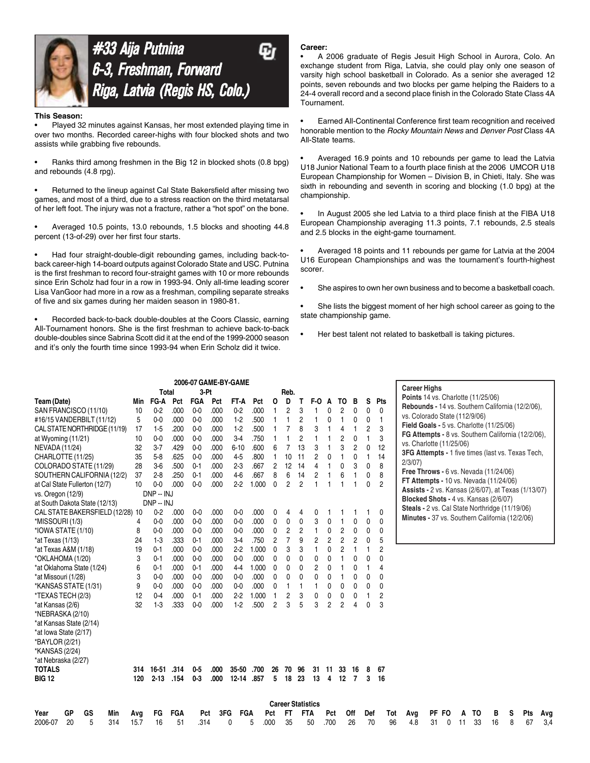# #33 Aija Putnina
## 6-3, Freshman, Forward
## Riga, Latvia (Regis HS, Colo.)

**This Season:**

- Played 32 minutes against Kansas, her most extended playing time in over two months. Recorded career-highs with four blocked shots and two assists while grabbing five rebounds.
- Ranks third among freshmen in the Big 12 in blocked shots (0.8 bpg) and rebounds (4.8 rpg).
- Returned to the lineup against Cal State Bakersfield after missing two games, and most of a third, due to a stress reaction on the third metatarsal of her left foot. The injury was not a fracture, rather a "hot spot" on the bone.
- Averaged 10.5 points, 13.0 rebounds, 1.5 blocks and shooting 44.8 percent (13-of-29) over her first four starts.
- Had four straight-double-digit rebounding games, including back-to-back career-high 14-board outputs against Colorado State and USC. Putnina is the first freshman to record four-straight games with 10 or more rebounds since Erin Scholz had four in a row in 1993-94. Only all-time leading scorer Lisa VanGoor had more in a row as a freshman, compiling separate streaks of five and six games during her maiden season in 1980-81.
- Recorded back-to-back double-doubles at the Coors Classic, earning All-Tournament honors. She is the first freshman to achieve back-to-back double-doubles since Sabrina Scott did it at the end of the 1999-2000 season and it's only the fourth time since 1993-94 when Erin Scholz did it twice.

**Career:**

- A 2006 graduate of Regis Jesuit High School in Aurora, Colo. An exchange student from Riga, Latvia, she could play only one season of varsity high school basketball in Colorado. As a senior she averaged 12 points, seven rebounds and two blocks per game helping the Raiders to a 24-4 overall record and a second place finish in the Colorado State Class 4A Tournament.
- Earned All-Continental Conference first team recognition and received honorable mention to the *Rocky Mountain News* and *Denver Post* Class 4A All-State teams.
- Averaged 16.9 points and 10 rebounds per game to lead the Latvia U18 Junior National Team to a fourth place finish at the 2006 UMCOR U18 European Championship for Women – Division B, in Chieti, Italy. She was sixth in rebounding and seventh in scoring and blocking (1.0 bpg) at the championship.
- In August 2005 she led Latvia to a third place finish at the FIBA U18 European Championship averaging 11.3 points, 7.1 rebounds, 2.5 steals and 2.5 blocks in the eight-game tournament.
- Averaged 18 points and 11 rebounds per game for Latvia at the 2004 U16 European Championships and was the tournament's fourth-highest scorer.
- She aspires to own her own business and to become a basketball coach.
- She lists the biggest moment of her high school career as going to the state championship game.
- Her best talent not related to basketball is taking pictures.

### 2006-07 GAME-BY-GAME

| Team (Date) | Min | Total FG-A | Pct | 3-Pt FGA | Pct | FT-A | Pct | Reb. O | D | T | F-O | A | TO | B | S | Pts |
|---|---|---|---|---|---|---|---|---|---|---|---|---|---|---|---|---|
| SAN FRANCISCO (11/10) | 10 | 0-2 | .000 | 0-0 | .000 | 0-2 | .000 | 1 | 2 | 3 | 1 | 0 | 2 | 0 | 0 | 0 |
| #16/15 VANDERBILT (11/12) | 5 | 0-0 | .000 | 0-0 | .000 | 1-2 | .500 | 1 | 1 | 2 | 1 | 0 | 1 | 0 | 0 | 1 |
| CAL STATE NORTHRIDGE (11/19) | 17 | 1-5 | .200 | 0-0 | .000 | 1-2 | .500 | 1 | 7 | 8 | 3 | 1 | 4 | 1 | 2 | 3 |
| at Wyoming (11/21) | 10 | 0-0 | .000 | 0-0 | .000 | 3-4 | .750 | 1 | 1 | 2 | 1 | 1 | 2 | 0 | 1 | 3 |
| NEVADA (11/24) | 32 | 3-7 | .429 | 0-0 | .000 | 6-10 | .600 | 6 | 7 | 13 | 3 | 1 | 3 | 2 | 0 | 12 |
| CHARLOTTE (11/25) | 35 | 5-8 | .625 | 0-0 | .000 | 4-5 | .800 | 1 | 10 | 11 | 2 | 0 | 1 | 0 | 1 | 14 |
| COLORADO STATE (11/29) | 28 | 3-6 | .500 | 0-1 | .000 | 2-3 | .667 | 2 | 12 | 14 | 4 | 1 | 0 | 3 | 0 | 8 |
| SOUTHERN CALIFORNIA (12/2) | 37 | 2-8 | .250 | 0-1 | .000 | 4-6 | .667 | 8 | 6 | 14 | 2 | 1 | 6 | 1 | 0 | 8 |
| at Cal State Fullerton (12/7) | 10 | 0-0 | .000 | 0-0 | .000 | 2-2 | 1.000 | 0 | 2 | 2 | 1 | 1 | 1 | 1 | 0 | 2 |
| vs. Oregon (12/9) | DNP -- INJ | | | | | | | | | | | | | | | |
| at South Dakota State (12/13) | DNP -- INJ | | | | | | | | | | | | | | | |
| CAL STATE BAKERSFIELD (12/28) | 10 | 0-2 | .000 | 0-0 | .000 | 0-0 | .000 | 0 | 4 | 4 | 0 | 1 | 1 | 1 | 1 | 0 |
| *MISSOURI (1/3) | 4 | 0-0 | .000 | 0-0 | .000 | 0-0 | .000 | 0 | 0 | 0 | 3 | 0 | 1 | 0 | 0 | 0 |
| *IOWA STATE (1/10) | 8 | 0-0 | .000 | 0-0 | .000 | 0-0 | .000 | 0 | 2 | 2 | 1 | 0 | 2 | 0 | 0 | 0 |
| *at Texas (1/13) | 24 | 1-3 | .333 | 0-1 | .000 | 3-4 | .750 | 2 | 7 | 9 | 2 | 2 | 2 | 2 | 0 | 5 |
| *at Texas A&M (1/18) | 19 | 0-1 | .000 | 0-0 | .000 | 2-2 | 1.000 | 0 | 3 | 3 | 1 | 0 | 2 | 1 | 1 | 2 |
| *OKLAHOMA (1/20) | 3 | 0-1 | .000 | 0-0 | .000 | 0-0 | .000 | 0 | 0 | 0 | 0 | 0 | 1 | 0 | 0 | 0 |
| *at Oklahoma State (1/24) | 6 | 0-1 | .000 | 0-1 | .000 | 4-4 | 1.000 | 0 | 0 | 0 | 2 | 0 | 1 | 0 | 1 | 4 |
| *at Missouri (1/28) | 3 | 0-0 | .000 | 0-0 | .000 | 0-0 | .000 | 0 | 0 | 0 | 0 | 0 | 1 | 0 | 0 | 0 |
| *KANSAS STATE (1/31) | 9 | 0-0 | .000 | 0-0 | .000 | 0-0 | .000 | 0 | 1 | 1 | 1 | 0 | 0 | 0 | 0 | 0 |
| *TEXAS TECH (2/3) | 12 | 0-4 | .000 | 0-1 | .000 | 2-2 | 1.000 | 1 | 2 | 3 | 0 | 0 | 0 | 0 | 1 | 2 |
| *at Kansas (2/6) | 32 | 1-3 | .333 | 0-0 | .000 | 1-2 | .500 | 2 | 3 | 5 | 3 | 2 | 2 | 4 | 0 | 3 |
| *NEBRASKA (2/10) | | | | | | | | | | | | | | | | |
| *at Kansas State (2/14) | | | | | | | | | | | | | | | | |
| *at Iowa State (2/17) | | | | | | | | | | | | | | | | |
| *BAYLOR (2/21) | | | | | | | | | | | | | | | | |
| *KANSAS (2/24) | | | | | | | | | | | | | | | | |
| *at Nebraska (2/27) | | | | | | | | | | | | | | | | |
| **TOTALS** | **314** | **16-51** | **.314** | **0-5** | **.000** | **35-50** | **.700** | **26** | **70** | **96** | **31** | **11** | **33** | **16** | **8** | **67** |
| **BIG 12** | **120** | **2-13** | **.154** | **0-3** | **.000** | **12-14** | **.857** | **5** | **18** | **23** | **13** | **4** | **12** | **7** | **3** | **16** |

**Career Highs**

**Points** 14 vs. Charlotte (11/25/06)
**Rebounds -** 14 vs. Southern California (12/2/06), vs. Colorado State (112/9/06)
**Field Goals -** 5 vs. Charlotte (11/25/06)
**FG Attempts -** 8 vs. Southern California (12/2/06), vs. Charlotte (11/25/06)
**3FG Attempts -** 1 five times (last vs. Texas Tech, 2/3/07)
**Free Throws -** 6 vs. Nevada (11/24/06)
**FT Attempts -** 10 vs. Nevada (11/24/06)
**Assists -** 2 vs. Kansas (2/6/07), at Texas (1/13/07)
**Blocked Shots -** 4 vs. Kansas (2/6/07)
**Steals -** 2 vs. Cal State Northridge (11/19/06)
**Minutes -** 37 vs. Southern California (12/2/06)

### Career Statistics

| Year | GP | GS | Min | Avg | FG | FGA | Pct | 3FG | FGA | Pct | FT | FTA | Pct | Off | Def | Tot | Avg | PF | FO | A | TO | B | S | Pts | Avg |
|---|---|---|---|---|---|---|---|---|---|---|---|---|---|---|---|---|---|---|---|---|---|---|---|---|---|
| 2006-07 | 20 | 5 | 314 | 15.7 | 16 | 51 | .314 | 0 | 5 | .000 | 35 | 50 | .700 | 26 | 70 | 96 | 4.8 | 31 | 0 | 11 | 33 | 16 | 8 | 67 | 3,4 |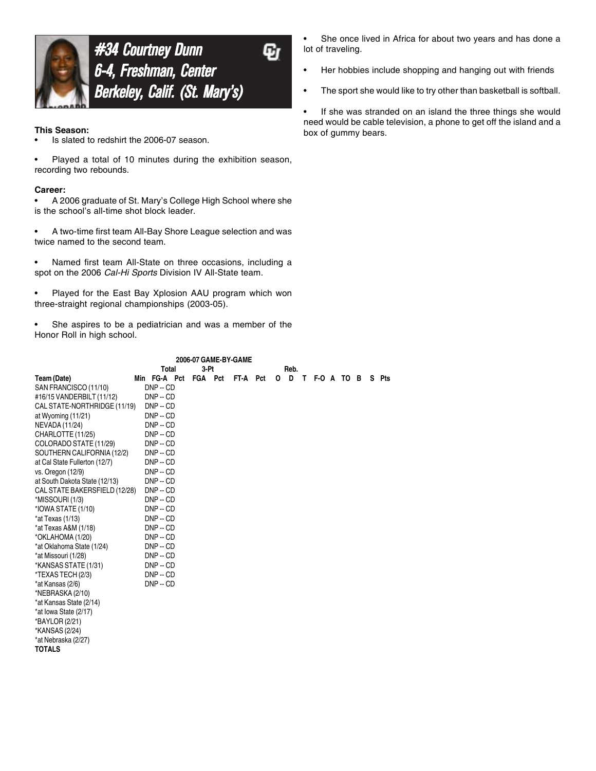# #34 Courtney Dunn
## 6-4, Freshman, Center
## Berkeley, Calif. (St. Mary's)

**This Season:**

- Is slated to redshirt the 2006-07 season.
- Played a total of 10 minutes during the exhibition season, recording two rebounds.

**Career:**

- A 2006 graduate of St. Mary's College High School where she is the school's all-time shot block leader.
- A two-time first team All-Bay Shore League selection and was twice named to the second team.
- Named first team All-State on three occasions, including a spot on the 2006 *Cal-Hi Sports* Division IV All-State team.
- Played for the East Bay Xplosion AAU program which won three-straight regional championships (2003-05).
- She aspires to be a pediatrician and was a member of the Honor Roll in high school.
- She once lived in Africa for about two years and has done a lot of traveling.
- Her hobbies include shopping and hanging out with friends
- The sport she would like to try other than basketball is softball.
- If she was stranded on an island the three things she would need would be cable television, a phone to get off the island and a box of gummy bears.

**2006-07 GAME-BY-GAME**

| | | Total | | 3-Pt | | | | Reb. | | | | | | | | |
|---|---|---|---|---|---|---|---|---|---|---|---|---|---|---|---|---|
| Team (Date) | Min | FG-A | Pct | FGA | Pct | FT-A | Pct | O | D | T | F-O | A | TO | B | S | Pts |
| SAN FRANCISCO (11/10) | DNP -- CD | | | | | | | | | | | | | | | |
| #16/15 VANDERBILT (11/12) | DNP -- CD | | | | | | | | | | | | | | | |
| CAL STATE-NORTHRIDGE (11/19) | DNP -- CD | | | | | | | | | | | | | | | |
| at Wyoming (11/21) | DNP -- CD | | | | | | | | | | | | | | | |
| NEVADA (11/24) | DNP -- CD | | | | | | | | | | | | | | | |
| CHARLOTTE (11/25) | DNP -- CD | | | | | | | | | | | | | | | |
| COLORADO STATE (11/29) | DNP -- CD | | | | | | | | | | | | | | | |
| SOUTHERN CALIFORNIA (12/2) | DNP -- CD | | | | | | | | | | | | | | | |
| at Cal State Fullerton (12/7) | DNP -- CD | | | | | | | | | | | | | | | |
| vs. Oregon (12/9) | DNP -- CD | | | | | | | | | | | | | | | |
| at South Dakota State (12/13) | DNP -- CD | | | | | | | | | | | | | | | |
| CAL STATE BAKERSFIELD (12/28) | DNP -- CD | | | | | | | | | | | | | | | |
| *MISSOURI (1/3) | DNP -- CD | | | | | | | | | | | | | | | |
| *IOWA STATE (1/10) | DNP -- CD | | | | | | | | | | | | | | | |
| *at Texas (1/13) | DNP -- CD | | | | | | | | | | | | | | | |
| *at Texas A&M (1/18) | DNP -- CD | | | | | | | | | | | | | | | |
| *OKLAHOMA (1/20) | DNP -- CD | | | | | | | | | | | | | | | |
| *at Oklahoma State (1/24) | DNP -- CD | | | | | | | | | | | | | | | |
| *at Missouri (1/28) | DNP -- CD | | | | | | | | | | | | | | | |
| *KANSAS STATE (1/31) | DNP -- CD | | | | | | | | | | | | | | | |
| *TEXAS TECH (2/3) | DNP -- CD | | | | | | | | | | | | | | | |
| *at Kansas (2/6) | DNP -- CD | | | | | | | | | | | | | | | |
| *NEBRASKA (2/10) | | | | | | | | | | | | | | | | |
| *at Kansas State (2/14) | | | | | | | | | | | | | | | | |
| *at Iowa State (2/17) | | | | | | | | | | | | | | | | |
| *BAYLOR (2/21) | | | | | | | | | | | | | | | | |
| *KANSAS (2/24) | | | | | | | | | | | | | | | | |
| *at Nebraska (2/27) | | | | | | | | | | | | | | | | |
| **TOTALS** | | | | | | | | | | | | | | | | |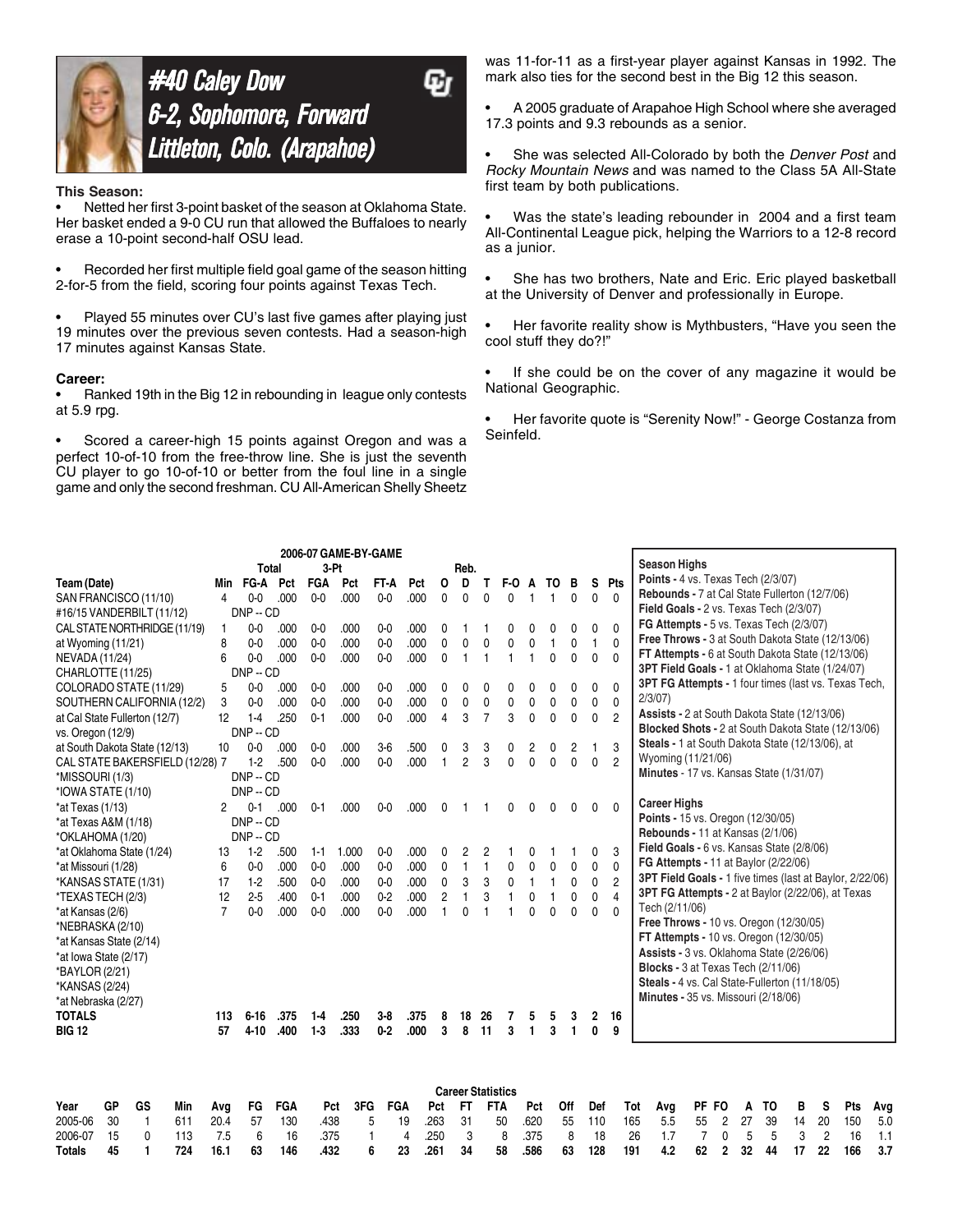# #40 Caley Dow
## 6-2, Sophomore, Forward
## Littleton, Colo. (Arapahoe)

**This Season:**

- Netted her first 3-point basket of the season at Oklahoma State. Her basket ended a 9-0 CU run that allowed the Buffaloes to nearly erase a 10-point second-half OSU lead.
- Recorded her first multiple field goal game of the season hitting 2-for-5 from the field, scoring four points against Texas Tech.
- Played 55 minutes over CU's last five games after playing just 19 minutes over the previous seven contests. Had a season-high 17 minutes against Kansas State.

**Career:**

- Ranked 19th in the Big 12 in rebounding in league only contests at 5.9 rpg.
- Scored a career-high 15 points against Oregon and was a perfect 10-of-10 from the free-throw line. She is just the seventh CU player to go 10-of-10 or better from the foul line in a single game and only the second freshman. CU All-American Shelly Sheetz was 11-for-11 as a first-year player against Kansas in 1992. The mark also ties for the second best in the Big 12 this season.
- A 2005 graduate of Arapahoe High School where she averaged 17.3 points and 9.3 rebounds as a senior.
- She was selected All-Colorado by both the *Denver Post* and *Rocky Mountain News* and was named to the Class 5A All-State first team by both publications.
- Was the state's leading rebounder in 2004 and a first team All-Continental League pick, helping the Warriors to a 12-8 record as a junior.
- She has two brothers, Nate and Eric. Eric played basketball at the University of Denver and professionally in Europe.
- Her favorite reality show is Mythbusters, "Have you seen the cool stuff they do?!"
- If she could be on the cover of any magazine it would be National Geographic.
- Her favorite quote is "Serenity Now!" - George Costanza from Seinfeld.

**2006-07 GAME-BY-GAME**

| Team (Date) | Min | Total FG-A | Pct | 3-Pt FGA | Pct | FT-A | Pct | Reb. O | D | T | F-O | A | TO | B | S | Pts |
|---|---|---|---|---|---|---|---|---|---|---|---|---|---|---|---|---|
| SAN FRANCISCO (11/10) | 4 | 0-0 | .000 | 0-0 | .000 | 0-0 | .000 | 0 | 0 | 0 | 0 | 1 | 1 | 0 | 0 | 0 |
| #16/15 VANDERBILT (11/12) | DNP -- CD | | | | | | | | | | | | | | | |
| CAL STATE NORTHRIDGE (11/19) | 1 | 0-0 | .000 | 0-0 | .000 | 0-0 | .000 | 0 | 1 | 1 | 0 | 0 | 0 | 0 | 0 | 0 |
| at Wyoming (11/21) | 8 | 0-0 | .000 | 0-0 | .000 | 0-0 | .000 | 0 | 0 | 0 | 0 | 0 | 1 | 0 | 1 | 0 |
| NEVADA (11/24) | 6 | 0-0 | .000 | 0-0 | .000 | 0-0 | .000 | 0 | 1 | 1 | 1 | 1 | 0 | 0 | 0 | 0 |
| CHARLOTTE (11/25) | DNP -- CD | | | | | | | | | | | | | | | |
| COLORADO STATE (11/29) | 5 | 0-0 | .000 | 0-0 | .000 | 0-0 | .000 | 0 | 0 | 0 | 0 | 0 | 0 | 0 | 0 | 0 |
| SOUTHERN CALIFORNIA (12/2) | 3 | 0-0 | .000 | 0-0 | .000 | 0-0 | .000 | 0 | 0 | 0 | 0 | 0 | 0 | 0 | 0 | 0 |
| at Cal State Fullerton (12/7) | 12 | 1-4 | .250 | 0-1 | .000 | 0-0 | .000 | 4 | 3 | 7 | 3 | 0 | 0 | 0 | 0 | 2 |
| vs. Oregon (12/9) | DNP -- CD | | | | | | | | | | | | | | | |
| at South Dakota State (12/13) | 10 | 0-0 | .000 | 0-0 | .000 | 3-6 | .500 | 0 | 3 | 3 | 0 | 2 | 0 | 2 | 1 | 3 |
| CAL STATE BAKERSFIELD (12/28) | 7 | 1-2 | .500 | 0-0 | .000 | 0-0 | .000 | 1 | 2 | 3 | 0 | 0 | 0 | 0 | 0 | 2 |
| *MISSOURI (1/3) | DNP -- CD | | | | | | | | | | | | | | | |
| *IOWA STATE (1/10) | DNP -- CD | | | | | | | | | | | | | | | |
| *at Texas (1/13) | 2 | 0-1 | .000 | 0-1 | .000 | 0-0 | .000 | 0 | 1 | 1 | 0 | 0 | 0 | 0 | 0 | 0 |
| *at Texas A&M (1/18) | DNP -- CD | | | | | | | | | | | | | | | |
| *OKLAHOMA (1/20) | DNP -- CD | | | | | | | | | | | | | | | |
| *at Oklahoma State (1/24) | 13 | 1-2 | .500 | 1-1 | 1.000 | 0-0 | .000 | 0 | 2 | 2 | 1 | 0 | 1 | 1 | 0 | 3 |
| *at Missouri (1/28) | 6 | 0-0 | .000 | 0-0 | .000 | 0-0 | .000 | 0 | 1 | 1 | 0 | 0 | 0 | 0 | 0 | 0 |
| *KANSAS STATE (1/31) | 17 | 1-2 | .500 | 0-0 | .000 | 0-0 | .000 | 0 | 3 | 3 | 0 | 1 | 1 | 0 | 0 | 2 |
| *TEXAS TECH (2/3) | 12 | 2-5 | .400 | 0-1 | .000 | 0-2 | .000 | 2 | 1 | 3 | 1 | 0 | 1 | 0 | 0 | 4 |
| *at Kansas (2/6) | 7 | 0-0 | .000 | 0-0 | .000 | 0-0 | .000 | 1 | 0 | 1 | 1 | 0 | 0 | 0 | 0 | 0 |
| *NEBRASKA (2/10) | | | | | | | | | | | | | | | | |
| *at Kansas State (2/14) | | | | | | | | | | | | | | | | |
| *at Iowa State (2/17) | | | | | | | | | | | | | | | | |
| *BAYLOR (2/21) | | | | | | | | | | | | | | | | |
| *KANSAS (2/24) | | | | | | | | | | | | | | | | |
| *at Nebraska (2/27) | | | | | | | | | | | | | | | | |
| **TOTALS** | **113** | **6-16** | **.375** | **1-4** | **.250** | **3-8** | **.375** | **8** | **18** | **26** | **7** | **5** | **5** | **3** | **2** | **16** |
| **BIG 12** | **57** | **4-10** | **.400** | **1-3** | **.333** | **0-2** | **.000** | **3** | **8** | **11** | **3** | **1** | **3** | **1** | **0** | **9** |

**Season Highs**

**Points -** 4 vs. Texas Tech (2/3/07)
**Rebounds -** 7 at Cal State Fullerton (12/7/06)
**Field Goals -** 2 vs. Texas Tech (2/3/07)
**FG Attempts -** 5 vs. Texas Tech (2/3/07)
**Free Throws -** 3 at South Dakota State (12/13/06)
**FT Attempts -** 6 at South Dakota State (12/13/06)
**3PT Field Goals -** 1 at Oklahoma State (1/24/07)
**3PT FG Attempts -** 1 four times (last vs. Texas Tech, 2/3/07)
**Assists -** 2 at South Dakota State (12/13/06)
**Blocked Shots -** 2 at South Dakota State (12/13/06)
**Steals -** 1 at South Dakota State (12/13/06), at Wyoming (11/21/06)
**Minutes** - 17 vs. Kansas State (1/31/07)

**Career Highs**

**Points -** 15 vs. Oregon (12/30/05)
**Rebounds -** 11 at Kansas (2/1/06)
**Field Goals -** 6 vs. Kansas State (2/8/06)
**FG Attempts -** 11 at Baylor (2/22/06)
**3PT Field Goals -** 1 five times (last at Baylor, 2/22/06)
**3PT FG Attempts -** 2 at Baylor (2/22/06), at Texas Tech (2/11/06)
**Free Throws -** 10 vs. Oregon (12/30/05)
**FT Attempts -** 10 vs. Oregon (12/30/05)
**Assists -** 3 vs. Oklahoma State (2/26/06)
**Blocks -** 3 at Texas Tech (2/11/06)
**Steals -** 4 vs. Cal State-Fullerton (11/18/05)
**Minutes -** 35 vs. Missouri (2/18/06)

**Career Statistics**

| Year | GP | GS | Min | Avg | FG | FGA | Pct | 3FG | FGA | Pct | FT | FTA | Pct | Off | Def | Tot | Avg | PF | FO | A | TO | B | S | Pts | Avg |
|---|---|---|---|---|---|---|---|---|---|---|---|---|---|---|---|---|---|---|---|---|---|---|---|---|---|
| 2005-06 | 30 | 1 | 611 | 20.4 | 57 | 130 | .438 | 5 | 19 | .263 | 31 | 50 | .620 | 55 | 110 | 165 | 5.5 | 55 | 2 | 27 | 39 | 14 | 20 | 150 | 5.0 |
| 2006-07 | 15 | 0 | 113 | 7.5 | 6 | 16 | .375 | 1 | 4 | .250 | 3 | 8 | .375 | 8 | 18 | 26 | 1.7 | 7 | 0 | 5 | 5 | 3 | 2 | 16 | 1.1 |
| **Totals** | **45** | **1** | **724** | **16.1** | **63** | **146** | **.432** | **6** | **23** | **.261** | **34** | **58** | **.586** | **63** | **128** | **191** | **4.2** | **62** | **2** | **32** | **44** | **17** | **22** | **166** | **3.7** |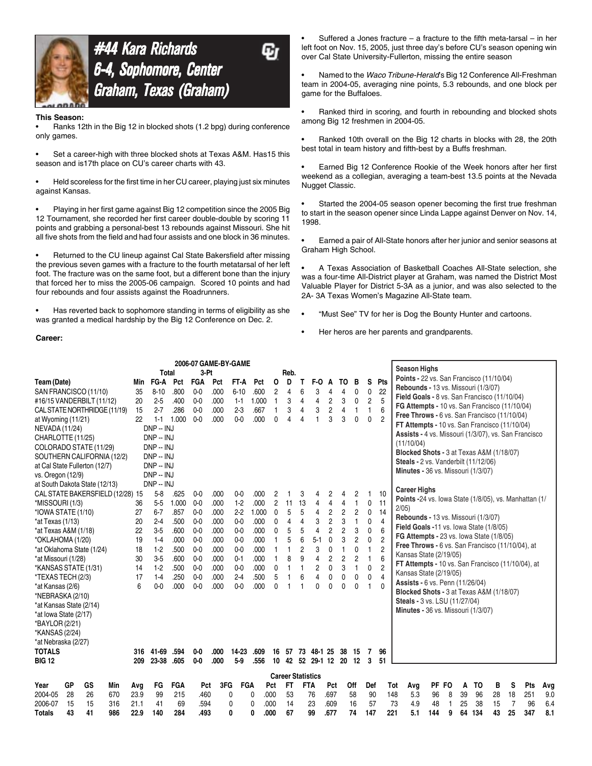# #44 Kara Richards
## 6-4, Sophomore, Center
## Graham, Texas (Graham)

**This Season:**

- Ranks 12th in the Big 12 in blocked shots (1.2 bpg) during conference only games.
- Set a career-high with three blocked shots at Texas A&M. Has15 this season and is17th place on CU's career charts with 43.
- Held scoreless for the first time in her CU career, playing just six minutes against Kansas.
- Playing in her first game against Big 12 competition since the 2005 Big 12 Tournament, she recorded her first career double-double by scoring 11 points and grabbing a personal-best 13 rebounds against Missouri. She hit all five shots from the field and had four assists and one block in 36 minutes.
- Returned to the CU lineup against Cal State Bakersfield after missing the previous seven games with a fracture to the fourth metatarsal of her left foot. The fracture was on the same foot, but a different bone than the injury that forced her to miss the 2005-06 campaign. Scored 10 points and had four rebounds and four assists against the Roadrunners.
- Has reverted back to sophomore standing in terms of eligibility as she was granted a medical hardship by the Big 12 Conference on Dec. 2.

**Career:**

- Suffered a Jones fracture – a fracture to the fifth meta-tarsal – in her left foot on Nov. 15, 2005, just three day's before CU's season opening win over Cal State University-Fullerton, missing the entire season
- Named to the *Waco Tribune-Herald*'s Big 12 Conference All-Freshman team in 2004-05, averaging nine points, 5.3 rebounds, and one block per game for the Buffaloes.
- Ranked third in scoring, and fourth in rebounding and blocked shots among Big 12 freshmen in 2004-05.
- Ranked 10th overall on the Big 12 charts in blocks with 28, the 20th best total in team history and fifth-best by a Buffs freshman.
- Earned Big 12 Conference Rookie of the Week honors after her first weekend as a collegian, averaging a team-best 13.5 points at the Nevada Nugget Classic.
- Started the 2004-05 season opener becoming the first true freshman to start in the season opener since Linda Lappe against Denver on Nov. 14, 1998.
- Earned a pair of All-State honors after her junior and senior seasons at Graham High School.
- A Texas Association of Basketball Coaches All-State selection, she was a four-time All-District player at Graham, was named the District Most Valuable Player for District 5-3A as a junior, and was also selected to the 2A- 3A Texas Women's Magazine All-State team.
- "Must See" TV for her is Dog the Bounty Hunter and cartoons.
- Her heros are her parents and grandparents.

### 2006-07 GAME-BY-GAME

| Team (Date) | Min | Total FG-A | Pct | 3-Pt FGA | Pct | FT-A | Pct | Reb. O | D | T | F-O | A | TO | B | S | Pts |
|---|---|---|---|---|---|---|---|---|---|---|---|---|---|---|---|---|
| SAN FRANCISCO (11/10) | 35 | 8-10 | .800 | 0-0 | .000 | 6-10 | .600 | 2 | 4 | 6 | 3 | 4 | 4 | 0 | 0 | 22 |
| #16/15 VANDERBILT (11/12) | 20 | 2-5 | .400 | 0-0 | .000 | 1-1 | 1.000 | 1 | 3 | 4 | 4 | 2 | 3 | 0 | 2 | 5 |
| CAL STATE NORTHRIDGE (11/19) | 15 | 2-7 | .286 | 0-0 | .000 | 2-3 | .667 | 1 | 3 | 4 | 3 | 2 | 4 | 1 | 1 | 6 |
| at Wyoming (11/21) | 22 | 1-1 | 1.000 | 0-0 | .000 | 0-0 | .000 | 0 | 4 | 4 | 1 | 3 | 3 | 0 | 0 | 2 |
| NEVADA (11/24) | | DNP -- INJ | | | | | | | | | | | | | | |
| CHARLOTTE (11/25) | | DNP -- INJ | | | | | | | | | | | | | | |
| COLORADO STATE (11/29) | | DNP -- INJ | | | | | | | | | | | | | | |
| SOUTHERN CALIFORNIA (12/2) | | DNP -- INJ | | | | | | | | | | | | | | |
| at Cal State Fullerton (12/7) | | DNP -- INJ | | | | | | | | | | | | | | |
| vs. Oregon (12/9) | | DNP -- INJ | | | | | | | | | | | | | | |
| at South Dakota State (12/13) | | DNP -- INJ | | | | | | | | | | | | | | |
| CAL STATE BAKERSFIELD (12/28) | 15 | 5-8 | .625 | 0-0 | .000 | 0-0 | .000 | 2 | 1 | 3 | 4 | 2 | 4 | 2 | 1 | 10 |
| *MISSOURI (1/3) | 36 | 5-5 | 1.000 | 0-0 | .000 | 1-2 | .000 | 2 | 11 | 13 | 4 | 4 | 4 | 1 | 0 | 11 |
| *IOWA STATE (1/10) | 27 | 6-7 | .857 | 0-0 | .000 | 2-2 | 1.000 | 0 | 5 | 5 | 4 | 2 | 2 | 2 | 0 | 14 |
| *at Texas (1/13) | 20 | 2-4 | .500 | 0-0 | .000 | 0-0 | .000 | 0 | 4 | 4 | 3 | 2 | 3 | 1 | 0 | 4 |
| *at Texas A&M (1/18) | 22 | 3-5 | .600 | 0-0 | .000 | 0-0 | .000 | 0 | 5 | 5 | 4 | 2 | 2 | 3 | 0 | 6 |
| *OKLAHOMA (1/20) | 19 | 1-4 | .000 | 0-0 | .000 | 0-0 | .000 | 1 | 5 | 6 | 5-1 | 0 | 3 | 2 | 0 | 2 |
| *at Oklahoma State (1/24) | 18 | 1-2 | .500 | 0-0 | .000 | 0-0 | .000 | 1 | 1 | 2 | 3 | 0 | 1 | 0 | 1 | 2 |
| *at Missouri (1/28) | 30 | 3-5 | .600 | 0-0 | .000 | 0-1 | .000 | 1 | 8 | 9 | 4 | 2 | 2 | 2 | 1 | 6 |
| *KANSAS STATE (1/31) | 14 | 1-2 | .500 | 0-0 | .000 | 0-0 | .000 | 0 | 1 | 1 | 2 | 0 | 3 | 1 | 0 | 2 |
| *TEXAS TECH (2/3) | 17 | 1-4 | .250 | 0-0 | .000 | 2-4 | .500 | 5 | 1 | 6 | 4 | 0 | 0 | 0 | 0 | 4 |
| *at Kansas (2/6) | 6 | 0-0 | .000 | 0-0 | .000 | 0-0 | .000 | 0 | 1 | 1 | 0 | 0 | 0 | 0 | 1 | 0 |
| *NEBRASKA (2/10) | | | | | | | | | | | | | | | | |
| *at Kansas State (2/14) | | | | | | | | | | | | | | | | |
| *at Iowa State (2/17) | | | | | | | | | | | | | | | | |
| *BAYLOR (2/21) | | | | | | | | | | | | | | | | |
| *KANSAS (2/24) | | | | | | | | | | | | | | | | |
| *at Nebraska (2/27) | | | | | | | | | | | | | | | | |
| **TOTALS** | **316** | **41-69** | **.594** | **0-0** | **.000** | **14-23** | **.609** | **16** | **57** | **73** | **48-1** | **25** | **38** | **15** | **7** | **96** |
| **BIG 12** | **209** | **23-38** | **.605** | **0-0** | **.000** | **5-9** | **.556** | **10** | **42** | **52** | **29-1** | **12** | **20** | **12** | **3** | **51** |

**Season Highs**
**Points -** 22 vs. San Francisco (11/10/04)
**Rebounds -** 13 vs. Missouri (1/3/07)
**Field Goals -** 8 vs. San Francisco (11/10/04)
**FG Attempts -** 10 vs. San Francisco (11/10/04)
**Free Throws -** 6 vs. San Francisco (11/10/04)
**FT Attempts -** 10 vs. San Francisco (11/10/04)
**Assists -** 4 vs. Missouri (1/3/07), vs. San Francisco (11/10/04)
**Blocked Shots -** 3 at Texas A&M (1/18/07)
**Steals -** 2 vs. Vanderbilt (11/12/06)
**Minutes -** 36 vs. Missouri (1/3/07)

**Career Highs**
**Points -**24 vs. Iowa State (1/8/05), vs. Manhattan (1/2/05)
**Rebounds -** 13 vs. Missouri (1/3/07)
**Field Goals -**11 vs. Iowa State (1/8/05)
**FG Attempts -** 23 vs. Iowa State (1/8/05)
**Free Throws -** 6 vs. San Francisco (11/10/04), at Kansas State (2/19/05)
**FT Attempts -** 10 vs. San Francisco (11/10/04), at Kansas State (2/19/05)
**Assists -** 6 vs. Penn (11/26/04)
**Blocked Shots -** 3 at Texas A&M (1/18/07)
**Steals -** 3 vs. LSU (11/27/04)
**Minutes -** 36 vs. Missouri (1/3/07)

### Career Statistics

| Year | GP | GS | Min | Avg | FG | FGA | Pct | 3FG | FGA | Pct | FT | FTA | Pct | Off | Def | Tot | Avg | PF | FO | A | TO | B | S | Pts | Avg |
|---|---|---|---|---|---|---|---|---|---|---|---|---|---|---|---|---|---|---|---|---|---|---|---|---|---|
| 2004-05 | 28 | 26 | 670 | 23.9 | 99 | 215 | .460 | 0 | 0 | .000 | 53 | 76 | .697 | 58 | 90 | 148 | 5.3 | 96 | 8 | 39 | 96 | 28 | 18 | 251 | 9.0 |
| 2006-07 | 15 | 15 | 316 | 21.1 | 41 | 69 | .594 | 0 | 0 | .000 | 14 | 23 | .609 | 16 | 57 | 73 | 4.9 | 48 | 1 | 25 | 38 | 15 | 7 | 96 | 6.4 |
| **Totals** | **43** | **41** | **986** | **22.9** | **140** | **284** | **.493** | **0** | **0** | **.000** | **67** | **99** | **.677** | **74** | **147** | **221** | **5.1** | **144** | **9** | **64** | **134** | **43** | **25** | **347** | **8.1** |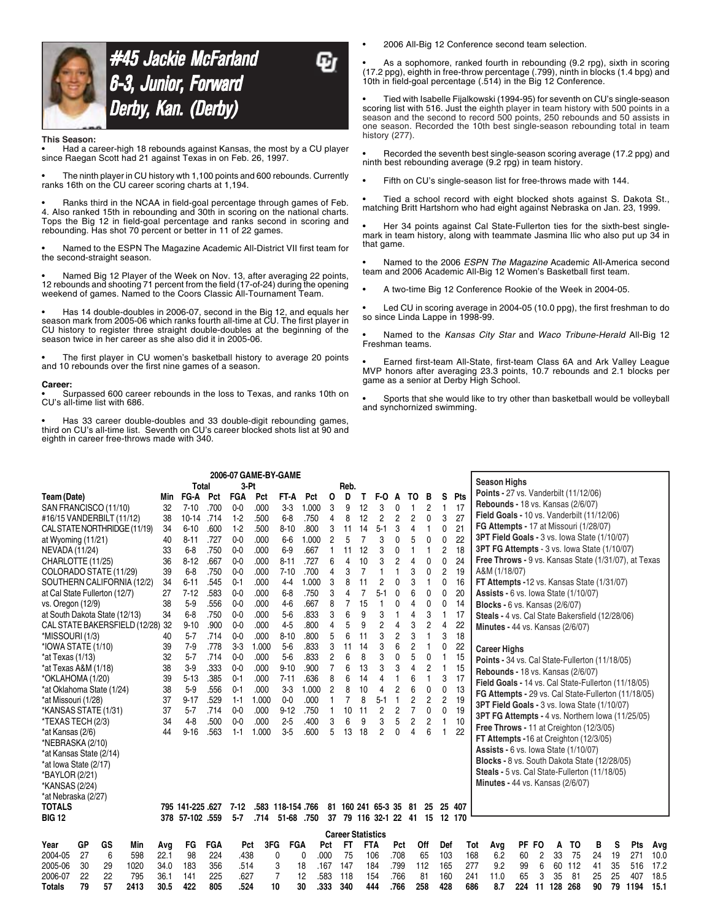# #45 Jackie McFarland
## 6-3, Junior, Forward
## Derby, Kan. (Derby)

**This Season:**

- Had a career-high 18 rebounds against Kansas, the most by a CU player since Raegan Scott had 21 against Texas in on Feb. 26, 1997.
- The ninth player in CU history wth 1,100 points and 600 rebounds. Currently ranks 16th on the CU career scoring charts at 1,194.
- Ranks third in the NCAA in field-goal percentage through games of Feb. 4. Also ranked 15th in rebounding and 30th in scoring on the national charts. Tops the Big 12 in field-goal percentage and ranks second in scoring and rebounding. Has shot 70 percent or better in 11 of 22 games.
- Named to the ESPN The Magazine Academic All-District VII first team for the second-straight season.
- Named Big 12 Player of the Week on Nov. 13, after averaging 22 points, 12 rebounds and shooting 71 percent from the field (17-of-24) during the opening weekend of games. Named to the Coors Classic All-Tournament Team.
- Has 14 double-doubles in 2006-07, second in the Big 12, and equals her season mark from 2005-06 which ranks fourth all-time at CU. The first player in CU history to register three straight double-doubles at the beginning of the season twice in her career as she also did it in 2005-06.
- The first player in CU women's basketball history to average 20 points and 10 rebounds over the first nine games of a season.

**Career:**

- Surpassed 600 career rebounds in the loss to Texas, and ranks 10th on CU's all-time list with 686.
- Has 33 career double-doubles and 33 double-digit rebounding games, third on CU's all-time list. Seventh on CU's career blocked shots list at 90 and eighth in career free-throws made with 340.
- 2006 All-Big 12 Conference second team selection.
- As a sophomore, ranked fourth in rebounding (9.2 rpg), sixth in scoring (17.2 ppg), eighth in free-throw percentage (.799), ninth in blocks (1.4 bpg) and 10th in field-goal percentage (.514) in the Big 12 Conference.
- Tied with Isabelle Fijalkowski (1994-95) for seventh on CU's single-season scoring list with 516. Just the eighth player in team history with 500 points in a season and the second to record 500 points, 250 rebounds and 50 assists in one season. Recorded the 10th best single-season rebounding total in team history (277).
- Recorded the seventh best single-season scoring average (17.2 ppg) and ninth best rebounding average (9.2 rpg) in team history.
- Fifth on CU's single-season list for free-throws made with 144.
- Tied a school record with eight blocked shots against S. Dakota St., matching Britt Hartshorn who had eight against Nebraska on Jan. 23, 1999.
- Her 34 points against Cal State-Fullerton ties for the sixth-best single-mark in team history, along with teammate Jasmina Ilic who also put up 34 in that game.
- Named to the 2006 *ESPN The Magazine* Academic All-America second team and 2006 Academic All-Big 12 Women's Basketball first team.
- A two-time Big 12 Conference Rookie of the Week in 2004-05.
- Led CU in scoring average in 2004-05 (10.0 ppg), the first freshman to do so since Linda Lappe in 1998-99.
- Named to the *Kansas City Star* and *Waco Tribune-Herald* All-Big 12 Freshman teams.
- Earned first-team All-State, first-team Class 6A and Ark Valley League MVP honors after averaging 23.3 points, 10.7 rebounds and 2.1 blocks per game as a senior at Derby High School.
- Sports that she would like to try other than basketball would be volleyball and synchornized swimming.

### 2006-07 GAME-BY-GAME

| Team (Date) | Min | Total FG-A | Pct | 3-Pt FGA | Pct | FT-A | Pct | Reb. O | D | T | F-O | A | TO | B | S | Pts |
|---|---|---|---|---|---|---|---|---|---|---|---|---|---|---|---|---|
| SAN FRANCISCO (11/10) | 32 | 7-10 | .700 | 0-0 | .000 | 3-3 | 1.000 | 3 | 9 | 12 | 3 | 0 | 1 | 2 | 1 | 17 |
| #16/15 VANDERBILT (11/12) | 38 | 10-14 | .714 | 1-2 | .500 | 6-8 | .750 | 4 | 8 | 12 | 2 | 2 | 2 | 0 | 3 | 27 |
| CAL STATE NORTHRIDGE (11/19) | 34 | 6-10 | .600 | 1-2 | .500 | 8-10 | .800 | 3 | 11 | 14 | 5-1 | 3 | 4 | 1 | 0 | 21 |
| at Wyoming (11/21) | 40 | 8-11 | .727 | 0-0 | .000 | 6-6 | 1.000 | 2 | 5 | 7 | 3 | 0 | 5 | 0 | 0 | 22 |
| NEVADA (11/24) | 33 | 6-8 | .750 | 0-0 | .000 | 6-9 | .667 | 1 | 11 | 12 | 3 | 0 | 1 | 1 | 2 | 18 |
| CHARLOTTE (11/25) | 36 | 8-12 | .667 | 0-0 | .000 | 8-11 | .727 | 6 | 4 | 10 | 3 | 2 | 4 | 0 | 0 | 24 |
| COLORADO STATE (11/29) | 39 | 6-8 | .750 | 0-0 | .000 | 7-10 | .700 | 4 | 3 | 7 | 1 | 1 | 3 | 0 | 2 | 19 |
| SOUTHERN CALIFORNIA (12/2) | 34 | 6-11 | .545 | 0-1 | .000 | 4-4 | 1.000 | 3 | 8 | 11 | 2 | 0 | 3 | 1 | 0 | 16 |
| at Cal State Fullerton (12/7) | 27 | 7-12 | .583 | 0-0 | .000 | 6-8 | .750 | 3 | 4 | 7 | 5-1 | 0 | 6 | 0 | 0 | 20 |
| vs. Oregon (12/9) | 38 | 5-9 | .556 | 0-0 | .000 | 4-6 | .667 | 8 | 7 | 15 | 1 | 0 | 4 | 0 | 0 | 14 |
| at South Dakota State (12/13) | 34 | 6-8 | .750 | 0-0 | .000 | 5-6 | .833 | 3 | 6 | 9 | 3 | 1 | 4 | 3 | 1 | 17 |
| CAL STATE BAKERSFIELD (12/28) | 32 | 9-10 | .900 | 0-0 | .000 | 4-5 | .800 | 4 | 5 | 9 | 2 | 4 | 3 | 2 | 4 | 22 |
| *MISSOURI (1/3) | 40 | 5-7 | .714 | 0-0 | .000 | 8-10 | .800 | 5 | 6 | 11 | 3 | 2 | 3 | 1 | 3 | 18 |
| *IOWA STATE (1/10) | 39 | 7-9 | .778 | 3-3 | 1.000 | 5-6 | .833 | 3 | 11 | 14 | 3 | 6 | 2 | 1 | 0 | 22 |
| *at Texas (1/13) | 32 | 5-7 | .714 | 0-0 | .000 | 5-6 | .833 | 2 | 6 | 8 | 3 | 0 | 5 | 0 | 1 | 15 |
| *at Texas A&M (1/18) | 38 | 3-9 | .333 | 0-0 | .000 | 9-10 | .900 | 7 | 6 | 13 | 3 | 3 | 4 | 2 | 1 | 15 |
| *OKLAHOMA (1/20) | 39 | 5-13 | .385 | 0-1 | .000 | 7-11 | .636 | 8 | 6 | 14 | 4 | 1 | 6 | 1 | 3 | 17 |
| *at Oklahoma State (1/24) | 38 | 5-9 | .556 | 0-1 | .000 | 3-3 | 1.000 | 2 | 8 | 10 | 4 | 2 | 6 | 0 | 0 | 13 |
| *at Missouri (1/28) | 37 | 9-17 | .529 | 1-1 | 1.000 | 0-0 | .000 | 1 | 7 | 8 | 5-1 | 1 | 2 | 2 | 2 | 19 |
| *KANSAS STATE (1/31) | 37 | 5-7 | .714 | 0-0 | .000 | 9-12 | .750 | 1 | 10 | 11 | 2 | 2 | 7 | 0 | 0 | 19 |
| *TEXAS TECH (2/3) | 34 | 4-8 | .500 | 0-0 | .000 | 2-5 | .400 | 3 | 6 | 9 | 3 | 5 | 2 | 2 | 1 | 10 |
| *at Kansas (2/6) | 44 | 9-16 | .563 | 1-1 | 1.000 | 3-5 | .600 | 5 | 13 | 18 | 2 | 0 | 4 | 6 | 1 | 22 |
| *NEBRASKA (2/10) | | | | | | | | | | | | | | | | |
| *at Kansas State (2/14) | | | | | | | | | | | | | | | | |
| *at Iowa State (2/17) | | | | | | | | | | | | | | | | |
| *BAYLOR (2/21) | | | | | | | | | | | | | | | | |
| *KANSAS (2/24) | | | | | | | | | | | | | | | | |
| *at Nebraska (2/27) | | | | | | | | | | | | | | | | |
| **TOTALS** | 795 | 141-225 | .627 | 7-12 | .583 | 118-154 | .766 | 81 | 160 | 241 | 65-3 | 35 | 81 | 25 | 25 | 407 |
| **BIG 12** | 378 | 57-102 | .559 | 5-7 | .714 | 51-68 | .750 | 37 | 79 | 116 | 32-1 | 22 | 41 | 15 | 12 | 170 |

**Season Highs**
- **Points -** 27 vs. Vanderbilt (11/12/06)
- **Rebounds -** 18 vs. Kansas (2/6/07)
- **Field Goals -** 10 vs. Vanderbilt (11/12/06)
- **FG Attempts -** 17 at Missouri (1/28/07)
- **3PT Field Goals -** 3 vs. Iowa State (1/10/07)
- **3PT FG Attempts -** 3 vs. Iowa State (1/10/07)
- **Free Throws -** 9 vs. Kansas State (1/31/07), at Texas A&M (1/18/07)
- **FT Attempts -** 12 vs. Kansas State (1/31/07)
- **Assists -** 6 vs. Iowa State (1/10/07)
- **Blocks -** 6 vs. Kansas (2/6/07)
- **Steals -** 4 vs. Cal State Bakersfield (12/28/06)
- **Minutes -** 44 vs. Kansas (2/6/07)

**Career Highs**
- **Points -** 34 vs. Cal State-Fullerton (11/18/05)
- **Rebounds -** 18 vs. Kansas (2/6/07)
- **Field Goals -** 14 vs. Cal State-Fullerton (11/18/05)
- **FG Attempts -** 29 vs. Cal State-Fullerton (11/18/05)
- **3PT Field Goals -** 3 vs. Iowa State (1/10/07)
- **3PT FG Attempts -** 4 vs. Northern Iowa (11/25/05)
- **Free Throws -** 11 at Creighton (12/3/05)
- **FT Attempts -** 16 at Creighton (12/3/05)
- **Assists -** 6 vs. Iowa State (1/10/07)
- **Blocks -** 8 vs. South Dakota State (12/28/05)
- **Steals -** 5 vs. Cal State-Fullerton (11/18/05)
- **Minutes -** 44 vs. Kansas (2/6/07)

### Career Statistics

| Year | GP | GS | Min | Avg | FG | FGA | Pct | 3FG | FGA | Pct | FT | FTA | Pct | Off | Def | Tot | Avg | PF | FO | A | TO | B | S | Pts | Avg |
|---|---|---|---|---|---|---|---|---|---|---|---|---|---|---|---|---|---|---|---|---|---|---|---|---|---|
| 2004-05 | 27 | 6 | 598 | 22.1 | 98 | 224 | .438 | 0 | 0 | .000 | 75 | 106 | .708 | 65 | 103 | 168 | 6.2 | 60 | 2 | 33 | 75 | 24 | 19 | 271 | 10.0 |
| 2005-06 | 30 | 29 | 1020 | 34.0 | 183 | 356 | .514 | 3 | 18 | .167 | 147 | 184 | .799 | 112 | 165 | 277 | 9.2 | 99 | 6 | 60 | 112 | 41 | 35 | 516 | 17.2 |
| 2006-07 | 22 | 22 | 795 | 36.1 | 141 | 225 | .627 | 7 | 12 | .583 | 118 | 154 | .766 | 81 | 160 | 241 | 11.0 | 65 | 3 | 35 | 81 | 25 | 25 | 407 | 18.5 |
| **Totals** | **79** | **57** | **2413** | **30.5** | **422** | **805** | **.524** | **10** | **30** | **.333** | **340** | **444** | **.766** | **258** | **428** | **686** | **8.7** | **224** | **11** | **128** | **268** | **90** | **79** | **1194** | **15.1** |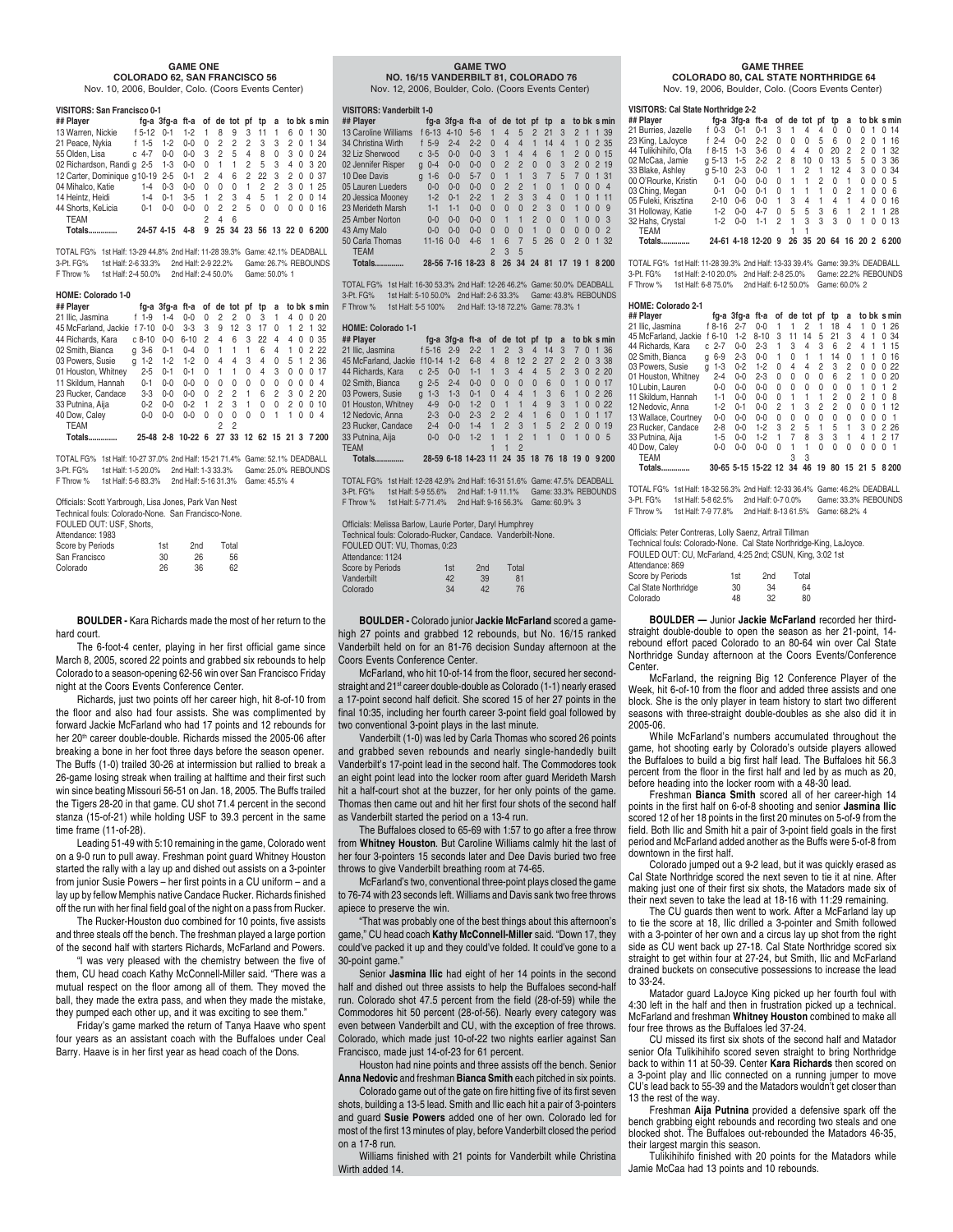## GAME ONE
### COLORADO 62, SAN FRANCISCO 56
Nov. 10, 2006, Boulder, Colo. (Coors Events Center)

**VISITORS: San Francisco 0-1**

| ## Player | | fg-a | 3fg-a | ft-a | of | de | tot | pf | tp | a | to | bk | s | min |
|---|---|---|---|---|---|---|---|---|---|---|---|---|---|---|
| 13 Warren, Nickie | f | 5-12 | 0-1 | 1-2 | 1 | 8 | 9 | 3 | 11 | 1 | 6 | 0 | 1 | 30 |
| 21 Peace, Nykia | f | 1-5 | 1-2 | 0-0 | 0 | 2 | 2 | 2 | 3 | 3 | 2 | 0 | 1 | 34 |
| 55 Olden, Lisa | c | 4-7 | 0-0 | 0-0 | 3 | 2 | 5 | 4 | 8 | 0 | 3 | 0 | 0 | 24 |
| 02 Richardson, Randi | g | 2-5 | 1-3 | 0-0 | 0 | 1 | 1 | 2 | 5 | 3 | 4 | 0 | 3 | 20 |
| 12 Carter, Dominique | g | 10-19 | 2-5 | 0-1 | 2 | 4 | 6 | 2 | 22 | 3 | 2 | 0 | 0 | 37 |
| 04 Mihalco, Katie | | 1-4 | 0-3 | 0-0 | 0 | 0 | 0 | 1 | 2 | 2 | 3 | 0 | 1 | 25 |
| 14 Heintz, Heidi | | 1-4 | 0-1 | 3-5 | 1 | 2 | 3 | 4 | 5 | 1 | 2 | 0 | 0 | 14 |
| 44 Shorts, KeLicia | | 0-1 | 0-0 | 0-0 | 0 | 2 | 2 | 5 | 0 | 0 | 0 | 0 | 0 | 16 |
| TEAM | | | | | 2 | 4 | 6 | | | | | | | |
| **Totals..............** | | 24-57 | 4-15 | 4-8 | 9 | 25 | 34 | 23 | 56 | 13 | 22 | 0 | 6 | 200 |

TOTAL FG% 1st Half: 13-29 44.8% 2nd Half: 11-28 39.3% Game: 42.1% DEADBALL
3-Pt. FG% 1st Half: 2-6 33.3% 2nd Half: 2-9 22.2% Game: 26.7% REBOUNDS
F Throw % 1st Half: 2-4 50.0% 2nd Half: 2-4 50.0% Game: 50.0% 1

**HOME: Colorado 1-0**

| ## Player | | fg-a | 3fg-a | ft-a | of | de | tot | pf | tp | a | to | bk | s | min |
|---|---|---|---|---|---|---|---|---|---|---|---|---|---|---|
| 21 Ilic, Jasmina | f | 1-9 | 1-4 | 0-0 | 0 | 2 | 2 | 0 | 3 | 1 | 4 | 0 | 0 | 20 |
| 45 McFarland, Jackie | f | 7-10 | 0-0 | 3-3 | 3 | 9 | 12 | 3 | 17 | 0 | 1 | 2 | 1 | 32 |
| 44 Richards, Kara | c | 8-10 | 0-0 | 6-10 | 2 | 4 | 6 | 3 | 22 | 4 | 4 | 0 | 0 | 35 |
| 02 Smith, Bianca | g | 3-6 | 0-1 | 0-4 | 0 | 1 | 1 | 1 | 6 | 4 | 1 | 0 | 2 | 22 |
| 03 Powers, Susie | g | 1-2 | 1-2 | 1-2 | 0 | 4 | 4 | 3 | 4 | 0 | 5 | 1 | 2 | 36 |
| 01 Houston, Whitney | | 2-5 | 0-1 | 0-1 | 0 | 1 | 1 | 0 | 4 | 3 | 0 | 0 | 0 | 17 |
| 11 Skildum, Hannah | | 0-1 | 0-0 | 0-0 | 0 | 0 | 0 | 0 | 0 | 0 | 0 | 0 | 0 | 4 |
| 23 Rucker, Candace | | 3-3 | 0-0 | 0-0 | 0 | 2 | 2 | 1 | 6 | 2 | 3 | 0 | 2 | 20 |
| 33 Putnina, Aija | | 0-2 | 0-0 | 0-2 | 1 | 2 | 3 | 1 | 0 | 0 | 2 | 0 | 0 | 10 |
| 40 Dow, Caley | | 0-0 | 0-0 | 0-0 | 0 | 0 | 0 | 0 | 0 | 1 | 1 | 0 | 0 | 4 |
| TEAM | | | | | | 2 | 2 | | | | | | | |
| **Totals..............** | | 25-48 | 2-8 | 10-22 | 6 | 27 | 33 | 12 | 62 | 15 | 21 | 3 | 7 | 200 |

TOTAL FG% 1st Half: 10-27 37.0% 2nd Half: 15-21 71.4% Game: 52.1% DEADBALL
3-Pt. FG% 1st Half: 1-5 20.0% 2nd Half: 1-3 33.3% Game: 25.0% REBOUNDS
F Throw % 1st Half: 5-6 83.3% 2nd Half: 5-16 31.3% Game: 45.5% 4

Officials: Scott Yarbrough, Lisa Jones, Park Van Nest
Technical fouls: Colorado-None. San Francisco-None.
FOULED OUT: USF, Shorts,
Attendance: 1983

| Score by Periods | 1st | 2nd | Total |
|---|---|---|---|
| San Francisco | 30 | 26 | 56 |
| Colorado | 26 | 36 | 62 |

**BOULDER -** Kara Richards made the most of her return to the hard court.

The 6-foot-4 center, playing in her first official game since March 8, 2005, scored 22 points and grabbed six rebounds to help Colorado to a season-opening 62-56 win over San Francisco Friday night at the Coors Events Conference Center.

Richards, just two points off her career high, hit 8-of-10 from the floor and also had four assists. She was complimented by forward Jackie McFarland who had 17 points and 12 rebounds for her 20th career double-double. Richards missed the 2005-06 after breaking a bone in her foot three days before the season opener. The Buffs (1-0) trailed 30-26 at intermission but rallied to break a 26-game losing streak when trailing at halftime and their first such win since beating Missouri 56-51 on Jan. 18, 2005. The Buffs trailed the Tigers 28-20 in that game. CU shot 71.4 percent in the second stanza (15-of-21) while holding USF to 39.3 percent in the same time frame (11-of-28).

Leading 51-49 with 5:10 remaining in the game, Colorado went on a 9-0 run to pull away. Freshman point guard Whitney Houston started the rally with a lay up and dished out assists on a 3-pointer from junior Susie Powers – her first points in a CU uniform – and a lay up by fellow Memphis native Candace Rucker. Richards finished off the run with her final field goal of the night on a pass from Rucker.

The Rucker-Houston duo combined for 10 points, five assists and three steals off the bench. The freshman played a large portion of the second half with starters Richards, McFarland and Powers.

"I was very pleased with the chemistry between the five of them, CU head coach Kathy McConnell-Miller said. "There was a mutual respect on the floor among all of them. They moved the ball, they made the extra pass, and when they made the mistake, they pumped each other up, and it was exciting to see them."

Friday's game marked the return of Tanya Haave who spent four years as an assistant coach with the Buffaloes under Ceal Barry. Haave is in her first year as head coach of the Dons.

## GAME TWO
### NO. 16/15 VANDERBILT 81, COLORADO 76
Nov. 12, 2006, Boulder, Colo. (Coors Events Center)

**VISITORS: Vanderbilt 1-0**

| ## Player | | fg-a | 3fg-a | ft-a | of | de | tot | pf | tp | a | to | bk | s | min |
|---|---|---|---|---|---|---|---|---|---|---|---|---|---|---|
| 13 Caroline Williams | f | 6-13 | 4-10 | 5-6 | 1 | 4 | 5 | 2 | 21 | 3 | 2 | 1 | 1 | 39 |
| 34 Christina Wirth | f | 5-9 | 2-4 | 2-2 | 0 | 4 | 4 | 1 | 14 | 4 | 1 | 0 | 2 | 35 |
| 32 Liz Sherwood | c | 3-5 | 0-0 | 0-0 | 3 | 1 | 4 | 4 | 6 | 1 | 2 | 0 | 0 | 15 |
| 02 Jennifer Risper | g | 0-4 | 0-0 | 0-0 | 0 | 2 | 2 | 0 | 0 | 3 | 2 | 0 | 2 | 19 |
| 10 Dee Davis | g | 1-6 | 0-0 | 5-7 | 0 | 1 | 1 | 3 | 7 | 5 | 7 | 0 | 1 | 31 |
| 05 Lauren Lueders | | 0-0 | 0-0 | 0-0 | 0 | 2 | 2 | 1 | 0 | 1 | 0 | 0 | 0 | 4 |
| 20 Jessica Mooney | | 1-2 | 0-1 | 2-2 | 1 | 2 | 3 | 3 | 4 | 0 | 1 | 0 | 1 | 11 |
| 23 Merideth Marsh | | 1-1 | 1-1 | 0-0 | 0 | 0 | 0 | 2 | 3 | 0 | 1 | 0 | 0 | 9 |
| 25 Amber Norton | | 0-0 | 0-0 | 0-0 | 0 | 1 | 1 | 2 | 0 | 0 | 1 | 0 | 0 | 3 |
| 43 Amy Malo | | 0-0 | 0-0 | 0-0 | 0 | 0 | 0 | 1 | 0 | 0 | 0 | 0 | 0 | 2 |
| 50 Carla Thomas | | 11-16 | 0-0 | 4-6 | 1 | 6 | 7 | 5 | 26 | 0 | 2 | 0 | 1 | 32 |
| TEAM | | | | | 2 | 3 | 5 | | | | | | | |
| **Totals..............** | | 28-56 | 7-16 | 18-23 | 8 | 26 | 34 | 24 | 81 | 17 | 19 | 1 | 8 | 200 |

TOTAL FG% 1st Half: 16-30 53.3% 2nd Half: 12-26 46.2% Game: 50.0% DEADBALL
3-Pt. FG% 1st Half: 5-10 50.0% 2nd Half: 2-6 33.3% Game: 43.8% REBOUNDS
F Throw % 1st Half: 5-5 100% 2nd Half: 13-18 72.2% Game: 78.3% 1

**HOME: Colorado 1-1**

| ## Player | | fg-a | 3fg-a | ft-a | of | de | tot | pf | tp | a | to | bk | s | min |
|---|---|---|---|---|---|---|---|---|---|---|---|---|---|---|
| 21 Ilic, Jasmina | f | 5-16 | 2-9 | 2-2 | 1 | 2 | 3 | 4 | 14 | 3 | 7 | 0 | 1 | 36 |
| 45 McFarland, Jackie | f | 10-14 | 1-2 | 6-8 | 4 | 8 | 12 | 2 | 27 | 2 | 2 | 0 | 3 | 38 |
| 44 Richards, Kara | c | 2-5 | 0-0 | 1-1 | 1 | 3 | 4 | 4 | 5 | 2 | 3 | 0 | 2 | 20 |
| 02 Smith, Bianca | g | 2-5 | 2-4 | 0-0 | 0 | 0 | 0 | 0 | 6 | 0 | 1 | 0 | 0 | 17 |
| 03 Powers, Susie | g | 1-3 | 1-3 | 0-1 | 0 | 4 | 4 | 1 | 3 | 6 | 1 | 0 | 2 | 26 |
| 01 Houston, Whitney | | 4-9 | 0-0 | 1-2 | 0 | 1 | 1 | 4 | 9 | 3 | 1 | 0 | 0 | 22 |
| 12 Nedovic, Anna | | 2-3 | 0-0 | 2-3 | 2 | 2 | 4 | 1 | 6 | 0 | 1 | 0 | 1 | 17 |
| 23 Rucker, Candace | | 2-4 | 0-0 | 1-4 | 1 | 2 | 3 | 1 | 5 | 2 | 2 | 0 | 0 | 19 |
| 33 Putnina, Aija | | 0-0 | 0-0 | 1-2 | 1 | 1 | 2 | 1 | 1 | 0 | 1 | 0 | 0 | 5 |
| TEAM | | | | | 1 | 1 | 2 | | | | | | | |
| **Totals..............** | | 28-59 | 6-18 | 14-23 | 11 | 24 | 35 | 18 | 76 | 18 | 19 | 0 | 9 | 200 |

TOTAL FG% 1st Half: 12-28 42.9% 2nd Half: 16-31 51.6% Game: 47.5% DEADBALL
3-Pt. FG% 1st Half: 5-9 55.6% 2nd Half: 1-9 11.1% Game: 33.3% REBOUNDS
F Throw % 1st Half: 5-7 71.4% 2nd Half: 9-16 56.3% Game: 60.9% 3

Officials: Melissa Barlow, Laurie Porter, Daryl Humphrey
Technical fouls: Colorado-Rucker, Candace. Vanderbilt-None.
FOULED OUT: VU, Thomas, 0:23
Attendance: 1124

| Score by Periods | 1st | 2nd | Total |
|---|---|---|---|
| Vanderbilt | 42 | 39 | 81 |
| Colorado | 34 | 42 | 76 |

**BOULDER -** Colorado junior **Jackie McFarland** scored a game-high 27 points and grabbed 12 rebounds, but No. 16/15 ranked Vanderbilt held on for an 81-76 decision Sunday afternoon at the Coors Events Conference Center.

McFarland, who hit 10-of-14 from the floor, secured her second-straight and 21st career double-double as Colorado (1-1) nearly erased a 17-point second half deficit. She scored 15 of her 27 points in the final 10:35, including her fourth career 3-point field goal followed by two conventional 3-point plays in the last minute.

Vanderbilt (1-0) was led by Carla Thomas who scored 26 points and grabbed seven rebounds and nearly single-handedly built Vanderbilt's 17-point lead in the second half. The Commodores took an eight point lead into the locker room after guard Merideth Marsh hit a half-court shot at the buzzer, for her only points of the game. Thomas then came out and hit her first four shots of the second half as Vanderbilt started the period on a 13-4 run.

The Buffaloes closed to 65-69 with 1:57 to go after a free throw from **Whitney Houston**. But Caroline Williams calmly hit the last of her four 3-pointers 15 seconds later and Dee Davis buried two free throws to give Vanderbilt breathing room at 74-65.

McFarland's two, conventional three-point plays closed the game to 76-74 with 23 seconds left. Williams and Davis sank two free throws apiece to preserve the win.

"That was probably one of the best things about this afternoon's game," CU head coach **Kathy McConnell-Miller** said. "Down 17, they could've packed it up and they could've folded. It could've gone to a 30-point game."

Senior **Jasmina Ilic** had eight of her 14 points in the second half and dished out three assists to help the Buffaloes second-half run. Colorado shot 47.5 percent from the field (28-of-59) while the Commodores hit 50 percent (28-of-56). Nearly every category was even between Vanderbilt and CU, with the exception of free throws. Colorado, which made just 10-of-22 two nights earlier against San Francisco, made just 14-of-23 for 61 percent.

Houston had nine points and three assists off the bench. Senior **Anna Nedovic** and freshman **Bianca Smith** each pitched in six points.

Colorado game out of the gate on fire hitting five of its first seven shots, building a 13-5 lead. Smith and Ilic each hit a pair of 3-pointers and guard **Susie Powers** added one of her own. Colorado led for most of the first 13 minutes of play, before Vanderbilt closed the period on a 17-8 run.

Williams finished with 21 points for Vanderbilt while Christina Wirth added 14.

## GAME THREE
### COLORADO 80, CAL STATE NORTHRIDGE 64
Nov. 19, 2006, Boulder, Colo. (Coors Events Center)

**VISITORS: Cal State Northridge 2-2**

| ## Player | | fg-a | 3fg-a | ft-a | of | de | tot | pf | tp | a | to | bk | s | min |
|---|---|---|---|---|---|---|---|---|---|---|---|---|---|---|
| 21 Burries, Jazelle | f | 0-3 | 0-1 | 0-1 | 3 | 1 | 4 | 4 | 0 | 0 | 0 | 1 | 0 | 14 |
| 23 King, LaJoyce | f | 2-4 | 0-0 | 2-2 | 0 | 0 | 0 | 5 | 6 | 0 | 2 | 0 | 1 | 16 |
| 44 Tulikihihifo, Ofa | f | 8-15 | 1-3 | 3-6 | 0 | 4 | 4 | 0 | 20 | 2 | 2 | 0 | 1 | 32 |
| 02 McCaa, Jamie | g | 5-13 | 1-5 | 2-2 | 2 | 8 | 10 | 0 | 13 | 5 | 5 | 0 | 3 | 36 |
| 33 Blake, Ashley | g | 5-10 | 2-3 | 0-0 | 1 | 1 | 2 | 1 | 12 | 4 | 3 | 0 | 0 | 34 |
| 00 O'Rourke, Kristin | | 0-1 | 0-0 | 0-0 | 0 | 1 | 1 | 2 | 0 | 1 | 0 | 0 | 0 | 5 |
| 03 Ching, Megan | | 0-1 | 0-0 | 0-1 | 0 | 1 | 1 | 1 | 0 | 2 | 1 | 0 | 0 | 6 |
| 05 Fuleki, Krisztina | | 2-10 | 0-6 | 0-0 | 1 | 3 | 4 | 1 | 4 | 1 | 4 | 0 | 0 | 16 |
| 31 Holloway, Katie | | 1-2 | 0-0 | 4-7 | 0 | 5 | 5 | 3 | 6 | 1 | 2 | 1 | 1 | 28 |
| 32 Hahs, Crystal | | 1-2 | 0-0 | 1-1 | 2 | 1 | 3 | 3 | 3 | 0 | 1 | 0 | 0 | 13 |
| TEAM | | | | | 1 | | 1 | | | | | | | |
| **Totals..............** | | 24-61 | 4-18 | 12-20 | 9 | 26 | 35 | 20 | 64 | 16 | 20 | 2 | 6 | 200 |

TOTAL FG% 1st Half: 11-28 39.3% 2nd Half: 13-33 39.4% Game: 39.3% DEADBALL
3-Pt. FG% 1st Half: 2-10 20.0% 2nd Half: 2-8 25.0% Game: 22.2% REBOUNDS
F Throw % 1st Half: 6-8 75.0% 2nd Half: 6-12 50.0% Game: 60.0% 2

**HOME: Colorado 2-1**

| ## Player | | fg-a | 3fg-a | ft-a | of | de | tot | pf | tp | a | to | bk | s | min |
|---|---|---|---|---|---|---|---|---|---|---|---|---|---|---|
| 21 Ilic, Jasmina | f | 8-16 | 2-7 | 0-0 | 1 | 1 | 2 | 1 | 18 | 4 | 1 | 0 | 1 | 26 |
| 45 McFarland, Jackie | f | 6-10 | 1-2 | 8-10 | 3 | 11 | 14 | 5 | 21 | 3 | 4 | 1 | 0 | 34 |
| 44 Richards, Kara | c | 2-7 | 0-0 | 2-3 | 1 | 3 | 4 | 3 | 6 | 2 | 4 | 1 | 1 | 15 |
| 02 Smith, Bianca | g | 6-9 | 2-3 | 0-0 | 1 | 0 | 1 | 1 | 14 | 0 | 1 | 1 | 0 | 16 |
| 03 Powers, Susie | g | 1-3 | 0-2 | 1-2 | 0 | 4 | 4 | 2 | 3 | 2 | 0 | 0 | 0 | 22 |
| 01 Houston, Whitney | | 2-4 | 0-0 | 2-3 | 0 | 0 | 0 | 0 | 6 | 2 | 1 | 0 | 0 | 20 |
| 10 Lubin, Lauren | | 0-0 | 0-0 | 0-0 | 0 | 0 | 0 | 0 | 0 | 0 | 1 | 0 | 1 | 2 |
| 11 Skildum, Hannah | | 1-1 | 0-0 | 0-0 | 0 | 1 | 1 | 1 | 2 | 0 | 2 | 1 | 0 | 8 |
| 12 Nedovic, Anna | | 1-2 | 0-1 | 0-0 | 2 | 1 | 3 | 2 | 2 | 2 | 0 | 0 | 0 | 12 |
| 13 Wallace, Courtney | | 0-0 | 0-0 | 0-0 | 0 | 0 | 0 | 0 | 0 | 0 | 0 | 0 | 0 | 1 |
| 23 Rucker, Candace | | 2-8 | 0-0 | 1-2 | 3 | 2 | 5 | 1 | 5 | 1 | 3 | 0 | 2 | 26 |
| 33 Putnina, Aija | | 1-5 | 0-0 | 1-2 | 1 | 7 | 8 | 3 | 3 | 3 | 1 | 4 | 1 | 2 | 17 |
| 40 Dow, Caley | | 0-0 | 0-0 | 0-0 | 0 | 1 | 1 | 0 | 0 | 0 | 0 | 0 | 0 | 1 |
| TEAM | | | | | 3 | 3 | | | | | | | | |
| **Totals..............** | | 30-65 | 5-15 | 15-22 | 12 | 34 | 46 | 19 | 80 | 15 | 21 | 5 | 8 | 200 |

TOTAL FG% 1st Half: 18-32 56.3% 2nd Half: 12-33 36.4% Game: 46.2% DEADBALL
3-Pt. FG% 1st Half: 5-8 62.5% 2nd Half: 0-7 0.0% Game: 33.3% REBOUNDS
F Throw % 1st Half: 7-9 77.8% 2nd Half: 8-13 61.5% Game: 68.2% 4

Officials: Peter Contreras, Lolly Saenz, Artrail Tillman
Technical fouls: Colorado-None. Cal State Northridge-King, LaJoyce.
FOULED OUT: CU, McFarland, 4:25 2nd; CSUN, King, 3:02 1st
Attendance: 869

| Score by Periods | 1st | 2nd | Total |
|---|---|---|---|
| Cal State Northridge | 30 | 34 | 64 |
| Colorado | 48 | 32 | 80 |

**BOULDER —** Junior **Jackie McFarland** recorded her third-straight double-double to open the season as her 21-point, 14-rebound effort paced Colorado to an 80-64 win over Cal State Northridge Sunday afternoon at the Coors Events/Conference Center.

McFarland, the reigning Big 12 Conference Player of the Week, hit 6-of-10 from the floor and added three assists and one block. She is the only player in team history to start two different seasons with three-straight double-doubles as she also did it in 2005-06.

While McFarland's numbers accumulated throughout the game, hot shooting early by Colorado's outside players allowed the Buffaloes to build a big first half lead. The Buffaloes hit 56.3 percent from the floor in the first half and led by as much as 20, before heading into the locker room with a 48-30 lead.

Freshman **Bianca Smith** scored all of her career-high 14 points in the first half on 6-of-8 shooting and senior **Jasmina Ilic** scored 12 of her 18 points in the first 20 minutes on 5-of-9 from the field. Both Ilic and Smith hit a pair of 3-point field goals in the first period and McFarland added another as the Buffs were 5-of-8 from downtown in the first half.

Colorado jumped out a 9-2 lead, but it was quickly erased as Cal State Northridge scored the next seven to tie it at nine. After making just one of their first six shots, the Matadors made six of their next seven to take the lead at 18-16 with 11:29 remaining.

The CU guards then went to work. After a McFarland lay up to tie the score at 18, Ilic drilled a 3-pointer and Smith followed with a 3-pointer of her own and a circus lay up shot from the right side as CU went back up 27-18. Cal State Northridge scored six straight to get within four at 27-24, but Smith, Ilic and McFarland drained buckets on consecutive possessions to increase the lead to 33-24.

Matador guard LaJoyce King picked up her fourth foul with 4:30 left in the half and then in frustration picked up a technical. McFarland and freshman **Whitney Houston** combined to make all four free throws as the Buffaloes led 37-24.

CU missed its first six shots of the second half and Matador senior Ofa Tulikihihifo scored seven straight to bring Northridge back to within 11 at 50-39. Center **Kara Richards** then scored on a 3-point play and Ilic connected on a running jumper to move CU's lead back to 55-39 and the Matadors wouldn't get closer than 13 the rest of the way.

Freshman **Aija Putnina** provided a defensive spark off the bench grabbing eight rebounds and recording two steals and one blocked shot. The Buffaloes out-rebounded the Matadors 46-35, their largest margin this season.

Tulikihihifo finished with 20 points for the Matadors while Jamie McCaa had 13 points and 10 rebounds.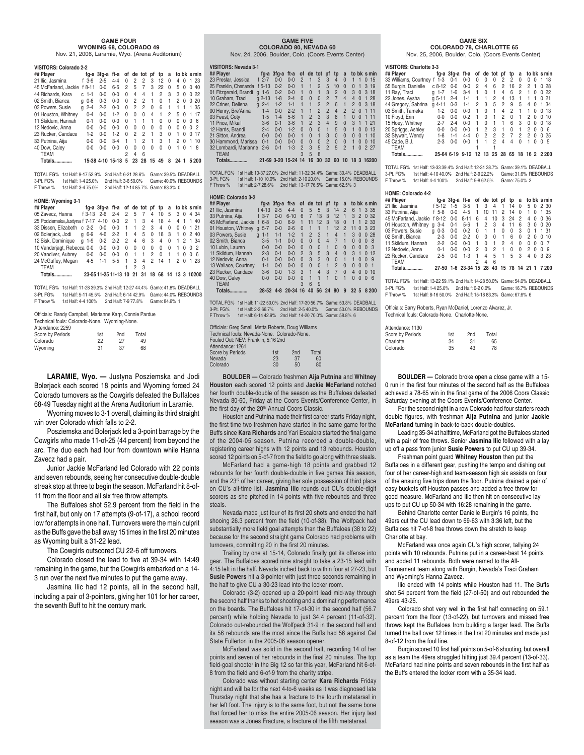## GAME FOUR

### WYOMING 68, COLORADO 49

Nov. 21, 2006, Laramie, Wyo. (Arena Auditorium)

**VISITORS: Colorado 2-2**

| ## Player | | fg-a | 3fg-a | ft-a | of | de | tot | pf | tp | a | to | bk | s | min |
|---|---|---|---|---|---|---|---|---|---|---|---|---|---|---|
| 21 Ilic, Jasmina | f | 3-9 | 2-5 | 4-4 | 0 | 2 | 2 | 3 | 12 | 0 | 4 | 0 | 1 | 23 |
| 45 McFarland, Jackie | f | 8-11 | 0-0 | 6-6 | 2 | 5 | 7 | 3 | 22 | 0 | 5 | 0 | 0 | 40 |
| 44 Richards, Kara | c | 1-1 | 0-0 | 0-0 | 0 | 4 | 4 | 1 | 2 | 3 | 3 | 0 | 0 | 22 |
| 02 Smith, Bianca | g | 0-6 | 0-3 | 0-0 | 0 | 2 | 2 | 1 | 0 | 1 | 2 | 0 | 0 | 20 |
| 03 Powers, Susie | g | 2-4 | 2-2 | 0-0 | 0 | 2 | 2 | 0 | 6 | 1 | 1 | 1 | 1 | 35 |
| 01 Houston, Whitney | | 0-4 | 0-0 | 1-2 | 0 | 0 | 0 | 4 | 1 | 2 | 5 | 0 | 1 | 17 |
| 11 Skildum, Hannah | | 0-1 | 0-0 | 0-0 | 0 | 1 | 1 | 1 | 0 | 0 | 0 | 0 | 0 | 6 |
| 12 Nedovic, Anna | | 0-0 | 0-0 | 0-0 | 0 | 0 | 0 | 0 | 0 | 0 | 0 | 0 | 0 | 2 |
| 23 Rucker, Candace | | 1-2 | 0-0 | 1-2 | 0 | 2 | 2 | 1 | 3 | 0 | 1 | 0 | 0 | 17 |
| 33 Putnina, Aija | | 0-0 | 0-0 | 3-4 | 1 | 1 | 2 | 1 | 3 | 1 | 2 | 0 | 1 | 10 |
| 40 Dow, Caley | | 0-0 | 0-0 | 0-0 | 0 | 0 | 0 | 0 | 0 | 0 | 1 | 0 | 1 | 8 |
| TEAM | | | | | 2 | 4 | 6 | | | | | | | |
| Totals | | 15-38 | 4-10 | 15-18 | 5 | 23 | 28 | 15 | 49 | 8 | 24 | 1 | 5 | 200 |

TOTAL FG% 1st Half: 9-17 52.9% 2nd Half: 6-21 28.6% Game: 39.5% DEADBALL
3-Pt. FG% 1st Half: 1-4 25.0% 2nd Half: 3-6 50.0% Game: 40.0% REBOUNDS
F Throw % 1st Half: 3-4 75.0% 2nd Half: 12-14 85.7% Game: 83.3% 0

**HOME: Wyoming 3-1**

| ## Player | | fg-a | 3fg-a | ft-a | of | de | tot | pf | tp | a | to | bk | s | min |
|---|---|---|---|---|---|---|---|---|---|---|---|---|---|---|
| 05 Zavecz, Hanna | f | 3-13 | 2-6 | 2-4 | 2 | 5 | 7 | 4 | 10 | 5 | 3 | 0 | 4 | 34 |
| 25 Podziemska, Justyna | f | 7-17 | 4-10 | 0-0 | 2 | 1 | 3 | 4 | 18 | 4 | 4 | 1 | 1 | 40 |
| 33 Dissen, Elizabeth | c | 2-2 | 0-0 | 0-0 | 1 | 1 | 2 | 3 | 4 | 0 | 0 | 0 | 1 | 21 |
| 02 Bolerjack, Jodi | g | 6-9 | 4-6 | 2-2 | 1 | 4 | 5 | 0 | 18 | 3 | 1 | 0 | 2 | 40 |
| 12 Sisk, Dominique | g | 1-9 | 0-2 | 2-2 | 2 | 4 | 6 | 3 | 4 | 0 | 1 | 2 | 1 | 34 |
| 10 Vanderjagt, Rebecca | | 0-0 | 0-0 | 0-0 | 0 | 0 | 0 | 0 | 0 | 0 | 1 | 0 | 0 | 2 |
| 20 Vandiver, Aubrey | | 0-0 | 0-0 | 0-0 | 0 | 1 | 1 | 2 | 0 | 1 | 1 | 0 | 0 | 6 |
| 24 McGuffey, Megan | | 4-5 | 1-1 | 5-5 | 1 | 3 | 4 | 2 | 14 | 1 | 2 | 0 | 1 | 23 |
| TEAM | | | | | 1 | 2 | 3 | | | | | | | |
| Totals | | 23-55 | 11-25 | 11-13 | 10 | 21 | 31 | 18 | 68 | 14 | 13 | 3 | 10 | 200 |

TOTAL FG% 1st Half: 11-28 39.3% 2nd Half: 12-27 44.4% Game: 41.8% DEADBALL
3-Pt. FG% 1st Half: 5-11 45.5% 2nd Half: 6-14 42.9% Game: 44.0% REBOUNDS
F Throw % 1st Half: 4-4 100% 2nd Half: 7-9 77.8% Game: 84.6% 1

Officials: Randy Campbell, Marianne Karp, Connie Pardue
Technical fouls: Colorado-None. Wyoming-None.
Attendance: 2259

| Score by Periods | 1st | 2nd | Total |
|---|---|---|---|
| Colorado | 22 | 27 | 49 |
| Wyoming | 31 | 37 | 68 |

**LARAMIE, Wyo. —** Justyna Posziemska and Jodi Bolerjack each scored 18 points and Wyoming forced 24 Colorado turnovers as the Cowgirls defeated the Buffaloes 68-49 Tuesday night at the Arena Auditorium in Laramie.

Wyoming moves to 3-1 overall, claiming its third straight win over Colorado which falls to 2-2.

Posziemska and Bolerjack led a 3-point barrage by the Cowgirls who made 11-of-25 (44 percent) from beyond the arc. The duo each had four from downtown while Hanna Zavecz had a pair.

Junior Jackie McFarland led Colorado with 22 points and seven rebounds, seeing her consecutive double-double streak stop at three to begin the season. McFarland hit 8-of-11 from the floor and all six free throw attempts.

The Buffaloes shot 52.9 percent from the field in the first half, but only on 17 attempts (9-of-17), a school record low for attempts in one half. Turnovers were the main culprit as the Buffs gave the ball away 15 times in the first 20 minutes as Wyoming built a 31-22 lead.

The Cowgirls outscored CU 22-6 off turnovers.

Colorado closed the lead to five at 39-34 with 14:49 remaining in the game, but the Cowgirls embarked on a 14-3 run over the next five minutes to put the game away.

Jasmina Ilic had 12 points, all in the second half, including a pair of 3-pointers, giving her 101 for her career, the seventh Buff to hit the century mark.

## GAME FIVE

### COLORADO 80, NEVADA 60

Nov. 24, 2006, Boulder, Colo. (Coors Events Center)

**VISITORS: Nevada 3-1**

| ## Player | | fg-a | 3fg-a | ft-a | of | de | tot | pf | tp | a | to | bk | s | min |
|---|---|---|---|---|---|---|---|---|---|---|---|---|---|---|
| 23 Preslar, Jessica | f | 2-7 | 0-0 | 0-0 | 2 | 1 | 3 | 3 | 4 | 0 | 1 | 1 | 0 | 15 |
| 25 Franklin, Cherlanda | f | 5-13 | 0-2 | 0-0 | 1 | 1 | 2 | 5 | 10 | 0 | 0 | 1 | 3 | 19 |
| 01 Fitzgerald, Brandi | g | 1-6 | 0-2 | 0-0 | 1 | 0 | 1 | 3 | 2 | 0 | 3 | 0 | 3 | 18 |
| 10 Graham, Traci | g | 2-13 | 1-8 | 2-4 | 0 | 0 | 0 | 2 | 7 | 4 | 4 | 0 | 1 | 28 |
| 22 Criner, Dellena | g | 2-4 | 1-2 | 1-1 | 1 | 1 | 2 | 2 | 6 | 1 | 2 | 0 | 3 | 18 |
| 00 Henry, Bre'Anna | | 1-4 | 0-0 | 2-2 | 1 | 1 | 2 | 2 | 4 | 2 | 2 | 0 | 1 | 11 |
| 03 Feest, Coty | | 1-5 | 1-4 | 5-6 | 1 | 2 | 3 | 3 | 8 | 1 | 0 | 0 | 1 | 11 |
| 11 Price, Mikail | | 3-6 | 0-1 | 3-6 | 1 | 2 | 3 | 4 | 9 | 0 | 3 | 1 | 1 | 21 |
| 12 Harris, Brandi | | 2-4 | 0-0 | 1-2 | 0 | 0 | 0 | 1 | 5 | 0 | 1 | 0 | 0 | 13 |
| 21 Sitton, Andrea | | 0-0 | 0-0 | 0-0 | 1 | 0 | 1 | 3 | 0 | 0 | 0 | 0 | 1 | 10 |
| 30 Hammond, Marissa | | 0-1 | 0-0 | 0-0 | 0 | 0 | 0 | 2 | 0 | 0 | 1 | 0 | 0 | 10 |
| 32 Lombardi, Marianne | | 2-6 | 0-1 | 1-3 | 2 | 3 | 5 | 2 | 5 | 2 | 1 | 0 | 2 | 27 |
| TEAM | | | | | 3 | 5 | 8 | | | | | | | |
| Totals | | 21-69 | 3-20 | 15-24 | 14 | 16 | 30 | 32 | 60 | 10 | 18 | 3 | 16 | 200 |

TOTAL FG% 1st Half: 10-37 27.0% 2nd Half: 11-32 34.4% Game: 30.4% DEADBALL
3-Pt. FG% 1st Half: 1-10 10.0% 2nd Half: 2-10 20.0% Game: 15.0% REBOUNDS
F Throw % 1st Half: 2-7 28.6% 2nd Half: 13-17 76.5% Game: 62.5% 3

**HOME: Colorado 3-2**

| ## Player | | fg-a | 3fg-a | ft-a | of | de | tot | pf | tp | a | to | bk | s | min |
|---|---|---|---|---|---|---|---|---|---|---|---|---|---|---|
| 21 Ilic, Jasmina | f | 4-13 | 2-5 | 4-4 | 0 | 5 | 5 | 3 | 14 | 2 | 6 | 1 | 3 | 35 |
| 33 Putnina, Aija | f | 3-7 | 0-0 | 6-10 | 6 | 7 | 13 | 3 | 12 | 1 | 3 | 2 | 0 | 32 |
| 45 McFarland, Jackie | f | 6-8 | 0-0 | 6-9 | 1 | 11 | 12 | 3 | 18 | 0 | 1 | 1 | 2 | 33 |
| 01 Houston, Whitney | g | 5-7 | 0-0 | 2-6 | 0 | 1 | 1 | 1 | 12 | 2 | 11 | 0 | 3 | 23 |
| 03 Powers, Susie | g | 1-1 | 1-1 | 1-2 | 1 | 2 | 3 | 1 | 4 | 1 | 3 | 0 | 0 | 28 |
| 02 Smith, Bianca | | 3-5 | 1-1 | 0-0 | 0 | 0 | 0 | 4 | 7 | 1 | 0 | 0 | 0 | 8 |
| 10 Lubin, Lauren | | 0-0 | 0-0 | 0-0 | 0 | 0 | 0 | 1 | 0 | 0 | 0 | 0 | 0 | 3 |
| 11 Skildum, Hannah | | 2-3 | 0-1 | 0-0 | 2 | 3 | 5 | 3 | 4 | 0 | 3 | 1 | 0 | 12 |
| 12 Nedovic, Anna | | 0-1 | 0-0 | 0-0 | 0 | 3 | 3 | 0 | 0 | 1 | 1 | 0 | 0 | 9 |
| 13 Wallace, Courtney | | 1-1 | 0-0 | 0-0 | 0 | 0 | 0 | 1 | 2 | 0 | 0 | 0 | 0 | 1 |
| 23 Rucker, Candace | | 3-6 | 0-0 | 1-3 | 3 | 1 | 4 | 3 | 7 | 0 | 4 | 0 | 0 | 10 |
| 40 Dow, Caley | | 0-0 | 0-0 | 0-0 | 0 | 1 | 1 | 1 | 0 | 1 | 0 | 0 | 0 | 6 |
| TEAM | | | | | 3 | 6 | 9 | | | | | | | |
| Totals | | 28-52 | 4-8 | 20-34 | 16 | 40 | 56 | 24 | 80 | 9 | 32 | 5 | 8 | 200 |

TOTAL FG% 1st Half: 11-22 50.0% 2nd Half: 17-30 56.7% Game: 53.8% DEADBALL
3-Pt. FG% 1st Half: 2-3 66.7% 2nd Half: 2-5 40.0% Game: 50.0% REBOUNDS
F Throw % 1st Half: 6-14 42.9% 2nd Half: 14-20 70.0% Game: 58.8% 6

Officials: Greg Small, Metta Roberts, Doug Williams
Technical fouls: Nevada-None. Colorado-None.
Fouled Out: NEV: Franklin, 5:16 2nd
Attendance: 1261

| Score by Periods | 1st | 2nd | Total |
|---|---|---|---|
| Nevada | 23 | 37 | 60 |
| Colorado | 30 | 50 | 80 |

**BOULDER —** Colorado freshmen **Aija Putnina** and **Whitney Houston** each scored 12 points and **Jackie McFarland** notched her fourth double-double of the season as the Buffaloes defeated Nevada 80-60, Friday at the Coors Events/Conference Center, in the first day of the 20th Annual Coors Classic.

Houston and Putnina made their first career starts Friday night, the first time two freshmen have started in the same game for the Buffs since **Kara Richards** and Yari Escalera started the final game of the 2004-05 season. Putnina recorded a double-double, registering career highs with 12 points and 13 rebounds. Houston scored 12 points on 5-of-7 from the field to go along with three steals.

McFarland had a game-high 18 points and grabbed 12 rebounds for her fourth double-double in five games this season, and the 23rd of her career, giving her sole possession of third place on CU's all-time list. **Jasmina Ilic** rounds out CU's double-digit scorers as she pitched in 14 points with five rebounds and three steals.

Nevada made just four of its first 20 shots and ended the half shooing 26.3 percent from the field (10-of-38). The Wolfpack had substantially more field goal attempts than the Buffaloes (38 to 22) because for the second straight game Colorado had problems with turnovers, committing 20 in the first 20 minutes.

Trailing by one at 15-14, Colorado finally got its offense into gear. The Buffaloes scored nine straight to take a 23-15 lead with 4:15 left in the half. Nevada inched back to within four at 27-23, but **Susie Powers** hit a 3-pointer with just three seconds remaining in the half to give CU a 30-23 lead into the locker room.

Colorado (3-2) opened up a 20-point lead mid-way through the second half thanks to hot shooting and a dominating performance on the boards. The Buffaloes hit 17-of-30 in the second half (56.7 percent) while holding Nevada to just 34.4 percent (11-of-32). Colorado out-rebounded the Wolfpack 31-9 in the second half and its 56 rebounds are the most since the Buffs had 56 against Cal State Fullerton in the 2005-06 season opener.

McFarland was solid in the second half, recording 14 of her points and seven of her rebounds in the final 20 minutes. The top field-goal shooter in the Big 12 so far this year, McFarland hit 6-of-8 from the field and 6-of-9 from the charity stripe.

Colorado was without starting center **Kara Richards** Friday night and will be for the next 4-to-6 weeks as it was diagnosed late Thursday night that she has a fracture to the fourth metatarsal in her left foot. The injury is to the same foot, but not the same bone that forced her to miss the entire 2005-06 season. Her injury last season was a Jones Fracture, a fracture of the fifth metatarsal.

## GAME SIX

### COLORADO 78, CHARLOTTE 65

Nov. 25, 2006, Boulder, Colo. (Coors Events Center)

**VISITORS: Charlotte 3-3**

| ## Player | | fg-a | 3fg-a | ft-a | of | de | tot | pf | tp | a | to | bk | s | min |
|---|---|---|---|---|---|---|---|---|---|---|---|---|---|---|
| 33 Williams, Courtney | f | 1-3 | 0-1 | 0-0 | 0 | 0 | 0 | 2 | 2 | 0 | 0 | 0 | 1 | 18 |
| 55 Burgin, Danielle | c | 8-12 | 0-0 | 0-0 | 2 | 4 | 6 | 2 | 16 | 2 | 2 | 1 | 0 | 28 |
| 11 Ray, Traci | g | 1-7 | 1-6 | 3-4 | 1 | 0 | 1 | 4 | 6 | 2 | 1 | 0 | 0 | 22 |
| 22 Jones, Aysha | g | 5-11 | 2-4 | 1-1 | 1 | 1 | 2 | 4 | 13 | 1 | 1 | 1 | 0 | 21 |
| 44 Gregory, Sabrina | g | 4-11 | 0-3 | 1-1 | 2 | 3 | 5 | 2 | 9 | 5 | 4 | 0 | 1 | 34 |
| 03 Smith, Tameka | | 1-2 | 0-0 | 0-0 | 1 | 0 | 1 | 4 | 2 | 1 | 1 | 0 | 0 | 13 |
| 10 Floyd, Erin | | 0-0 | 0-0 | 0-2 | 1 | 0 | 1 | 2 | 0 | 1 | 2 | 0 | 0 | 10 |
| 15 Hoey, Whitney | | 2-7 | 2-4 | 0-0 | 1 | 0 | 1 | 1 | 6 | 3 | 0 | 0 | 0 | 18 |
| 20 Spriggs, Ashley | | 0-0 | 0-0 | 0-0 | 1 | 2 | 3 | 1 | 0 | 1 | 2 | 0 | 0 | 6 |
| 32 Stywalt, Wendy | | 1-8 | 1-1 | 4-4 | 0 | 2 | 2 | 2 | 7 | 2 | 2 | 0 | 0 | 25 |
| 45 Cade, B.J. | | 2-3 | 0-0 | 0-0 | 1 | 1 | 2 | 4 | 4 | 0 | 1 | 0 | 0 | 5 |
| TEAM | | | | | 1 | | 1 | | | | | | | |
| Totals | | 25-64 | 6-19 | 9-12 | 12 | 13 | 25 | 28 | 65 | 18 | 16 | 2 | 2 | 200 |

TOTAL FG% 1st Half: 13-33 39.4% 2nd Half: 12-31 38.7% Game: 39.1% DEADBALL
3-Pt. FG% 1st Half: 4-10 40.0% 2nd Half: 2-9 22.2% Game: 31.6% REBOUNDS
F Throw % 1st Half: 4-4 100% 2nd Half: 5-8 62.5% Game: 75.0% 2

**HOME: Colorado 4-2**

| ## Player | | fg-a | 3fg-a | ft-a | of | de | tot | pf | tp | a | to | bk | s | min |
|---|---|---|---|---|---|---|---|---|---|---|---|---|---|---|
| 21 Ilic, Jasmina | f | 5-12 | 1-5 | 3-5 | 1 | 3 | 4 | 1 | 14 | 0 | 5 | 0 | 2 | 30 |
| 33 Putnina, Aija | f | 5-8 | 0-0 | 4-5 | 1 | 10 | 11 | 2 | 14 | 0 | 1 | 0 | 1 | 35 |
| 45 McFarland, Jackie | f | 8-12 | 0-0 | 8-11 | 6 | 4 | 10 | 3 | 24 | 2 | 4 | 0 | 0 | 36 |
| 01 Houston, Whitney | g | 3-4 | 0-1 | 5-6 | 1 | 2 | 3 | 4 | 11 | 6 | 3 | 0 | 0 | 20 |
| 03 Powers, Susie | g | 0-3 | 0-0 | 0-2 | 0 | 1 | 1 | 0 | 0 | 3 | 0 | 1 | 1 | 31 |
| 02 Smith, Bianca | | 2-3 | 0-0 | 2-2 | 0 | 0 | 0 | 1 | 6 | 0 | 2 | 0 | 0 | 10 |
| 11 Skildum, Hannah | | 2-2 | 0-0 | 0-0 | 1 | 0 | 1 | 2 | 4 | 0 | 0 | 0 | 0 | 7 |
| 12 Nedovic, Anna | | 0-1 | 0-0 | 0-0 | 2 | 0 | 2 | 1 | 0 | 0 | 2 | 0 | 0 | 9 |
| 23 Rucker, Candace | | 2-5 | 0-0 | 1-3 | 1 | 4 | 5 | 1 | 5 | 3 | 4 | 0 | 3 | 23 |
| TEAM | | | | | 2 | 4 | 6 | | | | | | | |
| Totals | | 27-50 | 1-6 | 23-34 | 15 | 28 | 43 | 15 | 78 | 14 | 21 | 1 | 7 | 200 |

TOTAL FG% 1st Half: 13-22 59.1% 2nd Half: 14-28 50.0% Game: 54.0% DEADBALL
3-Pt. FG% 1st Half: 1-4 25.0% 2nd Half: 0-2 0.0% Game: 16.7% REBOUNDS
F Throw % 1st Half: 8-16 50.0% 2nd Half: 15-18 83.3% Game: 67.6% 6

Officials: Barry Roberts, Ryan McDaniel, Lorenzo Alvarez, Jr.
Technical fouls: Colorado-None. Charlotte-None.

Attendance: 1130

| Score by Periods | 1st | 2nd | Total |
|---|---|---|---|
| Charlotte | 34 | 31 | 65 |
| Colorado | 35 | 43 | 78 |

**BOULDER —** Colorado broke open a close game with a 15-0 run in the first four minutes of the second half as the Buffaloes achieved a 78-65 win in the final game of the 2006 Coors Classic Saturday evening at the Coors Events/Conference Center.

For the second night in a row Colorado had four starters reach double figures, with freshman **Aija Putnina** and junior **Jackie McFarland** turning in back-to-back double-doubles.

Leading 35-34 at halftime, McFarland got the Buffaloes started with a pair of free throws. Senior **Jasmina Ilic** followed with a lay up off a pass from junior **Susie Powers** to put CU up 39-34.

Freshman point guard **Whitney Houston** then put the Buffaloes in a different gear, pushing the tempo and dishing out four of her career-high and team-season high six assists on four of the ensuing five trips down the floor. Putnina drained a pair of easy buckets off Houston passes and added a free throw for good measure. McFarland and Ilic then hit on consecutive lay ups to put CU up 50-34 with 16:28 remaining in the game.

Behind Charlotte center Danielle Burgin's 16 points, the 49ers cut the CU lead down to 69-63 with 3:36 left, but the Buffaloes hit 7-of-8 free throws down the stretch to keep Charlotte at bay.

McFarland was once again CU's high scorer, tallying 24 points with 10 rebounds. Putnina put in a career-best 14 points and added 11 rebounds. Both were named to the All-Tournament team along with Burgin, Nevada's Traci Graham and Wyoming's Hanna Zavecz.

Ilic ended with 14 points while Houston had 11. The Buffs shot 54 percent from the field (27-of-50) and out rebounded the 49ers 43-25.

Colorado shot very well in the first half connecting on 59.1 percent from the floor (13-of-22), but turnovers and missed free throws kept the Buffaloes from building a larger lead. The Buffs turned the ball over 12 times in the first 20 minutes and made just 8-of-12 from the foul line.

Burgin scored 10 first half points on 5-of-6 shooting, but overall as a team the 49ers struggled hitting just 39.4 percent (13-of-33). McFarland had nine points and seven rebounds in the first half as the Buffs entered the locker room with a 35-34 lead.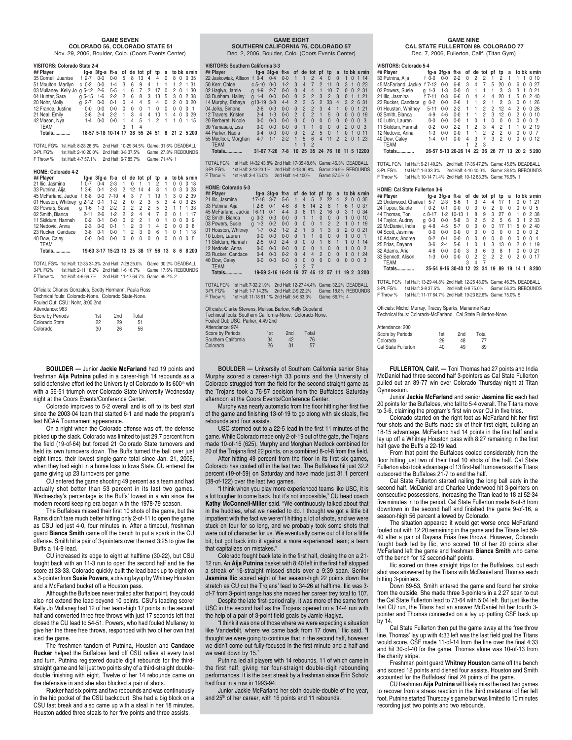## GAME SEVEN
### COLORADO 56, COLORADO STATE 51
Nov. 29, 2006, Boulder, Colo. (Coors Events Center)

**VISITORS: Colorado State 2-4**

| ## Player | | fg-a | 3fg-a | ft-a | of | de | tot | pf | tp | a | to | bk | s | min |
|---|---|---|---|---|---|---|---|---|---|---|---|---|---|---|
| 35 Cornell, Juanise | f | 2-7 | 0-0 | 0-0 | 5 | 8 | 13 | 4 | 4 | 0 | 8 | 0 | 0 | 35 |
| 51 Moulton, Marilyn | c | 0-2 | 0-0 | 1-4 | 3 | 6 | 9 | 4 | 1 | 1 | 1 | 2 | 1 | 31 |
| 03 Mullaney, Kelly Jo | g | 5-12 | 2-6 | 5-5 | 1 | 6 | 7 | 2 | 17 | 0 | 2 | 0 | 1 | 30 |
| 04 Hunter, Sara | g | 5-15 | 1-6 | 2-2 | 2 | 6 | 8 | 3 | 13 | 5 | 3 | 0 | 2 | 38 |
| 20 Nohr, Molly | g | 2-7 | 0-0 | 0-1 | 0 | 4 | 4 | 5 | 4 | 0 | 2 | 0 | 0 | 20 |
| 12 France, Justine | | 0-0 | 0-0 | 0-0 | 0 | 0 | 0 | 1 | 0 | 0 | 0 | 0 | 0 | 1 |
| 21 Neal, Emily | | 3-8 | 2-4 | 2-2 | 1 | 3 | 4 | 4 | 10 | 1 | 4 | 0 | 0 | 29 |
| 42 Mason, Nya | | 1-4 | 0-0 | 0-0 | 1 | 4 | 5 | 1 | 2 | 1 | 1 | 0 | 1 | 15 |
| TEAM | | | | | 3 | 1 | 4 | | | | | | | |
| **Totals** | | 18-57 | 5-18 | 10-14 | 17 | 38 | 55 | 24 | 51 | 8 | 21 | 2 | 5 | 200 |

TOTAL FG% 1st Half: 8-28 28.6% 2nd Half: 10-29 34.5% Game: 31.6% DEADBALL
3-Pt. FG% 1st Half: 2-10 20.0% 2nd Half: 3-8 37.5% Game: 27.8% REBOUNDS
F Throw % 1st Half: 4-7 57.1% 2nd Half: 6-7 85.7% Game: 71.4% 1

**HOME: Colorado 4-2**

| ## Player | | fg-a | 3fg-a | ft-a | of | de | tot | pf | tp | a | to | bk | s | min |
|---|---|---|---|---|---|---|---|---|---|---|---|---|---|---|
| 21 Ilic, Jasmina | f | 0-7 | 0-4 | 2-3 | 1 | 0 | 1 | 1 | 2 | 1 | 0 | 0 | 0 | 18 |
| 33 Putnina, Aija | f | 3-6 | 0-1 | 2-3 | 2 | 12 | 14 | 4 | 8 | 1 | 0 | 3 | 0 | 28 |
| 45 McFarland, Jackie | f | 6-8 | 0-0 | 7-10 | 4 | 3 | 7 | 1 | 19 | 1 | 3 | 0 | 2 | 39 |
| 01 Houston, Whitney | g | 2-12 | 0-1 | 1-2 | 2 | 0 | 2 | 3 | 5 | 3 | 4 | 0 | 3 | 25 |
| 03 Powers, Susie | g | 1-6 | 1-3 | 2-2 | 0 | 2 | 2 | 2 | 5 | 3 | 1 | 1 | 1 | 33 |
| 02 Smith, Bianca | | 2-11 | 2-6 | 1-2 | 2 | 2 | 4 | 4 | 7 | 2 | 0 | 1 | 1 | 17 |
| 11 Skildum, Hannah | | 0-2 | 0-1 | 0-0 | 0 | 2 | 2 | 1 | 0 | 1 | 0 | 0 | 0 | 9 |
| 12 Nedovic, Anna | | 2-3 | 0-0 | 0-1 | 1 | 2 | 3 | 1 | 4 | 0 | 0 | 0 | 0 | 8 |
| 23 Rucker, Candace | | 3-8 | 0-1 | 0-0 | 1 | 2 | 3 | 0 | 6 | 1 | 0 | 1 | 1 | 18 |
| 40 Dow, Caley | | 0-0 | 0-0 | 0-0 | 0 | 0 | 0 | 0 | 0 | 0 | 0 | 0 | 0 | 5 |
| TEAM | | | | | | | | | | | | | | |
| **Totals** | | 19-63 | 3-17 | 15-23 | 13 | 25 | 38 | 17 | 56 | 13 | 8 | 6 | 8 | 200 |

TOTAL FG% 1st Half: 12-35 34.3% 2nd Half: 7-28 25.0% Game: 30.2% DEADBALL
3-Pt. FG% 1st Half: 2-11 18.2% 2nd Half: 1-6 16.7% Game: 17.6% REBOUNDS
F Throw % 1st Half: 4-6 66.7% 2nd Half: 11-17 64.7% Game: 65.2% 2

Officials: Charles Gonzales, Scotty Hermann, Paula Ross
Technical fouls: Colorado-None. Colorado State-None.
Fouled Out: CSU: Nohr, 8:00 2nd
Attendance: 963

| Score by Periods | 1st | 2nd | Total |
|---|---|---|---|
| Colorado State | 22 | 29 | 51 |
| Colorado | 30 | 26 | 56 |

**BOULDER —** Junior **Jackie McFarland** had 19 points and freshman **Aija Putnina** pulled in a career-high 14 rebounds as a solid defensive effort led the University of Colorado to its 600th win with a 56-51 triumph over Colorado State University Wednesday night at the Coors Events/Conference Center.

Colorado improves to 5-2 overall and is off to its best start since the 2003-04 team that started 6-1 and made the program's last NCAA Tournament appearance.

On a night when the Colorado offense was off, the defense picked up the slack. Colorado was limited to just 29.7 percent from the field (19-of-64) but forced 21 Colorado State turnovers and held its own turnovers down. The Buffs turned the ball over just eight times, their lowest single-game total since Jan. 21, 2006, when they had eight in a home loss to Iowa State. CU entered the game giving up 23 turnovers per game.

CU entered the game shooting 49 percent as a team and had actually shot better than 53 percent in its last two games. Wednesday's percentage is the Buffs' lowest in a win since the modern record keeping era began with the 1978-79 season.

The Buffaloes missed their first 10 shots of the game, but the Rams didn't fare much better hitting only 2-of-11 to open the game as CSU led just 4-0, four minutes in. After a timeout, freshman guard **Bianca Smith** came off the bench to put a spark in the CU offense. Smith hit a pair of 3-pointers over the next 3:25 to give the Buffs a 14-9 lead.

CU increased its edge to eight at halftime (30-22), but CSU fought back with an 11-3 run to open the second half and tie the score at 33-33. Colorado quickly built the lead back up to eight on a 3-pointer from **Susie Powers**, a driving layup by Whitney Houston and a McFarland bucket off a Houston pass.

Although the Buffaloes never trailed after that point, they could also not extend the lead beyond 10 points. CSU's leading scorer Kelly Jo Mullaney had 12 of her team-high 17 points in the second half and converted three free throws with just 17 seconds left that closed the CU lead to 54-51. Powers, who had fouled Mullaney to give her the three free throws, responded with two of her own that iced the game.

The freshmen tandem of Putnina, Houston and **Candace Rucker** helped the Buffaloes fend off CSU rallies at every twist and turn. Putnina registered double digit rebounds for the third-straight game and fell just two points shy of a third-straight double-double finishing with eight. Twelve of her 14 rebounds came on the defensive in and she also blocked a pair of shots.

Rucker had six points and two rebounds and was continuously in the hip pocket of the CSU backcourt. She had a big block on a CSU fast break and also came up with a steal in her 18 minutes. Houston added three steals to her five points and three assists.

## GAME EIGHT
### SOUTHERN CALIFORNIA 76, COLORADO 57
Dec. 2, 2006, Boulder, Colo. (Coors Events Center)

**VISITORS: Southern California 3-3**

| ## Player | | fg-a | 3fg-a | ft-a | of | de | tot | pf | tp | a | to | bk | s | min |
|---|---|---|---|---|---|---|---|---|---|---|---|---|---|---|
| 22 Jaskowiak, Allison | f | 0-4 | 0-4 | 0-0 | 1 | 1 | 2 | 4 | 0 | 0 | 1 | 0 | 1 | 14 |
| 50 Kerr, Chloe | c | 5-10 | 0-0 | 1-2 | 3 | 4 | 7 | 2 | 11 | 0 | 3 | 1 | 0 | 23 |
| 02 Hagiya, Jamie | g | 4-9 | 2-7 | 0-0 | 0 | 4 | 4 | 1 | 10 | 7 | 0 | 0 | 2 | 31 |
| 03 Dunham, Hailey | g | 1-4 | 0-0 | 0-0 | 0 | 2 | 2 | 3 | 2 | 3 | 0 | 1 | 1 | 21 |
| 14 Murphy, Eshaya | g | 13-19 | 3-8 | 4-4 | 2 | 3 | 5 | 2 | 33 | 4 | 3 | 2 | 6 | 31 |
| 04 Jelks, Simone | | 2-6 | 0-3 | 0-0 | 0 | 2 | 2 | 3 | 4 | 1 | 0 | 0 | 1 | 21 |
| 12 Travers, Kristen | | 2-4 | 1-3 | 0-0 | 2 | 0 | 2 | 1 | 5 | 0 | 0 | 0 | 0 | 19 |
| 20 Berberet, Nicole | | 0-0 | 0-0 | 0-0 | 0 | 0 | 0 | 0 | 0 | 0 | 0 | 0 | 0 | 3 |
| 30 Yamasaki, Lisa | | 0-0 | 0-0 | 0-0 | 0 | 1 | 1 | 0 | 0 | 0 | 2 | 0 | 0 | 3 |
| 44 Parker, Nadia | | 0-4 | 0-0 | 0-0 | 0 | 2 | 2 | 5 | 0 | 1 | 0 | 1 | 0 | 11 |
| 55 Medlock, Morghan | | 4-7 | 1-1 | 2-2 | 1 | 5 | 6 | 4 | 11 | 2 | 2 | 0 | 1 | 23 |
| TEAM | | | | | 1 | 1 | 2 | | | | | | | |
| **Totals** | | 31-67 | 7-26 | 7-8 | 10 | 25 | 35 | 24 | 76 | 18 | 11 | 5 | 12 | 200 |

TOTAL FG% 1st Half: 14-32 43.8% 2nd Half: 17-35 48.6% Game: 46.3% DEADBALL
3-Pt. FG% 1st Half: 3-13 23.1% 2nd Half: 4-13 30.8% Game: 26.9% REBOUNDS
F Throw % 1st Half: 3-4 75.0% 2nd Half: 4-4 100% Game: 87.5% 0

**HOME: Colorado 5-3**

| ## Player | | fg-a | 3fg-a | ft-a | of | de | tot | pf | tp | a | to | bk | s | min |
|---|---|---|---|---|---|---|---|---|---|---|---|---|---|---|
| 21 Ilic, Jasmina | f | 7-18 | 3-7 | 5-6 | 1 | 4 | 5 | 2 | 22 | 4 | 2 | 0 | 0 | 35 |
| 33 Putnina, Aija | f | 2-8 | 0-1 | 4-6 | 8 | 6 | 14 | 2 | 8 | 1 | 6 | 1 | 0 | 37 |
| 45 McFarland, Jackie | f | 6-11 | 0-1 | 4-4 | 3 | 8 | 11 | 2 | 16 | 0 | 3 | 1 | 0 | 34 |
| 02 Smith, Bianca | g | 0-3 | 0-3 | 0-0 | 0 | 1 | 1 | 0 | 0 | 0 | 1 | 0 | 0 | 10 |
| 03 Powers, Susie | g | 1-3 | 0-2 | 0-0 | 0 | 1 | 1 | 0 | 2 | 2 | 1 | 0 | 1 | 19 |
| 01 Houston, Whitney | | 1-7 | 0-2 | 1-2 | 2 | 1 | 3 | 1 | 3 | 3 | 2 | 0 | 0 | 21 |
| 10 Lubin, Lauren | | 0-0 | 0-0 | 0-0 | 0 | 1 | 1 | 0 | 0 | 0 | 1 | 0 | 0 | 1 |
| 11 Skildum, Hannah | | 2-5 | 0-0 | 2-4 | 0 | 0 | 0 | 1 | 6 | 1 | 1 | 0 | 1 | 14 |
| 12 Nedovic, Anna | | 0-0 | 0-0 | 0-0 | 0 | 0 | 0 | 1 | 0 | 0 | 1 | 0 | 0 | 2 |
| 23 Rucker, Candace | | 0-4 | 0-0 | 0-2 | 0 | 4 | 4 | 2 | 0 | 0 | 1 | 0 | 1 | 24 |
| 40 Dow, Caley | | 0-0 | 0-0 | 0-0 | 0 | 0 | 0 | 0 | 0 | 0 | 0 | 0 | 0 | 3 |
| TEAM | | | | | 5 | 2 | 7 | | | | | | | |
| **Totals** | | 19-59 | 3-16 | 16-24 | 19 | 27 | 46 | 12 | 57 | 11 | 19 | 2 | 3 | 200 |

TOTAL FG% 1st Half: 7-32 21.9% 2nd Half: 12-27 44.4% Game: 32.2% DEADBALL
3-Pt. FG% 1st Half: 1-7 14.3% 2nd Half: 2-9 22.2% Game: 18.8% REBOUNDS
F Throw % 1st Half: 11-18 61.1% 2nd Half: 5-6 83.3% Game: 66.7% 4

Officials: Clarke Stevens, Melissa Barlow, Kelly Copeland
Technical fouls: Southern California-None. Colorado-None.
Fouled Out: USC: Parker, 4:49 2nd
Attendance: 974

| Score by Periods | 1st | 2nd | Total |
|---|---|---|---|
| Southern California | 34 | 42 | 76 |
| Colorado | 26 | 31 | 57 |

**BOULDER —** University of Southern California senior Shay Murphy scored a career-high 33 points and the University of Colorado struggled from the field for the second straight game as the Trojans took a 76-57 decision from the Buffaloes Saturday afternoon at the Coors Events/Conference Center.

Murphy was nearly automatic from the floor hitting her first five of the game and finishing 13-of-19 to go along with six steals, five rebounds and four assists.

USC stormed out to a 22-5 lead in the first 11 minutes of the game. While Colorado made only 2-of-19 out of the gate, the Trojans made 10-of-16 (625). Murphy and Morghan Medlock combined for 20 of the Trojans first 22 points, on a combined 8-of-8 from the field.

After hitting 49 percent from the floor in its first six games, Colorado has cooled off in the last two. The Buffaloes hit just 32.2 percent (19-of-59) on Saturday and have made just 31.1 percent (38-of-122) over the last two games.

"I think when you play more experienced teams like USC, it is a lot tougher to come back, but it's not impossible," CU head coach **Kathy McConnell-Miller** said. "We continuously talked about that in the huddles, what we needed to do. I thought we got a little bit impatient with the fact we weren't hitting a lot of shots, and we were stuck on four for so long, and we probably took some shots that were out of character for us. We eventually came out of it for a little bit, but got back into it against a more experienced team; a team that capitalizes on mistakes."

Colorado fought back late in the first half, closing the on a 21-12 run. An **Aija Putnina** basket with 8:40 left in the first half stopped a streak of 16-straight missed shots over a 9:39 span. Senior **Jasmina Ilic** scored eight of her season-high 22 points down the stretch as CU cut the Trojans' lead to 34-26 at halftime. Ilic was 3-of-7 from 3-point range has she moved her career trey total to 107.

Despite the late first-period rally, it was more of the same from USC in the second half as the Trojans opened on a 14-4 run with the help of a pair of 3-point field goals by Jamie Hagiya.

"I think it was one of those where we were expecting a situation like Vanderbilt, where we came back from 17 down," Ilic said. "I thought we were going to continue that in the second half, however we didn't come out fully-focused in the first minute and a half and we went down by 15."

Putnina led all players with 14 rebounds, 11 of which came in the first half, giving her four-straight double-digit rebounding performances. It is the best streak by a freshman since Erin Scholz had four in a row in 1993-94.

Junior Jackie McFarland her sixth double-double of the year, and 25th of her career, with 16 points and 11 rebounds.

## GAME NINE
### CAL STATE FULLERTON 89, COLORADO 77
Dec. 7, 2006, Fullerton, Calif. (Titan Gym)

**VISITORS: Colorado 5-4**

| ## Player | | fg-a | 3fg-a | ft-a | of | de | tot | pf | tp | a | to | bk | s | min |
|---|---|---|---|---|---|---|---|---|---|---|---|---|---|---|
| 33 Putnina, Aija | f | 0-0 | 0-0 | 2-2 | 0 | 2 | 2 | 1 | 2 | 1 | 1 | 1 | 0 | 10 |
| 45 McFarland, Jackie | f | 7-12 | 0-0 | 6-8 | 3 | 4 | 7 | 5 | 20 | 0 | 6 | 0 | 0 | 27 |
| 03 Powers, Susie | g | 1-3 | 1-3 | 0-0 | 0 | 1 | 1 | 1 | 3 | 3 | 3 | 1 | 0 | 21 |
| 23 Rucker, Candace | g | 0-2 | 0-0 | 2-6 | 1 | 1 | 2 | 1 | 2 | 3 | 0 | 0 | 1 | 26 |
| 21 Ilic, Jasmina | f | 7-11 | 0-3 | 6-6 | 0 | 4 | 4 | 4 | 20 | 1 | 5 | 0 | 2 | 40 |
| 01 Houston, Whitney | | 5-11 | 0-0 | 2-2 | 1 | 1 | 2 | 2 | 12 | 4 | 2 | 0 | 0 | 26 |
| 02 Smith, Bianca | | 4-9 | 4-6 | 0-0 | 1 | 1 | 2 | 3 | 12 | 0 | 2 | 0 | 0 | 10 |
| 10 Lubin, Lauren | | 0-0 | 0-0 | 0-0 | 1 | 0 | 1 | 0 | 0 | 0 | 0 | 0 | 0 | 2 |
| 11 Skildum, Hannah | | 0-2 | 0-0 | 2-2 | 1 | 2 | 3 | 4 | 2 | 1 | 1 | 0 | 2 | 19 |
| 12 Nedovic, Anna | | 1-3 | 0-0 | 0-0 | 1 | 1 | 2 | 2 | 2 | 0 | 0 | 0 | 0 | 7 |
| 40 Dow, Caley | | 1-4 | 0-1 | 0-0 | 4 | 3 | 7 | 3 | 2 | 0 | 0 | 0 | 0 | 12 |
| TEAM | | | | | 1 | 2 | 3 | | | | | | | |
| **Totals** | | 26-57 | 5-13 | 20-26 | 14 | 22 | 36 | 26 | 77 | 13 | 20 | 2 | 5 | 200 |

TOTAL FG% 1st Half: 9-21 49.2% 2nd Half: 17-36 47.2% Game: 45.6% DEADBALL
3-Pt. FG% 1st Half: 1-3 33.3% 2nd Half: 4-10 40.0% Game: 38.5% REBOUNDS
F Throw % 1st Half: 10-14 71.4% 2nd Half: 10-12 83.3% Game: 76.9% 1

**HOME: Cal State Fullerton 3-6**

| ## Player | | fg-a | 3fg-a | ft-a | of | de | tot | pf | tp | a | to | bk | s | min |
|---|---|---|---|---|---|---|---|---|---|---|---|---|---|---|
| 23 Underwood, Charlee | f | 5-7 | 2-3 | 5-6 | 1 | 3 | 4 | 4 | 17 | 1 | 0 | 0 | 1 | 21 |
| 24 Tupou, Salote | f | 0-2 | 0-1 | 0-0 | 0 | 0 | 0 | 2 | 0 | 0 | 0 | 0 | 0 | 5 |
| 44 Thomas, Toni | c | 8-17 | 1-2 | 10-13 | 1 | 8 | 9 | 3 | 27 | 0 | 1 | 0 | 2 | 38 |
| 14 Taylor, Audrey | g | 0-3 | 0-0 | 5-8 | 3 | 2 | 5 | 2 | 5 | 6 | 3 | 1 | 2 | 33 |
| 22 McDaniel, India | g | 4-8 | 4-5 | 5-7 | 0 | 0 | 0 | 0 | 17 | 11 | 5 | 0 | 2 | 40 |
| 04 Scott, Jasmine | | 0-0 | 0-0 | 0-0 | 0 | 0 | 0 | 0 | 0 | 0 | 0 | 0 | 0 | 2 |
| 10 Adams, Andrea | | 0-2 | 0-1 | 0-0 | 0 | 0 | 0 | 0 | 0 | 0 | 0 | 0 | 0 | 4 |
| 25 Frias, Dayana | | 3-6 | 2-4 | 5-6 | 1 | 0 | 1 | 3 | 13 | 0 | 2 | 0 | 1 | 19 |
| 32 Adams, Ariel | | 4-6 | 0-0 | 0-0 | 3 | 3 | 6 | 3 | 8 | 1 | 0 | 0 | 0 | 21 |
| 33 Bennett, Alison | | 1-3 | 0-0 | 0-0 | 0 | 2 | 2 | 2 | 2 | 0 | 2 | 0 | 0 | 17 |
| TEAM | | | | | 3 | 4 | 7 | | | | | | | |
| **Totals** | | 25-54 | 9-16 | 30-40 | 12 | 22 | 34 | 19 | 89 | 19 | 14 | 1 | 8 | 200 |

TOTAL FG% 1st Half: 13-29 44.8% 2nd Half: 12-25 48.0% Game: 46.3% DEADBALL
3-Pt. FG% 1st Half: 3-8 37.5% 2nd Half: 6-8 75.0% Game: 56.3% REBOUNDS
F Throw % 1st Half: 11-17 64.7% 2nd Half: 19-23 82.6% Game: 75.0% 5

Officials: Michol Murray, Tracey Sparks, Marianne Karp
Technical fouls: Colorado-McFarland. Cal State Fullerton-None.

Attendance: 200

| Score by Periods | 1st | 2nd | Total |
|---|---|---|---|
| Colorado | 29 | 48 | 77 |
| Cal State Fullerton | 40 | 49 | 89 |

**FULLERTON, Calif. —** Toni Thomas had 27 points and India McDaniel had three second half 3-pointers as Cal State Fullerton pulled out an 89-77 win over Colorado Thursday night at Titan Gymnasium.

Junior **Jackie McFarland** and senior **Jasmina Ilic** each had 20 points for the Buffaloes, who fall to 5-4 overall. The Titans move to 3-6, claiming the program's first win over CU in five tries.

Colorado started on the right foot as McFarland hit her first four shots and the Buffs made six of their first eight, building an 18-15 advantage. McFarland had 14 points in the first half and a lay up off a Whitney Houston pass with 8:27 remaining in the first half gave the Buffs a 22-19 lead.

From that point the Buffaloes cooled considerably from the floor hitting just two of their final 10 shots of the half. Cal State Fullerton also took advantage of 13 first-half turnovers as the Titans outscored the Buffaloes 21-7 to end the half.

Cal State Fullerton started nailing the long ball early in the second half. McDaniel and Charlee Underwood hit 3-pointers on consecutive possessions, increasing the Titan lead to 18 at 52-34 five minutes in to the period. Cal State Fullerton made 6-of-8 from downtown in the second half and finished the game 9-of-16, a season-high 56 percent allowed by Colorado.

The situation appeared it would get worse once McFarland fouled out with 12:20 remaining in the game and the Titans led 59-40 after a pair of Dayana Frias free throws. However, Colorado fought back led by Ilic, who scored 10 of her 20 points after McFarland left the game and freshman **Bianca Smith** who came off the bench for 12 second-half points.

Ilic scored on three straight trips for the Buffaloes, but each shot was answered by the Titans with McDaniel and Thomas each hitting 3-pointers.

Down 69-53, Smith entered the game and found her stroke from the outside. She made three 3-pointers in a 2:27 span to cut the Cal State Fullerton lead to 73-64 with 5:04 left. But just like the last CU run, the Titans had an answer McDaniel hit her fourth 3-pointer and Thomas connected on a lay up putting CSF back up by 14.

Cal State Fullerton then put the game away at the free throw line. Thomas' lay up with 4:33 left was the last field goal the Titans would score. CSF made 11-of-14 from the line over the final 4:33 and hit 30-of-40 for the game. Thomas alone was 10-of-13 from the charity stripe.

Freshman point guard **Whitney Houston** came off the bench and scored 12 points and dished four assists. Houston and Smith accounted for the Buffaloes' final 24 points of the game.

CU freshman **Aija Putnina** will likely miss the next two games to recover from a stress reaction in the third metatarsal of her left foot. Putnina started Thursday's game but was limited to 10 minutes recording just two points and two rebounds.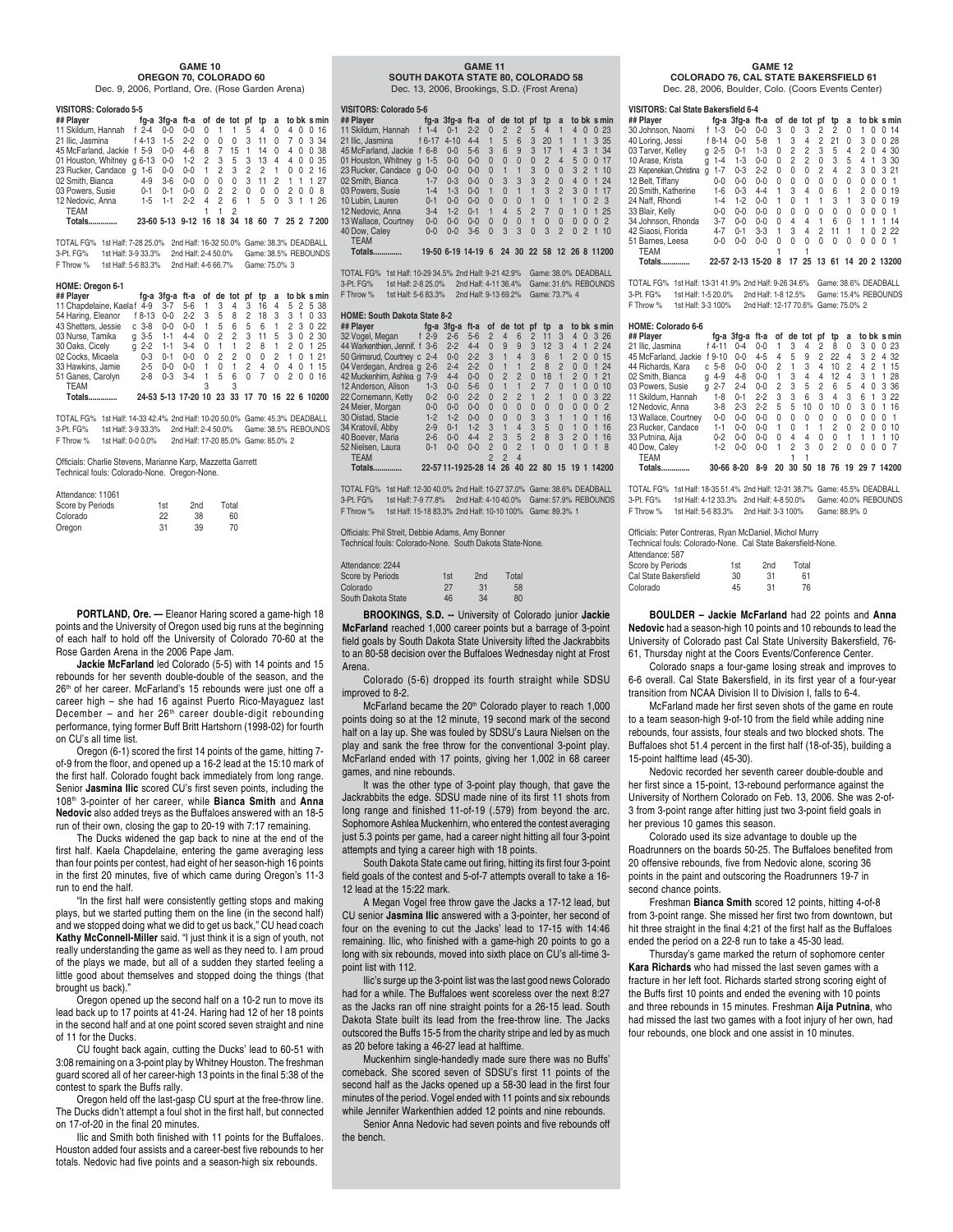## GAME 10
### OREGON 70, COLORADO 60

Dec. 9, 2006, Portland, Ore. (Rose Garden Arena)

**VISITORS: Colorado 5-5**

| ## Player | | fg-a | 3fg-a | ft-a | of | de | tot | pf | tp | a | to | bk | s | min |
|---|---|---|---|---|---|---|---|---|---|---|---|---|---|---|
| 11 Skildum, Hannah | f | 2-4 | 0-0 | 0-0 | 0 | 1 | 1 | 5 | 4 | 0 | 4 | 0 | 0 | 16 |
| 21 Ilic, Jasmina | f | 4-13 | 1-5 | 2-2 | 0 | 0 | 0 | 3 | 11 | 0 | 7 | 0 | 3 | 34 |
| 45 McFarland, Jackie | f | 5-9 | 0-0 | 4-6 | 8 | 7 | 15 | 1 | 14 | 0 | 4 | 0 | 0 | 38 |
| 01 Houston, Whitney | g | 6-13 | 0-0 | 1-2 | 2 | 3 | 5 | 3 | 13 | 4 | 4 | 0 | 0 | 35 |
| 23 Rucker, Candace | g | 1-6 | 0-0 | 0-0 | 1 | 2 | 3 | 2 | 2 | 1 | 0 | 0 | 2 | 16 |
| 02 Smith, Bianca | | 4-9 | 3-6 | 0-0 | 0 | 0 | 0 | 3 | 11 | 2 | 1 | 1 | 1 | 27 |
| 03 Powers, Susie | | 0-1 | 0-1 | 0-0 | 0 | 2 | 2 | 0 | 0 | 0 | 2 | 0 | 0 | 8 |
| 12 Nedovic, Anna | | 1-5 | 1-1 | 2-2 | 4 | 2 | 6 | 1 | 5 | 0 | 3 | 1 | 1 | 26 |
| TEAM | | | | | 1 | 1 | 2 | | | | | | | |
| Totals.............. | | 23-60 | 5-13 | 9-12 | 16 | 18 | 34 | 18 | 60 | 7 | 25 | 2 | 7 | 200 |

TOTAL FG% 1st Half: 7-28 25.0% 2nd Half: 16-32 50.0% Game: 38.3% DEADBALL
3-Pt. FG% 1st Half: 3-9 33.3% 2nd Half: 2-4 50.0% Game: 38.5% REBOUNDS
F Throw % 1st Half: 5-6 83.3% 2nd Half: 4-6 66.7% Game: 75.0% 3

**HOME: Oregon 6-1**

| ## Player | | fg-a | 3fg-a | ft-a | of | de | tot | pf | tp | a | to | bk | s | min |
|---|---|---|---|---|---|---|---|---|---|---|---|---|---|---|
| 11 Chapdelaine, Kaela | f | 4-9 | 3-7 | 5-6 | 1 | 3 | 4 | 3 | 16 | 4 | 5 | 2 | 5 | 38 |
| 54 Haring, Eleanor | f | 8-13 | 0-0 | 2-2 | 3 | 5 | 8 | 2 | 18 | 3 | 3 | 1 | 0 | 33 |
| 43 Shetters, Jessie | c | 3-8 | 0-0 | 0-0 | 1 | 5 | 6 | 5 | 6 | 1 | 2 | 3 | 0 | 22 |
| 03 Nurse, Tamika | g | 3-5 | 1-1 | 4-4 | 0 | 2 | 2 | 3 | 11 | 5 | 3 | 0 | 2 | 30 |
| 30 Oaks, Cicely | g | 2-2 | 1-1 | 3-4 | 0 | 1 | 1 | 2 | 8 | 1 | 2 | 0 | 1 | 25 |
| 02 Cocks, Micaela | | 0-3 | 0-1 | 0-0 | 0 | 2 | 2 | 0 | 0 | 2 | 1 | 0 | 1 | 21 |
| 33 Hawkins, Jamie | | 2-5 | 0-0 | 0-0 | 1 | 0 | 1 | 2 | 4 | 0 | 4 | 0 | 1 | 15 |
| 51 Ganes, Carolyn | | 2-8 | 0-3 | 3-4 | 1 | 5 | 6 | 0 | 7 | 0 | 2 | 0 | 0 | 16 |
| TEAM | | | | | 3 | | 3 | | | | | | | |
| Totals.............. | | 24-53 | 5-13 | 17-20 | 10 | 23 | 33 | 17 | 70 | 16 | 22 | 6 | 10 | 200 |

TOTAL FG% 1st Half: 14-33 42.4% 2nd Half: 10-20 50.0% Game: 45.3% DEADBALL
3-Pt. FG% 1st Half: 3-9 33.3% 2nd Half: 2-4 50.0% Game: 38.5% REBOUNDS
F Throw % 1st Half: 0-0 0.0% 2nd Half: 17-20 85.0% Game: 85.0% 2

Officials: Charlie Stevens, Marianne Karp, Mazzetta Garrett
Technical fouls: Colorado-None. Oregon-None.

Attendance: 11061

| Score by Periods | 1st | 2nd | Total |
|---|---|---|---|
| Colorado | 22 | 38 | 60 |
| Oregon | 31 | 39 | 70 |

**PORTLAND, Ore. —** Eleanor Haring scored a game-high 18 points and the University of Oregon used big runs at the beginning of each half to hold off the University of Colorado 70-60 at the Rose Garden Arena in the 2006 Pape Jam.

**Jackie McFarland** led Colorado (5-5) with 14 points and 15 rebounds for her seventh double-double of the season, and the 26th of her career. McFarland's 15 rebounds were just one off a career high – she had 16 against Puerto Rico-Mayaguez last December – and her 26th career double-digit rebounding performance, tying former Buff Britt Hartshorn (1998-02) for fourth on CU's all time list.

Oregon (6-1) scored the first 14 points of the game, hitting 7-of-9 from the floor, and opened up a 16-2 lead at the 15:10 mark of the first half. Colorado fought back immediately from long range. Senior **Jasmina Ilic** scored CU's first seven points, including the 108th 3-pointer of her career, while **Bianca Smith** and **Anna Nedovic** also added treys as the Buffaloes answered with an 18-5 run of their own, closing the gap to 20-19 with 7:17 remaining.

The Ducks widened the gap back to nine at the end of the first half. Kaela Chapdelaine, entering the game averaging less than four points per contest, had eight of her season-high 16 points in the first 20 minutes, five of which came during Oregon's 11-3 run to end the half.

"In the first half we were consistently getting stops and making plays, but we started putting them on the line (in the second half) and we stopped doing what we did to get us back," CU head coach **Kathy McConnell-Miller** said. "I just think it is a sign of youth, not really understanding the game as well as they need to. I am proud of the plays we made, but all of a sudden they started feeling a little good about themselves and stopped doing the things (that brought us back)."

Oregon opened up the second half on a 10-2 run to move its lead back up to 17 points at 41-24. Haring had 12 of her 18 points in the second half and at one point scored seven straight and nine of 11 for the Ducks.

CU fought back again, cutting the Ducks' lead to 60-51 with 3:08 remaining on a 3-point play by Whitney Houston. The freshman guard scored all of her career-high 13 points in the final 5:38 of the contest to spark the Buffs rally.

Oregon held off the last-gasp CU spurt at the free-throw line. The Ducks didn't attempt a foul shot in the first half, but connected on 17-of-20 in the final 20 minutes.

Ilic and Smith both finished with 11 points for the Buffaloes. Houston added four assists and a career-best five rebounds to her totals. Nedovic had five points and a season-high six rebounds.

## GAME 11
### SOUTH DAKOTA STATE 80, COLORADO 58

Dec. 13, 2006, Brookings, S.D. (Frost Arena)

**VISITORS: Colorado 5-6**

| ## Player | | fg-a | 3fg-a | ft-a | of | de | tot | pf | tp | a | to | bk | s | min |
|---|---|---|---|---|---|---|---|---|---|---|---|---|---|---|
| 11 Skildum, Hannah | f | 1-4 | 0-1 | 2-2 | 0 | 2 | 2 | 5 | 4 | 1 | 4 | 0 | 0 | 23 |
| 21 Ilic, Jasmina | f | 6-17 | 4-10 | 4-4 | 1 | 5 | 6 | 3 | 20 | 1 | 1 | 1 | 3 | 35 |
| 45 McFarland, Jackie | f | 6-8 | 0-0 | 5-6 | 3 | 6 | 9 | 3 | 17 | 1 | 4 | 3 | 1 | 34 |
| 01 Houston, Whitney | g | 1-5 | 0-0 | 0-0 | 0 | 0 | 0 | 0 | 2 | 4 | 5 | 0 | 0 | 17 |
| 23 Rucker, Candace | g | 0-0 | 0-0 | 0-0 | 0 | 1 | 1 | 3 | 0 | 0 | 3 | 2 | 1 | 10 |
| 02 Smith, Bianca | | 1-7 | 0-3 | 0-0 | 0 | 3 | 3 | 3 | 2 | 0 | 4 | 0 | 1 | 24 |
| 03 Powers, Susie | | 1-4 | 1-3 | 0-0 | 1 | 0 | 1 | 1 | 3 | 2 | 3 | 0 | 1 | 17 |
| 10 Lubin, Lauren | | 0-1 | 0-0 | 0-0 | 0 | 0 | 0 | 1 | 0 | 1 | 1 | 0 | 2 | 3 |
| 12 Nedovic, Anna | | 3-4 | 1-2 | 0-1 | 1 | 4 | 5 | 2 | 7 | 0 | 1 | 0 | 1 | 25 |
| 13 Wallace, Courtney | | 0-0 | 0-0 | 0-0 | 0 | 0 | 0 | 1 | 0 | 0 | 0 | 0 | 0 | 2 |
| 40 Dow, Caley | | 0-0 | 0-0 | 3-6 | 0 | 3 | 3 | 0 | 3 | 2 | 0 | 2 | 1 | 10 |
| TEAM | | | | | | | | | | | | | | |
| Totals.............. | | 19-50 | 6-19 | 14-19 | 6 | 24 | 30 | 22 | 58 | 12 | 26 | 8 | 11 | 200 |

TOTAL FG% 1st Half: 10-29 34.5% 2nd Half: 9-21 42.9% Game: 38.0% DEADBALL
3-Pt. FG% 1st Half: 2-8 25.0% 2nd Half: 4-11 36.4% Game: 31.6% REBOUNDS
F Throw % 1st Half: 5-6 83.3% 2nd Half: 9-13 69.2% Game: 73.7% 4

**HOME: South Dakota State 8-2**

| ## Player | | fg-a | 3fg-a | ft-a | of | de | tot | pf | tp | a | to | bk | s | min |
|---|---|---|---|---|---|---|---|---|---|---|---|---|---|---|
| 32 Vogel, Megan | f | 2-9 | 2-6 | 5-6 | 2 | 4 | 6 | 2 | 11 | 3 | 4 | 0 | 3 | 26 |
| 44 Warkenthien, Jennif. | f | 3-6 | 2-2 | 4-4 | 0 | 9 | 9 | 3 | 12 | 3 | 4 | 1 | 2 | 24 |
| 50 Grimsrud, Courtney | c | 2-4 | 0-0 | 2-2 | 3 | 1 | 4 | 3 | 6 | 1 | 2 | 0 | 0 | 15 |
| 04 Verdegan, Andrea | g | 2-6 | 2-4 | 2-2 | 0 | 1 | 1 | 2 | 8 | 2 | 0 | 0 | 1 | 24 |
| 42 Muckenhirn, Ashlea | g | 7-9 | 4-4 | 0-0 | 0 | 2 | 2 | 0 | 18 | 1 | 2 | 0 | 1 | 21 |
| 12 Anderson, Alison | | 1-3 | 0-0 | 5-6 | 0 | 1 | 1 | 2 | 7 | 0 | 1 | 0 | 0 | 10 |
| 22 Cornemann, Ketty | | 0-2 | 0-0 | 2-2 | 0 | 2 | 2 | 1 | 2 | 1 | 0 | 0 | 3 | 22 |
| 24 Meier, Morgan | | 0-0 | 0-0 | 0-0 | 0 | 0 | 0 | 0 | 0 | 0 | 0 | 0 | 0 | 2 |
| 30 Oistad, Stacie | | 1-2 | 1-2 | 0-0 | 0 | 0 | 0 | 3 | 3 | 1 | 1 | 0 | 1 | 16 |
| 34 Kratovil, Abby | | 2-9 | 0-1 | 1-2 | 3 | 1 | 4 | 3 | 5 | 0 | 1 | 0 | 1 | 16 |
| 40 Beever, Maria | | 2-6 | 0-0 | 4-4 | 2 | 3 | 5 | 2 | 8 | 3 | 2 | 0 | 1 | 16 |
| 52 Nielsen, Laura | | 0-1 | 0-0 | 0-0 | 2 | 0 | 2 | 1 | 0 | 0 | 1 | 0 | 1 | 8 |
| TEAM | | | | | 2 | 2 | 4 | | | | | | | |
| Totals.............. | | 22-57 | 11-19 | 25-28 | 14 | 26 | 40 | 22 | 80 | 15 | 19 | 1 | 14 | 200 |

TOTAL FG% 1st Half: 12-30 40.0% 2nd Half: 10-27 37.0% Game: 38.6% DEADBALL
3-Pt. FG% 1st Half: 7-9 77.8% 2nd Half: 4-10 40.0% Game: 57.9% REBOUNDS
F Throw % 1st Half: 15-18 83.3% 2nd Half: 10-10 100% Game: 89.3% 1

Officials: Phil Streit, Debbie Adams, Amy Bonner
Technical fouls: Colorado-None. South Dakota State-None.

Attendance: 2244

| Score by Periods | 1st | 2nd | Total |
|---|---|---|---|
| Colorado | 27 | 31 | 58 |
| South Dakota State | 46 | 34 | 80 |

**BROOKINGS, S.D. --** University of Colorado junior **Jackie McFarland** reached 1,000 career points but a barrage of 3-point field goals by South Dakota State University lifted the Jackrabbits to an 80-58 decision over the Buffaloes Wednesday night at Frost Arena.

Colorado (5-6) dropped its fourth straight while SDSU improved to 8-2.

McFarland became the 20th Colorado player to reach 1,000 points doing so at the 12 minute, 19 second mark of the second half on a lay up. She was fouled by SDSU's Laura Nielsen on the play and sank the free throw for the conventional 3-point play. McFarland ended with 17 points, giving her 1,002 in 68 career games, and nine rebounds.

It was the other type of 3-point play though, that gave the Jackrabbits the edge. SDSU made nine of its first 11 shots from long range and finished 11-of-19 (.579) from beyond the arc. Sophomore Ashlea Muckenhirn, who entered the contest averaging just 5.3 points per game, had a career night hitting all four 3-point attempts and tying a career high with 18 points.

South Dakota State came out firing, hitting its first four 3-point field goals of the contest and 5-of-7 attempts overall to take a 16-12 lead at the 15:22 mark.

A Megan Vogel free throw gave the Jacks a 17-12 lead, but CU senior **Jasmina Ilic** answered with a 3-pointer, her second of four on the evening to cut the Jacks' lead to 17-15 with 14:46 remaining. Ilic, who finished with a game-high 20 points to go a long with six rebounds, moved into sixth place on CU's all-time 3-point list with 112.

Ilic's surge up the 3-point list was the last good news Colorado had for a while. The Buffaloes went scoreless over the next 8:27 as the Jacks ran off nine straight points for a 26-15 lead. South Dakota State built its lead from the free-throw line. The Jacks outscored the Buffs 15-5 from the charity stripe and led by as much as 20 before taking a 46-27 lead at halftime.

Muckenhirn single-handedly made sure there was no Buffs' comeback. She scored seven of SDSU's first 11 points of the second half as the Jacks opened up a 58-30 lead in the first four minutes of the period. Vogel ended with 11 points and six rebounds while Jennifer Warkenthien added 12 points and nine rebounds.

Senior Anna Nedovic had seven points and five rebounds off the bench.

## GAME 12
### COLORADO 76, CAL STATE BAKERSFIELD 61

Dec. 28, 2006, Boulder, Colo. (Coors Events Center)

**VISITORS: Cal State Bakersfield 6-4**

| ## Player | | fg-a | 3fg-a | ft-a | of | de | tot | pf | tp | a | to | bk | s | min |
|---|---|---|---|---|---|---|---|---|---|---|---|---|---|---|
| 30 Johnson, Naomi | f | 1-3 | 0-0 | 0-0 | 3 | 0 | 3 | 2 | 2 | 0 | 1 | 0 | 0 | 14 |
| 40 Loring, Jessi | f | 8-14 | 0-0 | 5-8 | 1 | 3 | 4 | 2 | 21 | 0 | 3 | 0 | 0 | 28 |
| 03 Tarver, Kelley | g | 2-5 | 0-1 | 1-3 | 0 | 2 | 2 | 3 | 5 | 4 | 2 | 0 | 4 | 30 |
| 10 Arase, Krista | g | 1-4 | 1-3 | 0-0 | 0 | 2 | 2 | 0 | 3 | 5 | 4 | 1 | 3 | 30 |
| 23 Kepenekian, Christina | g | 1-7 | 0-3 | 2-2 | 0 | 0 | 0 | 2 | 4 | 2 | 3 | 0 | 3 | 21 |
| 12 Belt, Tiffany | | 0-0 | 0-0 | 0-0 | 0 | 0 | 0 | 0 | 0 | 0 | 0 | 0 | 0 | 1 |
| 20 Smith, Katherine | | 1-6 | 0-3 | 4-4 | 1 | 3 | 4 | 0 | 6 | 1 | 2 | 0 | 0 | 19 |
| 24 Naff, Rhondi | | 1-4 | 1-2 | 0-0 | 1 | 0 | 1 | 1 | 3 | 1 | 3 | 0 | 0 | 19 |
| 33 Blair, Kelly | | 0-0 | 0-0 | 0-0 | 0 | 0 | 0 | 0 | 0 | 0 | 0 | 0 | 0 | 1 |
| 34 Johnson, Rhonda | | 3-7 | 0-0 | 0-0 | 0 | 4 | 4 | 1 | 6 | 0 | 1 | 1 | 1 | 14 |
| 42 Siaosi, Florida | | 4-7 | 0-1 | 3-3 | 1 | 3 | 4 | 2 | 11 | 1 | 1 | 0 | 2 | 22 |
| 51 Barnes, Leesa | | 0-0 | 0-0 | 0-0 | 0 | 0 | 0 | 0 | 0 | 0 | 0 | 0 | 0 | 1 |
| TEAM | | | | | 1 | | 1 | | | | | | | |
| Totals.............. | | 22-57 | 2-13 | 15-20 | 8 | 17 | 25 | 13 | 61 | 14 | 20 | 2 | 13 | 200 |

TOTAL FG% 1st Half: 13-31 41.9% 2nd Half: 9-26 34.6% Game: 38.6% DEADBALL
3-Pt. FG% 1st Half: 1-5 20.0% 2nd Half: 1-8 12.5% Game: 15.4% REBOUNDS
F Throw % 1st Half: 3-3 100% 2nd Half: 12-17 70.6% Game: 75.0% 2

**HOME: Colorado 6-6**

| ## Player | | fg-a | 3fg-a | ft-a | of | de | tot | pf | tp | a | to | bk | s | min |
|---|---|---|---|---|---|---|---|---|---|---|---|---|---|---|
| 21 Ilic, Jasmina | f | 4-11 | 0-4 | 0-0 | 1 | 3 | 4 | 2 | 8 | 0 | 3 | 0 | 0 | 23 |
| 45 McFarland, Jackie | f | 9-10 | 0-0 | 4-5 | 4 | 5 | 9 | 2 | 22 | 4 | 3 | 2 | 4 | 32 |
| 44 Richards, Kara | c | 5-8 | 0-0 | 0-0 | 2 | 1 | 3 | 4 | 10 | 2 | 4 | 2 | 1 | 15 |
| 02 Smith, Bianca | g | 4-9 | 4-8 | 0-0 | 1 | 3 | 4 | 4 | 12 | 4 | 3 | 1 | 1 | 28 |
| 03 Powers, Susie | g | 2-7 | 2-4 | 0-0 | 2 | 3 | 5 | 2 | 6 | 5 | 4 | 0 | 3 | 36 |
| 11 Skildum, Hannah | | 1-8 | 0-1 | 2-2 | 3 | 3 | 6 | 3 | 4 | 3 | 6 | 1 | 3 | 22 |
| 12 Nedovic, Anna | | 3-8 | 2-3 | 2-2 | 5 | 5 | 10 | 0 | 10 | 0 | 3 | 0 | 1 | 16 |
| 13 Wallace, Courtney | | 0-0 | 0-0 | 0-0 | 0 | 0 | 0 | 0 | 0 | 0 | 0 | 0 | 0 | 1 |
| 23 Rucker, Candace | | 1-1 | 0-0 | 0-0 | 1 | 0 | 1 | 1 | 2 | 0 | 2 | 0 | 0 | 10 |
| 33 Putnina, Aija | | 0-2 | 0-0 | 0-0 | 0 | 4 | 4 | 0 | 0 | 1 | 1 | 1 | 1 | 10 |
| 40 Dow, Caley | | 1-2 | 0-0 | 0-0 | 1 | 2 | 3 | 0 | 2 | 0 | 0 | 0 | 0 | 7 |
| TEAM | | | | | 1 | | 1 | | | | | | | |
| Totals.............. | | 30-66 | 8-20 | 8-9 | 20 | 30 | 50 | 18 | 76 | 19 | 29 | 7 | 14 | 200 |

TOTAL FG% 1st Half: 18-35 51.4% 2nd Half: 12-31 38.7% Game: 45.5% DEADBALL
3-Pt. FG% 1st Half: 4-12 33.3% 2nd Half: 4-8 50.0% Game: 40.0% REBOUNDS
F Throw % 1st Half: 5-6 83.3% 2nd Half: 3-3 100% Game: 88.9% 0

Officials: Peter Contreras, Ryan McDaniel, Michol Murry
Technical fouls: Colorado-None. Cal State Bakersfield-None.
Attendance: 587

| Score by Periods | 1st | 2nd | Total |
|---|---|---|---|
| Cal State Bakersfield | 30 | 31 | 61 |
| Colorado | 45 | 31 | 76 |

**BOULDER – Jackie McFarland** had 22 points and **Anna Nedovic** had a season-high 10 points and 10 rebounds to lead the University of Colorado past Cal State University Bakersfield, 76-61, Thursday night at the Coors Events/Conference Center.

Colorado snaps a four-game losing streak and improves to 6-6 overall. Cal State Bakersfield, in its first year of a four-year transition from NCAA Division II to Division I, falls to 6-4.

McFarland made her first seven shots of the game en route to a team season-high 9-of-10 from the field while adding nine rebounds, four assists, four steals and two blocked shots. The Buffaloes shot 51.4 percent in the first half (18-of-35), building a 15-point halftime lead (45-30).

Nedovic recorded her seventh career double-double and her first since a 15-point, 13-rebound performance against the University of Northern Colorado on Feb. 13, 2006. She was 2-of-3 from 3-point range after hitting just two 3-point field goals in her previous 10 games this season.

Colorado used its size advantage to double up the Roadrunners on the boards 50-25. The Buffaloes benefited from 20 offensive rebounds, five from Nedovic alone, scoring 36 points in the paint and outscoring the Roadrunners 19-7 in second chance points.

Freshman **Bianca Smith** scored 12 points, hitting 4-of-8 from 3-point range. She missed her first two from downtown, but hit three straight in the final 4:21 of the first half as the Buffaloes ended the period on a 22-8 run to take a 45-30 lead.

Thursday's game marked the return of sophomore center **Kara Richards** who had missed the last seven games with a fracture in her left foot. Richards started strong scoring eight of the Buffs first 10 points and ended the evening with 10 points and three rebounds in 15 minutes. Freshman **Aija Putnina**, who had missed the last two games with a foot injury of her own, had four rebounds, one block and one assist in 10 minutes.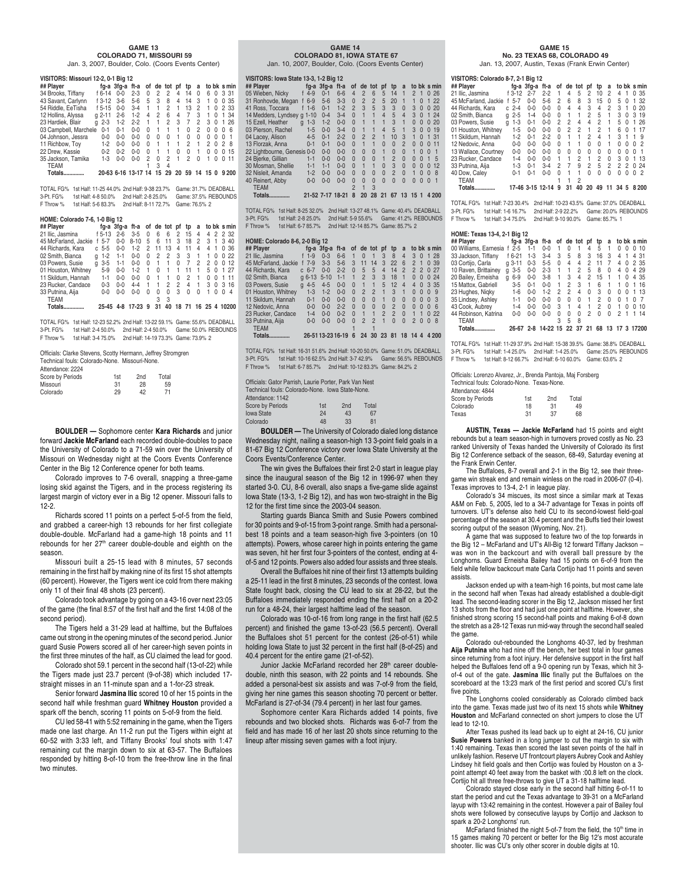## GAME 13
### COLORADO 71, MISSOURI 59
Jan. 3, 2007, Boulder, Colo. (Coors Events Center)

**VISITORS: Missouri 12-2, 0-1 Big 12**

| ## Player | | fg-a | 3fg-a | ft-a | of | de | tot | pf | tp | a | to | bk | s | min |
|---|---|---|---|---|---|---|---|---|---|---|---|---|---|---|
| 34 Brooks, Tiffany | f | 6-14 | 0-0 | 2-3 | 0 | 2 | 2 | 4 | 14 | 0 | 6 | 0 | 3 | 31 |
| 43 Savant, Carlynn | f | 3-12 | 3-6 | 5-6 | 5 | 3 | 8 | 4 | 14 | 3 | 1 | 0 | 0 | 35 |
| 54 Riddle, EeTisha | f | 5-15 | 0-0 | 3-4 | 1 | 1 | 2 | 1 | 13 | 2 | 1 | 0 | 2 | 33 |
| 12 Hollins, Alyssa | g | 2-11 | 2-6 | 1-2 | 4 | 2 | 6 | 4 | 7 | 3 | 1 | 0 | 1 | 34 |
| 23 Hardiek, Blair | g | 2-3 | 1-2 | 2-2 | 1 | 1 | 2 | 3 | 7 | 2 | 3 | 0 | 1 | 26 |
| 03 Campbell, Marchele | | 0-1 | 0-1 | 0-0 | 0 | 1 | 1 | 1 | 0 | 2 | 0 | 0 | 0 | 6 |
| 04 Johnson, Jessra | | 0-0 | 0-0 | 0-0 | 0 | 0 | 0 | 1 | 0 | 0 | 0 | 0 | 0 | 1 |
| 11 Richbow, Toy | | 1-2 | 0-0 | 0-0 | 0 | 1 | 1 | 1 | 2 | 1 | 2 | 0 | 2 | 8 |
| 22 Drew, Kassie | | 0-2 | 0-2 | 0-0 | 0 | 1 | 1 | 0 | 0 | 1 | 0 | 0 | 0 | 15 |
| 35 Jackson, Tamika | | 1-3 | 0-0 | 0-0 | 2 | 0 | 2 | 1 | 2 | 0 | 1 | 0 | 0 | 11 |
| TEAM | | | | | 1 | 3 | 4 | | | | | | | |
| Totals.............. | | 20-63 | 6-16 | 13-17 | 14 | 15 | 29 | 20 | 59 | 14 | 15 | 0 | 9 | 200 |

TOTAL FG% 1st Half: 11-25 44.0% 2nd Half: 9-38 23.7% Game: 31.7% DEADBALL
3-Pt. FG% 1st Half: 4-8 50.0% 2nd Half: 2-8 25.0% Game: 37.5% REBOUNDS
F Throw % 1st Half: 5-6 83.3% 2nd Half: 8-11 72.7% Game: 76.5% 2

**HOME: Colorado 7-6, 1-0 Big 12**

| ## Player | | fg-a | 3fg-a | ft-a | of | de | tot | pf | tp | a | to | bk | s | min |
|---|---|---|---|---|---|---|---|---|---|---|---|---|---|---|
| 21 Ilic, Jasmina | f | 5-13 | 2-6 | 3-5 | 0 | 6 | 6 | 2 | 15 | 4 | 4 | 2 | 2 | 32 |
| 45 McFarland, Jackie | f | 5-7 | 0-0 | 8-10 | 5 | 6 | 11 | 3 | 18 | 2 | 3 | 1 | 3 | 40 |
| 44 Richards, Kara | c | 5-5 | 0-0 | 1-2 | 2 | 11 | 13 | 4 | 11 | 4 | 4 | 1 | 0 | 36 |
| 02 Smith, Bianca | g | 1-2 | 1-1 | 0-0 | 0 | 2 | 2 | 3 | 3 | 1 | 1 | 0 | 0 | 22 |
| 03 Powers, Susie | g | 3-5 | 1-1 | 0-0 | 0 | 1 | 1 | 0 | 7 | 2 | 2 | 0 | 0 | 12 |
| 01 Houston, Whitney | | 5-9 | 0-0 | 1-2 | 1 | 0 | 1 | 1 | 11 | 1 | 5 | 0 | 1 | 27 |
| 11 Skildum, Hannah | | 1-1 | 0-0 | 0-0 | 0 | 1 | 1 | 0 | 2 | 1 | 0 | 0 | 1 | 11 |
| 23 Rucker, Candace | | 0-3 | 0-0 | 4-4 | 1 | 1 | 2 | 2 | 4 | 1 | 3 | 0 | 3 | 16 |
| 33 Putnina, Aija | | 0-0 | 0-0 | 0-0 | 0 | 0 | 0 | 3 | 0 | 0 | 1 | 0 | 0 | 4 |
| TEAM | | | | | 3 | 3 | | | | | | | | |
| Totals.............. | | 25-45 | 4-8 | 17-23 | 9 | 31 | 40 | 18 | 71 | 16 | 25 | 4 | 10 | 200 |

TOTAL FG% 1st Half: 12-23 52.2% 2nd Half: 13-22 59.1% Game: 55.6% DEADBALL
3-Pt. FG% 1st Half: 2-4 50.0% 2nd Half: 2-4 50.0% Game: 50.0% REBOUNDS
F Throw % 1st Half: 3-4 75.0% 2nd Half: 14-19 73.3% Game: 73.9% 2

Officials: Clarke Stevens, Scotty Hermann, Jeffrey Stromgren
Technical fouls: Colorado-None. Missouri-None.
Attendance: 2224

| Score by Periods | 1st | 2nd | Total |
|---|---|---|---|
| Missouri | 31 | 28 | 59 |
| Colorado | 29 | 42 | 71 |

**BOULDER —** Sophomore center **Kara Richards** and junior forward **Jackie McFarland** each recorded double-doubles to pace the University of Colorado to a 71-59 win over the University of Missouri on Wednesday night at the Coors Events Conference Center in the Big 12 Conference opener for both teams.

Colorado improves to 7-6 overall, snapping a three-game losing skid against the Tigers, and in the process registering its largest margin of victory ever in a Big 12 opener. Missouri falls to 12-2.

Richards scored 11 points on a perfect 5-of-5 from the field, and grabbed a career-high 13 rebounds for her first collegiate double-double. McFarland had a game-high 18 points and 11 rebounds for her 27th career double-double and eighth on the season.

Missouri built a 25-15 lead with 8 minutes, 57 seconds remaining in the first half by making nine of its first 15 shot attempts (60 percent). However, the Tigers went ice cold from there making only 11 of their final 48 shots (23 percent).

Colorado took advantage by going on a 43-16 over next 23:05 of the game (the final 8:57 of the first half and the first 14:08 of the second period).

The Tigers held a 31-29 lead at halftime, but the Buffaloes came out strong in the opening minutes of the second period. Junior guard Susie Powers scored all of her career-high seven points in the first three minutes of the half, as CU claimed the lead for good.

Colorado shot 59.1 percent in the second half (13-of-22) while the Tigers made just 23.7 percent (9-of-38) which included 17-straight misses in an 11-minute span and a 1-for-23 streak.

Senior forward **Jasmina Ilic** scored 10 of her 15 points in the second half while freshman guard **Whitney Houston** provided a spark off the bench, scoring 11 points on 5-of-9 from the field.

CU led 58-41 with 5:52 remaining in the game, when the Tigers made one last charge. An 11-2 run put the Tigers within eight at 60-52 with 3:33 left, and Tiffany Brooks' foul shots with 1:47 remaining cut the margin down to six at 63-57. The Buffaloes responded by hitting 8-of-10 from the free-throw line in the final two minutes.

## GAME 14
### COLORADO 81, IOWA STATE 67
Jan. 10, 2007, Boulder, Colo. (Coors Events Center)

**VISITORS: Iowa State 13-3, 1-2 Big 12**

| ## Player | | fg-a | 3fg-a | ft-a | of | de | tot | pf | tp | a | to | bk | s | min |
|---|---|---|---|---|---|---|---|---|---|---|---|---|---|---|
| 05 Wieben, Nicky | f | 4-9 | 0-1 | 6-6 | 4 | 2 | 6 | 5 | 14 | 1 | 2 | 1 | 0 | 26 |
| 31 Ronhovde, Megan | f | 6-9 | 5-6 | 3-3 | 0 | 2 | 2 | 5 | 20 | 1 | 1 | 0 | 1 | 22 |
| 41 Ross, Toccara | f | 1-6 | 0-1 | 1-2 | 2 | 3 | 5 | 3 | 3 | 0 | 3 | 0 | 0 | 20 |
| 14 Medders, Lyndsey | g | 1-10 | 0-4 | 3-4 | 0 | 1 | 1 | 4 | 5 | 4 | 3 | 0 | 1 | 24 |
| 15 Ezell, Heather | g | 1-3 | 1-2 | 0-0 | 0 | 1 | 1 | 1 | 3 | 1 | 0 | 0 | 0 | 20 |
| 03 Pierson, Rachel | | 1-5 | 0-0 | 3-4 | 0 | 1 | 1 | 4 | 5 | 1 | 3 | 0 | 0 | 19 |
| 04 Lacey, Alison | | 4-5 | 0-1 | 2-2 | 0 | 2 | 2 | 1 | 10 | 3 | 1 | 0 | 1 | 31 |
| 13 Florzak, Anna | | 0-1 | 0-1 | 0-0 | 0 | 1 | 1 | 0 | 0 | 2 | 0 | 0 | 0 | 11 |
| 22 Lightbourne, Genesis | | 0-0 | 0-0 | 0-0 | 0 | 0 | 0 | 1 | 0 | 0 | 1 | 0 | 0 | 1 |
| 24 Bjerke, Gillian | | 1-1 | 0-0 | 0-0 | 0 | 0 | 0 | 1 | 2 | 0 | 0 | 0 | 1 | 5 |
| 30 Mosman, Shellie | | 1-1 | 1-1 | 0-0 | 0 | 1 | 1 | 0 | 3 | 0 | 0 | 0 | 0 | 12 |
| 32 Nisleit, Amanda | | 1-2 | 0-0 | 0-0 | 0 | 0 | 0 | 0 | 2 | 0 | 1 | 0 | 0 | 8 |
| 40 Reinert, Abby | | 0-0 | 0-0 | 0-0 | 0 | 0 | 0 | 0 | 0 | 0 | 0 | 0 | 0 | 1 |
| TEAM | | | | | 2 | 1 | 3 | | | | | | | |
| Totals.............. | | 21-52 | 7-17 | 18-21 | 8 | 20 | 28 | 21 | 67 | 13 | 15 | 1 | 4 | 200 |

TOTAL FG% 1st Half: 8-25 32.0% 2nd Half: 13-27 48.1% Game: 40.4% DEADBALL
3-Pt. FG% 1st Half: 2-8 25.0% 2nd Half: 5-9 55.6% Game: 41.2% REBOUNDS
F Throw % 1st Half: 6-7 85.7% 2nd Half: 12-14 85.7% Game: 85.7% 2

**HOME: Colorado 8-6, 2-0 Big 12**

| ## Player | | fg-a | 3fg-a | ft-a | of | de | tot | pf | tp | a | to | bk | s | min |
|---|---|---|---|---|---|---|---|---|---|---|---|---|---|---|
| 21 Ilic, Jasmina | f | 1-9 | 0-3 | 6-6 | 1 | 0 | 1 | 3 | 8 | 4 | 3 | 0 | 1 | 28 |
| 45 McFarland, Jackie | f | 7-9 | 3-3 | 5-6 | 3 | 11 | 14 | 3 | 22 | 6 | 2 | 1 | 0 | 39 |
| 44 Richards, Kara | c | 6-7 | 0-0 | 2-2 | 1 | 4 | 5 | 4 | 14 | 2 | 2 | 2 | 0 | 27 |
| 02 Smith, Bianca | g | 6-13 | 5-10 | 1-1 | 1 | 2 | 3 | 3 | 18 | 1 | 0 | 0 | 0 | 24 |
| 03 Powers, Susie | g | 4-5 | 4-5 | 0-0 | 0 | 1 | 1 | 5 | 12 | 4 | 4 | 0 | 3 | 35 |
| 01 Houston, Whitney | | 1-3 | 1-2 | 0-0 | 0 | 2 | 2 | 1 | 3 | 1 | 0 | 0 | 0 | 9 |
| 11 Skildum, Hannah | | 0-1 | 0-0 | 0-0 | 0 | 0 | 0 | 1 | 0 | 0 | 0 | 0 | 0 | 3 |
| 12 Nedovic, Anna | | 0-0 | 0-0 | 2-2 | 0 | 0 | 0 | 0 | 2 | 0 | 0 | 0 | 0 | 6 |
| 23 Rucker, Candace | | 1-4 | 0-0 | 0-2 | 0 | 1 | 1 | 2 | 2 | 0 | 1 | 1 | 0 | 22 |
| 33 Putnina, Aija | | 0-0 | 0-0 | 0-0 | 0 | 2 | 2 | 1 | 0 | 0 | 2 | 0 | 0 | 8 |
| TEAM | | | | | 1 | | 1 | | | | | | | |
| Totals.............. | | 26-51 | 13-23 | 16-19 | 6 | 24 | 30 | 23 | 81 | 18 | 14 | 4 | 4 | 200 |

TOTAL FG% 1st Half: 16-31 51.6% 2nd Half: 10-20 50.0% Game: 51.0% DEADBALL
3-Pt. FG% 1st Half: 10-16 62.5% 2nd Half: 3-7 42.9% Game: 56.5% REBOUNDS
F Throw % 1st Half: 6-7 85.7% 2nd Half: 10-12 83.3% Game: 84.2% 2

Officials: Gator Parrish, Laurie Porter, Park Van Nest
Technical fouls: Colorado-None. Iowa State-None.
Attendance: 1142

| Score by Periods | 1st | 2nd | Total |
|---|---|---|---|
| Iowa State | 24 | 43 | 67 |
| Colorado | 48 | 33 | 81 |

**BOULDER —** The University of Colorado dialed long distance Wednesday night, nailing a season-high 13 3-point field goals in a 81-67 Big 12 Conference victory over Iowa State University at the Coors Events/Conference Center.

The win gives the Buffaloes their first 2-0 start in league play since the inaugural season of the Big 12 in 1996-97 when they started 3-0. CU, 8-6 overall, also snaps a five-game slide against Iowa State (13-3, 1-2 Big 12), and has won two-straight in the Big 12 for the first time since the 2003-04 season.

Starting guards Bianca Smith and Susie Powers combined for 30 points and 9-of-15 from 3-point range. Smith had a personal-best 18 points and a team season-high five 3-pointers (on 10 attempts). Powers, whose career high in points entering the game was seven, hit her first four 3-pointers of the contest, ending at 4-of-5 and 12 points. Powers also added four assists and three steals.

Overall the Buffaloes hit nine of their first 13 attempts building a 25-11 lead in the first 8 minutes, 23 seconds of the contest. Iowa State fought back, closing the CU lead to six at 28-22, but the Buffaloes immediately responded ending the first half on a 20-2 run for a 48-24, their largest halftime lead of the season.

Colorado was 10-of-16 from long range in the first half (62.5 percent) and finished the game 13-of-23 (56.5 percent). Overall the Buffaloes shot 51 percent for the contest (26-of-51) while holding Iowa State to just 32 percent in the first half (8-of-25) and 40.4 percent for the entire game (21-of-52).

Junior Jackie McFarland recorded her 28th career double-double, ninth this season, with 22 points and 14 rebounds. She added a personal-best six assists and was 7-of-9 from the field, giving her nine games this season shooting 70 percent or better. McFarland is 27-of-34 (79.4 percent) in her last four games.

Sophomore center Kara Richards added 14 points, five rebounds and two blocked shots. Richards was 6-of-7 from the field and has made 16 of her last 20 shots since returning to the lineup after missing seven games with a foot injury.

## GAME 15
### No. 23 TEXAS 68, COLORADO 49
Jan. 13, 2007, Austin, Texas (Frank Erwin Center)

**VISITORS: Colorado 8-7, 2-1 Big 12**

| ## Player | | fg-a | 3fg-a | ft-a | of | de | tot | pf | tp | a | to | bk | s | min |
|---|---|---|---|---|---|---|---|---|---|---|---|---|---|---|
| 21 Ilic, Jasmina | f | 3-12 | 2-7 | 2-2 | 1 | 4 | 5 | 2 | 10 | 2 | 4 | 1 | 0 | 35 |
| 45 McFarland, Jackie | f | 5-7 | 0-0 | 5-6 | 2 | 6 | 8 | 3 | 15 | 0 | 5 | 0 | 1 | 32 |
| 44 Richards, Kara | c | 2-4 | 0-0 | 0-0 | 0 | 4 | 4 | 3 | 4 | 2 | 3 | 1 | 0 | 20 |
| 02 Smith, Bianca | g | 2-5 | 1-4 | 0-0 | 0 | 1 | 1 | 2 | 5 | 1 | 3 | 0 | 3 | 19 |
| 03 Powers, Susie | g | 1-3 | 0-1 | 0-0 | 2 | 2 | 4 | 4 | 2 | 1 | 5 | 0 | 1 | 26 |
| 01 Houston, Whitney | | 1-5 | 0-0 | 0-0 | 0 | 2 | 2 | 1 | 2 | 1 | 6 | 0 | 1 | 17 |
| 11 Skildum, Hannah | | 1-2 | 0-1 | 2-2 | 0 | 1 | 1 | 2 | 4 | 1 | 3 | 1 | 1 | 9 |
| 12 Nedovic, Anna | | 0-0 | 0-0 | 0-0 | 0 | 1 | 1 | 0 | 0 | 1 | 0 | 0 | 0 | 2 |
| 13 Wallace, Courtney | | 0-0 | 0-0 | 0-0 | 0 | 0 | 0 | 0 | 0 | 0 | 0 | 0 | 0 | 1 |
| 23 Rucker, Candace | | 1-4 | 0-0 | 1-1 | 1 | 2 | 1 | 2 | 0 | 3 | 0 | 1 | 13 | |
| 33 Putnina, Aija | | 1-3 | 0-1 | 3-4 | 2 | 7 | 9 | 2 | 5 | 2 | 2 | 2 | 0 | 24 |
| 40 Dow, Caley | | 0-1 | 0-1 | 0-0 | 0 | 1 | 1 | 0 | 0 | 0 | 0 | 0 | 0 | 2 |
| TEAM | | | | | 1 | 1 | 2 | | | | | | | |
| Totals.............. | | 17-46 | 3-15 | 12-14 | 9 | 31 | 40 | 20 | 49 | 11 | 34 | 5 | 8 | 200 |

TOTAL FG% 1st Half: 7-23 30.4% 2nd Half: 10-23 43.5% Game: 37.0% DEADBALL
3-Pt. FG% 1st Half: 1-6 16.7% 2nd Half: 2-9 22.2% Game: 20.0% REBOUNDS
F Throw % 1st Half: 3-4 75.0% 2nd Half: 9-10 90.0% Game: 85.7% 1

**HOME: Texas 13-4, 2-1 Big 12**

| ## Player | | fg-a | 3fg-a | ft-a | of | de | tot | pf | tp | a | to | bk | s | min |
|---|---|---|---|---|---|---|---|---|---|---|---|---|---|---|
| 00 Williams, Earnesia | f | 2-5 | 1-1 | 0-0 | 1 | 0 | 1 | 4 | 5 | 1 | 0 | 0 | 0 | 10 |
| 33 Jackson, Tiffany | f | 6-21 | 1-3 | 3-4 | 3 | 5 | 8 | 3 | 16 | 3 | 4 | 1 | 4 | 31 |
| 03 Cortijo, Carla | g | 3-11 | 0-3 | 5-5 | 0 | 4 | 4 | 2 | 11 | 7 | 4 | 0 | 2 | 35 |
| 10 Raven, Brittainey | g | 3-5 | 0-0 | 2-3 | 1 | 1 | 2 | 5 | 8 | 0 | 4 | 0 | 4 | 29 |
| 20 Bailey, Erneisha | g | 6-9 | 0-0 | 3-8 | 1 | 3 | 4 | 2 | 15 | 1 | 1 | 0 | 4 | 35 |
| 15 Mattox, Gabriell | | 3-5 | 0-0 | 0-0 | 1 | 2 | 3 | 1 | 6 | 1 | 1 | 0 | 1 | 16 |
| 23 Hughes, Niqky | | 1-6 | 0-0 | 1-2 | 2 | 2 | 4 | 0 | 3 | 0 | 0 | 0 | 1 | 13 |
| 35 Lindsey, Ashley | | 1-1 | 0-0 | 0-0 | 0 | 0 | 0 | 1 | 2 | 0 | 0 | 1 | 0 | 7 |
| 43 Cook, Aubrey | | 1-4 | 0-0 | 0-0 | 3 | 1 | 4 | 1 | 2 | 0 | 1 | 0 | 0 | 10 |
| 44 Robinson, Katrina | | 0-0 | 0-0 | 0-0 | 0 | 0 | 0 | 2 | 0 | 0 | 2 | 1 | 1 | 14 |
| TEAM | | | | | 3 | 5 | 8 | | | | | | | |
| Totals.............. | | 26-67 | 2-8 | 14-22 | 15 | 22 | 37 | 21 | 68 | 13 | 17 | 3 | 17 | 200 |

TOTAL FG% 1st Half: 11-29 37.9% 2nd Half: 15-38 39.5% Game: 38.8% DEADBALL
3-Pt. FG% 1st Half: 1-4 25.0% 2nd Half: 1-4 25.0% Game: 25.0% REBOUNDS
F Throw % 1st Half: 8-12 66.7% 2nd Half: 6-10 60.0% Game: 63.6% 2

Officials: Lorenzo Alvarez, Jr., Brenda Pantoja, Maj Forsberg
Technical fouls: Colorado-None. Texas-None.
Attendance: 4844

| Score by Periods | 1st | 2nd | Total |
|---|---|---|---|
| Colorado | 18 | 31 | 49 |
| Texas | 31 | 37 | 68 |

**AUSTIN, Texas — Jackie McFarland** had 15 points and eight rebounds but a team season-high in turnovers proved costly as No. 23 ranked University of Texas handed the University of Colorado its first Big 12 Conference setback of the season, 68-49, Saturday evening at the Frank Erwin Center.

The Buffaloes, 8-7 overall and 2-1 in the Big 12, see their three-game win streak end and remain winless on the road in 2006-07 (0-4). Texas improves to 13-4, 2-1 in league play.

Colorado's 34 miscues, its most since a similar mark at Texas A&M on Feb. 5, 2005, led to a 34-7 advantage for Texas in points off turnovers. UT's defense also held CU to its second-lowest field-goal percentage of the season at 30.4 percent and the Buffs tied their lowest scoring output of the season (Wyoming, Nov. 21).

A game that was supposed to feature two of the top forwards in the Big 12 – McFarland and UT's All-Big 12 forward Tiffany Jackson – was won in the backcourt and with overall ball pressure by the Longhorns. Guard Erneisha Bailey had 15 points on 6-of-9 from the field while fellow backcourt mate Carla Cortijo had 11 points and seven assists.

Jackson ended up with a team-high 16 points, but most came late in the second half when Texas had already established a double-digit lead. The second-leading scorer in the Big 12, Jackson missed her first 13 shots from the floor and had just one point at halftime. However, she finished strong scoring 15 second-half points and making 6-of-8 down the stretch as a 28-12 Texas run mid-way through the second half sealed the game.

Colorado out-rebounded the Longhorns 40-37, led by freshman **Aija Putnina** who had nine off the bench, her best total in four games since returning from a foot injury. Her defensive support in the first half helped the Buffaloes fend off a 9-0 opening run by Texas, which hit 3-of-4 out of the gate. **Jasmina Ilic** finally put the Buffaloes on the scoreboard at the 13:23 mark of the first period and scored CU's first five points.

The Longhorns cooled considerably as Colorado climbed back into the game. Texas made just two of its next 15 shots while **Whitney Houston** and McFarland connected on short jumpers to close the UT lead to 12-10.

After Texas pushed its lead back up to eight at 24-16, CU junior **Susie Powers** banked in a long jumper to cut the margin to six with 1:40 remaining. Texas then scored the last seven points of the half in unlikely fashion. Reserve UT frontcourt players Aubrey Cook and Ashley Lindsey hit field goals and then Cortijo was fouled by Houston on a 3-point attempt 40 feet away from the basket with :00.8 left on the clock. Cortijo hit all three free-throws to give UT a 31-18 halftime lead.

Colorado stayed close early in the second half hitting 6-of-11 to start the period and cut the Texas advantage to 39-31 on a McFarland layup with 13:42 remaining in the contest. However a pair of Bailey foul shots were followed by consecutive layups by Cortijo and Jackson to spark a 20-2 Longhorns' run.

McFarland finished the night 5-of-7 from the field, the 10th time in 15 games making 70 percent or better for the Big 12's most accurate shooter. Ilic was CU's only other scorer in double digits at 10.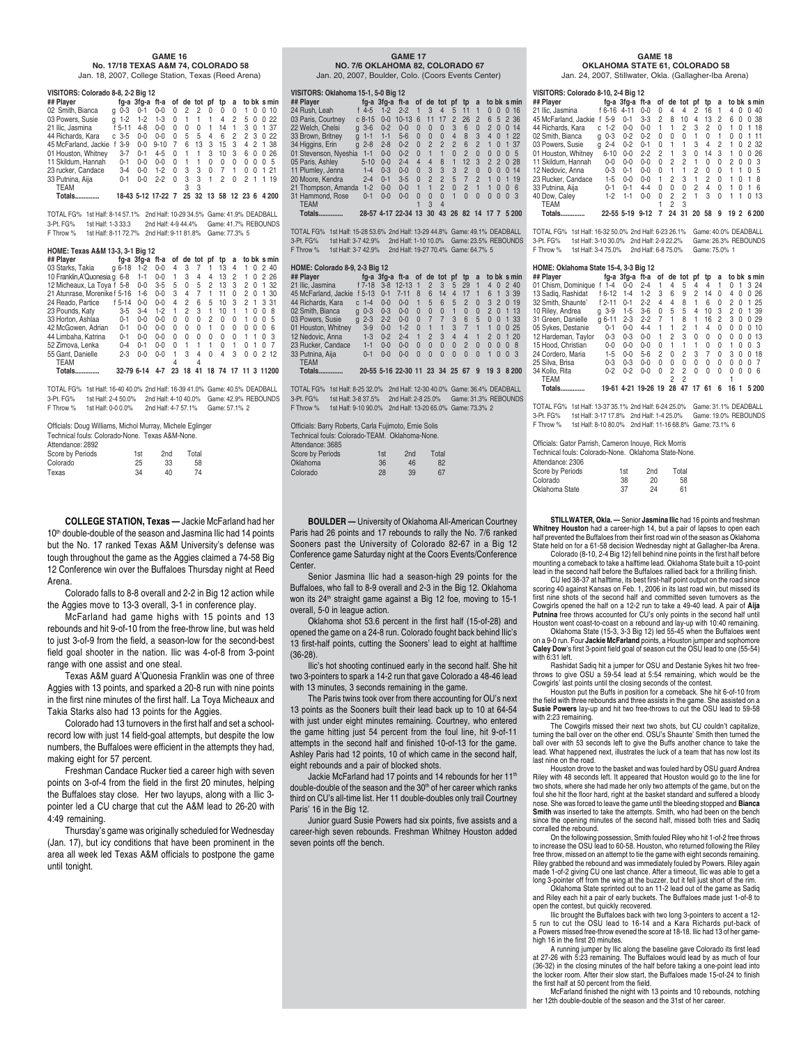## GAME 16

### No. 17/18 TEXAS A&M 74, COLORADO 58

Jan. 18, 2007, College Station, Texas (Reed Arena)

**VISITORS: Colorado 8-8, 2-2 Big 12**

| ## Player | | fg-a | 3fg-a | ft-a | of | de | tot | pf | tp | a | to | bk | s | min |
|---|---|---|---|---|---|---|---|---|---|---|---|---|---|---|
| 02 Smith, Bianca | g | 0-3 | 0-1 | 0-0 | 0 | 2 | 2 | 0 | 0 | 0 | 1 | 0 | 0 | 10 |
| 03 Powers, Susie | g | 1-2 | 1-2 | 1-3 | 0 | 1 | 1 | 1 | 4 | 2 | 5 | 0 | 0 | 22 |
| 21 Ilic, Jasmina | f | 5-11 | 4-8 | 0-0 | 0 | 0 | 0 | 1 | 14 | 1 | 3 | 0 | 1 | 37 |
| 44 Richards, Kara | c | 3-5 | 0-0 | 0-0 | 0 | 5 | 5 | 4 | 6 | 2 | 2 | 3 | 0 | 22 |
| 45 McFarland, Jackie | f | 3-9 | 0-0 | 9-10 | 7 | 6 | 13 | 3 | 15 | 3 | 4 | 2 | 1 | 38 |
| 01 Houston, Whitney | | 3-7 | 0-1 | 4-5 | 0 | 1 | 1 | 3 | 10 | 3 | 6 | 0 | 0 | 26 |
| 11 Skildum, Hannah | | 0-1 | 0-0 | 0-0 | 0 | 1 | 1 | 0 | 0 | 0 | 0 | 0 | 0 | 5 |
| 23 rucker, Candace | | 3-4 | 0-0 | 1-2 | 0 | 3 | 3 | 0 | 7 | 1 | 0 | 0 | 1 | 21 |
| 33 Putnina, Aija | | 0-1 | 0-0 | 2-2 | 0 | 3 | 3 | 1 | 2 | 0 | 2 | 1 | 1 | 19 |
| TEAM | | | | | 3 | 3 | | | | | | | | |
| Totals.............. | | 18-43 | 5-12 | 17-22 | 7 | 25 | 32 | 13 | 58 | 12 | 23 | 6 | 4 | 200 |

TOTAL FG% 1st Half: 8-14 57.1% 2nd Half: 10-29 34.5% Game: 41.9% DEADBALL
3-Pt. FG% 1st Half: 1-3 33.3 2nd Half: 4-9 44.4% Game: 41.7% REBOUNDS
F Throw % 1st Half: 8-11 72.7% 2nd Half: 9-11 81.8% Game: 77.3% 5

**HOME: Texas A&M 13-3, 3-1 Big 12**

| ## Player | | fg-a | 3fg-a | ft-a | of | de | tot | pf | tp | a | to | bk | s | min |
|---|---|---|---|---|---|---|---|---|---|---|---|---|---|---|
| 03 Starks, Takia | g | 6-18 | 1-2 | 0-0 | 4 | 3 | 7 | 1 | 13 | 4 | 1 | 0 | 2 | 40 |
| 10 Franklin,A'Quonesia | g | 6-8 | 1-1 | 0-0 | 1 | 3 | 4 | 4 | 13 | 2 | 1 | 0 | 2 | 26 |
| 12 Micheaux, La Toya | f | 5-8 | 0-0 | 3-5 | 5 | 0 | 5 | 2 | 13 | 3 | 2 | 0 | 1 | 32 |
| 21 Atunrase, Morenike | f | 5-16 | 1-6 | 0-0 | 3 | 4 | 7 | 1 | 11 | 0 | 2 | 0 | 1 | 30 |
| 24 Reado, Partice | f | 5-14 | 0-0 | 0-0 | 4 | 2 | 6 | 5 | 10 | 3 | 2 | 1 | 3 | 31 |
| 23 Pounds, Katy | | 3-5 | 3-4 | 1-2 | 1 | 2 | 3 | 1 | 10 | 1 | 1 | 0 | 0 | 8 |
| 33 Horton, Ashlaa | | 0-1 | 0-0 | 0-0 | 0 | 0 | 0 | 2 | 0 | 0 | 1 | 0 | 0 | 5 |
| 42 McGowen, Adrian | | 0-1 | 0-0 | 0-0 | 0 | 0 | 0 | 1 | 0 | 0 | 0 | 0 | 0 | 6 |
| 44 Limbaha, Katrina | | 0-1 | 0-0 | 0-0 | 0 | 0 | 0 | 0 | 0 | 0 | 1 | 1 | 0 | 3 |
| 52 Zimova, Lenka | | 0-4 | 0-1 | 0-0 | 0 | 1 | 1 | 1 | 0 | 1 | 0 | 1 | 0 | 7 |
| 55 Gant, Danielle | | 2-3 | 0-0 | 0-0 | 1 | 3 | 4 | 0 | 4 | 3 | 0 | 0 | 2 | 12 |
| TEAM | | | | | 4 | | 4 | | | | | | | |
| Totals.............. | | 32-79 | 6-14 | 4-7 | 23 | 18 | 41 | 18 | 74 | 17 | 11 | 3 | 11 | 200 |

TOTAL FG% 1st Half: 16-40 40.0% 2nd Half: 16-39 41.0% Game: 40.5% DEADBALL
3-Pt. FG% 1st Half: 2-4 50.0% 2nd Half: 4-10 40.0% Game: 42.9% REBOUNDS
F Throw % 1st Half: 0-0 0.0% 2nd Half: 4-7 57.1% Game: 57.1% 2

Officials: Doug Williams, Michol Murray, Michele Eglinger
Technical fouls: Colorado-None. Texas A&M-None.
Attendance: 2892

| Score by Periods | 1st | 2nd | Total |
|---|---|---|---|
| Colorado | 25 | 33 | 58 |
| Texas | 34 | 40 | 74 |

**COLLEGE STATION, Texas —** Jackie McFarland had her 10th double-double of the season and Jasmina Ilic had 14 points but the No. 17 ranked Texas A&M University's defense was tough throughout the game as the Aggies claimed a 74-58 Big 12 Conference win over the Buffaloes Thursday night at Reed Arena.

Colorado falls to 8-8 overall and 2-2 in Big 12 action while the Aggies move to 13-3 overall, 3-1 in conference play.

McFarland had game highs with 15 points and 13 rebounds and hit 9-of-10 from the free-throw line, but was held to just 3-of-9 from the field, a season-low for the second-best field goal shooter in the nation. Ilic was 4-of-8 from 3-point range with one assist and one steal.

Texas A&M guard A'Quonesia Franklin was one of three Aggies with 13 points, and sparked a 20-8 run with nine points in the first nine minutes of the first half. La Toya Micheaux and Takia Starks also had 13 points for the Aggies.

Colorado had 13 turnovers in the first half and set a school-record low with just 14 field-goal attempts, but despite the low numbers, the Buffaloes were efficient in the attempts they had, making eight for 57 percent.

Freshman Candace Rucker tied a career high with seven points on 3-of-4 from the field in the first 20 minutes, helping the Buffaloes stay close. Her two layups, along with a Ilic 3-pointer led a CU charge that cut the A&M lead to 26-20 with 4:49 remaining.

Thursday's game was originally scheduled for Wednesday (Jan. 17), but icy conditions that have been prominent in the area all week led Texas A&M officials to postpone the game until tonight.

## GAME 17

### NO. 7/6 OKLAHOMA 82, COLORADO 67

Jan. 20, 2007, Boulder, Colo. (Coors Events Center)

**VISITORS: Oklahoma 15-1, 5-0 Big 12**

| ## Player | | fg-a | 3fg-a | ft-a | of | de | tot | pf | tp | a | to | bk | s | min |
|---|---|---|---|---|---|---|---|---|---|---|---|---|---|---|
| 24 Rush, Leah | f | 4-5 | 1-2 | 2-2 | 1 | 3 | 4 | 5 | 11 | 1 | 0 | 0 | 0 | 16 |
| 03 Paris, Courtney | c | 8-15 | 0-0 | 10-13 | 6 | 11 | 17 | 2 | 26 | 2 | 6 | 5 | 2 | 36 |
| 22 Welch, Chelsi | g | 3-6 | 0-2 | 0-0 | 0 | 0 | 0 | 3 | 6 | 0 | 2 | 0 | 0 | 14 |
| 33 Brown, Britney | g | 1-1 | 1-1 | 5-6 | 0 | 0 | 0 | 4 | 8 | 3 | 4 | 0 | 1 | 22 |
| 34 Higgins, Erin | g | 2-8 | 2-8 | 0-2 | 0 | 2 | 2 | 2 | 6 | 2 | 1 | 0 | 1 | 37 |
| 01 Stevenson, Nyeshia | | 1-1 | 0-0 | 0-2 | 0 | 1 | 1 | 0 | 2 | 0 | 0 | 0 | 0 | 5 |
| 05 Paris, Ashley | | 5-10 | 0-0 | 2-4 | 4 | 4 | 8 | 1 | 12 | 3 | 2 | 2 | 0 | 28 |
| 11 Plumley, Jenna | | 1-4 | 0-3 | 0-0 | 0 | 3 | 3 | 3 | 2 | 0 | 0 | 0 | 0 | 14 |
| 20 Moore, Kendra | | 2-4 | 0-1 | 3-5 | 0 | 2 | 2 | 5 | 7 | 2 | 1 | 0 | 1 | 19 |
| 21 Thompson, Amanda | | 1-2 | 0-0 | 0-0 | 1 | 1 | 2 | 0 | 2 | 1 | 1 | 0 | 0 | 6 |
| 31 Hammond, Rose | | 0-1 | 0-0 | 0-0 | 0 | 0 | 0 | 1 | 0 | 0 | 0 | 0 | 0 | 3 |
| TEAM | | | | | 1 | 3 | 4 | | | | | | | |
| Totals.............. | | 28-57 | 4-17 | 22-34 | 13 | 30 | 43 | 26 | 82 | 14 | 17 | 7 | 5 | 200 |

TOTAL FG% 1st Half: 15-28 53.6% 2nd Half: 13-29 44.8% Game: 49.1% DEADBALL
3-Pt. FG% 1st Half: 3-7 42.9% 2nd Half: 1-10 10.0% Game: 23.5% REBOUNDS
F Throw % 1st Half: 3-7 42.9% 2nd Half: 19-27 70.4% Game: 64.7% 5

**HOME: Colorado 8-9, 2-3 Big 12**

| ## Player | | fg-a | 3fg-a | ft-a | of | de | tot | pf | tp | a | to | bk | s | min |
|---|---|---|---|---|---|---|---|---|---|---|---|---|---|---|
| 21 Ilic, Jasmina | f | 7-18 | 3-8 | 12-13 | 1 | 2 | 3 | 5 | 29 | 1 | 4 | 0 | 2 | 40 |
| 45 McFarland, Jackie | f | 5-13 | 0-1 | 7-11 | 8 | 6 | 14 | 4 | 17 | 1 | 6 | 1 | 3 | 39 |
| 44 Richards, Kara | c | 1-4 | 0-0 | 0-0 | 1 | 5 | 6 | 5 | 2 | 0 | 3 | 2 | 0 | 19 |
| 02 Smith, Bianca | g | 0-3 | 0-3 | 0-0 | 0 | 0 | 0 | 1 | 0 | 0 | 2 | 0 | 1 | 13 |
| 03 Powers, Susie | g | 2-3 | 2-2 | 0-0 | 0 | 7 | 7 | 3 | 6 | 5 | 0 | 0 | 1 | 33 |
| 01 Houston, Whitney | | 3-9 | 0-0 | 1-2 | 0 | 1 | 1 | 3 | 7 | 1 | 1 | 0 | 0 | 25 |
| 12 Nedovic, Anna | | 1-3 | 0-2 | 2-4 | 1 | 2 | 3 | 4 | 4 | 1 | 2 | 0 | 1 | 20 |
| 23 Rucker, Candace | | 1-1 | 0-0 | 0-0 | 0 | 0 | 0 | 0 | 2 | 0 | 0 | 0 | 0 | 8 |
| 33 Putnina, Aija | | 0-1 | 0-0 | 0-0 | 0 | 0 | 0 | 0 | 0 | 0 | 1 | 0 | 0 | 3 |
| TEAM | | | | | | | | | | | | | | |
| Totals.............. | | 20-55 | 5-16 | 22-30 | 11 | 23 | 34 | 25 | 67 | 9 | 19 | 3 | 8 | 200 |

TOTAL FG% 1st Half: 8-25 32.0% 2nd Half: 12-30 40.0% Game: 36.4% DEADBALL
3-Pt. FG% 1st Half: 3-8 37.5% 2nd Half: 2-8 25.0% Game: 31.3% REBOUNDS
F Throw % 1st Half: 9-10 90.0% 2nd Half: 13-20 65.0% Game: 73.3% 2

Officials: Barry Roberts, Carla Fujimoto, Ernie Solis
Technical fouls: Colorado-TEAM. Oklahoma-None.
Attendance: 3685

| Score by Periods | 1st | 2nd | Total |
|---|---|---|---|
| Oklahoma | 36 | 46 | 82 |
| Colorado | 28 | 39 | 67 |

**BOULDER —** University of Oklahoma All-American Courtney Paris had 26 points and 17 rebounds to rally the No. 7/6 ranked Sooners past the University of Colorado 82-67 in a Big 12 Conference game Saturday night at the Coors Events/Conference Center.

Senior Jasmina Ilic had a season-high 29 points for the Buffaloes, who fall to 8-9 overall and 2-3 in the Big 12. Oklahoma won its 24th straight game against a Big 12 foe, moving to 15-1 overall, 5-0 in League action.

Oklahoma shot 53.6 percent in the first half (15-of-28) and opened the game on a 24-8 run. Colorado fought back behind Ilic's 13 first-half points, cutting the Sooners' lead to eight at halftime (36-28).

Ilic's hot shooting continued early in the second half. She hit two 3-pointers to spark a 14-2 run that gave Colorado a 48-46 lead with 13 minutes, 3 seconds remaining in the game.

The Paris twins took over from there accounting for OU's next 13 points as the Sooners built their lead back up to 10 at 64-54 with just under eight minutes remaining. Courtney, who entered the game hitting just 54 percent from the foul line, hit 9-of-11 attempts in the second half and finished 10-of-13 for the game. Ashley Paris had 12 points, 10 of which came in the second half, eight rebounds and a pair of blocked shots.

Jackie McFarland had 17 points and 14 rebounds for her 11th double-double of the season and the 30th of her career which ranks third on CU's all-time list. Her 11 double-doubles only trail Courtney Paris' 16 in the Big 12.

Junior guard Susie Powers had six points, five assists and a career-high seven rebounds. Freshman Whitney Houston added seven points off the bench.

## GAME 18

### OKLAHOMA STATE 61, COLORADO 58

Jan. 24, 2007, Stillwater, Okla. (Gallagher-Iba Arena)

**VISITORS: Colorado 8-10, 2-4 Big 12**

| ## Player | | fg-a | 3fg-a | ft-a | of | de | tot | pf | tp | a | to | bk | s | min |
|---|---|---|---|---|---|---|---|---|---|---|---|---|---|---|
| 21 Ilic, Jasmina | f | 6-16 | 4-11 | 0-0 | 0 | 4 | 4 | 2 | 16 | 1 | 4 | 0 | 0 | 40 |
| 45 McFarland, Jackie | f | 5-9 | 0-1 | 3-3 | 2 | 8 | 10 | 4 | 13 | 2 | 6 | 0 | 0 | 38 |
| 44 Richards, Kara | c | 1-2 | 0-0 | 0-0 | 1 | 1 | 2 | 3 | 2 | 0 | 1 | 0 | 1 | 18 |
| 02 Smith, Bianca | g | 0-3 | 0-2 | 0-2 | 0 | 0 | 0 | 1 | 0 | 1 | 0 | 0 | 1 | 11 |
| 03 Powers, Susie | g | 2-4 | 0-2 | 0-1 | 0 | 1 | 1 | 3 | 4 | 2 | 1 | 0 | 2 | 32 |
| 01 Houston, Whitney | | 6-10 | 0-0 | 2-2 | 2 | 1 | 3 | 0 | 14 | 3 | 1 | 0 | 0 | 26 |
| 11 Skildum, Hannah | | 0-0 | 0-0 | 0-0 | 0 | 2 | 2 | 1 | 0 | 0 | 2 | 0 | 0 | 3 |
| 12 Nedovic, Anna | | 0-3 | 0-1 | 0-0 | 0 | 1 | 1 | 2 | 0 | 0 | 1 | 1 | 0 | 5 |
| 23 Rucker, Candace | | 1-5 | 0-0 | 0-0 | 1 | 2 | 3 | 1 | 2 | 0 | 1 | 0 | 1 | 8 |
| 33 Putnina, Aija | | 0-1 | 0-1 | 4-4 | 0 | 0 | 0 | 2 | 4 | 0 | 1 | 0 | 1 | 6 |
| 40 Dow, Caley | | 1-2 | 1-1 | 0-0 | 0 | 2 | 2 | 1 | 3 | 0 | 1 | 1 | 0 | 13 |
| TEAM | | | | | 1 | 2 | 3 | | | | | | | |
| Totals.............. | | 22-55 | 5-19 | 9-12 | 7 | 24 | 31 | 20 | 58 | 9 | 19 | 2 | 6 | 200 |

TOTAL FG% 1st Half: 16-32 50.0% 2nd Half: 6-23 26.1% Game: 40.0% DEADBALL
3-Pt. FG% 1st Half: 3-10 30.0% 2nd Half: 2-9 22.2% Game: 26.3% REBOUNDS
F Throw % 1st Half: 3-4 75.0% 2nd Half: 6-8 75.0% Game: 75.0% 1

**HOME: Oklahoma State 15-4, 3-3 Big 12**

| ## Player | | fg-a | 3fg-a | ft-a | of | de | tot | pf | tp | a | to | bk | s | min |
|---|---|---|---|---|---|---|---|---|---|---|---|---|---|---|
| 01 Chism, Dominique | f | 1-4 | 0-0 | 2-4 | 1 | 4 | 5 | 4 | 4 | 4 | 1 | 0 | 1 | 3 | 24 |
| 13 Sadiq, Rashidat | f | 6-12 | 1-4 | 1-2 | 3 | 6 | 9 | 2 | 14 | 0 | 4 | 0 | 0 | 26 |
| 32 Smith, Shaunte' | f | 2-11 | 0-1 | 2-2 | 4 | 4 | 8 | 1 | 6 | 0 | 2 | 0 | 1 | 25 |
| 10 Riley, Andrea | g | 3-9 | 1-5 | 3-6 | 0 | 5 | 5 | 4 | 10 | 3 | 2 | 0 | 1 | 39 |
| 31 Green, Danielle | g | 6-11 | 2-3 | 2-2 | 7 | 1 | 8 | 1 | 16 | 2 | 3 | 0 | 0 | 29 |
| 05 Sykes, Destanie | | 0-1 | 0-0 | 4-4 | 1 | 1 | 2 | 1 | 4 | 0 | 0 | 0 | 0 | 10 |
| 12 Hardeman, Taylor | | 0-3 | 0-3 | 0-0 | 1 | 2 | 3 | 0 | 0 | 0 | 0 | 0 | 0 | 13 |
| 15 Hood, Christian | | 0-0 | 0-0 | 0-0 | 0 | 1 | 1 | 1 | 0 | 0 | 1 | 0 | 0 | 3 |
| 24 Cordero, Maria | | 1-5 | 0-0 | 5-6 | 2 | 0 | 2 | 3 | 7 | 0 | 3 | 0 | 0 | 18 |
| 25 Silva, Brisa | | 0-3 | 0-3 | 0-0 | 0 | 0 | 0 | 0 | 0 | 0 | 0 | 0 | 0 | 7 |
| 34 Kollo, Rita | | 0-2 | 0-2 | 0-0 | 0 | 2 | 2 | 0 | 0 | 0 | 0 | 0 | 0 | 6 |
| TEAM | | | | | 2 | 2 | | | | | 1 | | | |
| Totals.............. | | 19-61 | 4-21 | 19-26 | 19 | 28 | 47 | 17 | 61 | 6 | 16 | 1 | 5 | 200 |

TOTAL FG% 1st Half: 13-37 35.1% 2nd Half: 6-24 25.0% Game: 31.1% DEADBALL
3-Pt. FG% 1st Half: 3-17 17.8% 2nd Half: 1-4 25.0% Game: 19.0% REBOUNDS
F Throw % 1st Half: 8-10 80.0% 2nd Half: 11-16 68.8% Game: 73.1% 6

Officials: Gator Parrish, Cameron Inouye, Rick Morris
Technical fouls: Colorado-None. Oklahoma State-None.
Attendance: 2306

| Score by Periods | 1st | 2nd | Total |
|---|---|---|---|
| Colorado | 38 | 20 | 58 |
| Oklahoma State | 37 | 24 | 61 |

**STILLWATER, Okla. —** Senior **Jasmina Ilic** had 16 points and freshman **Whitney Houston** had a career-high 14, but a pair of lapses to open each half prevented the Buffaloes from their first road win of the season as Oklahoma State held on for a 61-58 decision Wednesday night at Gallagher-Iba Arena.

Colorado (8-10, 2-4 Big 12) fell behind nine points in the first half before mounting a comeback to take a halftime lead. Oklahoma State built a 10-point lead in the second half before the Buffaloes rallied back for a thrilling finish.

CU led 38-37 at halftime, its best first-half point output on the road since scoring 40 against Kansas on Feb. 1, 2006 in its last road win, but missed its first nine shots of the second half and committed seven turnovers as the Cowgirls opened the half on a 12-2 run to take a 49-40 lead. A pair of **Aija Putnina** free throws accounted for CU's only points in the second half until Houston went coast-to-coast on a rebound and lay-up with 10:40 remaining.

Oklahoma State (15-3, 3-3 Big 12) led 55-45 when the Buffaloes went on a 9-0 run. Four **Jackie McFarland** points, a Houston jumper and sophomore **Caley Dow**'s first 3-point field goal of season cut the OSU lead to one (55-54) with 6:31 left.

Rashidat Sadiq hit a jumper for OSU and Destanie Sykes hit two free-throws to give OSU a 59-54 lead at 5:54 remaining, which would be the Cowgirls' last points until the closing seconds of the contest.

Houston put the Buffs in position for a comeback. She hit 6-of-10 from the field with three rebounds and three assists in the game. She assisted on a **Susie Powers** lay-up and hit two free-throws to cut the OSU lead to 59-58 with 2:23 remaining.

The Cowgirls missed their next two shots, but CU couldn't capitalize, turning the ball over on the other end. OSU's Shaunte' Smith then turned the ball over with 53 seconds left to give the Buffs another chance to take the lead. What happened next, illustrates the luck of a team that has now lost its last nine on the road.

Houston drove to the basket and was fouled hard by OSU guard Andrea Riley with 48 seconds left. It appeared that Houston would go to the line for two shots, where she had made her only two attempts of the game, but on the foul she hit the floor hard, right at the basket standard and suffered a bloody nose. She was forced to leave the game until the bleeding stopped and **Bianca Smith** was inserted to take the attempts. Smith, who had been on the bench since the opening minutes of the second half, missed both tries and Sadiq corralled the rebound.

On the following possession, Smith fouled Riley who hit 1-of-2 free throws to increase the OSU lead to 60-58. Houston, who returned following the Riley free throw, missed on an attempt to tie the game with eight seconds remaining. Riley grabbed the rebound and was immediately fouled by Powers. Riley again made 1-of-2 giving CU one last chance. After a timeout, Ilic was able to get a long 3-pointer off from the wing at the buzzer, but it fell just short of the rim.

Oklahoma State sprinted out to an 11-2 lead out of the game as Sadiq and Riley each hit a pair of early buckets. The Buffaloes made just 1-of-8 to open the contest, but quickly recovered.

Ilic brought the Buffaloes back with two long 3-pointers to accent a 12-5 run to cut the OSU lead to 16-14 and a Kara Richards put-back of a Powers missed free-throw evened the score at 18-18. Ilic had 13 of her game-high 16 in the first 20 minutes.

A running jumper by Ilic along the baseline gave Colorado its first lead at 27-26 with 5:23 remaining. The Buffaloes would lead by as much of four (36-32) in the closing minutes of the half before taking a one-point lead into the locker room. After their slow start, the Buffaloes made 15-of-24 to finish the first half at 50 percent from the field.

McFarland finished the night with 13 points and 10 rebounds, notching her 12th double-double of the season and the 31st of her career.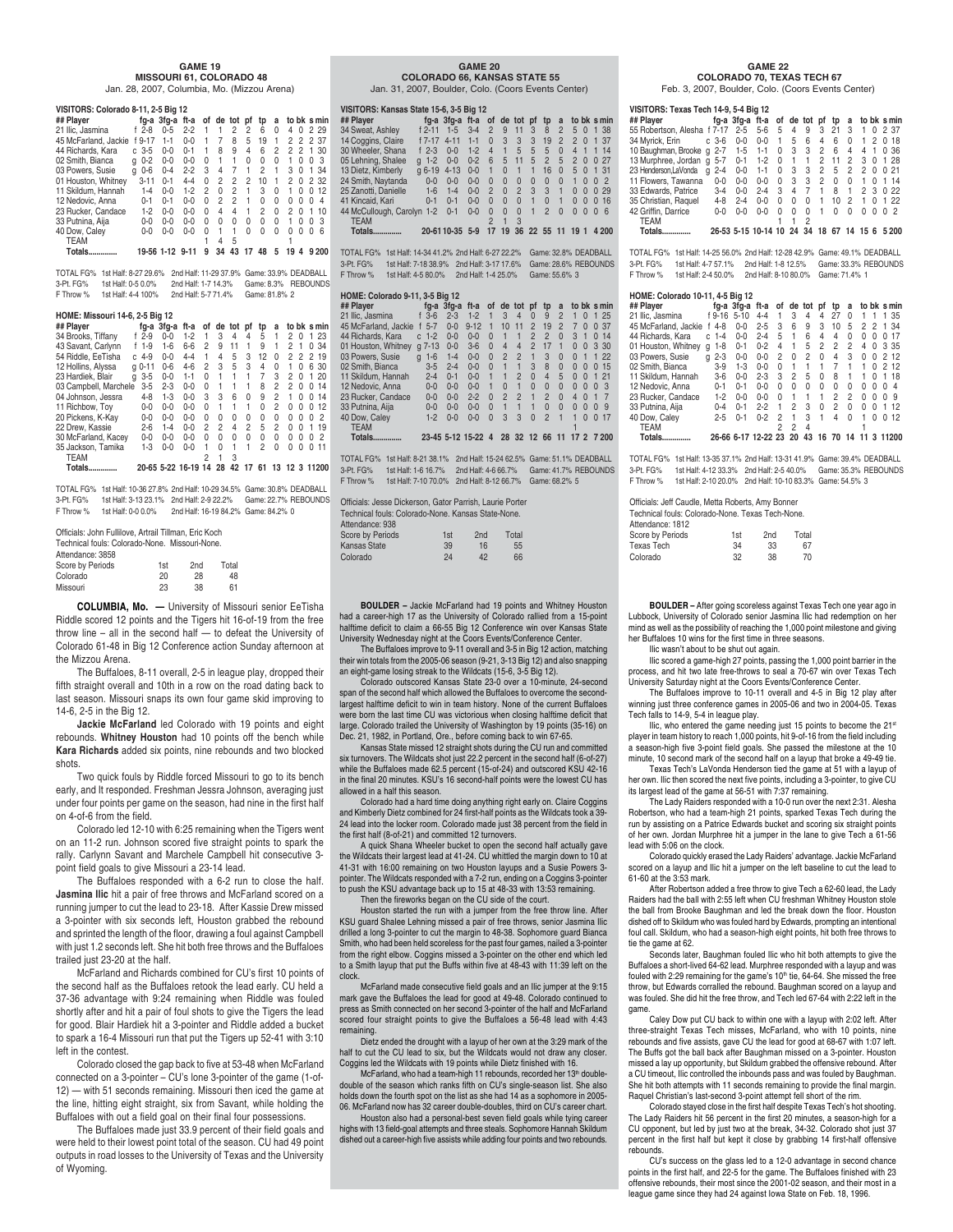# GAME 19

## MISSOURI 61, COLORADO 48

Jan. 28, 2007, Columbia, Mo. (Mizzou Arena)

**VISITORS: Colorado 8-11, 2-5 Big 12**

| ## Player | | fg-a | 3fg-a | ft-a | of | de | tot | pf | tp | a | to | bk | s | min |
|---|---|---|---|---|---|---|---|---|---|---|---|---|---|---|
| 21 Ilic, Jasmina | f | 2-8 | 0-5 | 2-2 | 1 | 1 | 2 | 2 | 6 | 0 | 4 | 0 | 2 | 29 |
| 45 McFarland, Jackie | f | 9-17 | 1-1 | 0-0 | 1 | 7 | 8 | 5 | 19 | 1 | 2 | 2 | 2 | 37 |
| 44 Richards, Kara | c | 3-5 | 0-0 | 0-1 | 1 | 8 | 9 | 4 | 6 | 2 | 2 | 2 | 1 | 30 |
| 02 Smith, Bianca | g | 0-2 | 0-0 | 0-0 | 0 | 1 | 1 | 0 | 0 | 0 | 1 | 0 | 0 | 3 |
| 03 Powers, Susie | g | 0-6 | 0-4 | 2-2 | 3 | 4 | 7 | 1 | 2 | 1 | 3 | 0 | 1 | 34 |
| 01 Houston, Whitney | | 3-11 | 0-1 | 4-4 | 0 | 2 | 2 | 2 | 10 | 1 | 2 | 0 | 2 | 32 |
| 11 Skildum, Hannah | | 1-4 | 0-0 | 1-2 | 2 | 0 | 2 | 1 | 3 | 0 | 1 | 0 | 0 | 12 |
| 12 Nedovic, Anna | | 0-1 | 0-1 | 0-0 | 0 | 2 | 2 | 1 | 0 | 0 | 0 | 0 | 0 | 4 |
| 23 Rucker, Candace | | 1-2 | 0-0 | 0-0 | 0 | 4 | 4 | 1 | 2 | 0 | 2 | 0 | 1 | 10 |
| 33 Putnina, Aija | | 0-0 | 0-0 | 0-0 | 0 | 0 | 0 | 0 | 0 | 0 | 1 | 0 | 0 | 3 |
| 40 Dow, Caley | | 0-0 | 0-0 | 0-0 | 0 | 1 | 1 | 0 | 0 | 0 | 0 | 0 | 0 | 6 |
| TEAM | | | | | 1 | 4 | 5 | | | | 1 | | | |
| Totals.............. | | 19-56 | 1-12 | 9-11 | 9 | 34 | 43 | 17 | 48 | 5 | 19 | 4 | 9 | 200 |

TOTAL FG% 1st Half: 8-27 29.6% 2nd Half: 11-29 37.9% Game: 33.9% DEADBALL
3-Pt. FG% 1st Half: 0-5 0.0% 2nd Half: 1-7 14.3% Game: 8.3% REBOUNDS
F Throw % 1st Half: 4-4 100% 2nd Half: 5-7 71.4% Game: 81.8% 2

**HOME: Missouri 14-6, 2-5 Big 12**

| ## Player | | fg-a | 3fg-a | ft-a | of | de | tot | pf | tp | a | to | bk | s | min |
|---|---|---|---|---|---|---|---|---|---|---|---|---|---|---|
| 34 Brooks, Tiffany | f | 2-9 | 0-0 | 1-2 | 1 | 3 | 4 | 4 | 5 | 1 | 2 | 0 | 1 | 23 |
| 43 Savant, Carlynn | f | 1-9 | 1-6 | 6-6 | 2 | 9 | 11 | 1 | 9 | 1 | 2 | 1 | 0 | 34 |
| 54 Riddle, EeTisha | c | 4-9 | 0-0 | 4-4 | 1 | 4 | 5 | 3 | 12 | 0 | 2 | 2 | 2 | 19 |
| 12 Hollins, Alyssa | g | 0-11 | 0-6 | 4-6 | 2 | 3 | 5 | 3 | 4 | 0 | 1 | 0 | 6 | 30 |
| 23 Hardiek, Blair | g | 3-5 | 0-0 | 1-1 | 0 | 1 | 1 | 1 | 7 | 3 | 2 | 0 | 1 | 20 |
| 03 Campbell, Marchele | | 3-5 | 2-3 | 0-0 | 0 | 1 | 1 | 1 | 8 | 2 | 2 | 0 | 0 | 14 |
| 04 Johnson, Jessra | | 4-8 | 1-3 | 0-0 | 3 | 3 | 6 | 0 | 9 | 2 | 1 | 0 | 0 | 14 |
| 11 Richbow, Toy | | 0-0 | 0-0 | 0-0 | 0 | 1 | 1 | 1 | 0 | 2 | 0 | 0 | 0 | 12 |
| 20 Pickens, K-Kay | | 0-0 | 0-0 | 0-0 | 0 | 0 | 0 | 0 | 0 | 0 | 0 | 0 | 0 | 2 |
| 22 Drew, Kassie | | 2-6 | 1-4 | 0-0 | 2 | 2 | 4 | 2 | 5 | 2 | 0 | 0 | 1 | 19 |
| 30 McFarland, Kacey | | 0-0 | 0-0 | 0-0 | 0 | 0 | 0 | 0 | 0 | 0 | 0 | 0 | 0 | 2 |
| 35 Jackson, Tamika | | 1-3 | 0-0 | 0-0 | 1 | 0 | 1 | 1 | 2 | 0 | 0 | 0 | 0 | 11 |
| TEAM | | | | | 2 | 1 | 3 | | | | | | | |
| Totals.............. | | 20-65 | 5-22 | 16-19 | 14 | 28 | 42 | 17 | 61 | 13 | 12 | 3 | 11 | 200 |

TOTAL FG% 1st Half: 10-36 27.8% 2nd Half: 10-29 34.5% Game: 30.8% DEADBALL
3-Pt. FG% 1st Half: 3-13 23.1% 2nd Half: 2-9 22.2% Game: 22.7% REBOUNDS
F Throw % 1st Half: 0-0 0.0% 2nd Half: 16-19 84.2% Game: 84.2% 0

Officials: John Fullilove, Artrail Tillman, Eric Koch
Technical fouls: Colorado-None. Missouri-None.
Attendance: 3858

| Score by Periods | 1st | 2nd | Total |
|---|---|---|---|
| Colorado | 20 | 28 | 48 |
| Missouri | 23 | 38 | 61 |

**COLUMBIA, Mo. —** University of Missouri senior EeTisha Riddle scored 12 points and the Tigers hit 16-of-19 from the free throw line – all in the second half — to defeat the University of Colorado 61-48 in Big 12 Conference action Sunday afternoon at the Mizzou Arena.

The Buffaloes, 8-11 overall, 2-5 in league play, dropped their fifth straight overall and 10th in a row on the road dating back to last season. Missouri snaps its own four game skid improving to 14-6, 2-5 in the Big 12.

**Jackie McFarland** led Colorado with 19 points and eight rebounds. **Whitney Houston** had 10 points off the bench while **Kara Richards** added six points, nine rebounds and two blocked shots.

Two quick fouls by Riddle forced Missouri to go to its bench early, and It responded. Freshman Jessra Johnson, averaging just under four points per game on the season, had nine in the first half on 4-of-6 from the field.

Colorado led 12-10 with 6:25 remaining when the Tigers went on an 11-2 run. Johnson scored five straight points to spark the rally. Carlynn Savant and Marchele Campbell hit consecutive 3-point field goals to give Missouri a 23-14 lead.

The Buffaloes responded with a 6-2 run to close the half. **Jasmina Ilic** hit a pair of free throws and McFarland scored on a running jumper to cut the lead to 23-18. After Kassie Drew missed a 3-pointer with six seconds left, Houston grabbed the rebound and sprinted the length of the floor, drawing a foul against Campbell with just 1.2 seconds left. She hit both free throws and the Buffaloes trailed just 23-20 at the half.

McFarland and Richards combined for CU's first 10 points of the second half as the Buffaloes retook the lead early. CU held a 37-36 advantage with 9:24 remaining when Riddle was fouled shortly after and hit a pair of foul shots to give the Tigers the lead for good. Blair Hardiek hit a 3-pointer and Riddle added a bucket to spark a 16-4 Missouri run that put the Tigers up 52-41 with 3:10 left in the contest.

Colorado closed the gap back to five at 53-48 when McFarland connected on a 3-pointer – CU's lone 3-pointer of the game (1-of-12) — with 51 seconds remaining. Missouri then iced the game at the line, hitting eight straight, six from Savant, while holding the Buffaloes without a field goal on their final four possessions.

The Buffaloes made just 33.9 percent of their field goals and were held to their lowest point total of the season. CU had 49 point outputs in road losses to the University of Texas and the University of Wyoming.

# GAME 20

## COLORADO 66, KANSAS STATE 55

Jan. 31, 2007, Boulder, Colo. (Coors Events Center)

**VISITORS: Kansas State 15-6, 3-5 Big 12**

| ## Player | | fg-a | 3fg-a | ft-a | of | de | tot | pf | tp | a | to | bk | s | min |
|---|---|---|---|---|---|---|---|---|---|---|---|---|---|---|
| 34 Sweat, Ashley | f | 2-11 | 1-5 | 3-4 | 2 | 9 | 11 | 3 | 8 | 2 | 5 | 0 | 1 | 38 |
| 14 Coggins, Claire | f | 7-17 | 4-11 | 1-1 | 0 | 3 | 3 | 3 | 19 | 2 | 2 | 0 | 1 | 37 |
| 30 Wheeler, Shana | f | 2-3 | 0-0 | 1-2 | 4 | 1 | 5 | 5 | 5 | 0 | 4 | 1 | 1 | 14 |
| 05 Lehning, Shalee | g | 1-2 | 0-0 | 0-2 | 6 | 5 | 11 | 5 | 2 | 5 | 2 | 0 | 0 | 27 |
| 13 Dietz, Kimberly | g | 6-19 | 4-13 | 0-0 | 1 | 0 | 1 | 1 | 16 | 0 | 5 | 0 | 1 | 31 |
| 24 Smith, Naytanda | | 0-0 | 0-0 | 0-0 | 0 | 0 | 0 | 0 | 0 | 0 | 1 | 0 | 0 | 2 |
| 25 Zanotti, Danielle | | 1-6 | 1-4 | 0-0 | 2 | 0 | 2 | 3 | 3 | 1 | 0 | 0 | 0 | 29 |
| 41 Kincaid, Kari | | 0-1 | 0-1 | 0-0 | 0 | 0 | 0 | 1 | 0 | 1 | 0 | 0 | 0 | 16 |
| 44 McCullough, Carolyn | | 1-2 | 0-1 | 0-0 | 0 | 0 | 0 | 1 | 2 | 0 | 0 | 0 | 0 | 6 |
| TEAM | | | | | 2 | 1 | 3 | | | | | | | |
| Totals.............. | | 20-61 | 10-35 | 5-9 | 17 | 19 | 36 | 22 | 55 | 11 | 19 | 1 | 4 | 200 |

TOTAL FG% 1st Half: 14-34 41.2% 2nd Half: 6-27 22.2% Game: 32.8% DEADBALL
3-Pt. FG% 1st Half: 7-18 38.9% 2nd Half: 3-17 17.6% Game: 28.6% REBOUNDS
F Throw % 1st Half: 4-5 80.0% 2nd Half: 1-4 25.0% Game: 55.6% 3

**HOME: Colorado 9-11, 3-5 Big 12**

| ## Player | | fg-a | 3fg-a | ft-a | of | de | tot | pf | tp | a | to | bk | s | min |
|---|---|---|---|---|---|---|---|---|---|---|---|---|---|---|
| 21 Ilic, Jasmina | f | 3-6 | 2-3 | 1-2 | 1 | 3 | 4 | 0 | 9 | 2 | 1 | 0 | 1 | 25 |
| 45 McFarland, Jackie | f | 5-7 | 0-0 | 9-12 | 1 | 10 | 11 | 2 | 19 | 2 | 7 | 0 | 0 | 37 |
| 44 Richards, Kara | c | 1-2 | 0-0 | 0-0 | 0 | 1 | 1 | 2 | 2 | 0 | 3 | 1 | 0 | 14 |
| 01 Houston, Whitney | g | 7-13 | 0-0 | 3-6 | 0 | 4 | 4 | 2 | 17 | 1 | 0 | 0 | 3 | 30 |
| 03 Powers, Susie | g | 1-6 | 1-4 | 0-0 | 0 | 2 | 2 | 1 | 3 | 0 | 0 | 1 | 1 | 22 |
| 02 Smith, Bianca | | 3-5 | 2-4 | 0-0 | 0 | 1 | 1 | 3 | 8 | 0 | 0 | 0 | 0 | 15 |
| 11 Skildum, Hannah | | 2-4 | 0-1 | 0-0 | 1 | 1 | 2 | 0 | 4 | 5 | 0 | 0 | 1 | 21 |
| 12 Nedovic, Anna | | 0-0 | 0-0 | 0-0 | 1 | 0 | 1 | 0 | 0 | 0 | 0 | 0 | 0 | 3 |
| 23 Rucker, Candace | | 0-0 | 0-0 | 2-2 | 0 | 2 | 2 | 1 | 2 | 0 | 4 | 0 | 1 | 7 |
| 33 Putnina, Aija | | 0-0 | 0-0 | 0-0 | 0 | 1 | 1 | 1 | 0 | 0 | 0 | 0 | 0 | 9 |
| 40 Dow, Caley | | 1-2 | 0-0 | 0-0 | 0 | 3 | 3 | 0 | 2 | 1 | 1 | 0 | 0 | 17 |
| TEAM | | | | | | | | | | | 1 | | | |
| Totals.............. | | 23-45 | 5-12 | 15-22 | 4 | 28 | 32 | 12 | 66 | 11 | 17 | 2 | 7 | 200 |

TOTAL FG% 1st Half: 8-21 38.1% 2nd Half: 15-24 62.5% Game: 51.1% DEADBALL
3-Pt. FG% 1st Half: 1-6 16.7% 2nd Half: 4-6 66.7% Game: 41.7% REBOUNDS
F Throw % 1st Half: 7-10 70.0% 2nd Half: 8-12 66.7% Game: 68.2% 5

Officials: Jesse Dickerson, Gator Parrish, Laurie Porter
Technical fouls: Colorado-None. Kansas State-None.
Attendance: 938

| Score by Periods | 1st | 2nd | Total |
|---|---|---|---|
| Kansas State | 39 | 16 | 55 |
| Colorado | 24 | 42 | 66 |

**BOULDER –** Jackie McFarland had 19 points and Whitney Houston had a career-high 17 as the University of Colorado rallied from a 15-point halftime deficit to claim a 66-55 Big 12 Conference win over Kansas State University Wednesday night at the Coors Events/Conference Center.

The Buffaloes improve to 9-11 overall and 3-5 in Big 12 action, matching their win totals from the 2005-06 season (9-21, 3-13 Big 12) and also snapping an eight-game losing streak to the Wildcats (15-6, 3-5 Big 12).

Colorado outscored Kansas State 23-0 over a 10-minute, 24-second span of the second half which allowed the Buffaloes to overcome the second-largest halftime deficit to win in team history. None of the current Buffaloes were born the last time CU was victorious when closing halftime deficit that large. Colorado trailed the University of Washington by 19 points (35-16) on Dec. 21, 1982, in Portland, Ore., before coming back to win 67-65.

Kansas State missed 12 straight shots during the CU run and committed six turnovers. The Wildcats shot just 22.2 percent in the second half (6-of-27) while the Buffaloes made 62.5 percent (15-of-24) and outscored KSU 42-16 in the final 20 minutes. KSU's 16 second-half points were the lowest CU has allowed in a half this season.

Colorado had a hard time doing anything right early on. Claire Coggins and Kimberly Dietz combined for 24 first-half points as the Wildcats took a 39-24 lead into the locker room. Colorado made just 38 percent from the field in the first half (8-of-21) and committed 12 turnovers.

A quick Shana Wheeler bucket to open the second half actually gave the Wildcats their largest lead at 41-24. CU whittled the margin down to 10 at 41-31 with 16:00 remaining on two Houston layups and a Susie Powers 3-pointer. The Wildcats responded with a 7-2 run, ending on a Coggins 3-pointer to push the KSU advantage back up to 15 at 48-33 with 13:53 remaining.

Then the fireworks began on the CU side of the court.

Houston started the run with a jumper from the free throw line. After KSU guard Shalee Lehning missed a pair of free throws, senior Jasmina Ilic drilled a long 3-pointer to cut the margin to 48-38. Sophomore guard Bianca Smith, who had been held scoreless for the past four games, nailed a 3-pointer from the right elbow. Coggins missed a 3-pointer on the other end which led to a Smith layup that put the Buffs within five at 48-43 with 11:39 left on the clock.

McFarland made consecutive field goals and an Ilic jumper at the 9:15 mark gave the Buffaloes the lead for good at 49-48. Colorado continued to press as Smith connected on her second 3-pointer of the half and McFarland scored four straight points to give the Buffaloes a 56-48 lead with 4:53 remaining.

Dietz ended the drought with a layup of her own at the 3:29 mark of the half to cut the CU lead to six, but the Wildcats would not draw any closer. Coggins led the Wildcats with 19 points while Dietz finished with 16.

McFarland, who had a team-high 11 rebounds, recorded her 13th double-double of the season which ranks fifth on CU's single-season list. She also holds down the fourth spot on the list as she had 14 as a sophomore in 2005-06. McFarland now has 32 career double-doubles, third on CU's career chart.

Houston also had a personal-best seven field goals while tying career highs with 13 field-goal attempts and three steals. Sophomore Hannah Skildum dished out a career-high five assists while adding four points and two rebounds.

# GAME 22

## COLORADO 70, TEXAS TECH 67

Feb. 3, 2007, Boulder, Colo. (Coors Events Center)

**VISITORS: Texas Tech 14-9, 5-4 Big 12**

| ## Player | | fg-a | 3fg-a | ft-a | of | de | tot | pf | tp | a | to | bk | s | min |
|---|---|---|---|---|---|---|---|---|---|---|---|---|---|---|
| 55 Robertson, Alesha | f | 7-17 | 2-5 | 5-6 | 5 | 4 | 9 | 3 | 21 | 3 | 1 | 0 | 2 | 37 |
| 34 Myrick, Erin | c | 3-6 | 0-0 | 0-0 | 1 | 5 | 6 | 4 | 6 | 0 | 1 | 2 | 0 | 18 |
| 10 Baughman, Brooke | g | 2-7 | 1-5 | 1-1 | 0 | 3 | 3 | 2 | 6 | 4 | 4 | 1 | 0 | 36 |
| 13 Murphree, Jordan | g | 5-7 | 0-1 | 1-2 | 0 | 1 | 1 | 2 | 11 | 2 | 3 | 0 | 1 | 28 |
| 23 Henderson, LaVonda | g | 2-4 | 0-0 | 1-1 | 0 | 3 | 3 | 2 | 5 | 2 | 2 | 0 | 0 | 21 |
| 11 Flowers, Tawanna | | 0-0 | 0-0 | 0-0 | 0 | 3 | 3 | 2 | 0 | 0 | 1 | 0 | 1 | 14 |
| 23 Edwards, Patrice | | 3-4 | 0-0 | 2-4 | 3 | 4 | 7 | 1 | 8 | 1 | 2 | 3 | 0 | 22 |
| 35 Christian, Raquel | | 4-8 | 2-4 | 0-0 | 0 | 0 | 0 | 1 | 10 | 2 | 1 | 0 | 1 | 22 |
| 42 Griffin, Darrice | | 0-0 | 0-0 | 0-0 | 0 | 0 | 0 | 1 | 0 | 0 | 0 | 0 | 0 | 2 |
| TEAM | | | | | 1 | 1 | 2 | | | | | | | |
| Totals.............. | | 26-53 | 5-15 | 10-14 | 10 | 24 | 34 | 18 | 67 | 14 | 15 | 6 | 5 | 200 |

TOTAL FG% 1st Half: 14-25 56.0% 2nd Half: 12-28 42.9% Game: 49.1% DEADBALL
3-Pt. FG% 1st Half: 4-7 57.1% 2nd Half: 1-8 12.5% Game: 33.3% REBOUNDS
F Throw % 1st Half: 2-4 50.0% 2nd Half: 8-10 80.0% Game: 71.4% 1

**HOME: Colorado 10-11, 4-5 Big 12**

| ## Player | | fg-a | 3fg-a | ft-a | of | de | tot | pf | tp | a | to | bk | s | min |
|---|---|---|---|---|---|---|---|---|---|---|---|---|---|---|
| 21 Ilic, Jasmina | f | 9-16 | 5-10 | 4-4 | 1 | 3 | 4 | 4 | 27 | 0 | 1 | 1 | 1 | 35 |
| 45 McFarland, Jackie | f | 4-8 | 0-0 | 2-5 | 3 | 6 | 9 | 3 | 10 | 5 | 2 | 2 | 1 | 34 |
| 44 Richards, Kara | c | 1-4 | 0-0 | 2-4 | 5 | 1 | 6 | 4 | 4 | 0 | 0 | 0 | 0 | 17 |
| 01 Houston, Whitney | g | 1-8 | 0-1 | 0-2 | 4 | 1 | 5 | 2 | 2 | 2 | 4 | 0 | 3 | 35 |
| 03 Powers, Susie | g | 2-3 | 0-0 | 0-0 | 2 | 0 | 2 | 0 | 4 | 3 | 0 | 0 | 2 | 12 |
| 02 Smith, Bianca | | 3-9 | 1-3 | 0-0 | 1 | 1 | 1 | 1 | 7 | 1 | 1 | 0 | 2 | 12 |
| 11 Skildum, Hannah | | 3-6 | 0-0 | 2-3 | 3 | 2 | 5 | 0 | 8 | 1 | 1 | 0 | 1 | 18 |
| 12 Nedovic, Anna | | 0-1 | 0-1 | 0-0 | 0 | 0 | 0 | 0 | 0 | 0 | 0 | 0 | 0 | 4 |
| 23 Rucker, Candace | | 1-2 | 0-0 | 0-0 | 0 | 1 | 1 | 2 | 2 | 2 | 0 | 0 | 0 | 9 |
| 33 Putnina, Aija | | 0-4 | 0-1 | 2-2 | 1 | 2 | 3 | 0 | 2 | 0 | 0 | 0 | 1 | 12 |
| 40 Dow, Caley | | 2-5 | 0-1 | 0-2 | 2 | 1 | 3 | 1 | 4 | 0 | 1 | 0 | 0 | 12 |
| TEAM | | | | | 2 | 2 | 4 | | | | 1 | | | |
| Totals.............. | | 26-66 | 6-17 | 12-22 | 23 | 20 | 43 | 16 | 70 | 14 | 11 | 3 | 11 | 200 |

TOTAL FG% 1st Half: 13-35 37.1% 2nd Half: 13-31 41.9% Game: 39.4% DEADBALL
3-Pt. FG% 1st Half: 4-12 33.3% 2nd Half: 2-5 40.0% Game: 35.3% REBOUNDS
F Throw % 1st Half: 2-10 20.0% 2nd Half: 10-12 83.3% Game: 54.5% 3

Officials: Jeff Caudle, Metta Roberts, Amy Bonner
Technical fouls: Colorado-None. Texas Tech-None.
Attendance: 1812

| Score by Periods | 1st | 2nd | Total |
|---|---|---|---|
| Texas Tech | 34 | 33 | 67 |
| Colorado | 32 | 38 | 70 |

**BOULDER –** After going scoreless against Texas Tech one year ago in Lubbock, University of Colorado senior Jasmina Ilic had redemption on her mind as well as the possibility of reaching the 1,000 point milestone and giving her Buffaloes 10 wins for the first time in three seasons.

Ilic wasn't about to be shut out again.

Ilic scored a game-high 27 points, passing the 1,000 point barrier in the process, and hit two late free-throws to seal a 70-67 win over Texas Tech University Saturday night at the Coors Events/Conference Center.

The Buffaloes improve to 10-11 overall and 4-5 in Big 12 play after winning just three conference games in 2005-06 and two in 2004-05. Texas Tech falls to 14-9, 5-4 in league play.

Ilic, who entered the game needing just 15 points to become the 21st player in team history to reach 1,000 points, hit 9-of-16 from the field including a season-high five 3-point field goals. She passed the milestone at the 10 minute, 10 second mark of the second half on a layup that broke a 49-49 tie.

Texas Tech's LaVonda Henderson tied the game at 51 with a layup of her own. Ilic then scored the next five points, including a 3-pointer, to give CU its largest lead of the game at 56-51 with 7:37 remaining.

The Lady Raiders responded with a 10-0 run over the next 2:31. Alesha Robertson, who had a team-high 21 points, sparked Texas Tech during the run by assisting on a Patrice Edwards bucket and scoring six straight points of her own. Jordan Murphree hit a jumper in the lane to give Tech a 61-56 lead with 5:06 on the clock.

Colorado quickly erased the Lady Raiders' advantage. Jackie McFarland scored on a layup and Ilic hit a jumper on the left baseline to cut the lead to 61-60 at the 3:53 mark.

After Robertson added a free throw to give Tech a 62-60 lead, the Lady Raiders had the ball with 2:55 left when CU freshman Whitney Houston stole the ball from Brooke Baughman and led the break down the floor. Houston dished off to Skildum who was fouled hard by Edwards, prompting an intentional foul call. Skildum, who had a season-high eight points, hit both free throws to tie the game at 62.

Seconds later, Baughman fouled Ilic who hit both attempts to give the Buffaloes a short-lived 64-62 lead. Murphree responded with a layup and was fouled with 2:29 remaining for the game's 10th tie, 64-64. She missed the free throw, and Edwards corralled the rebound. Baughman scored on a layup and was fouled. She did hit the free throw, and Tech led 67-64 with 2:22 left in the game.

Caley Dow put CU back to within one with a layup with 2:02 left. After three-straight Texas Tech misses, McFarland, who with 10 points, nine rebounds and five assists, gave CU the lead for good at 68-67 with 1:07 left. The Buffs got the ball back after Baughman missed on a 3-pointer. Houston missed a lay up opportunity, but Skildum grabbed the offensive rebound. After a CU timeout, Ilic controlled the inbounds pass and was fouled by Baughman. She hit both attempts with 11 seconds remaining to provide the final margin. Raquel Christian's last-second 3-point attempt fell short of the rim.

Colorado stayed close in the first half despite Texas Tech's hot shooting. The Lady Raiders hit 56 percent in the first 20 minutes, a season-high for a CU opponent, but led by just two at the break, 34-32. Colorado shot just 37 percent in the first half but kept it close by grabbing 14 first-half offensive rebounds.

CU's success on the glass led to a 12-0 advantage in second chance points in the first half, and 22-5 for the game. The Buffaloes finished with 23 offensive rebounds, their most since the 2001-02 season, and their most in a league game since they had 24 against Iowa State on Feb. 18, 1996.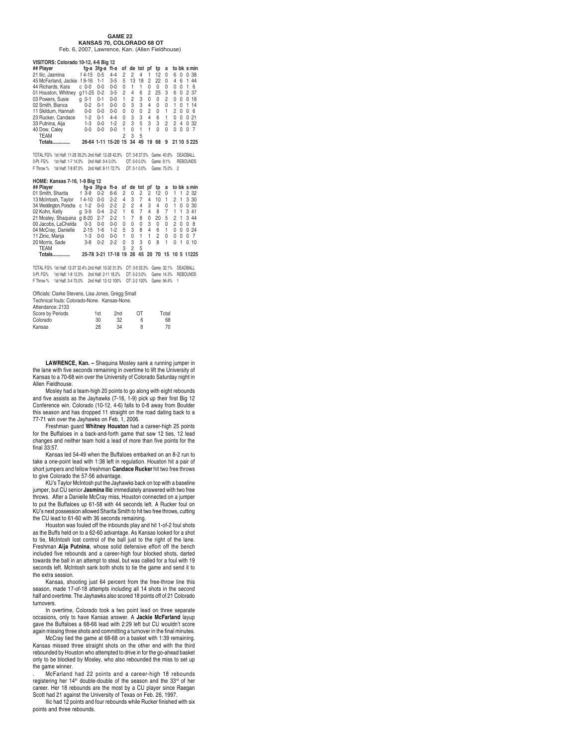# GAME 22

## KANSAS 70, COLORADO 68 OT

Feb. 6, 2007, Lawrence, Kan. (Allen Fieldhouse)

**VISITORS: Colorado 10-12, 4-6 Big 12**

| ## Player | | fg-a | 3fg-a | ft-a | of | de | tot | pf | tp | a | to | bk | s | min |
|---|---|---|---|---|---|---|---|---|---|---|---|---|---|---|
| 21 Ilic, Jasmina | f | 4-15 | 0-5 | 4-4 | 2 | 2 | 4 | 1 | 12 | 0 | 6 | 0 | 0 | 38 |
| 45 McFarland, Jackie | f | 9-16 | 1-1 | 3-5 | 5 | 13 | 18 | 2 | 22 | 0 | 4 | 6 | 1 | 44 |
| 44 Richards, Kara | c | 0-0 | 0-0 | 0-0 | 0 | 1 | 1 | 0 | 0 | 0 | 0 | 0 | 1 | 6 |
| 01 Houston, Whitney | g | 11-25 | 0-2 | 3-5 | 2 | 4 | 6 | 2 | 25 | 3 | 6 | 0 | 2 | 37 |
| 03 Powers, Susie | g | 0-1 | 0-1 | 0-0 | 1 | 2 | 3 | 0 | 0 | 2 | 0 | 0 | 0 | 18 |
| 02 Smith, Bianca | | 0-2 | 0-1 | 0-0 | 0 | 3 | 3 | 4 | 0 | 0 | 1 | 0 | 1 | 14 |
| 11 Skildum, Hannah | | 0-0 | 0-0 | 0-0 | 0 | 0 | 0 | 2 | 0 | 1 | 2 | 0 | 0 | 6 |
| 23 Rucker, Candace | | 1-2 | 0-1 | 4-4 | 0 | 3 | 3 | 4 | 6 | 1 | 0 | 0 | 0 | 21 |
| 33 Putnina, Aija | | 1-3 | 0-0 | 1-2 | 2 | 3 | 5 | 3 | 3 | 2 | 2 | 4 | 0 | 32 |
| 40 Dow, Caley | | 0-0 | 0-0 | 0-0 | 1 | 0 | 1 | 1 | 0 | 0 | 0 | 0 | 0 | 7 |
| TEAM | | | | | 2 | 3 | 5 | | | | | | | |
| **Totals..............** | | 26-64 | 1-11 | 15-20 | 15 | 34 | 49 | 19 | 68 | 9 | 21 | 10 | 5 | 225 |

TOTAL FG% 1st Half: 11-28 39.2% 2nd Half: 12-28 42.9% OT: 3-8 37.5% Game: 40.6% DEADBALL
3-Pt. FG% 1st Half: 1-7 14.3% 2nd Half: 0-4 0.0% OT: 0-0 0.0% Game: 9.1% REBOUNDS
F Throw % 1st Half: 7-8 87.5% 2nd Half: 8-11 72.7% OT: 0-1 0.0% Game: 75.0% 2

**HOME: Kansas 7-15, 1-9 Big 12**

| ## Player | | fg-a | 3fg-a | ft-a | of | de | tot | pf | tp | a | to | bk | s | min |
|---|---|---|---|---|---|---|---|---|---|---|---|---|---|---|
| 01 Smith, Sharita | f | 3-8 | 0-2 | 6-6 | 2 | 0 | 2 | 2 | 12 | 0 | 1 | 1 | 2 | 32 |
| 13 McIntosh, Taylor | f | 4-10 | 0-0 | 2-2 | 4 | 3 | 7 | 4 | 10 | 1 | 2 | 1 | 3 | 30 |
| 34 Weddington, Porscha | c | 1-2 | 0-0 | 2-2 | 2 | 2 | 4 | 3 | 4 | 0 | 1 | 0 | 0 | 30 |
| 02 Kohn, Kelly | g | 3-9 | 0-4 | 2-2 | 1 | 6 | 7 | 4 | 8 | 7 | 1 | 1 | 3 | 41 |
| 21 Mosley, Shaquina | g | 8-20 | 2-7 | 2-2 | 1 | 7 | 8 | 0 | 20 | 5 | 2 | 1 | 3 | 44 |
| 00 Jacobs, LaChelda | | 0-3 | 0-0 | 0-0 | 0 | 0 | 0 | 3 | 0 | 0 | 2 | 0 | 0 | 8 |
| 04 McCray, Danielle | | 2-15 | 1-6 | 1-2 | 5 | 3 | 8 | 4 | 6 | 1 | 0 | 0 | 0 | 24 |
| 11 Zinic, Marija | | 1-3 | 0-0 | 0-0 | 1 | 0 | 1 | 1 | 2 | 0 | 0 | 0 | 0 | 7 |
| 20 Morris, Sade | | 3-8 | 0-2 | 2-2 | 0 | 3 | 3 | 0 | 8 | 1 | 0 | 1 | 0 | 10 |
| TEAM | | | | | 3 | 2 | 5 | | | | | | | |
| **Totals..............** | | 25-78 | 3-21 | 17-18 | 19 | 26 | 45 | 20 | 70 | 15 | 10 | 5 | 11 | 225 |

TOTAL FG% 1st Half: 12-37 32.4% 2nd Half: 10-32 31.3% OT: 3-9 33.3% Game: 32.1% DEADBALL
3-Pt. FG% 1st Half: 1-8 12.5% 2nd Half: 2-11 18.2% OT: 0-2 0.0% Game: 14.3% REBOUNDS
F Throw % 1st Half: 3-4 75.0% 2nd Half: 12-12 100% OT: 2-2 100% Game: 94.4% 1

Officials: Clarke Stevens, Lisa Jones, Gregg Small
Technical fouls: Colorado-None. Kansas-None.
Attendance: 2133

| Score by Periods | 1st | 2nd | OT | Total |
|---|---|---|---|---|
| Colorado | 30 | 32 | 6 | 68 |
| Kansas | 28 | 34 | 8 | 70 |

**LAWRENCE, Kan. –** Shaquina Mosley sank a running jumper in the lane with five seconds remaining in overtime to lift the University of Kansas to a 70-68 win over the University of Colorado Saturday night in Allen Fieldhouse.

Mosley had a team-high 20 points to go along with eight rebounds and five assists as the Jayhawks (7-16, 1-9) pick up their first Big 12 Conference win. Colorado (10-12, 4-6) falls to 0-8 away from Boulder this season and has dropped 11 straight on the road dating back to a 77-71 win over the Jayhawks on Feb. 1, 2006.

Freshman guard **Whitney Houston** had a career-high 25 points for the Buffaloes in a back-and-forth game that saw 12 ties, 12 lead changes and neither team hold a lead of more than five points for the final 33:57.

Kansas led 54-49 when the Buffaloes embarked on an 8-2 run to take a one-point lead with 1:38 left in regulation. Houston hit a pair of short jumpers and fellow freshman **Candace Rucker** hit two free throws to give Colorado the 57-56 advantage.

KU's Taylor McIntosh put the Jayhawks back on top with a baseline jumper, but CU senior **Jasmina Ilic** immediately answered with two free throws. After a Danielle McCray miss, Houston connected on a jumper to put the Buffaloes up 61-58 with 44 seconds left. A Rucker foul on KU's next possession allowed Sharita Smith to hit two free throws, cutting the CU lead to 61-60 with 36 seconds remaining.

Houston was fouled off the inbounds play and hit 1-of-2 foul shots as the Buffs held on to a 62-60 advantage. As Kansas looked for a shot to tie, McIntosh lost control of the ball just to the right of the lane. Freshman **Aija Putnina**, whose solid defensive effort off the bench included five rebounds and a career-high four blocked shots, darted towards the ball in an attempt to steal, but was called for a foul with 19 seconds left. McIntosh sank both shots to tie the game and send it to the extra session.

Kansas, shooting just 64 percent from the free-throw line this season, made 17-of-18 attempts including all 14 shots in the second half and overtime. The Jayhawks also scored 18 points off of 21 Colorado turnovers.

In overtime, Colorado took a two point lead on three separate occasions, only to have Kansas answer. A **Jackie McFarland** layup gave the Buffaloes a 68-66 lead with 2:29 left but CU wouldn't score again missing three shots and committing a turnover in the final minutes.

McCray tied the game at 68-68 on a basket with 1:39 remaining. Kansas missed three straight shots on the other end with the third rebounded by Houston who attempted to drive in for the go-ahead basket only to be blocked by Mosley, who also rebounded the miss to set up the game winner.

. McFarland had 22 points and a career-high 18 rebounds registering her 14th double-double of the season and the 33rd of her career. Her 18 rebounds are the most by a CU player since Raegan Scott had 21 against the University of Texas on Feb. 26, 1997.

Ilic had 12 points and four rebounds while Rucker finished with six points and three rebounds.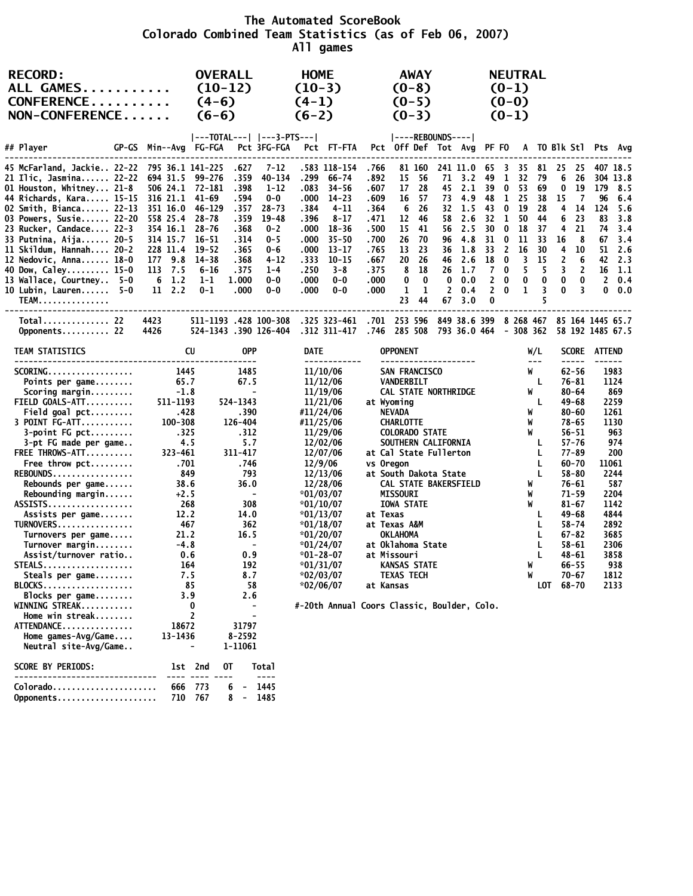# The Automated ScoreBook
## Colorado Combined Team Statistics (as of Feb 06, 2007)
### All games

| RECORD: | OVERALL | HOME | AWAY | NEUTRAL |
|---|---|---|---|---|
| ALL GAMES | (10-12) | (10-3) | (0-8) | (0-1) |
| CONFERENCE | (4-6) | (4-1) | (0-5) | (0-0) |
| NON-CONFERENCE | (6-6) | (6-2) | (0-3) | (0-1) |

| ## | Player | GP-GS | Min | Avg | FG-FGA | Pct | 3FG-FGA | Pct | FT-FTA | Pct | Off | Def | Tot | Avg | PF | FO | A | TO | Blk | Stl | Pts | Avg |
|---|---|---|---|---|---|---|---|---|---|---|---|---|---|---|---|---|---|---|---|---|---|---|
| 45 | McFarland, Jackie | 22-22 | 795 | 36.1 | 141-225 | .627 | 7-12 | .583 | 118-154 | .766 | 81 | 160 | 241 | 11.0 | 65 | 3 | 35 | 81 | 25 | 25 | 407 | 18.5 |
| 21 | Ilic, Jasmina | 22-22 | 694 | 31.5 | 99-276 | .359 | 40-134 | .299 | 66-74 | .892 | 15 | 56 | 71 | 3.2 | 49 | 1 | 32 | 79 | 6 | 26 | 304 | 13.8 |
| 01 | Houston, Whitney | 21-8 | 506 | 24.1 | 72-181 | .398 | 1-12 | .083 | 34-56 | .607 | 17 | 28 | 45 | 2.1 | 39 | 0 | 53 | 69 | 0 | 19 | 179 | 8.5 |
| 44 | Richards, Kara | 15-15 | 316 | 21.1 | 41-69 | .594 | 0-0 | .000 | 14-23 | .609 | 16 | 57 | 73 | 4.9 | 48 | 1 | 25 | 38 | 15 | 7 | 96 | 6.4 |
| 02 | Smith, Bianca | 22-13 | 351 | 16.0 | 46-129 | .357 | 28-73 | .384 | 4-11 | .364 | 6 | 26 | 32 | 1.5 | 43 | 0 | 19 | 28 | 4 | 14 | 124 | 5.6 |
| 03 | Powers, Susie | 22-20 | 558 | 25.4 | 28-78 | .359 | 19-48 | .396 | 8-17 | .471 | 12 | 46 | 58 | 2.6 | 32 | 1 | 50 | 44 | 6 | 23 | 83 | 3.8 |
| 23 | Rucker, Candace | 22-3 | 354 | 16.1 | 28-76 | .368 | 0-2 | .000 | 18-36 | .500 | 15 | 41 | 56 | 2.5 | 30 | 0 | 18 | 37 | 4 | 21 | 74 | 3.4 |
| 33 | Putnina, Aija | 20-5 | 314 | 15.7 | 16-51 | .314 | 0-5 | .000 | 35-50 | .700 | 26 | 70 | 96 | 4.8 | 31 | 0 | 11 | 33 | 16 | 8 | 67 | 3.4 |
| 11 | Skildum, Hannah | 20-2 | 228 | 11.4 | 19-52 | .365 | 0-6 | .000 | 13-17 | .765 | 13 | 23 | 36 | 1.8 | 33 | 2 | 16 | 30 | 4 | 10 | 51 | 2.6 |
| 12 | Nedovic, Anna | 18-0 | 177 | 9.8 | 14-38 | .368 | 4-12 | .333 | 10-15 | .667 | 20 | 26 | 46 | 2.6 | 18 | 0 | 3 | 15 | 2 | 6 | 42 | 2.3 |
| 40 | Dow, Caley | 15-0 | 113 | 7.5 | 6-16 | .375 | 1-4 | .250 | 3-8 | .375 | 8 | 18 | 26 | 1.7 | 7 | 0 | 5 | 5 | 3 | 2 | 16 | 1.1 |
| 13 | Wallace, Courtney | 5-0 | 6 | 1.2 | 1-1 | 1.000 | 0-0 | .000 | 0-0 | .000 | 0 | 0 | 0 | 0.0 | 2 | 0 | 0 | 0 | 0 | 0 | 2 | 0.4 |
| 10 | Lubin, Lauren | 5-0 | 11 | 2.2 | 0-1 | .000 | 0-0 | .000 | 0-0 | .000 | 1 | 1 | 2 | 0.4 | 2 | 0 | 1 | 3 | 0 | 3 | 0 | 0.0 |
| | TEAM | | | | | | | | | | 23 | 44 | 67 | 3.0 | 0 | | | 5 | | | | |
| | Total | 22 | 4423 | | 511-1193 | .428 | 100-308 | .325 | 323-461 | .701 | 253 | 596 | 849 | 38.6 | 399 | 8 | 268 | 467 | 85 | 164 | 1445 | 65.7 |
| | Opponents | 22 | 4426 | | 524-1343 | .390 | 126-404 | .312 | 311-417 | .746 | 285 | 508 | 793 | 36.0 | 464 | - | 308 | 362 | 58 | 192 | 1485 | 67.5 |

| TEAM STATISTICS | CU | OPP |
|---|---|---|
| SCORING | 1445 | 1485 |
| Points per game | 65.7 | 67.5 |
| Scoring margin | -1.8 | - |
| FIELD GOALS-ATT | 511-1193 | 524-1343 |
| Field goal pct | .428 | .390 |
| 3 POINT FG-ATT | 100-308 | 126-404 |
| 3-point FG pct | .325 | .312 |
| 3-pt FG made per game | 4.5 | 5.7 |
| FREE THROWS-ATT | 323-461 | 311-417 |
| Free throw pct | .701 | .746 |
| REBOUNDS | 849 | 793 |
| Rebounds per game | 38.6 | 36.0 |
| Rebounding margin | +2.5 | - |
| ASSISTS | 268 | 308 |
| Assists per game | 12.2 | 14.0 |
| TURNOVERS | 467 | 362 |
| Turnovers per game | 21.2 | 16.5 |
| Turnover margin | -4.8 | - |
| Assist/turnover ratio | 0.6 | 0.9 |
| STEALS | 164 | 192 |
| Steals per game | 7.5 | 8.7 |
| BLOCKS | 85 | 58 |
| Blocks per game | 3.9 | 2.6 |
| WINNING STREAK | 0 | - |
| Home win streak | 2 | - |
| ATTENDANCE | 18672 | 31797 |
| Home games-Avg/Game | 13-1436 | 8-2592 |
| Neutral site-Avg/Game | - | 1-11061 |

| DATE | OPPONENT | W/L | SCORE | ATTEND |
|---|---|---|---|---|
| 11/10/06 | SAN FRANCISCO | W | 62-56 | 1983 |
| 11/12/06 | VANDERBILT | L | 76-81 | 1124 |
| 11/19/06 | CAL STATE NORTHRIDGE | W | 80-64 | 869 |
| 11/21/06 | at Wyoming | L | 49-68 | 2259 |
| #11/24/06 | NEVADA | W | 80-60 | 1261 |
| #11/25/06 | CHARLOTTE | W | 78-65 | 1130 |
| 11/29/06 | COLORADO STATE | W | 56-51 | 963 |
| 12/02/06 | SOUTHERN CALIFORNIA | L | 57-76 | 974 |
| 12/07/06 | at Cal State Fullerton | L | 77-89 | 200 |
| 12/9/06 | vs Oregon | L | 60-70 | 11061 |
| 12/13/06 | at South Dakota State | L | 58-80 | 2244 |
| 12/28/06 | CAL STATE BAKERSFIELD | W | 76-61 | 587 |
| *01/03/07 | MISSOURI | W | 71-59 | 2204 |
| *01/10/07 | IOWA STATE | W | 81-67 | 1142 |
| *01/13/07 | at Texas | L | 49-68 | 4844 |
| *01/18/07 | at Texas A&M | L | 58-74 | 2892 |
| *01/20/07 | OKLAHOMA | L | 67-82 | 3685 |
| *01/24/07 | at Oklahoma State | L | 58-61 | 2306 |
| *01-28-07 | at Missouri | L | 48-61 | 3858 |
| *01/31/07 | KANSAS STATE | W | 66-55 | 938 |
| *02/03/07 | TEXAS TECH | W | 70-67 | 1812 |
| *02/06/07 | at Kansas | LOT | 68-70 | 2133 |

#-20th Annual Coors Classic, Boulder, Colo.

| SCORE BY PERIODS: | 1st | 2nd | OT | | Total |
|---|---|---|---|---|---|
| Colorado | 666 | 773 | 6 | - | 1445 |
| Opponents | 710 | 767 | 8 | - | 1485 |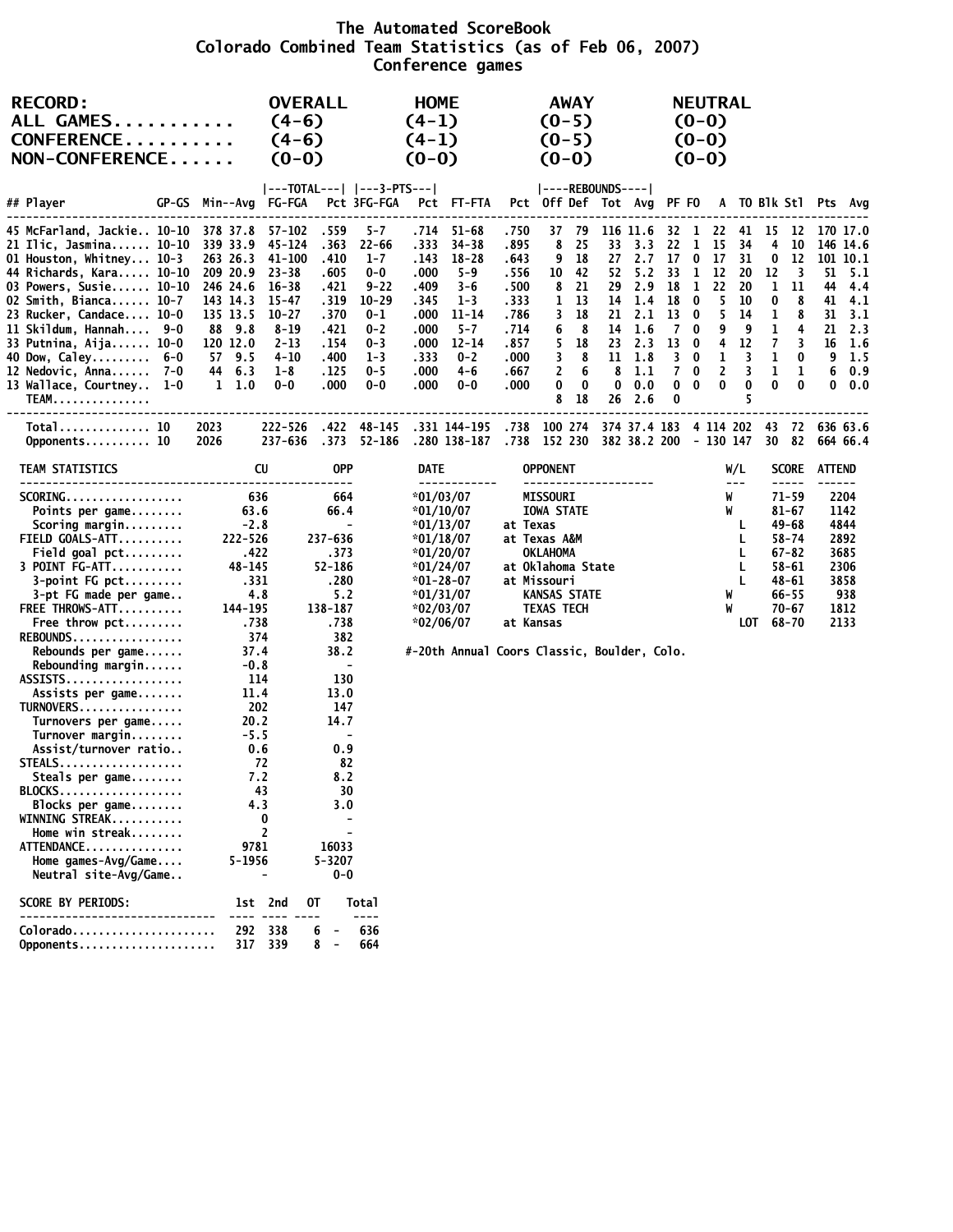# The Automated ScoreBook
## Colorado Combined Team Statistics (as of Feb 06, 2007)
### Conference games

| RECORD: | OVERALL | HOME | AWAY | NEUTRAL |
|---|---|---|---|---|
| ALL GAMES | (4-6) | (4-1) | (0-5) | (0-0) |
| CONFERENCE | (4-6) | (4-1) | (0-5) | (0-0) |
| NON-CONFERENCE | (0-0) | (0-0) | (0-0) | (0-0) |

| ## | Player | GP-GS | Min | Avg | FG-FGA | Pct | 3FG-FGA | Pct | FT-FTA | Pct | Off | Def | Tot | Avg | PF | FO | A | TO | Blk | Stl | Pts | Avg |
|---|---|---|---|---|---|---|---|---|---|---|---|---|---|---|---|---|---|---|---|---|---|---|
| 45 | McFarland, Jackie | 10-10 | 378 | 37.8 | 57-102 | .559 | 5-7 | .714 | 51-68 | .750 | 37 | 79 | 116 | 11.6 | 32 | 1 | 22 | 41 | 15 | 12 | 170 | 17.0 |
| 21 | Ilic, Jasmina | 10-10 | 339 | 33.9 | 45-124 | .363 | 22-66 | .333 | 34-38 | .895 | 8 | 25 | 33 | 3.3 | 22 | 1 | 15 | 34 | 4 | 10 | 146 | 14.6 |
| 01 | Houston, Whitney | 10-3 | 263 | 26.3 | 41-100 | .410 | 1-7 | .143 | 18-28 | .643 | 9 | 18 | 27 | 2.7 | 17 | 0 | 17 | 31 | 0 | 12 | 101 | 10.1 |
| 44 | Richards, Kara | 10-10 | 209 | 20.9 | 23-38 | .605 | 0-0 | .000 | 5-9 | .556 | 10 | 42 | 52 | 5.2 | 33 | 1 | 12 | 20 | 12 | 3 | 51 | 5.1 |
| 03 | Powers, Susie | 10-10 | 246 | 24.6 | 16-38 | .421 | 9-22 | .409 | 3-6 | .500 | 8 | 21 | 29 | 2.9 | 18 | 1 | 22 | 20 | 1 | 11 | 44 | 4.4 |
| 02 | Smith, Bianca | 10-7 | 143 | 14.3 | 15-47 | .319 | 10-29 | .345 | 1-3 | .333 | 1 | 13 | 14 | 1.4 | 18 | 0 | 5 | 10 | 0 | 8 | 41 | 4.1 |
| 23 | Rucker, Candace | 10-0 | 135 | 13.5 | 10-27 | .370 | 0-1 | .000 | 11-14 | .786 | 3 | 18 | 21 | 2.1 | 13 | 0 | 5 | 14 | 1 | 8 | 31 | 3.1 |
| 11 | Skildum, Hannah | 9-0 | 88 | 9.8 | 8-19 | .421 | 0-2 | .000 | 5-7 | .714 | 6 | 8 | 14 | 1.6 | 7 | 0 | 9 | 9 | 1 | 4 | 21 | 2.3 |
| 33 | Putnina, Aija | 10-0 | 120 | 12.0 | 2-13 | .154 | 0-3 | .000 | 12-14 | .857 | 5 | 18 | 23 | 2.3 | 13 | 0 | 4 | 12 | 7 | 3 | 16 | 1.6 |
| 40 | Dow, Caley | 6-0 | 57 | 9.5 | 4-10 | .400 | 1-3 | .333 | 0-2 | .000 | 3 | 8 | 11 | 1.8 | 3 | 0 | 1 | 3 | 1 | 0 | 9 | 1.5 |
| 12 | Nedovic, Anna | 7-0 | 44 | 6.3 | 1-8 | .125 | 0-5 | .000 | 4-6 | .667 | 2 | 6 | 8 | 1.1 | 7 | 0 | 2 | 3 | 1 | 1 | 6 | 0.9 |
| 13 | Wallace, Courtney | 1-0 | 1 | 1.0 | 0-0 | .000 | 0-0 | .000 | 0-0 | .000 | 0 | 0 | 0 | 0.0 | 0 | 0 | 0 | 0 | 0 | 0 | 0 | 0.0 |
| | TEAM | | | | | | | | | | 8 | 18 | 26 | 2.6 | 0 | | | 5 | | | | |
| | Total | 10 | 2023 | | 222-526 | .422 | 48-145 | .331 | 144-195 | .738 | 100 | 274 | 374 | 37.4 | 183 | 4 | 114 | 202 | 43 | 72 | 636 | 63.6 |
| | Opponents | 10 | 2026 | | 237-636 | .373 | 52-186 | .280 | 138-187 | .738 | 152 | 230 | 382 | 38.2 | 200 | - | 130 | 147 | 30 | 82 | 664 | 66.4 |

| TEAM STATISTICS | CU | OPP |
|---|---|---|
| SCORING | 636 | 664 |
| Points per game | 63.6 | 66.4 |
| Scoring margin | -2.8 | - |
| FIELD GOALS-ATT | 222-526 | 237-636 |
| Field goal pct | .422 | .373 |
| 3 POINT FG-ATT | 48-145 | 52-186 |
| 3-point FG pct | .331 | .280 |
| 3-pt FG made per game | 4.8 | 5.2 |
| FREE THROWS-ATT | 144-195 | 138-187 |
| Free throw pct | .738 | .738 |
| REBOUNDS | 374 | 382 |
| Rebounds per game | 37.4 | 38.2 |
| Rebounding margin | -0.8 | - |
| ASSISTS | 114 | 130 |
| Assists per game | 11.4 | 13.0 |
| TURNOVERS | 202 | 147 |
| Turnovers per game | 20.2 | 14.7 |
| Turnover margin | -5.5 | - |
| Assist/turnover ratio | 0.6 | 0.9 |
| STEALS | 72 | 82 |
| Steals per game | 7.2 | 8.2 |
| BLOCKS | 43 | 30 |
| Blocks per game | 4.3 | 3.0 |
| WINNING STREAK | 0 | - |
| Home win streak | 2 | - |
| ATTENDANCE | 9781 | 16033 |
| Home games-Avg/Game | 5-1956 | 5-3207 |
| Neutral site-Avg/Game | - | 0-0 |

| DATE | OPPONENT | W/L | SCORE | ATTEND |
|---|---|---|---|---|
| *01/03/07 | MISSOURI | W | 71-59 | 2204 |
| *01/10/07 | IOWA STATE | W | 81-67 | 1142 |
| *01/13/07 | at Texas | L | 49-68 | 4844 |
| *01/18/07 | at Texas A&M | L | 58-74 | 2892 |
| *01/20/07 | OKLAHOMA | L | 67-82 | 3685 |
| *01/24/07 | at Oklahoma State | L | 58-61 | 2306 |
| *01-28-07 | at Missouri | L | 48-61 | 3858 |
| *01/31/07 | KANSAS STATE | W | 66-55 | 938 |
| *02/03/07 | TEXAS TECH | W | 70-67 | 1812 |
| *02/06/07 | at Kansas | LOT | 68-70 | 2133 |

#-20th Annual Coors Classic, Boulder, Colo.

| SCORE BY PERIODS: | 1st | 2nd | OT | Total |
|---|---|---|---|---|
| Colorado | 292 | 338 | 6 | 636 |
| Opponents | 317 | 339 | 8 | 664 |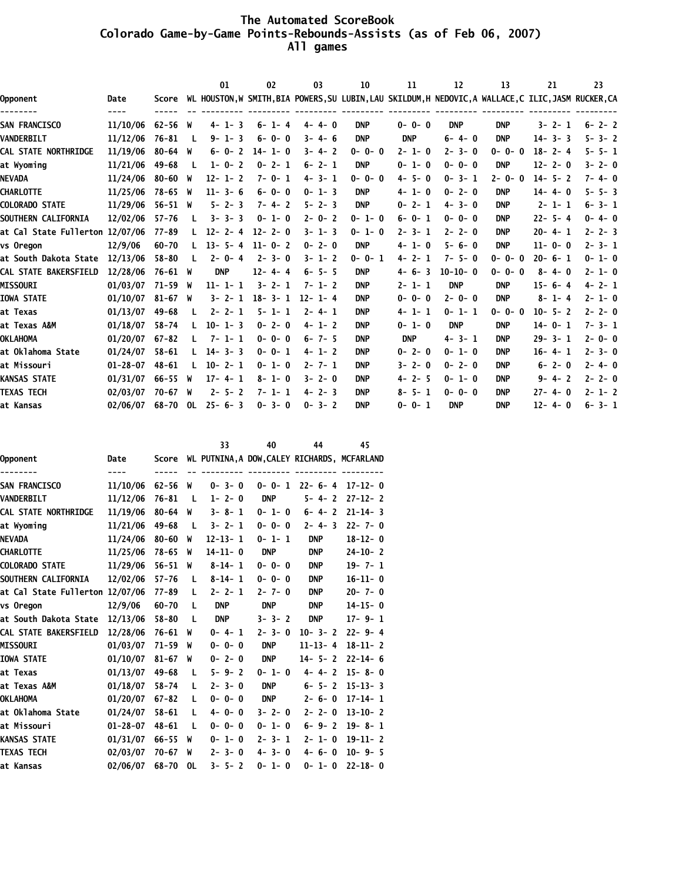# The Automated ScoreBook
## Colorado Game-by-Game Points-Rebounds-Assists (as of Feb 06, 2007)
### All games

| Opponent | Date | Score | WL | 01 HOUSTON,W | 02 SMITH,BIA | 03 POWERS,SU | 10 LUBIN,LAU | 11 SKILDUM,H | 12 NEDOVIC,A | 13 WALLACE,C | 21 ILIC,JASM | 23 RUCKER,CA |
|---|---|---|---|---|---|---|---|---|---|---|---|---|
| SAN FRANCISCO | 11/10/06 | 62-56 | W | 4- 1- 3 | 6- 1- 4 | 4- 4- 0 | DNP | 0- 0- 0 | DNP | DNP | 3- 2- 1 | 6- 2- 2 |
| VANDERBILT | 11/12/06 | 76-81 | L | 9- 1- 3 | 6- 0- 0 | 3- 4- 6 | DNP | DNP | 6- 4- 0 | DNP | 14- 3- 3 | 5- 3- 2 |
| CAL STATE NORTHRIDGE | 11/19/06 | 80-64 | W | 6- 0- 2 | 14- 1- 0 | 3- 4- 2 | 0- 0- 0 | 2- 1- 0 | 2- 3- 0 | 0- 0- 0 | 18- 2- 4 | 5- 5- 1 |
| at Wyoming | 11/21/06 | 49-68 | L | 1- 0- 2 | 0- 2- 1 | 6- 2- 1 | DNP | 0- 1- 0 | 0- 0- 0 | DNP | 12- 2- 0 | 3- 2- 0 |
| NEVADA | 11/24/06 | 80-60 | W | 12- 1- 2 | 7- 0- 1 | 4- 3- 1 | 0- 0- 0 | 4- 5- 0 | 0- 3- 1 | 2- 0- 0 | 14- 5- 2 | 7- 4- 0 |
| CHARLOTTE | 11/25/06 | 78-65 | W | 11- 3- 6 | 6- 0- 0 | 0- 1- 3 | DNP | 4- 1- 0 | 0- 2- 0 | DNP | 14- 4- 0 | 5- 5- 3 |
| COLORADO STATE | 11/29/06 | 56-51 | W | 5- 2- 3 | 7- 4- 2 | 5- 2- 3 | DNP | 0- 2- 1 | 4- 3- 0 | DNP | 2- 1- 1 | 6- 3- 1 |
| SOUTHERN CALIFORNIA | 12/02/06 | 57-76 | L | 3- 3- 3 | 0- 1- 0 | 2- 0- 2 | 0- 1- 0 | 6- 0- 1 | 0- 0- 0 | DNP | 22- 5- 4 | 0- 4- 0 |
| at Cal State Fullerton | 12/07/06 | 77-89 | L | 12- 2- 4 | 12- 2- 0 | 3- 1- 3 | 0- 1- 0 | 2- 3- 1 | 2- 2- 0 | DNP | 20- 4- 1 | 2- 2- 3 |
| vs Oregon | 12/9/06 | 60-70 | L | 13- 5- 4 | 11- 0- 2 | 0- 2- 0 | DNP | 4- 1- 0 | 5- 6- 0 | DNP | 11- 0- 0 | 2- 3- 1 |
| at South Dakota State | 12/13/06 | 58-80 | L | 2- 0- 4 | 2- 3- 0 | 3- 1- 2 | 0- 0- 1 | 4- 2- 1 | 7- 5- 0 | 0- 0- 0 | 20- 6- 1 | 0- 1- 0 |
| CAL STATE BAKERSFIELD | 12/28/06 | 76-61 | W | DNP | 12- 4- 4 | 6- 5- 5 | DNP | 4- 6- 3 | 10-10- 0 | 0- 0- 0 | 8- 4- 0 | 2- 1- 0 |
| MISSOURI | 01/03/07 | 71-59 | W | 11- 1- 1 | 3- 2- 1 | 7- 1- 2 | DNP | 2- 1- 1 | DNP | DNP | 15- 6- 4 | 4- 2- 1 |
| IOWA STATE | 01/10/07 | 81-67 | W | 3- 2- 1 | 18- 3- 1 | 12- 1- 4 | DNP | 0- 0- 0 | 2- 0- 0 | DNP | 8- 1- 4 | 2- 1- 0 |
| at Texas | 01/13/07 | 49-68 | L | 2- 2- 1 | 5- 1- 1 | 2- 4- 1 | DNP | 4- 1- 1 | 0- 1- 1 | 0- 0- 0 | 10- 5- 2 | 2- 2- 0 |
| at Texas A&M | 01/18/07 | 58-74 | L | 10- 1- 3 | 0- 2- 0 | 4- 1- 2 | DNP | 0- 1- 0 | DNP | DNP | 14- 0- 1 | 7- 3- 1 |
| OKLAHOMA | 01/20/07 | 67-82 | L | 7- 1- 1 | 0- 0- 0 | 6- 7- 5 | DNP | DNP | 4- 3- 1 | DNP | 29- 3- 1 | 2- 0- 0 |
| at Oklahoma State | 01/24/07 | 58-61 | L | 14- 3- 3 | 0- 0- 1 | 4- 1- 2 | DNP | 0- 2- 0 | 0- 1- 0 | DNP | 16- 4- 1 | 2- 3- 0 |
| at Missouri | 01-28-07 | 48-61 | L | 10- 2- 1 | 0- 1- 0 | 2- 7- 1 | DNP | 3- 2- 0 | 0- 2- 0 | DNP | 6- 2- 0 | 2- 4- 0 |
| KANSAS STATE | 01/31/07 | 66-55 | W | 17- 4- 1 | 8- 1- 0 | 3- 2- 0 | DNP | 4- 2- 5 | 0- 1- 0 | DNP | 9- 4- 2 | 2- 2- 0 |
| TEXAS TECH | 02/03/07 | 70-67 | W | 2- 5- 2 | 7- 1- 1 | 4- 2- 3 | DNP | 8- 5- 1 | 0- 0- 0 | DNP | 27- 4- 0 | 2- 1- 2 |
| at Kansas | 02/06/07 | 68-70 | OL | 25- 6- 3 | 0- 3- 0 | 0- 3- 2 | DNP | 0- 0- 1 | DNP | DNP | 12- 4- 0 | 6- 3- 1 |

| Opponent | Date | Score | WL | 33 PUTNINA,A | 40 DOW,CALEY | 44 RICHARDS, | 45 MCFARLAND |
|---|---|---|---|---|---|---|---|
| SAN FRANCISCO | 11/10/06 | 62-56 | W | 0- 3- 0 | 0- 0- 1 | 22- 6- 4 | 17-12- 0 |
| VANDERBILT | 11/12/06 | 76-81 | L | 1- 2- 0 | DNP | 5- 4- 2 | 27-12- 2 |
| CAL STATE NORTHRIDGE | 11/19/06 | 80-64 | W | 3- 8- 1 | 0- 1- 0 | 6- 4- 2 | 21-14- 3 |
| at Wyoming | 11/21/06 | 49-68 | L | 3- 2- 1 | 0- 0- 0 | 2- 4- 3 | 22- 7- 0 |
| NEVADA | 11/24/06 | 80-60 | W | 12-13- 1 | 0- 1- 1 | DNP | 18-12- 0 |
| CHARLOTTE | 11/25/06 | 78-65 | W | 14-11- 0 | DNP | DNP | 24-10- 2 |
| COLORADO STATE | 11/29/06 | 56-51 | W | 8-14- 1 | 0- 0- 0 | DNP | 19- 7- 1 |
| SOUTHERN CALIFORNIA | 12/02/06 | 57-76 | L | 8-14- 1 | 0- 0- 0 | DNP | 16-11- 0 |
| at Cal State Fullerton | 12/07/06 | 77-89 | L | 2- 2- 1 | 2- 7- 0 | DNP | 20- 7- 0 |
| vs Oregon | 12/9/06 | 60-70 | L | DNP | DNP | DNP | 14-15- 0 |
| at South Dakota State | 12/13/06 | 58-80 | L | DNP | 3- 3- 2 | DNP | 17- 9- 1 |
| CAL STATE BAKERSFIELD | 12/28/06 | 76-61 | W | 0- 4- 1 | 2- 3- 0 | 10- 3- 2 | 22- 9- 4 |
| MISSOURI | 01/03/07 | 71-59 | W | 0- 0- 0 | DNP | 11-13- 4 | 18-11- 2 |
| IOWA STATE | 01/10/07 | 81-67 | W | 0- 2- 0 | DNP | 14- 5- 2 | 22-14- 6 |
| at Texas | 01/13/07 | 49-68 | L | 5- 9- 2 | 0- 1- 0 | 4- 4- 2 | 15- 8- 0 |
| at Texas A&M | 01/18/07 | 58-74 | L | 2- 3- 0 | DNP | 6- 5- 2 | 15-13- 3 |
| OKLAHOMA | 01/20/07 | 67-82 | L | 0- 0- 0 | DNP | 2- 6- 0 | 17-14- 1 |
| at Oklahoma State | 01/24/07 | 58-61 | L | 4- 0- 0 | 3- 2- 0 | 2- 2- 0 | 13-10- 2 |
| at Missouri | 01-28-07 | 48-61 | L | 0- 0- 0 | 0- 1- 0 | 6- 9- 2 | 19- 8- 1 |
| KANSAS STATE | 01/31/07 | 66-55 | W | 0- 1- 0 | 2- 3- 1 | 2- 1- 0 | 19-11- 2 |
| TEXAS TECH | 02/03/07 | 70-67 | W | 2- 3- 0 | 4- 3- 0 | 4- 6- 0 | 10- 9- 5 |
| at Kansas | 02/06/07 | 68-70 | OL | 3- 5- 2 | 0- 1- 0 | 0- 1- 0 | 22-18- 0 |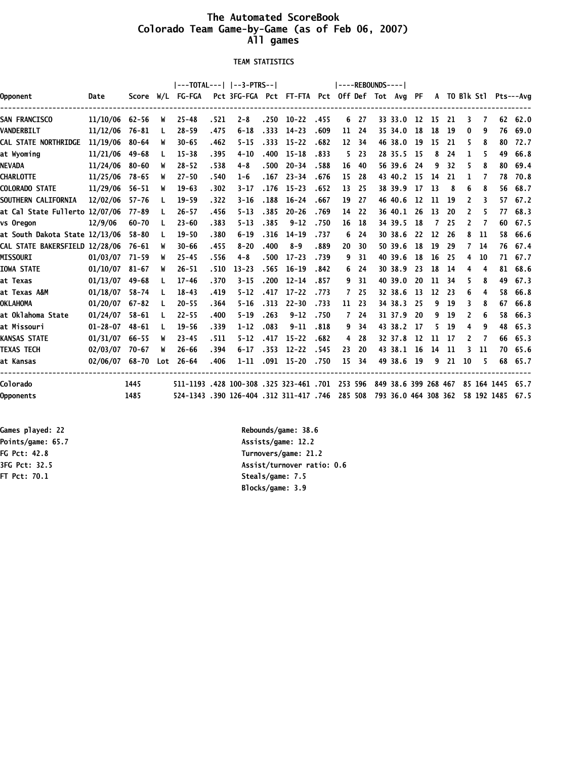# The Automated ScoreBook
## Colorado Team Game-by-Game (as of Feb 06, 2007)
## All games

### TEAM STATISTICS

| Opponent | Date | Score | W/L | TOTAL FG-FGA | Pct | 3-PTRS 3FG-FGA | Pct | FT-FTA | Pct | REBOUNDS Off | Def | Tot | Avg | PF | A | TO | Blk | Stl | Pts | Avg |
|---|---|---|---|---|---|---|---|---|---|---|---|---|---|---|---|---|---|---|---|---|
| SAN FRANCISCO | 11/10/06 | 62-56 | W | 25-48 | .521 | 2-8 | .250 | 10-22 | .455 | 6 | 27 | 33 | 33.0 | 12 | 15 | 21 | 3 | 7 | 62 | 62.0 |
| VANDERBILT | 11/12/06 | 76-81 | L | 28-59 | .475 | 6-18 | .333 | 14-23 | .609 | 11 | 24 | 35 | 34.0 | 18 | 18 | 19 | 0 | 9 | 76 | 69.0 |
| CAL STATE NORTHRIDGE | 11/19/06 | 80-64 | W | 30-65 | .462 | 5-15 | .333 | 15-22 | .682 | 12 | 34 | 46 | 38.0 | 19 | 15 | 21 | 5 | 8 | 80 | 72.7 |
| at Wyoming | 11/21/06 | 49-68 | L | 15-38 | .395 | 4-10 | .400 | 15-18 | .833 | 5 | 23 | 28 | 35.5 | 15 | 8 | 24 | 1 | 5 | 49 | 66.8 |
| NEVADA | 11/24/06 | 80-60 | W | 28-52 | .538 | 4-8 | .500 | 20-34 | .588 | 16 | 40 | 56 | 39.6 | 24 | 9 | 32 | 5 | 8 | 80 | 69.4 |
| CHARLOTTE | 11/25/06 | 78-65 | W | 27-50 | .540 | 1-6 | .167 | 23-34 | .676 | 15 | 28 | 43 | 40.2 | 15 | 14 | 21 | 1 | 7 | 78 | 70.8 |
| COLORADO STATE | 11/29/06 | 56-51 | W | 19-63 | .302 | 3-17 | .176 | 15-23 | .652 | 13 | 25 | 38 | 39.9 | 17 | 13 | 8 | 6 | 8 | 56 | 68.7 |
| SOUTHERN CALIFORNIA | 12/02/06 | 57-76 | L | 19-59 | .322 | 3-16 | .188 | 16-24 | .667 | 19 | 27 | 46 | 40.6 | 12 | 11 | 19 | 2 | 3 | 57 | 67.2 |
| at Cal State Fullerto | 12/07/06 | 77-89 | L | 26-57 | .456 | 5-13 | .385 | 20-26 | .769 | 14 | 22 | 36 | 40.1 | 26 | 13 | 20 | 2 | 5 | 77 | 68.3 |
| vs Oregon | 12/9/06 | 60-70 | L | 23-60 | .383 | 5-13 | .385 | 9-12 | .750 | 16 | 18 | 34 | 39.5 | 18 | 7 | 25 | 2 | 7 | 60 | 67.5 |
| at South Dakota State | 12/13/06 | 58-80 | L | 19-50 | .380 | 6-19 | .316 | 14-19 | .737 | 6 | 24 | 30 | 38.6 | 22 | 12 | 26 | 8 | 11 | 58 | 66.6 |
| CAL STATE BAKERSFIELD | 12/28/06 | 76-61 | W | 30-66 | .455 | 8-20 | .400 | 8-9 | .889 | 20 | 30 | 50 | 39.6 | 18 | 19 | 29 | 7 | 14 | 76 | 67.4 |
| MISSOURI | 01/03/07 | 71-59 | W | 25-45 | .556 | 4-8 | .500 | 17-23 | .739 | 9 | 31 | 40 | 39.6 | 18 | 16 | 25 | 4 | 10 | 71 | 67.7 |
| IOWA STATE | 01/10/07 | 81-67 | W | 26-51 | .510 | 13-23 | .565 | 16-19 | .842 | 6 | 24 | 30 | 38.9 | 23 | 18 | 14 | 4 | 4 | 81 | 68.6 |
| at Texas | 01/13/07 | 49-68 | L | 17-46 | .370 | 3-15 | .200 | 12-14 | .857 | 9 | 31 | 40 | 39.0 | 20 | 11 | 34 | 5 | 8 | 49 | 67.3 |
| at Texas A&M | 01/18/07 | 58-74 | L | 18-43 | .419 | 5-12 | .417 | 17-22 | .773 | 7 | 25 | 32 | 38.6 | 13 | 12 | 23 | 6 | 4 | 58 | 66.8 |
| OKLAHOMA | 01/20/07 | 67-82 | L | 20-55 | .364 | 5-16 | .313 | 22-30 | .733 | 11 | 23 | 34 | 38.3 | 25 | 9 | 19 | 3 | 8 | 67 | 66.8 |
| at Oklahoma State | 01/24/07 | 58-61 | L | 22-55 | .400 | 5-19 | .263 | 9-12 | .750 | 7 | 24 | 31 | 37.9 | 20 | 9 | 19 | 2 | 6 | 58 | 66.3 |
| at Missouri | 01-28-07 | 48-61 | L | 19-56 | .339 | 1-12 | .083 | 9-11 | .818 | 9 | 34 | 43 | 38.2 | 17 | 5 | 19 | 4 | 9 | 48 | 65.3 |
| KANSAS STATE | 01/31/07 | 66-55 | W | 23-45 | .511 | 5-12 | .417 | 15-22 | .682 | 4 | 28 | 32 | 37.8 | 12 | 11 | 17 | 2 | 7 | 66 | 65.3 |
| TEXAS TECH | 02/03/07 | 70-67 | W | 26-66 | .394 | 6-17 | .353 | 12-22 | .545 | 23 | 20 | 43 | 38.1 | 16 | 14 | 11 | 3 | 11 | 70 | 65.6 |
| at Kansas | 02/06/07 | 68-70 | Lot | 26-64 | .406 | 1-11 | .091 | 15-20 | .750 | 15 | 34 | 49 | 38.6 | 19 | 9 | 21 | 10 | 5 | 68 | 65.7 |
| Colorado | | 1445 | | 511-1193 | .428 | 100-308 | .325 | 323-461 | .701 | 253 | 596 | 849 | 38.6 | 399 | 268 | 467 | 85 | 164 | 1445 | 65.7 |
| Opponents | | 1485 | | 524-1343 | .390 | 126-404 | .312 | 311-417 | .746 | 285 | 508 | 793 | 36.0 | 464 | 308 | 362 | 58 | 192 | 1485 | 67.5 |

Games played: 22
Points/game: 65.7
FG Pct: 42.8
3FG Pct: 32.5
FT Pct: 70.1

Rebounds/game: 38.6
Assists/game: 12.2
Turnovers/game: 21.2
Assist/turnover ratio: 0.6
Steals/game: 7.5
Blocks/game: 3.9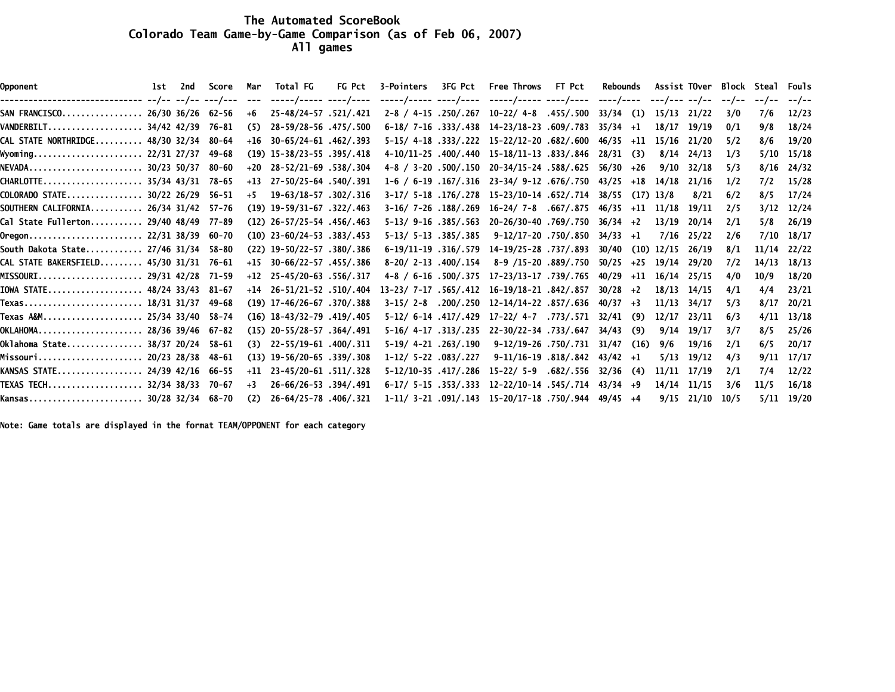# The Automated ScoreBook
## Colorado Team Game-by-Game Comparison (as of Feb 06, 2007)
### All games

| Opponent | 1st | 2nd | Score | Mar | Total FG | FG Pct | 3-Pointers | 3FG Pct | Free Throws | FT Pct | Rebounds | | Assist | TOver | Block | Steal | Fouls |
|---|---|---|---|---|---|---|---|---|---|---|---|---|---|---|---|---|---|
| | --/-- | --/-- | ---/--- | --- | -----/----- | ----/---- | -----/----- | ----/---- | -----/----- | ----/---- | ----/---- | | ---/--- | --/-- | --/-- | --/-- | --/-- |
| SAN FRANCISCO | 26/30 | 36/26 | 62-56 | +6 | 25-48/24-57 | .521/.421 | 2-8 / 4-15 | .250/.267 | 10-22/ 4-8 | .455/.500 | 33/34 | (1) | 15/13 | 21/22 | 3/0 | 7/6 | 12/23 |
| VANDERBILT | 34/42 | 42/39 | 76-81 | (5) | 28-59/28-56 | .475/.500 | 6-18/ 7-16 | .333/.438 | 14-23/18-23 | .609/.783 | 35/34 | +1 | 18/17 | 19/19 | 0/1 | 9/8 | 18/24 |
| CAL STATE NORTHRIDGE | 48/30 | 32/34 | 80-64 | +16 | 30-65/24-61 | .462/.393 | 5-15/ 4-18 | .333/.222 | 15-22/12-20 | .682/.600 | 46/35 | +11 | 15/16 | 21/20 | 5/2 | 8/6 | 19/20 |
| Wyoming | 22/31 | 27/37 | 49-68 | (19) | 15-38/23-55 | .395/.418 | 4-10/11-25 | .400/.440 | 15-18/11-13 | .833/.846 | 28/31 | (3) | 8/14 | 24/13 | 1/3 | 5/10 | 15/18 |
| NEVADA | 30/23 | 50/37 | 80-60 | +20 | 28-52/21-69 | .538/.304 | 4-8 / 3-20 | .500/.150 | 20-34/15-24 | .588/.625 | 56/30 | +26 | 9/10 | 32/18 | 5/3 | 8/16 | 24/32 |
| CHARLOTTE | 35/34 | 43/31 | 78-65 | +13 | 27-50/25-64 | .540/.391 | 1-6 / 6-19 | .167/.316 | 23-34/ 9-12 | .676/.750 | 43/25 | +18 | 14/18 | 21/16 | 1/2 | 7/2 | 15/28 |
| COLORADO STATE | 30/22 | 26/29 | 56-51 | +5 | 19-63/18-57 | .302/.316 | 3-17/ 5-18 | .176/.278 | 15-23/10-14 | .652/.714 | 38/55 | (17) | 13/8 | 8/21 | 6/2 | 8/5 | 17/24 |
| SOUTHERN CALIFORNIA | 26/34 | 31/42 | 57-76 | (19) | 19-59/31-67 | .322/.463 | 3-16/ 7-26 | .188/.269 | 16-24/ 7-8 | .667/.875 | 46/35 | +11 | 11/18 | 19/11 | 2/5 | 3/12 | 12/24 |
| Cal State Fullerton | 29/40 | 48/49 | 77-89 | (12) | 26-57/25-54 | .456/.463 | 5-13/ 9-16 | .385/.563 | 20-26/30-40 | .769/.750 | 36/34 | +2 | 13/19 | 20/14 | 2/1 | 5/8 | 26/19 |
| Oregon | 22/31 | 38/39 | 60-70 | (10) | 23-60/24-53 | .383/.453 | 5-13/ 5-13 | .385/.385 | 9-12/17-20 | .750/.850 | 34/33 | +1 | 7/16 | 25/22 | 2/6 | 7/10 | 18/17 |
| South Dakota State | 27/46 | 31/34 | 58-80 | (22) | 19-50/22-57 | .380/.386 | 6-19/11-19 | .316/.579 | 14-19/25-28 | .737/.893 | 30/40 | (10) | 12/15 | 26/19 | 8/1 | 11/14 | 22/22 |
| CAL STATE BAKERSFIELD | 45/30 | 31/31 | 76-61 | +15 | 30-66/22-57 | .455/.386 | 8-20/ 2-13 | .400/.154 | 8-9 /15-20 | .889/.750 | 50/25 | +25 | 19/14 | 29/20 | 7/2 | 14/13 | 18/13 |
| MISSOURI | 29/31 | 42/28 | 71-59 | +12 | 25-45/20-63 | .556/.317 | 4-8 / 6-16 | .500/.375 | 17-23/13-17 | .739/.765 | 40/29 | +11 | 16/14 | 25/15 | 4/0 | 10/9 | 18/20 |
| IOWA STATE | 48/24 | 33/43 | 81-67 | +14 | 26-51/21-52 | .510/.404 | 13-23/ 7-17 | .565/.412 | 16-19/18-21 | .842/.857 | 30/28 | +2 | 18/13 | 14/15 | 4/1 | 4/4 | 23/21 |
| Texas | 18/31 | 31/37 | 49-68 | (19) | 17-46/26-67 | .370/.388 | 3-15/ 2-8 | .200/.250 | 12-14/14-22 | .857/.636 | 40/37 | +3 | 11/13 | 34/17 | 5/3 | 8/17 | 20/21 |
| Texas A&M | 25/34 | 33/40 | 58-74 | (16) | 18-43/32-79 | .419/.405 | 5-12/ 6-14 | .417/.429 | 17-22/ 4-7 | .773/.571 | 32/41 | (9) | 12/17 | 23/11 | 6/3 | 4/11 | 13/18 |
| OKLAHOMA | 28/36 | 39/46 | 67-82 | (15) | 20-55/28-57 | .364/.491 | 5-16/ 4-17 | .313/.235 | 22-30/22-34 | .733/.647 | 34/43 | (9) | 9/14 | 19/17 | 3/7 | 8/5 | 25/26 |
| Oklahoma State | 38/37 | 20/24 | 58-61 | (3) | 22-55/19-61 | .400/.311 | 5-19/ 4-21 | .263/.190 | 9-12/19-26 | .750/.731 | 31/47 | (16) | 9/6 | 19/16 | 2/1 | 6/5 | 20/17 |
| Missouri | 20/23 | 28/38 | 48-61 | (13) | 19-56/20-65 | .339/.308 | 1-12/ 5-22 | .083/.227 | 9-11/16-19 | .818/.842 | 43/42 | +1 | 5/13 | 19/12 | 4/3 | 9/11 | 17/17 |
| KANSAS STATE | 24/39 | 42/16 | 66-55 | +11 | 23-45/20-61 | .511/.328 | 5-12/10-35 | .417/.286 | 15-22/ 5-9 | .682/.556 | 32/36 | (4) | 11/11 | 17/19 | 2/1 | 7/4 | 12/22 |
| TEXAS TECH | 32/34 | 38/33 | 70-67 | +3 | 26-66/26-53 | .394/.491 | 6-17/ 5-15 | .353/.333 | 12-22/10-14 | .545/.714 | 43/34 | +9 | 14/14 | 11/15 | 3/6 | 11/5 | 16/18 |
| Kansas | 30/28 | 32/34 | 68-70 | (2) | 26-64/25-78 | .406/.321 | 1-11/ 3-21 | .091/.143 | 15-20/17-18 | .750/.944 | 49/45 | +4 | 9/15 | 21/10 | 10/5 | 5/11 | 19/20 |

Note: Game totals are displayed in the format TEAM/OPPONENT for each category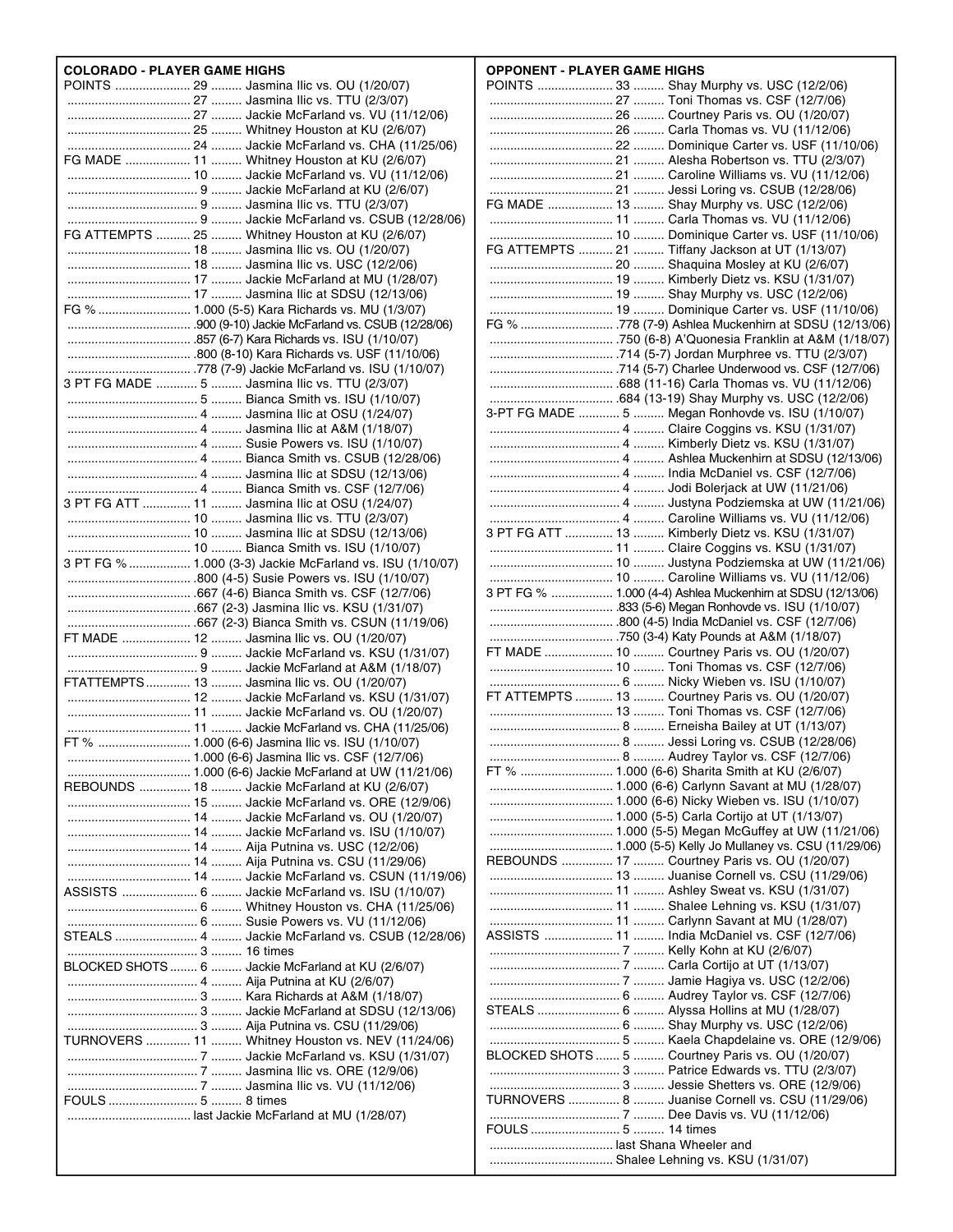## COLORADO - PLAYER GAME HIGHS

| Category | Value | Player/Game |
|---|---|---|
| POINTS | 29 | Jasmina Ilic vs. OU (1/20/07) |
| | 27 | Jasmina Ilic vs. TTU (2/3/07) |
| | 27 | Jackie McFarland vs. VU (11/12/06) |
| | 25 | Whitney Houston at KU (2/6/07) |
| | 24 | Jackie McFarland vs. CHA (11/25/06) |
| FG MADE | 11 | Whitney Houston at KU (2/6/07) |
| | 10 | Jackie McFarland vs. VU (11/12/06) |
| | 9 | Jackie McFarland at KU (2/6/07) |
| | 9 | Jasmina Ilic vs. TTU (2/3/07) |
| | 9 | Jackie McFarland vs. CSUB (12/28/06) |
| FG ATTEMPTS | 25 | Whitney Houston at KU (2/6/07) |
| | 18 | Jasmina Ilic vs. OU (1/20/07) |
| | 18 | Jasmina Ilic vs. USC (12/2/06) |
| | 17 | Jackie McFarland at MU (1/28/07) |
| | 17 | Jasmina Ilic at SDSU (12/13/06) |
| FG % | 1.000 (5-5) | Kara Richards vs. MU (1/3/07) |
| | .900 (9-10) | Jackie McFarland vs. CSUB (12/28/06) |
| | .857 (6-7) | Kara Richards vs. ISU (1/10/07) |
| | .800 (8-10) | Kara Richards vs. USF (11/10/06) |
| | .778 (7-9) | Jackie McFarland vs. ISU (1/10/07) |
| 3 PT FG MADE | 5 | Jasmina Ilic vs. TTU (2/3/07) |
| | 5 | Bianca Smith vs. ISU (1/10/07) |
| | 4 | Jasmina Ilic at OSU (1/24/07) |
| | 4 | Jasmina Ilic at A&M (1/18/07) |
| | 4 | Susie Powers vs. ISU (1/10/07) |
| | 4 | Bianca Smith vs. CSUB (12/28/06) |
| | 4 | Jasmina Ilic at SDSU (12/13/06) |
| | 4 | Bianca Smith vs. CSF (12/7/06) |
| 3 PT FG ATT | 11 | Jasmina Ilic at OSU (1/24/07) |
| | 10 | Jasmina Ilic vs. TTU (2/3/07) |
| | 10 | Jasmina Ilic at SDSU (12/13/06) |
| | 10 | Bianca Smith vs. ISU (1/10/07) |
| 3 PT FG % | 1.000 (3-3) | Jackie McFarland vs. ISU (1/10/07) |
| | .800 (4-5) | Susie Powers vs. ISU (1/10/07) |
| | .667 (4-6) | Bianca Smith vs. CSF (12/7/06) |
| | .667 (2-3) | Jasmina Ilic vs. KSU (1/31/07) |
| | .667 (2-3) | Bianca Smith vs. CSUN (11/19/06) |
| FT MADE | 12 | Jasmina Ilic vs. OU (1/20/07) |
| | 9 | Jackie McFarland vs. KSU (1/31/07) |
| | 9 | Jackie McFarland at A&M (1/18/07) |
| FT ATTEMPTS | 13 | Jasmina Ilic vs. OU (1/20/07) |
| | 12 | Jackie McFarland vs. KSU (1/31/07) |
| | 11 | Jackie McFarland vs. OU (1/20/07) |
| | 11 | Jackie McFarland vs. CHA (11/25/06) |
| FT % | 1.000 (6-6) | Jasmina Ilic vs. ISU (1/10/07) |
| | 1.000 (6-6) | Jasmina Ilic vs. CSF (12/7/06) |
| | 1.000 (6-6) | Jackie McFarland at UW (11/21/06) |
| REBOUNDS | 18 | Jackie McFarland at KU (2/6/07) |
| | 15 | Jackie McFarland vs. ORE (12/9/06) |
| | 14 | Jackie McFarland vs. OU (1/20/07) |
| | 14 | Jackie McFarland vs. ISU (1/10/07) |
| | 14 | Aija Putnina vs. USC (12/2/06) |
| | 14 | Aija Putnina vs. CSU (11/29/06) |
| | 14 | Jackie McFarland vs. CSUN (11/19/06) |
| ASSISTS | 6 | Jackie McFarland vs. ISU (1/10/07) |
| | 6 | Whitney Houston vs. CHA (11/25/06) |
| | 6 | Susie Powers vs. VU (11/12/06) |
| STEALS | 4 | Jackie McFarland vs. CSUB (12/28/06) |
| | 3 | 16 times |
| BLOCKED SHOTS | 6 | Jackie McFarland at KU (2/6/07) |
| | 4 | Aija Putnina at KU (2/6/07) |
| | 3 | Kara Richards at A&M (1/18/07) |
| | 3 | Jackie McFarland at SDSU (12/13/06) |
| | 3 | Aija Putnina vs. CSU (11/29/06) |
| TURNOVERS | 11 | Whitney Houston vs. NEV (11/24/06) |
| | 7 | Jackie McFarland vs. KSU (1/31/07) |
| | 7 | Jasmina Ilic vs. ORE (12/9/06) |
| | 7 | Jasmina Ilic vs. VU (11/12/06) |
| FOULS | 5 | 8 times |
| | | last Jackie McFarland at MU (1/28/07) |

## OPPONENT - PLAYER GAME HIGHS

| Category | Value | Player/Game |
|---|---|---|
| POINTS | 33 | Shay Murphy vs. USC (12/2/06) |
| | 27 | Toni Thomas vs. CSF (12/7/06) |
| | 26 | Courtney Paris vs. OU (1/20/07) |
| | 26 | Carla Thomas vs. VU (11/12/06) |
| | 22 | Dominique Carter vs. USF (11/10/06) |
| | 21 | Alesha Robertson vs. TTU (2/3/07) |
| | 21 | Caroline Williams vs. VU (11/12/06) |
| | 21 | Jessi Loring vs. CSUB (12/28/06) |
| FG MADE | 13 | Shay Murphy vs. USC (12/2/06) |
| | 11 | Carla Thomas vs. VU (11/12/06) |
| | 10 | Dominique Carter vs. USF (11/10/06) |
| FG ATTEMPTS | 21 | Tiffany Jackson at UT (1/13/07) |
| | 20 | Shaquina Mosley at KU (2/6/07) |
| | 19 | Kimberly Dietz vs. KSU (1/31/07) |
| | 19 | Shay Murphy vs. USC (12/2/06) |
| | 19 | Dominique Carter vs. USF (11/10/06) |
| FG % | .778 (7-9) | Ashlea Muckenhirn at SDSU (12/13/06) |
| | .750 (6-8) | A'Quonesia Franklin at A&M (1/18/07) |
| | .714 (5-7) | Jordan Murphree vs. TTU (2/3/07) |
| | .714 (5-7) | Charlee Underwood vs. CSF (12/7/06) |
| | .688 (11-16) | Carla Thomas vs. VU (11/12/06) |
| | .684 (13-19) | Shay Murphy vs. USC (12/2/06) |
| 3-PT FG MADE | 5 | Megan Ronhovde vs. ISU (1/10/07) |
| | 4 | Claire Coggins vs. KSU (1/31/07) |
| | 4 | Kimberly Dietz vs. KSU (1/31/07) |
| | 4 | Ashlea Muckenhirn at SDSU (12/13/06) |
| | 4 | India McDaniel vs. CSF (12/7/06) |
| | 4 | Jodi Bolerjack at UW (11/21/06) |
| | 4 | Justyna Podziemska at UW (11/21/06) |
| | 4 | Caroline Williams vs. VU (11/12/06) |
| 3 PT FG ATT | 13 | Kimberly Dietz vs. KSU (1/31/07) |
| | 11 | Claire Coggins vs. KSU (1/31/07) |
| | 10 | Justyna Podziemska at UW (11/21/06) |
| | 10 | Caroline Williams vs. VU (11/12/06) |
| 3 PT FG % | 1.000 (4-4) | Ashlea Muckenhirn at SDSU (12/13/06) |
| | .833 (5-6) | Megan Ronhovde vs. ISU (1/10/07) |
| | .800 (4-5) | India McDaniel vs. CSF (12/7/06) |
| | .750 (3-4) | Katy Pounds at A&M (1/18/07) |
| FT MADE | 10 | Courtney Paris vs. OU (1/20/07) |
| | 10 | Toni Thomas vs. CSF (12/7/06) |
| | 6 | Nicky Wieben vs. ISU (1/10/07) |
| FT ATTEMPTS | 13 | Courtney Paris vs. OU (1/20/07) |
| | 13 | Toni Thomas vs. CSF (12/7/06) |
| | 8 | Erneisha Bailey at UT (1/13/07) |
| | 8 | Jessi Loring vs. CSUB (12/28/06) |
| | 8 | Audrey Taylor vs. CSF (12/7/06) |
| FT % | 1.000 (6-6) | Sharita Smith at KU (2/6/07) |
| | 1.000 (6-6) | Carlynn Savant at MU (1/28/07) |
| | 1.000 (6-6) | Nicky Wieben vs. ISU (1/10/07) |
| | 1.000 (5-5) | Carla Cortijo at UT (1/13/07) |
| | 1.000 (5-5) | Megan McGuffey at UW (11/21/06) |
| | 1.000 (5-5) | Kelly Jo Mullaney vs. CSU (11/29/06) |
| REBOUNDS | 17 | Courtney Paris vs. OU (1/20/07) |
| | 13 | Juanise Cornell vs. CSU (11/29/06) |
| | 11 | Ashley Sweat vs. KSU (1/31/07) |
| | 11 | Shalee Lehning vs. KSU (1/31/07) |
| | 11 | Carlynn Savant at MU (1/28/07) |
| ASSISTS | 11 | India McDaniel vs. CSF (12/7/06) |
| | 7 | Kelly Kohn at KU (2/6/07) |
| | 7 | Carla Cortijo at UT (1/13/07) |
| | 7 | Jamie Hagiya vs. USC (12/2/06) |
| | 6 | Audrey Taylor vs. CSF (12/7/06) |
| STEALS | 6 | Alyssa Hollins at MU (1/28/07) |
| | 6 | Shay Murphy vs. USC (12/2/06) |
| | 5 | Kaela Chapdelaine vs. ORE (12/9/06) |
| BLOCKED SHOTS | 5 | Courtney Paris vs. OU (1/20/07) |
| | 3 | Patrice Edwards vs. TTU (2/3/07) |
| | 3 | Jessie Shetters vs. ORE (12/9/06) |
| TURNOVERS | 8 | Juanise Cornell vs. CSU (11/29/06) |
| | 7 | Dee Davis vs. VU (11/12/06) |
| FOULS | 5 | 14 times |
| | | last Shana Wheeler and |
| | | Shalee Lehning vs. KSU (1/31/07) |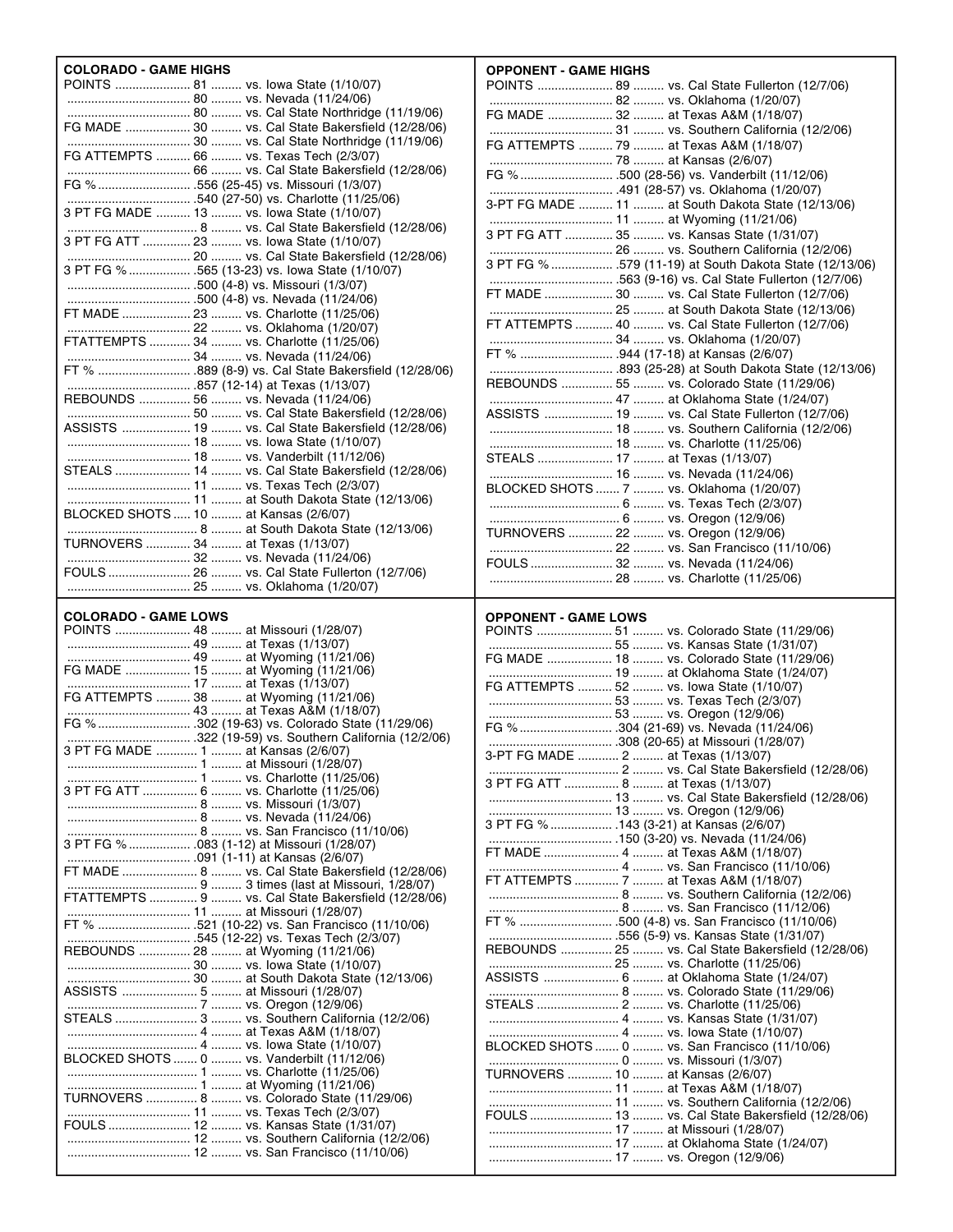## COLORADO - GAME HIGHS

| | | |
|---|---|---|
| POINTS | 81 | vs. Iowa State (1/10/07) |
| | 80 | vs. Nevada (11/24/06) |
| | 80 | vs. Cal State Northridge (11/19/06) |
| FG MADE | 30 | vs. Cal State Bakersfield (12/28/06) |
| | 30 | vs. Cal State Northridge (11/19/06) |
| FG ATTEMPTS | 66 | vs. Texas Tech (2/3/07) |
| | 66 | vs. Cal State Bakersfield (12/28/06) |
| FG % | .556 (25-45) | vs. Missouri (1/3/07) |
| | .540 (27-50) | vs. Charlotte (11/25/06) |
| 3 PT FG MADE | 13 | vs. Iowa State (1/10/07) |
| | 8 | vs. Cal State Bakersfield (12/28/06) |
| 3 PT FG ATT | 23 | vs. Iowa State (1/10/07) |
| | 20 | vs. Cal State Bakersfield (12/28/06) |
| 3 PT FG % | .565 (13-23) | vs. Iowa State (1/10/07) |
| | .500 (4-8) | vs. Missouri (1/3/07) |
| | .500 (4-8) | vs. Nevada (11/24/06) |
| FT MADE | 23 | vs. Charlotte (11/25/06) |
| | 22 | vs. Oklahoma (1/20/07) |
| FTATTEMPTS | 34 | vs. Charlotte (11/25/06) |
| | 34 | vs. Nevada (11/24/06) |
| FT % | .889 (8-9) | vs. Cal State Bakersfield (12/28/06) |
| | .857 (12-14) | at Texas (1/13/07) |
| REBOUNDS | 56 | vs. Nevada (11/24/06) |
| | 50 | vs. Cal State Bakersfield (12/28/06) |
| ASSISTS | 19 | vs. Cal State Bakersfield (12/28/06) |
| | 18 | vs. Iowa State (1/10/07) |
| | 18 | vs. Vanderbilt (11/12/06) |
| STEALS | 14 | vs. Cal State Bakersfield (12/28/06) |
| | 11 | vs. Texas Tech (2/3/07) |
| | 11 | at South Dakota State (12/13/06) |
| BLOCKED SHOTS | 10 | at Kansas (2/6/07) |
| | 8 | at South Dakota State (12/13/06) |
| TURNOVERS | 34 | at Texas (1/13/07) |
| | 32 | vs. Nevada (11/24/06) |
| FOULS | 26 | vs. Cal State Fullerton (12/7/06) |
| | 25 | vs. Oklahoma (1/20/07) |

## OPPONENT - GAME HIGHS

| | | |
|---|---|---|
| POINTS | 89 | vs. Cal State Fullerton (12/7/06) |
| | 82 | vs. Oklahoma (1/20/07) |
| FG MADE | 32 | at Texas A&M (1/18/07) |
| | 31 | vs. Southern California (12/2/06) |
| FG ATTEMPTS | 79 | at Texas A&M (1/18/07) |
| | 78 | at Kansas (2/6/07) |
| FG % | .500 (28-56) | vs. Vanderbilt (11/12/06) |
| | .491 (28-57) | vs. Oklahoma (1/20/07) |
| 3-PT FG MADE | 11 | at South Dakota State (12/13/06) |
| | 11 | at Wyoming (11/21/06) |
| 3 PT FG ATT | 35 | vs. Kansas State (1/31/07) |
| | 26 | vs. Southern California (12/2/06) |
| 3 PT FG % | .579 (11-19) | at South Dakota State (12/13/06) |
| | .563 (9-16) | vs. Cal State Fullerton (12/7/06) |
| FT MADE | 30 | vs. Cal State Fullerton (12/7/06) |
| | 25 | at South Dakota State (12/13/06) |
| FT ATTEMPTS | 40 | vs. Cal State Fullerton (12/7/06) |
| | 34 | vs. Oklahoma (1/20/07) |
| FT % | .944 (17-18) | at Kansas (2/6/07) |
| | .893 (25-28) | at South Dakota State (12/13/06) |
| REBOUNDS | 55 | vs. Colorado State (11/29/06) |
| | 47 | at Oklahoma State (1/24/07) |
| ASSISTS | 19 | vs. Cal State Fullerton (12/7/06) |
| | 18 | vs. Southern California (12/2/06) |
| | 18 | vs. Charlotte (11/25/06) |
| STEALS | 17 | at Texas (1/13/07) |
| | 16 | vs. Nevada (11/24/06) |
| BLOCKED SHOTS | 7 | vs. Oklahoma (1/20/07) |
| | 6 | vs. Texas Tech (2/3/07) |
| | 6 | vs. Oregon (12/9/06) |
| TURNOVERS | 22 | vs. Oregon (12/9/06) |
| | 22 | vs. San Francisco (11/10/06) |
| FOULS | 32 | vs. Nevada (11/24/06) |
| | 28 | vs. Charlotte (11/25/06) |

## COLORADO - GAME LOWS

| | | |
|---|---|---|
| POINTS | 48 | at Missouri (1/28/07) |
| | 49 | at Texas (1/13/07) |
| | 49 | at Wyoming (11/21/06) |
| FG MADE | 15 | at Wyoming (11/21/06) |
| | 17 | at Texas (1/13/07) |
| FG ATTEMPTS | 38 | at Wyoming (11/21/06) |
| | 43 | at Texas A&M (1/18/07) |
| FG % | .302 (19-63) | vs. Colorado State (11/29/06) |
| | .322 (19-59) | vs. Southern California (12/2/06) |
| 3 PT FG MADE | 1 | at Kansas (2/6/07) |
| | 1 | at Missouri (1/28/07) |
| | 1 | vs. Charlotte (11/25/06) |
| 3 PT FG ATT | 6 | vs. Charlotte (11/25/06) |
| | 8 | vs. Missouri (1/3/07) |
| | 8 | vs. Nevada (11/24/06) |
| | 8 | vs. San Francisco (11/10/06) |
| 3 PT FG % | .083 (1-12) | at Missouri (1/28/07) |
| | .091 (1-11) | at Kansas (2/6/07) |
| FT MADE | 8 | vs. Cal State Bakersfield (12/28/06) |
| | 9 | 3 times (last at Missouri, 1/28/07) |
| FTATTEMPTS | 9 | vs. Cal State Bakersfield (12/28/06) |
| | 11 | at Missouri (1/28/07) |
| FT % | .521 (10-22) | vs. San Francisco (11/10/06) |
| | .545 (12-22) | vs. Texas Tech (2/3/07) |
| REBOUNDS | 28 | at Wyoming (11/21/06) |
| | 30 | vs. Iowa State (1/10/07) |
| | 30 | at South Dakota State (12/13/06) |
| ASSISTS | 5 | at Missouri (1/28/07) |
| | 7 | vs. Oregon (12/9/06) |
| STEALS | 3 | vs. Southern California (12/2/06) |
| | 4 | at Texas A&M (1/18/07) |
| | 4 | vs. Iowa State (1/10/07) |
| BLOCKED SHOTS | 0 | vs. Vanderbilt (11/12/06) |
| | 1 | vs. Charlotte (11/25/06) |
| | 1 | at Wyoming (11/21/06) |
| TURNOVERS | 8 | vs. Colorado State (11/29/06) |
| | 11 | vs. Texas Tech (2/3/07) |
| FOULS | 12 | vs. Kansas State (1/31/07) |
| | 12 | vs. Southern California (12/2/06) |
| | 12 | vs. San Francisco (11/10/06) |

## OPPONENT - GAME LOWS

| | | |
|---|---|---|
| POINTS | 51 | vs. Colorado State (11/29/06) |
| | 55 | vs. Kansas State (1/31/07) |
| FG MADE | 18 | vs. Colorado State (11/29/06) |
| | 19 | at Oklahoma State (1/24/07) |
| FG ATTEMPTS | 52 | vs. Iowa State (1/10/07) |
| | 53 | vs. Texas Tech (2/3/07) |
| | 53 | vs. Oregon (12/9/06) |
| FG % | .304 (21-69) | vs. Nevada (11/24/06) |
| | .308 (20-65) | at Missouri (1/28/07) |
| 3-PT FG MADE | 2 | at Texas (1/13/07) |
| | 2 | vs. Cal State Bakersfield (12/28/06) |
| 3 PT FG ATT | 8 | at Texas (1/13/07) |
| | 13 | vs. Cal State Bakersfield (12/28/06) |
| | 13 | vs. Oregon (12/9/06) |
| 3 PT FG % | .143 (3-21) | at Kansas (2/6/07) |
| | .150 (3-20) | vs. Nevada (11/24/06) |
| FT MADE | 4 | at Texas A&M (1/18/07) |
| | 4 | vs. San Francisco (11/10/06) |
| FT ATTEMPTS | 7 | at Texas A&M (1/18/07) |
| | 8 | vs. Southern California (12/2/06) |
| | 8 | vs. San Francisco (11/12/06) |
| FT % | .500 (4-8) | vs. San Francisco (11/10/06) |
| | .556 (5-9) | vs. Kansas State (1/31/07) |
| REBOUNDS | 25 | vs. Cal State Bakersfield (12/28/06) |
| | 25 | vs. Charlotte (11/25/06) |
| ASSISTS | 6 | at Oklahoma State (1/24/07) |
| | 8 | vs. Colorado State (11/29/06) |
| STEALS | 2 | vs. Charlotte (11/25/06) |
| | 4 | vs. Kansas State (1/31/07) |
| | 4 | vs. Iowa State (1/10/07) |
| BLOCKED SHOTS | 0 | vs. San Francisco (11/10/06) |
| | 0 | vs. Missouri (1/3/07) |
| TURNOVERS | 10 | at Kansas (2/6/07) |
| | 11 | at Texas A&M (1/18/07) |
| | 11 | vs. Southern California (12/2/06) |
| FOULS | 13 | vs. Cal State Bakersfield (12/28/06) |
| | 17 | at Missouri (1/28/07) |
| | 17 | at Oklahoma State (1/24/07) |
| | 17 | vs. Oregon (12/9/06) |